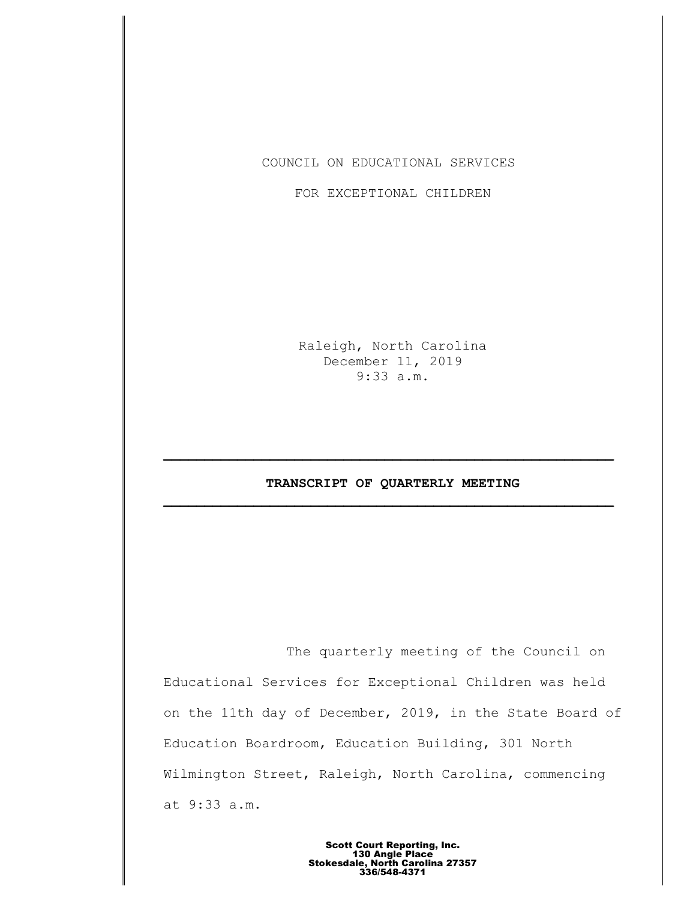COUNCIL ON EDUCATIONAL SERVICES

FOR EXCEPTIONAL CHILDREN

Raleigh, North Carolina
December 11, 2019
9:33 a.m.

---

**TRANSCRIPT OF QUARTERLY MEETING**

---

The quarterly meeting of the Council on Educational Services for Exceptional Children was held on the 11th day of December, 2019, in the State Board of Education Boardroom, Education Building, 301 North Wilmington Street, Raleigh, North Carolina, commencing at 9:33 a.m.

**Scott Court Reporting, Inc.**
**130 Angle Place**
**Stokesdale, North Carolina 27357**
**336/548-4371**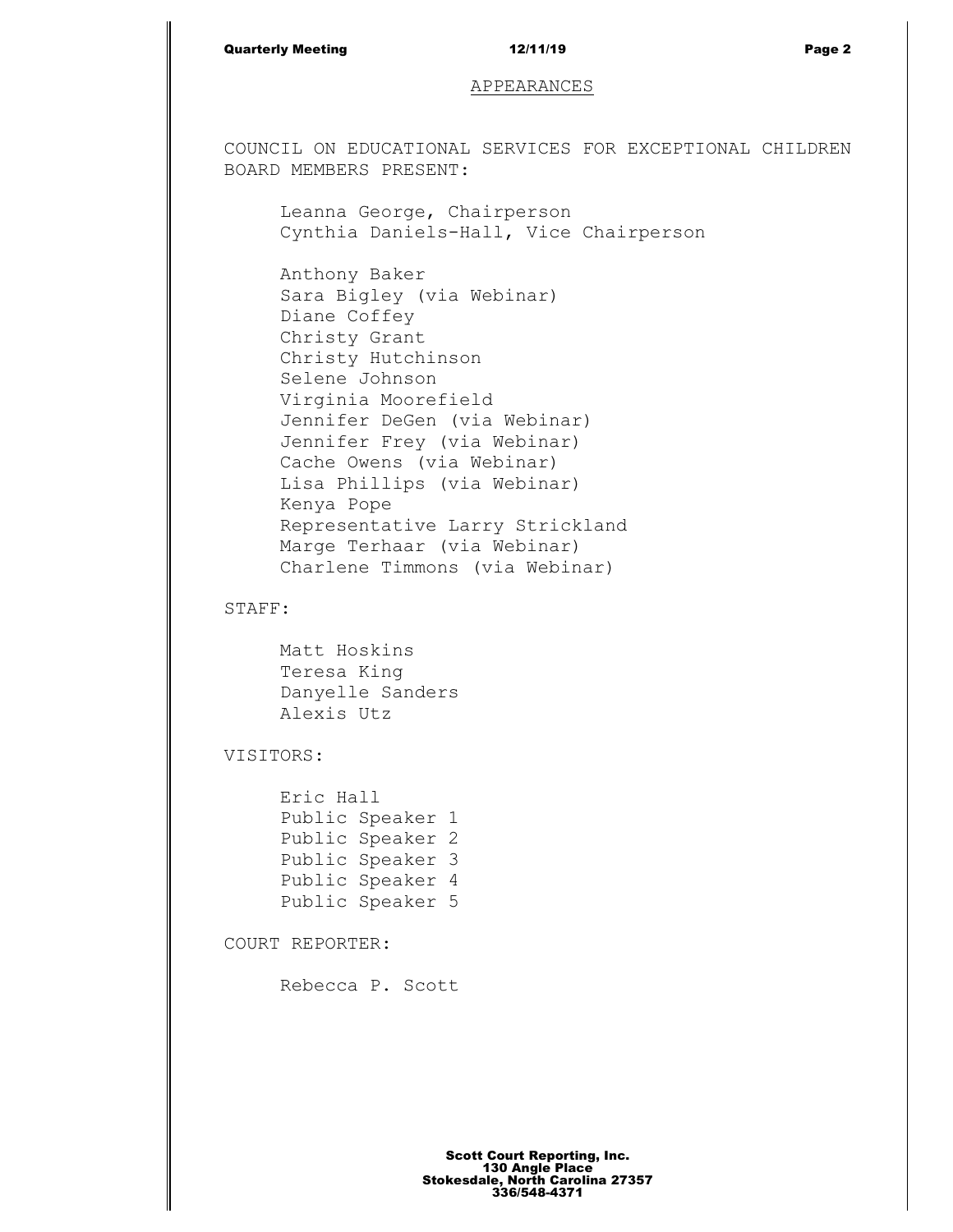## APPEARANCES

COUNCIL ON EDUCATIONAL SERVICES FOR EXCEPTIONAL CHILDREN BOARD MEMBERS PRESENT:

Leanna George, Chairperson
Cynthia Daniels-Hall, Vice Chairperson

Anthony Baker
Sara Bigley (via Webinar)
Diane Coffey
Christy Grant
Christy Hutchinson
Selene Johnson
Virginia Moorefield
Jennifer DeGen (via Webinar)
Jennifer Frey (via Webinar)
Cache Owens (via Webinar)
Lisa Phillips (via Webinar)
Kenya Pope
Representative Larry Strickland
Marge Terhaar (via Webinar)
Charlene Timmons (via Webinar)

STAFF:

Matt Hoskins
Teresa King
Danyelle Sanders
Alexis Utz

VISITORS:

Eric Hall
Public Speaker 1
Public Speaker 2
Public Speaker 3
Public Speaker 4
Public Speaker 5

COURT REPORTER:

Rebecca P. Scott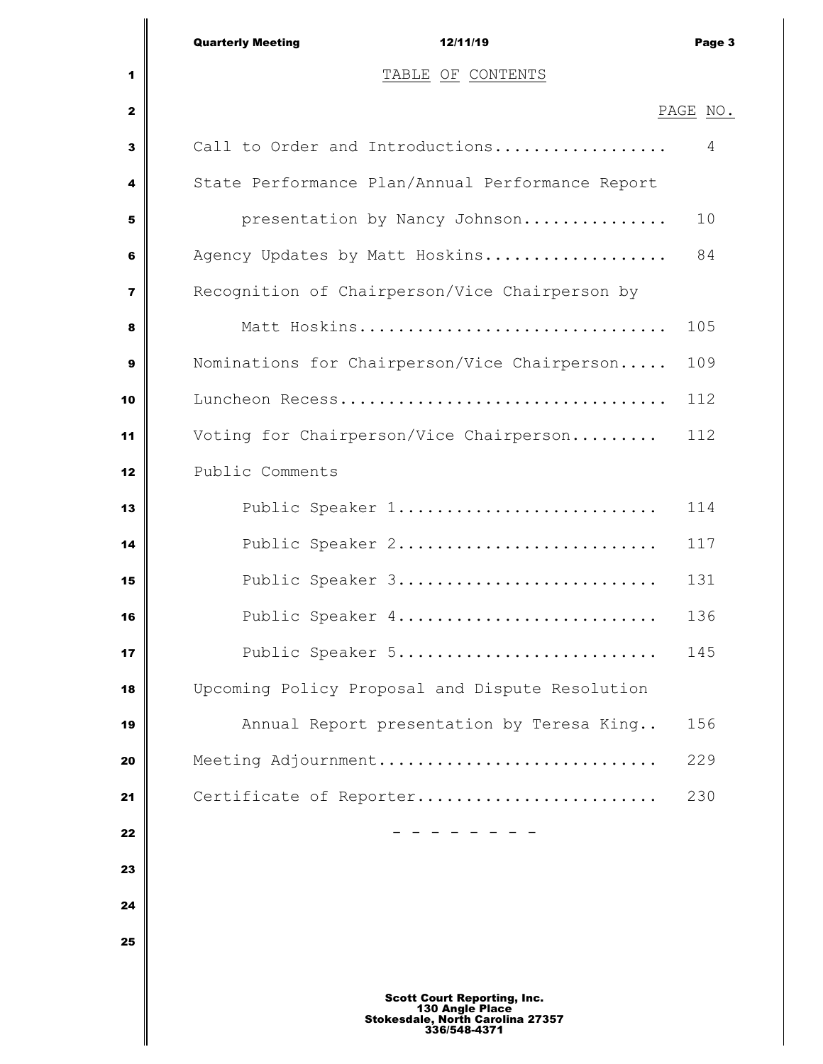# TABLE OF CONTENTS

| | PAGE NO. |
|---|---|
| Call to Order and Introductions.................. | 4 |
| State Performance Plan/Annual Performance Report presentation by Nancy Johnson............... | 10 |
| Agency Updates by Matt Hoskins................... | 84 |
| Recognition of Chairperson/Vice Chairperson by Matt Hoskins............................... | 105 |
| Nominations for Chairperson/Vice Chairperson..... | 109 |
| Luncheon Recess.................................. | 112 |
| Voting for Chairperson/Vice Chairperson......... | 112 |
| Public Comments | |
| Public Speaker 1.......................... | 114 |
| Public Speaker 2.......................... | 117 |
| Public Speaker 3.......................... | 131 |
| Public Speaker 4.......................... | 136 |
| Public Speaker 5.......................... | 145 |
| Upcoming Policy Proposal and Dispute Resolution Annual Report presentation by Teresa King.. | 156 |
| Meeting Adjournment............................ | 229 |
| Certificate of Reporter........................ | 230 |

\- - - - - - - -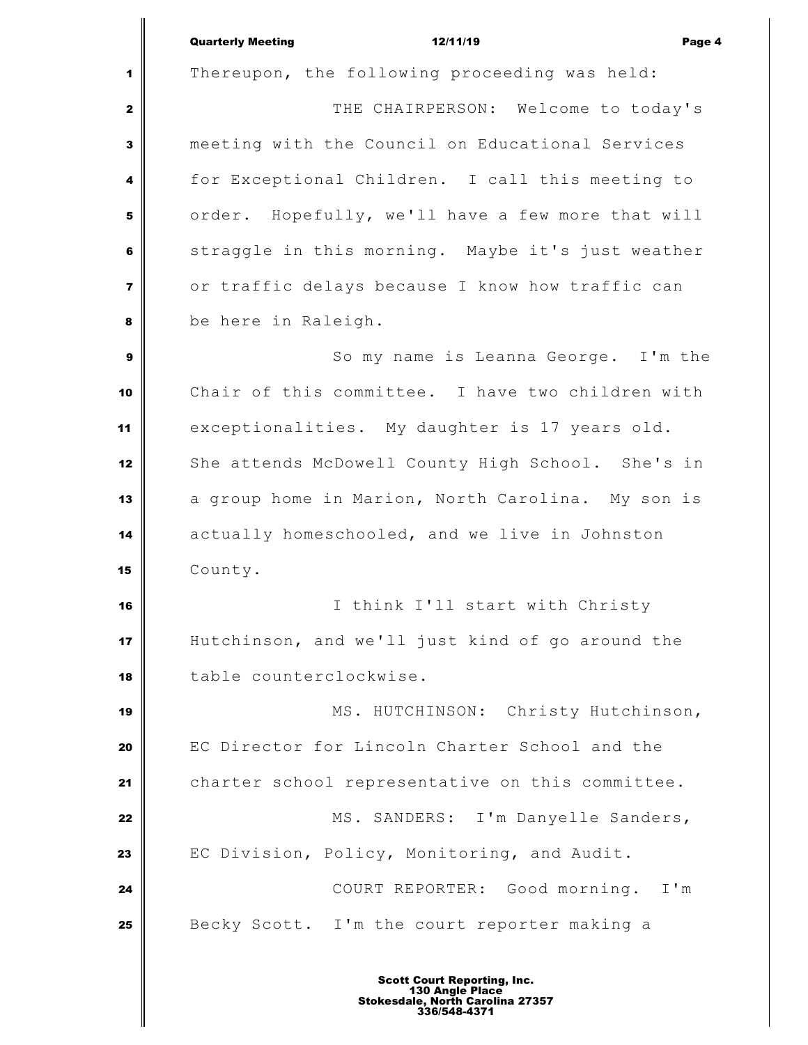Thereupon, the following proceeding was held:

THE CHAIRPERSON: Welcome to today's meeting with the Council on Educational Services for Exceptional Children. I call this meeting to order. Hopefully, we'll have a few more that will straggle in this morning. Maybe it's just weather or traffic delays because I know how traffic can be here in Raleigh.

So my name is Leanna George. I'm the Chair of this committee. I have two children with exceptionalities. My daughter is 17 years old. She attends McDowell County High School. She's in a group home in Marion, North Carolina. My son is actually homeschooled, and we live in Johnston County.

I think I'll start with Christy Hutchinson, and we'll just kind of go around the table counterclockwise.

MS. HUTCHINSON: Christy Hutchinson, EC Director for Lincoln Charter School and the charter school representative on this committee.

MS. SANDERS: I'm Danyelle Sanders, EC Division, Policy, Monitoring, and Audit.

COURT REPORTER: Good morning. I'm Becky Scott. I'm the court reporter making a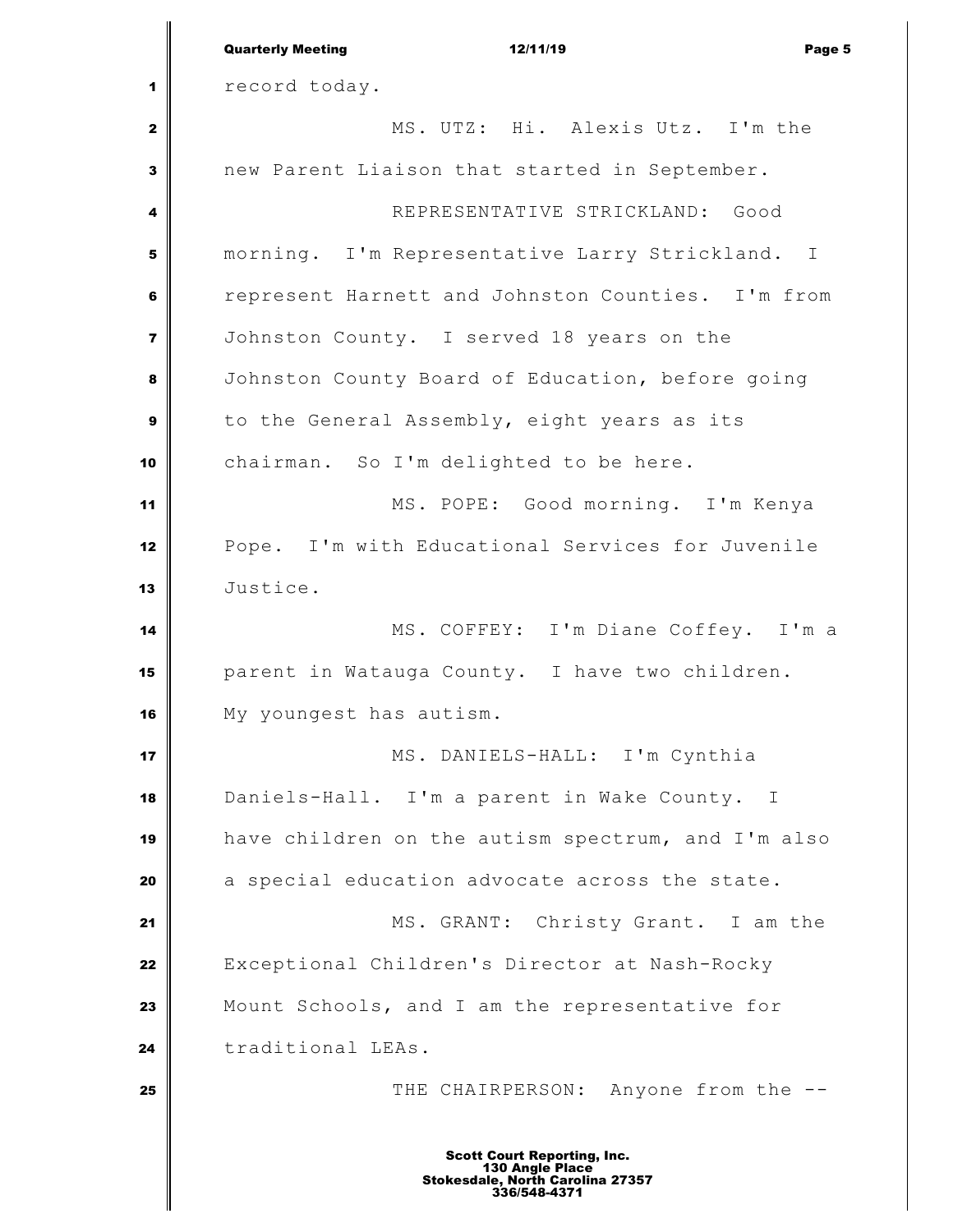record today.

MS. UTZ: Hi. Alexis Utz. I'm the new Parent Liaison that started in September.

REPRESENTATIVE STRICKLAND: Good morning. I'm Representative Larry Strickland. I represent Harnett and Johnston Counties. I'm from Johnston County. I served 18 years on the Johnston County Board of Education, before going to the General Assembly, eight years as its chairman. So I'm delighted to be here.

MS. POPE: Good morning. I'm Kenya Pope. I'm with Educational Services for Juvenile Justice.

MS. COFFEY: I'm Diane Coffey. I'm a parent in Watauga County. I have two children. My youngest has autism.

MS. DANIELS-HALL: I'm Cynthia Daniels-Hall. I'm a parent in Wake County. I have children on the autism spectrum, and I'm also a special education advocate across the state.

MS. GRANT: Christy Grant. I am the Exceptional Children's Director at Nash-Rocky Mount Schools, and I am the representative for traditional LEAs.

THE CHAIRPERSON: Anyone from the --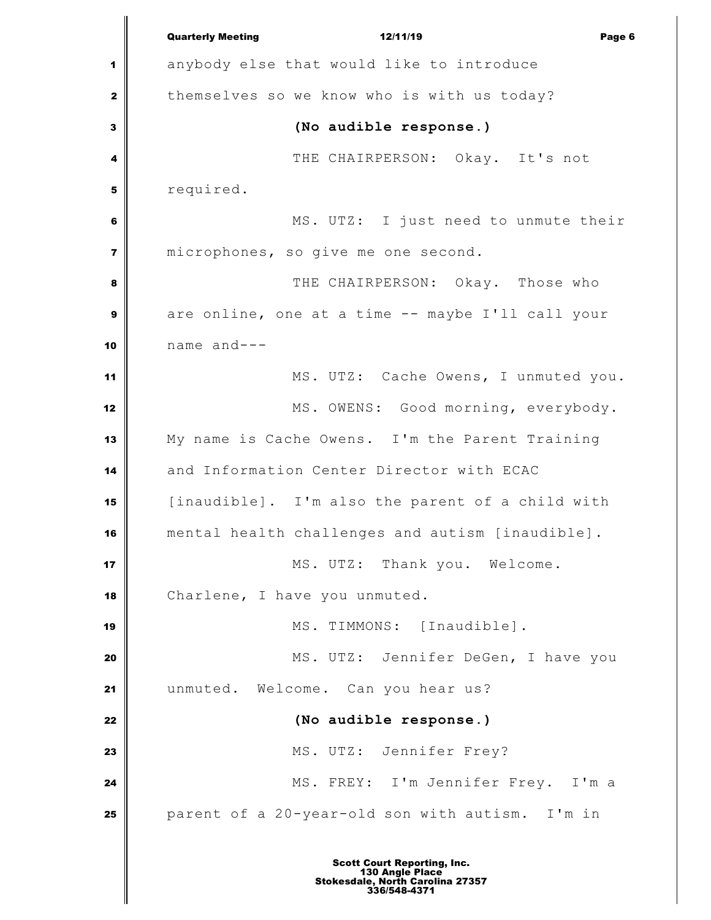anybody else that would like to introduce themselves so we know who is with us today?

**(No audible response.)**

THE CHAIRPERSON: Okay. It's not required.

MS. UTZ: I just need to unmute their microphones, so give me one second.

THE CHAIRPERSON: Okay. Those who are online, one at a time -- maybe I'll call your name and---

MS. UTZ: Cache Owens, I unmuted you.

MS. OWENS: Good morning, everybody. My name is Cache Owens. I'm the Parent Training and Information Center Director with ECAC [inaudible]. I'm also the parent of a child with mental health challenges and autism [inaudible].

MS. UTZ: Thank you. Welcome. Charlene, I have you unmuted.

MS. TIMMONS: [Inaudible].

MS. UTZ: Jennifer DeGen, I have you unmuted. Welcome. Can you hear us?

**(No audible response.)**

MS. UTZ: Jennifer Frey?

MS. FREY: I'm Jennifer Frey. I'm a parent of a 20-year-old son with autism. I'm in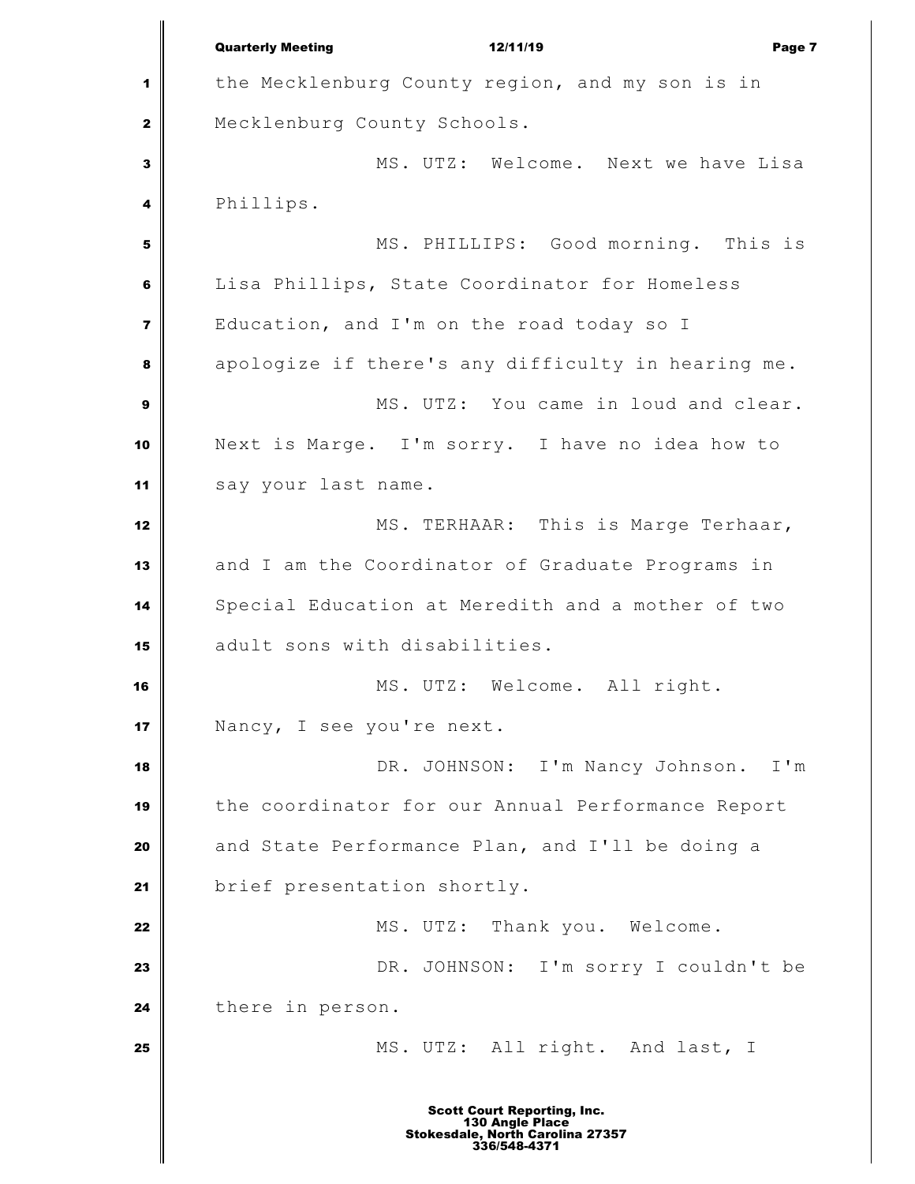the Mecklenburg County region, and my son is in Mecklenburg County Schools.

MS. UTZ: Welcome. Next we have Lisa Phillips.

MS. PHILLIPS: Good morning. This is Lisa Phillips, State Coordinator for Homeless Education, and I'm on the road today so I apologize if there's any difficulty in hearing me.

MS. UTZ: You came in loud and clear. Next is Marge. I'm sorry. I have no idea how to say your last name.

MS. TERHAAR: This is Marge Terhaar, and I am the Coordinator of Graduate Programs in Special Education at Meredith and a mother of two adult sons with disabilities.

MS. UTZ: Welcome. All right. Nancy, I see you're next.

DR. JOHNSON: I'm Nancy Johnson. I'm the coordinator for our Annual Performance Report and State Performance Plan, and I'll be doing a brief presentation shortly.

MS. UTZ: Thank you. Welcome.

DR. JOHNSON: I'm sorry I couldn't be there in person.

MS. UTZ: All right. And last, I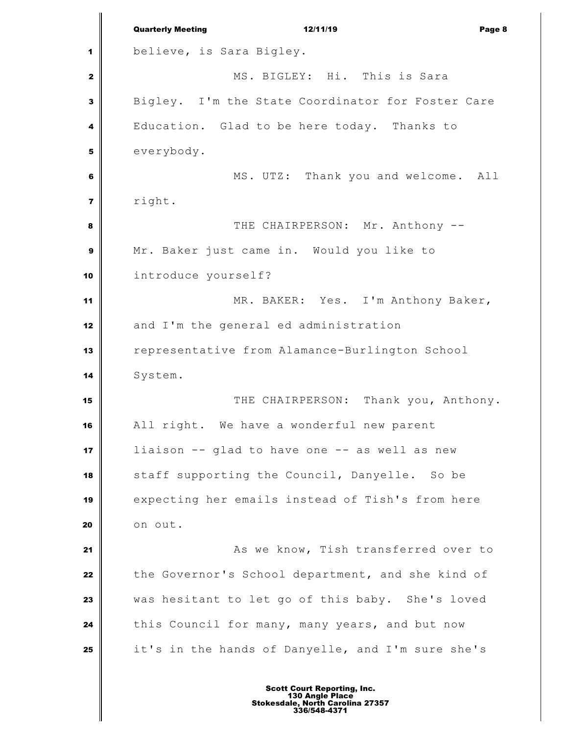believe, is Sara Bigley.

MS. BIGLEY: Hi. This is Sara Bigley. I'm the State Coordinator for Foster Care Education. Glad to be here today. Thanks to everybody.

MS. UTZ: Thank you and welcome. All right.

THE CHAIRPERSON: Mr. Anthony -- Mr. Baker just came in. Would you like to introduce yourself?

MR. BAKER: Yes. I'm Anthony Baker, and I'm the general ed administration representative from Alamance-Burlington School System.

THE CHAIRPERSON: Thank you, Anthony. All right. We have a wonderful new parent liaison -- glad to have one -- as well as new staff supporting the Council, Danyelle. So be expecting her emails instead of Tish's from here on out.

As we know, Tish transferred over to the Governor's School department, and she kind of was hesitant to let go of this baby. She's loved this Council for many, many years, and but now it's in the hands of Danyelle, and I'm sure she's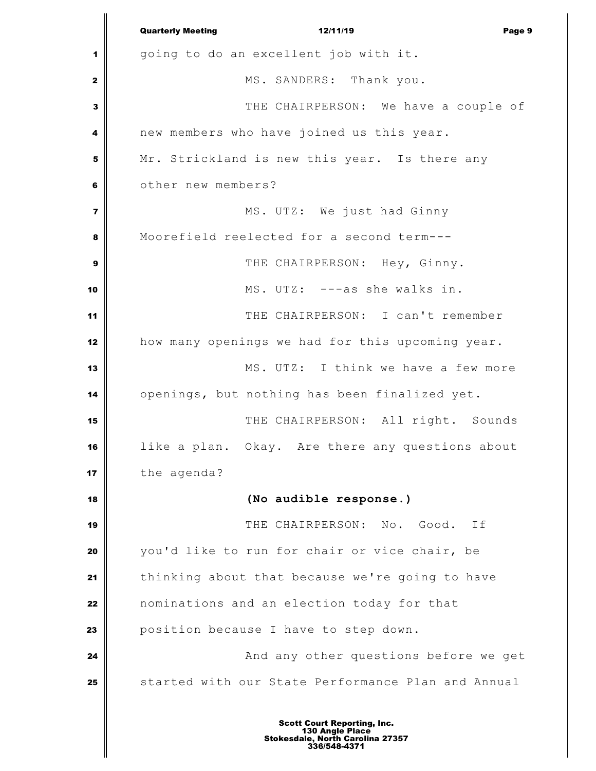going to do an excellent job with it.

MS. SANDERS: Thank you.

THE CHAIRPERSON: We have a couple of new members who have joined us this year. Mr. Strickland is new this year. Is there any other new members?

MS. UTZ: We just had Ginny Moorefield reelected for a second term---

THE CHAIRPERSON: Hey, Ginny.

MS. UTZ: ---as she walks in.

THE CHAIRPERSON: I can't remember how many openings we had for this upcoming year.

MS. UTZ: I think we have a few more openings, but nothing has been finalized yet.

THE CHAIRPERSON: All right. Sounds like a plan. Okay. Are there any questions about the agenda?

**(No audible response.)**

THE CHAIRPERSON: No. Good. If you'd like to run for chair or vice chair, be thinking about that because we're going to have nominations and an election today for that position because I have to step down.

And any other questions before we get started with our State Performance Plan and Annual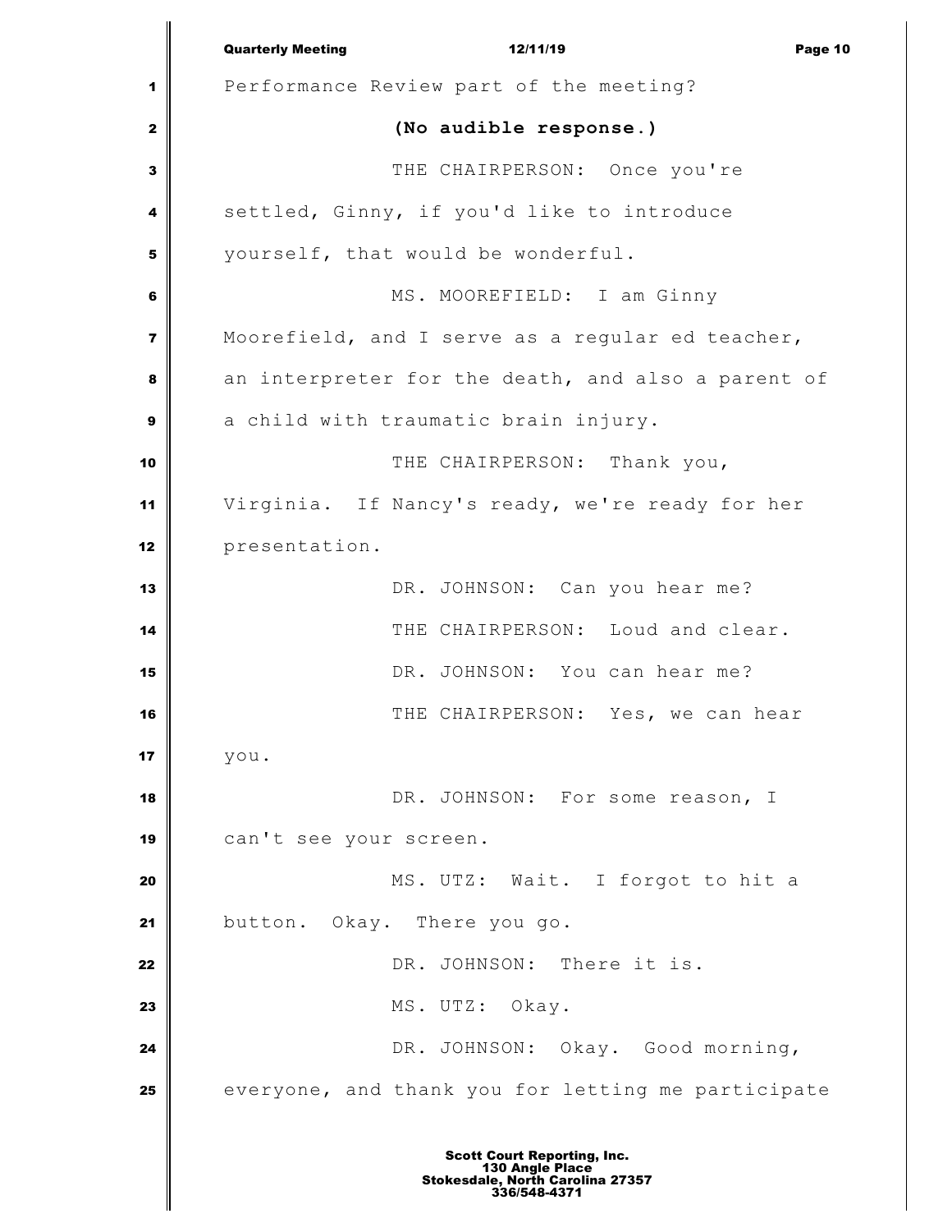Performance Review part of the meeting?

**(No audible response.)**

THE CHAIRPERSON: Once you're settled, Ginny, if you'd like to introduce yourself, that would be wonderful.

MS. MOOREFIELD: I am Ginny Moorefield, and I serve as a regular ed teacher, an interpreter for the death, and also a parent of a child with traumatic brain injury.

THE CHAIRPERSON: Thank you, Virginia. If Nancy's ready, we're ready for her presentation.

DR. JOHNSON: Can you hear me?

THE CHAIRPERSON: Loud and clear.

DR. JOHNSON: You can hear me?

THE CHAIRPERSON: Yes, we can hear you.

DR. JOHNSON: For some reason, I can't see your screen.

MS. UTZ: Wait. I forgot to hit a button. Okay. There you go.

DR. JOHNSON: There it is.

MS. UTZ: Okay.

DR. JOHNSON: Okay. Good morning, everyone, and thank you for letting me participate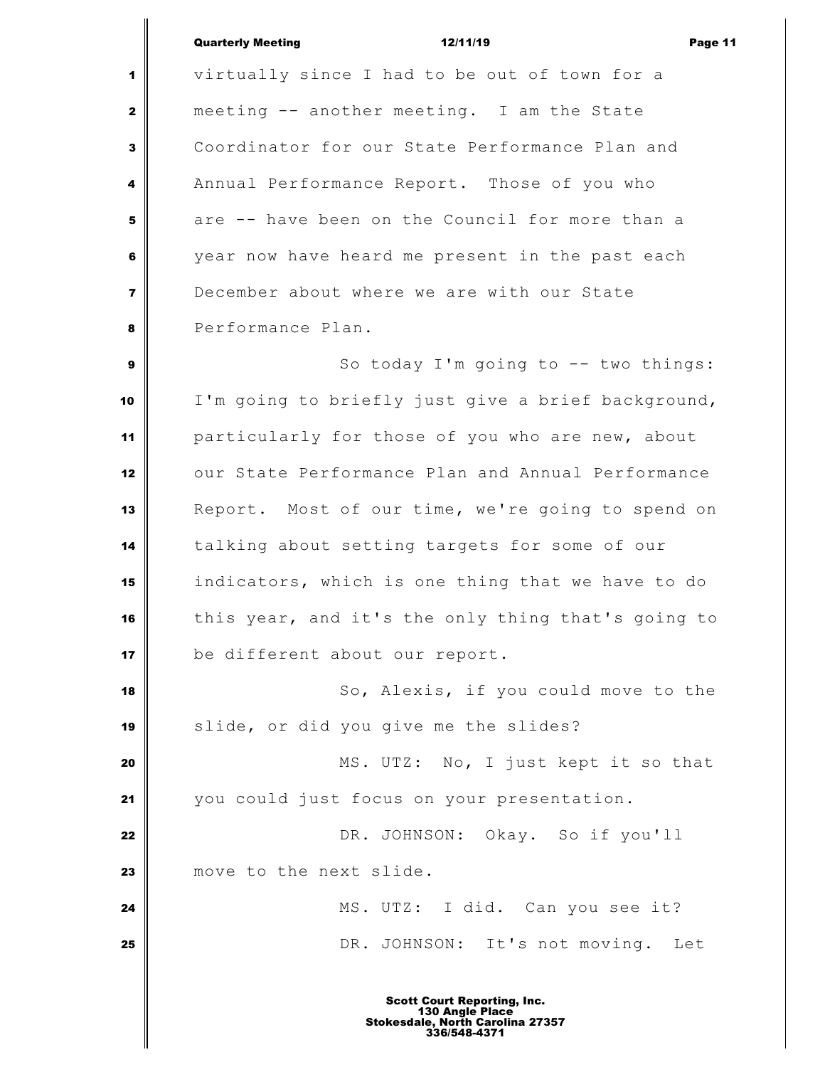virtually since I had to be out of town for a meeting -- another meeting. I am the State Coordinator for our State Performance Plan and Annual Performance Report. Those of you who are -- have been on the Council for more than a year now have heard me present in the past each December about where we are with our State Performance Plan.

So today I'm going to -- two things: I'm going to briefly just give a brief background, particularly for those of you who are new, about our State Performance Plan and Annual Performance Report. Most of our time, we're going to spend on talking about setting targets for some of our indicators, which is one thing that we have to do this year, and it's the only thing that's going to be different about our report.

So, Alexis, if you could move to the slide, or did you give me the slides?

MS. UTZ: No, I just kept it so that you could just focus on your presentation.

DR. JOHNSON: Okay. So if you'll move to the next slide.

MS. UTZ: I did. Can you see it?

DR. JOHNSON: It's not moving. Let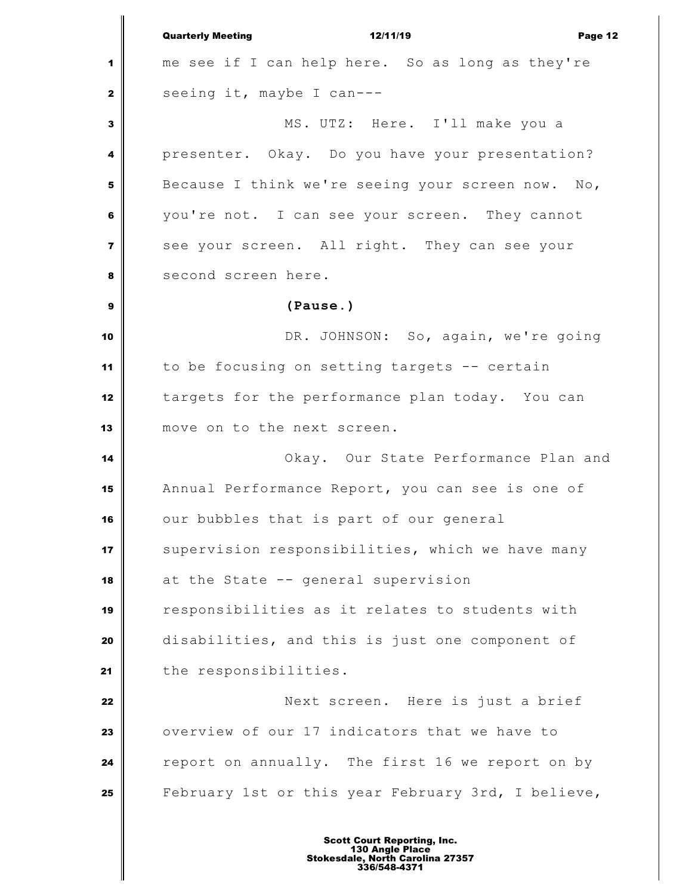me see if I can help here. So as long as they're seeing it, maybe I can---

MS. UTZ: Here. I'll make you a presenter. Okay. Do you have your presentation? Because I think we're seeing your screen now. No, you're not. I can see your screen. They cannot see your screen. All right. They can see your second screen here.

**(Pause.)**

DR. JOHNSON: So, again, we're going to be focusing on setting targets -- certain targets for the performance plan today. You can move on to the next screen.

Okay. Our State Performance Plan and Annual Performance Report, you can see is one of our bubbles that is part of our general supervision responsibilities, which we have many at the State -- general supervision responsibilities as it relates to students with disabilities, and this is just one component of the responsibilities.

Next screen. Here is just a brief overview of our 17 indicators that we have to report on annually. The first 16 we report on by February 1st or this year February 3rd, I believe,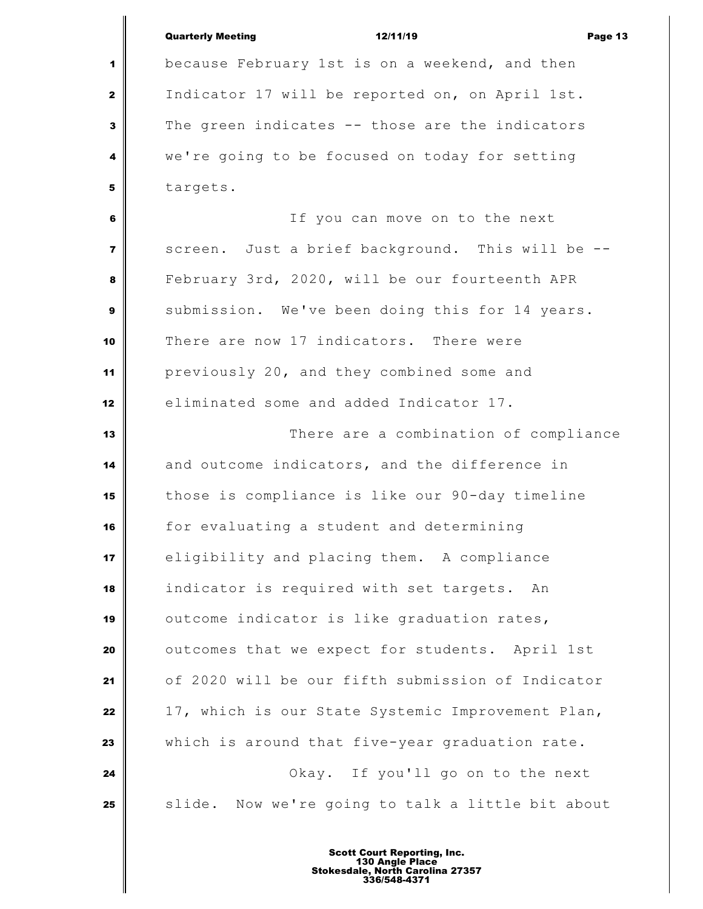because February 1st is on a weekend, and then Indicator 17 will be reported on, on April 1st. The green indicates -- those are the indicators we're going to be focused on today for setting targets.

If you can move on to the next screen. Just a brief background. This will be -- February 3rd, 2020, will be our fourteenth APR submission. We've been doing this for 14 years. There are now 17 indicators. There were previously 20, and they combined some and eliminated some and added Indicator 17.

There are a combination of compliance and outcome indicators, and the difference in those is compliance is like our 90-day timeline for evaluating a student and determining eligibility and placing them. A compliance indicator is required with set targets. An outcome indicator is like graduation rates, outcomes that we expect for students. April 1st of 2020 will be our fifth submission of Indicator 17, which is our State Systemic Improvement Plan, which is around that five-year graduation rate.

Okay. If you'll go on to the next slide. Now we're going to talk a little bit about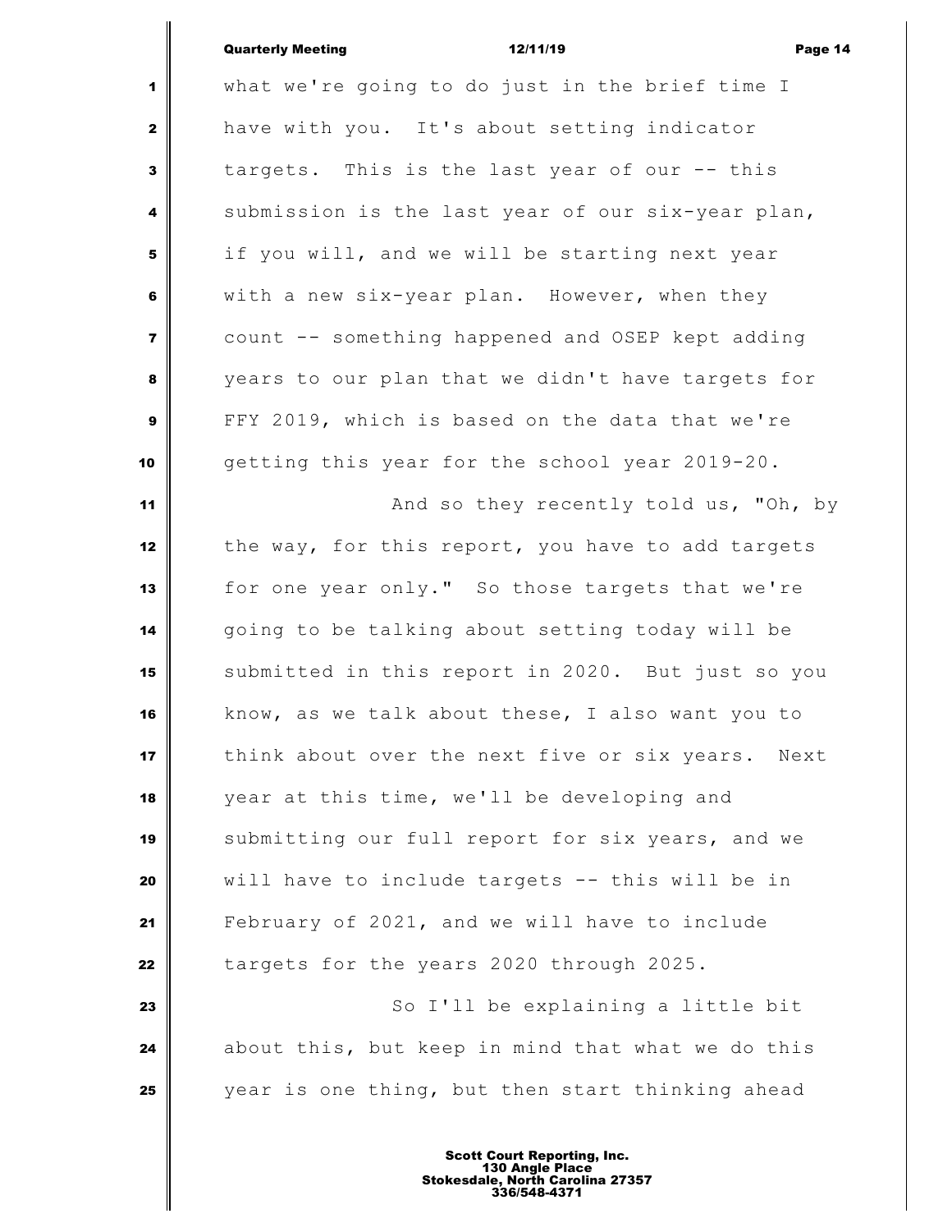what we're going to do just in the brief time I have with you. It's about setting indicator targets. This is the last year of our -- this submission is the last year of our six-year plan, if you will, and we will be starting next year with a new six-year plan. However, when they count -- something happened and OSEP kept adding years to our plan that we didn't have targets for FFY 2019, which is based on the data that we're getting this year for the school year 2019-20.

And so they recently told us, "Oh, by the way, for this report, you have to add targets for one year only." So those targets that we're going to be talking about setting today will be submitted in this report in 2020. But just so you know, as we talk about these, I also want you to think about over the next five or six years. Next year at this time, we'll be developing and submitting our full report for six years, and we will have to include targets -- this will be in February of 2021, and we will have to include targets for the years 2020 through 2025.

So I'll be explaining a little bit about this, but keep in mind that what we do this year is one thing, but then start thinking ahead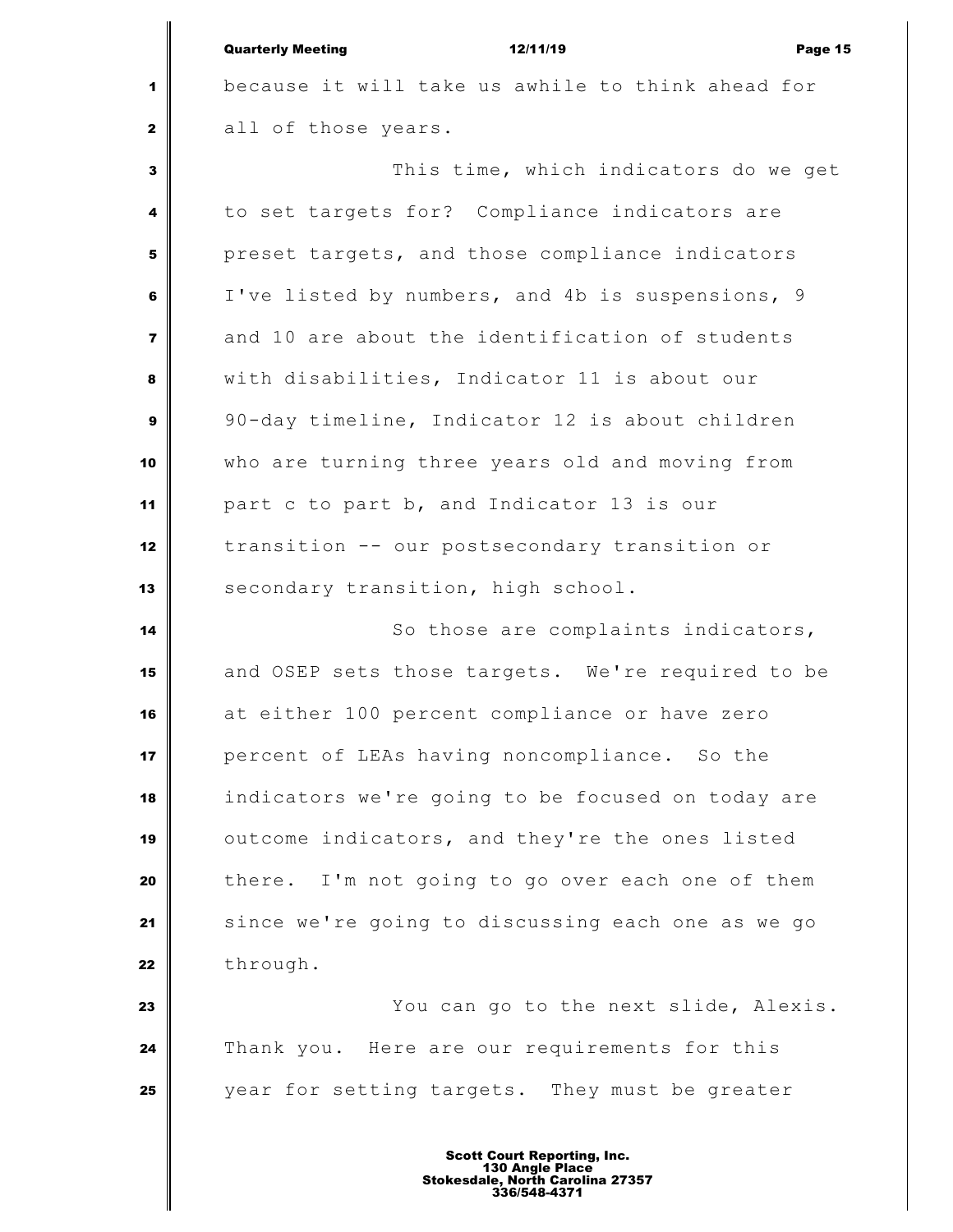because it will take us awhile to think ahead for all of those years.

This time, which indicators do we get to set targets for? Compliance indicators are preset targets, and those compliance indicators I've listed by numbers, and 4b is suspensions, 9 and 10 are about the identification of students with disabilities, Indicator 11 is about our 90-day timeline, Indicator 12 is about children who are turning three years old and moving from part c to part b, and Indicator 13 is our transition -- our postsecondary transition or secondary transition, high school.

So those are complaints indicators, and OSEP sets those targets. We're required to be at either 100 percent compliance or have zero percent of LEAs having noncompliance. So the indicators we're going to be focused on today are outcome indicators, and they're the ones listed there. I'm not going to go over each one of them since we're going to discussing each one as we go through.

You can go to the next slide, Alexis. Thank you. Here are our requirements for this year for setting targets. They must be greater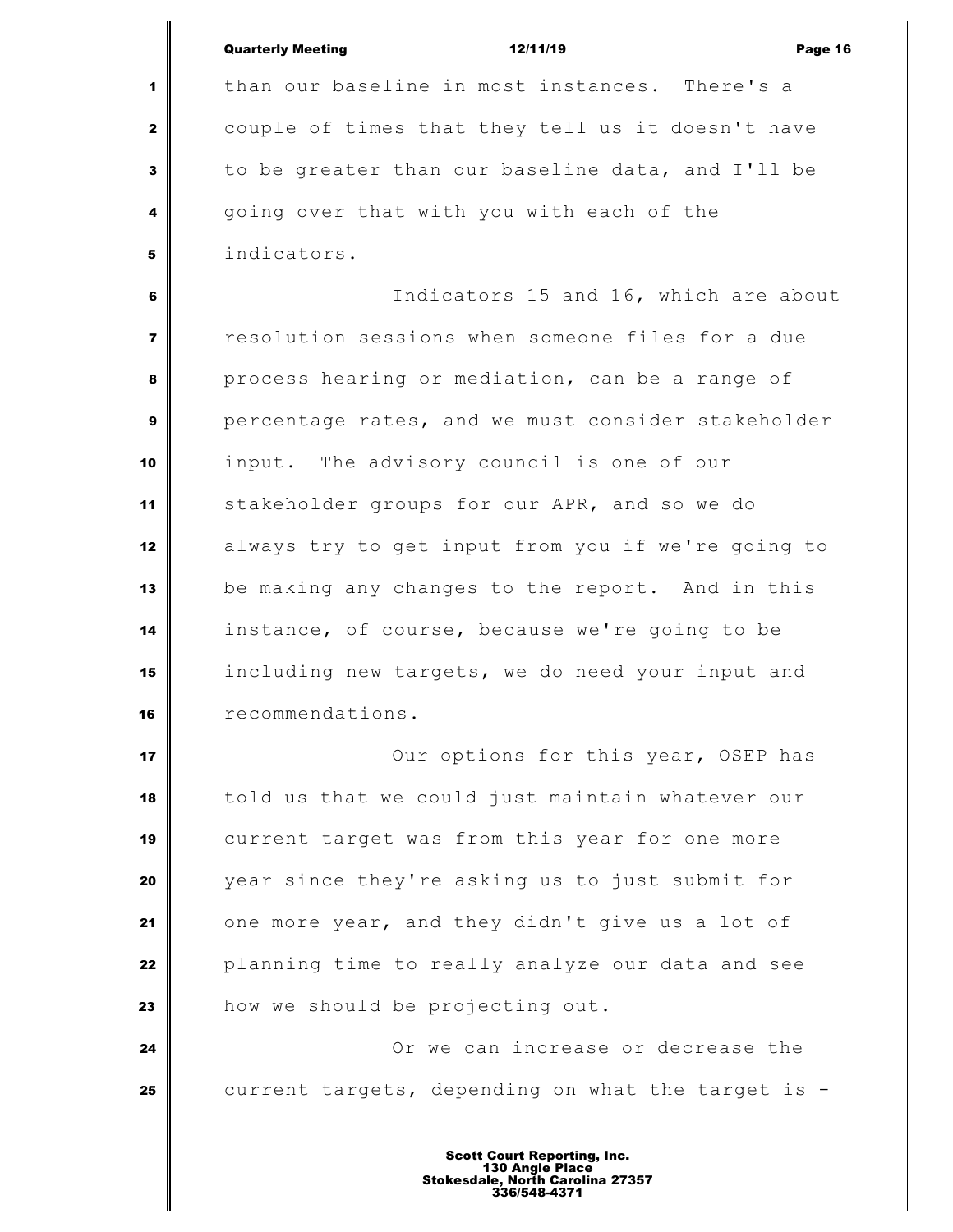than our baseline in most instances. There's a couple of times that they tell us it doesn't have to be greater than our baseline data, and I'll be going over that with you with each of the indicators.

Indicators 15 and 16, which are about resolution sessions when someone files for a due process hearing or mediation, can be a range of percentage rates, and we must consider stakeholder input. The advisory council is one of our stakeholder groups for our APR, and so we do always try to get input from you if we're going to be making any changes to the report. And in this instance, of course, because we're going to be including new targets, we do need your input and recommendations.

Our options for this year, OSEP has told us that we could just maintain whatever our current target was from this year for one more year since they're asking us to just submit for one more year, and they didn't give us a lot of planning time to really analyze our data and see how we should be projecting out.

Or we can increase or decrease the current targets, depending on what the target is -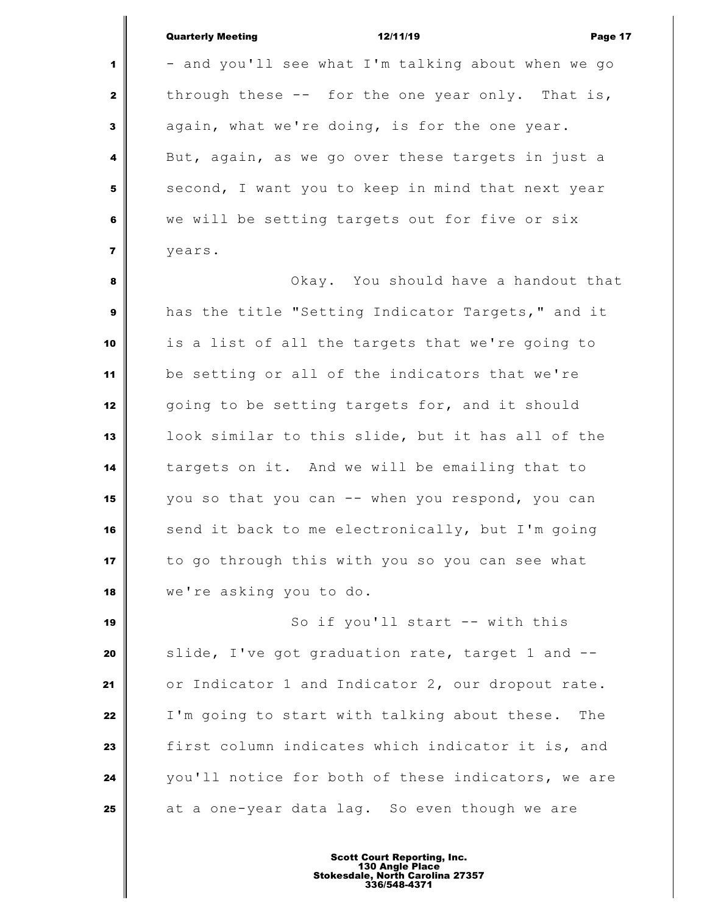- and you'll see what I'm talking about when we go through these -- for the one year only. That is, again, what we're doing, is for the one year. But, again, as we go over these targets in just a second, I want you to keep in mind that next year we will be setting targets out for five or six years.

Okay. You should have a handout that has the title "Setting Indicator Targets," and it is a list of all the targets that we're going to be setting or all of the indicators that we're going to be setting targets for, and it should look similar to this slide, but it has all of the targets on it. And we will be emailing that to you so that you can -- when you respond, you can send it back to me electronically, but I'm going to go through this with you so you can see what we're asking you to do.

So if you'll start -- with this slide, I've got graduation rate, target 1 and -- or Indicator 1 and Indicator 2, our dropout rate. I'm going to start with talking about these. The first column indicates which indicator it is, and you'll notice for both of these indicators, we are at a one-year data lag. So even though we are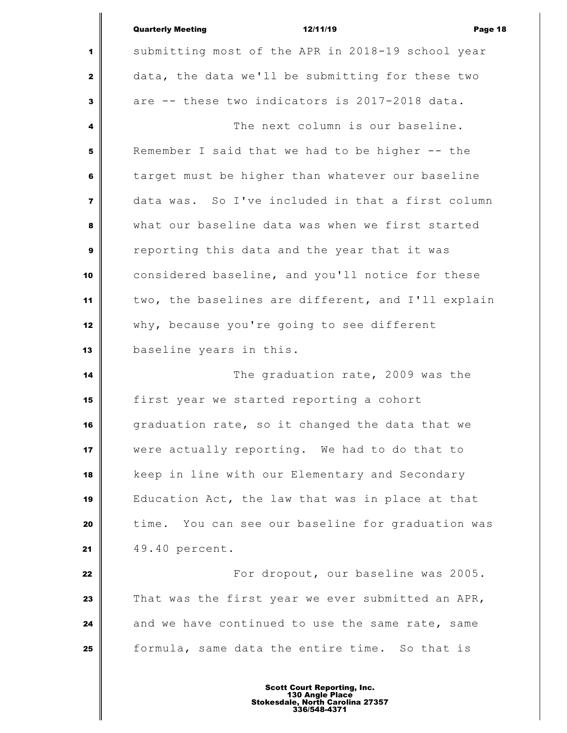submitting most of the APR in 2018-19 school year data, the data we'll be submitting for these two are -- these two indicators is 2017-2018 data.

The next column is our baseline. Remember I said that we had to be higher -- the target must be higher than whatever our baseline data was. So I've included in that a first column what our baseline data was when we first started reporting this data and the year that it was considered baseline, and you'll notice for these two, the baselines are different, and I'll explain why, because you're going to see different baseline years in this.

The graduation rate, 2009 was the first year we started reporting a cohort graduation rate, so it changed the data that we were actually reporting. We had to do that to keep in line with our Elementary and Secondary Education Act, the law that was in place at that time. You can see our baseline for graduation was 49.40 percent.

For dropout, our baseline was 2005. That was the first year we ever submitted an APR, and we have continued to use the same rate, same formula, same data the entire time. So that is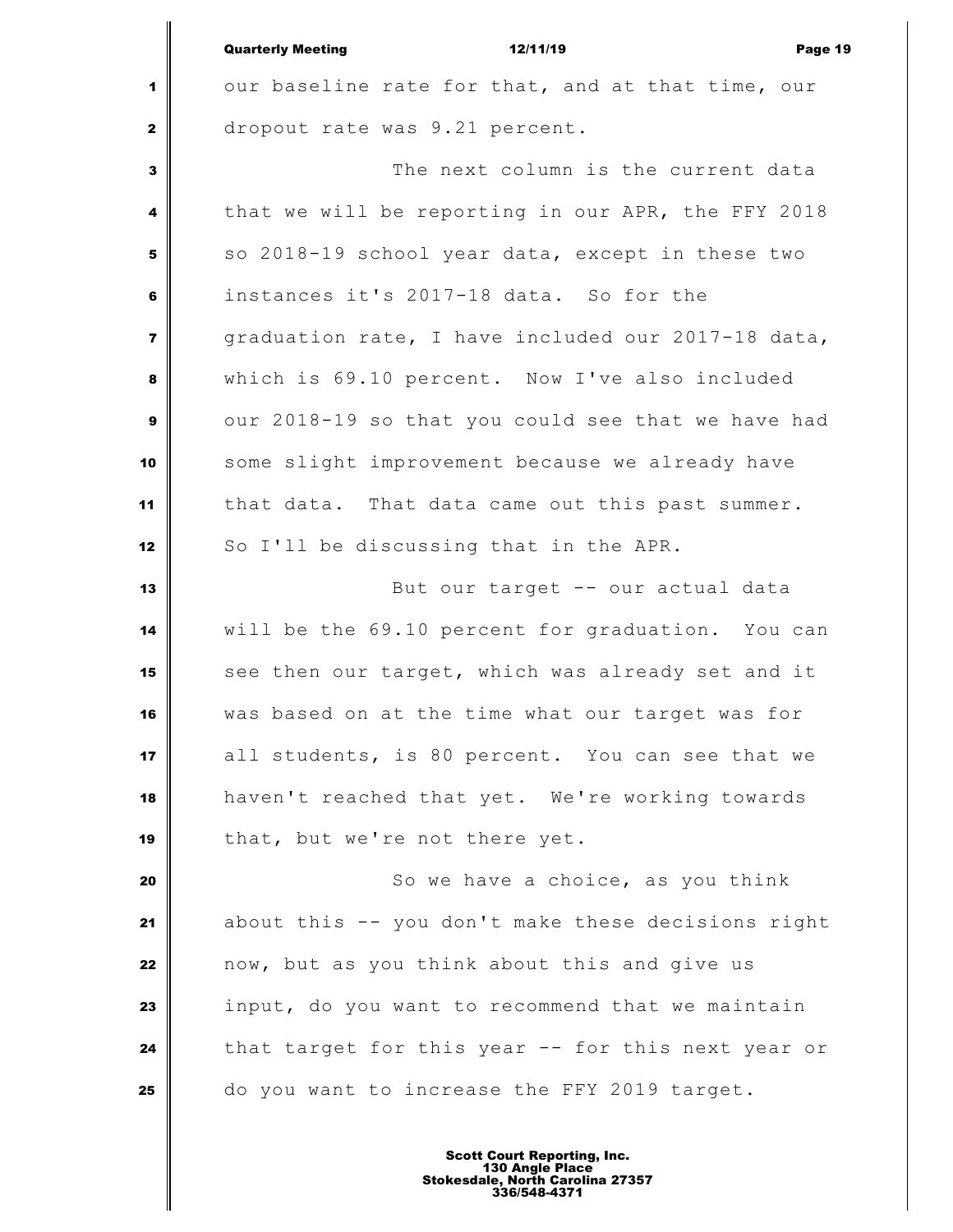our baseline rate for that, and at that time, our dropout rate was 9.21 percent.

The next column is the current data that we will be reporting in our APR, the FFY 2018 so 2018-19 school year data, except in these two instances it's 2017-18 data. So for the graduation rate, I have included our 2017-18 data, which is 69.10 percent. Now I've also included our 2018-19 so that you could see that we have had some slight improvement because we already have that data. That data came out this past summer. So I'll be discussing that in the APR.

But our target -- our actual data will be the 69.10 percent for graduation. You can see then our target, which was already set and it was based on at the time what our target was for all students, is 80 percent. You can see that we haven't reached that yet. We're working towards that, but we're not there yet.

So we have a choice, as you think about this -- you don't make these decisions right now, but as you think about this and give us input, do you want to recommend that we maintain that target for this year -- for this next year or do you want to increase the FFY 2019 target.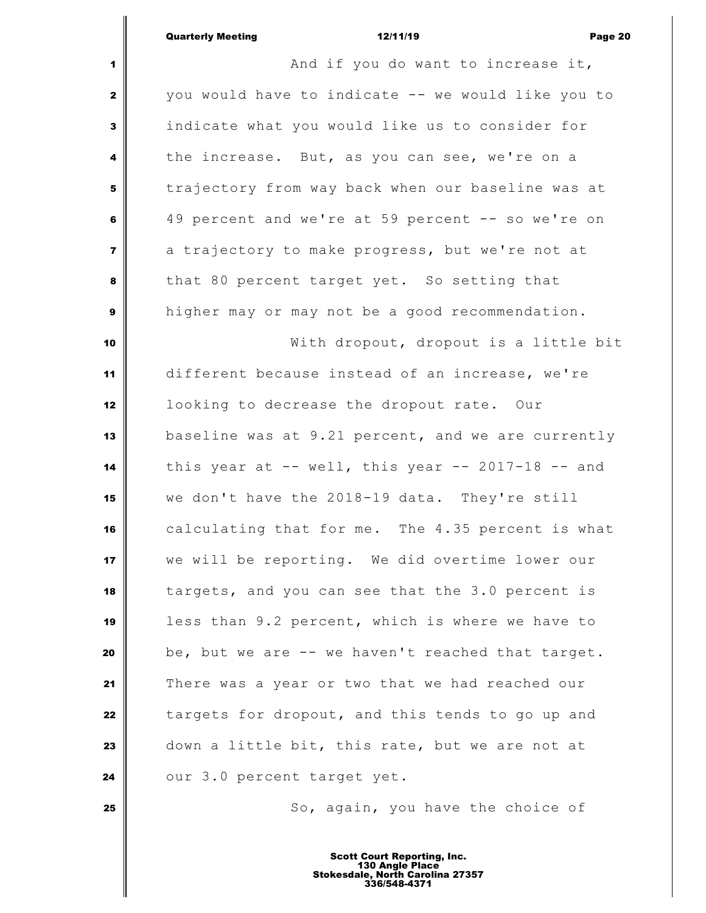And if you do want to increase it, you would have to indicate -- we would like you to indicate what you would like us to consider for the increase. But, as you can see, we're on a trajectory from way back when our baseline was at 49 percent and we're at 59 percent -- so we're on a trajectory to make progress, but we're not at that 80 percent target yet. So setting that higher may or may not be a good recommendation.

With dropout, dropout is a little bit different because instead of an increase, we're looking to decrease the dropout rate. Our baseline was at 9.21 percent, and we are currently this year at -- well, this year -- 2017-18 -- and we don't have the 2018-19 data. They're still calculating that for me. The 4.35 percent is what we will be reporting. We did overtime lower our targets, and you can see that the 3.0 percent is less than 9.2 percent, which is where we have to be, but we are -- we haven't reached that target. There was a year or two that we had reached our targets for dropout, and this tends to go up and down a little bit, this rate, but we are not at our 3.0 percent target yet.

So, again, you have the choice of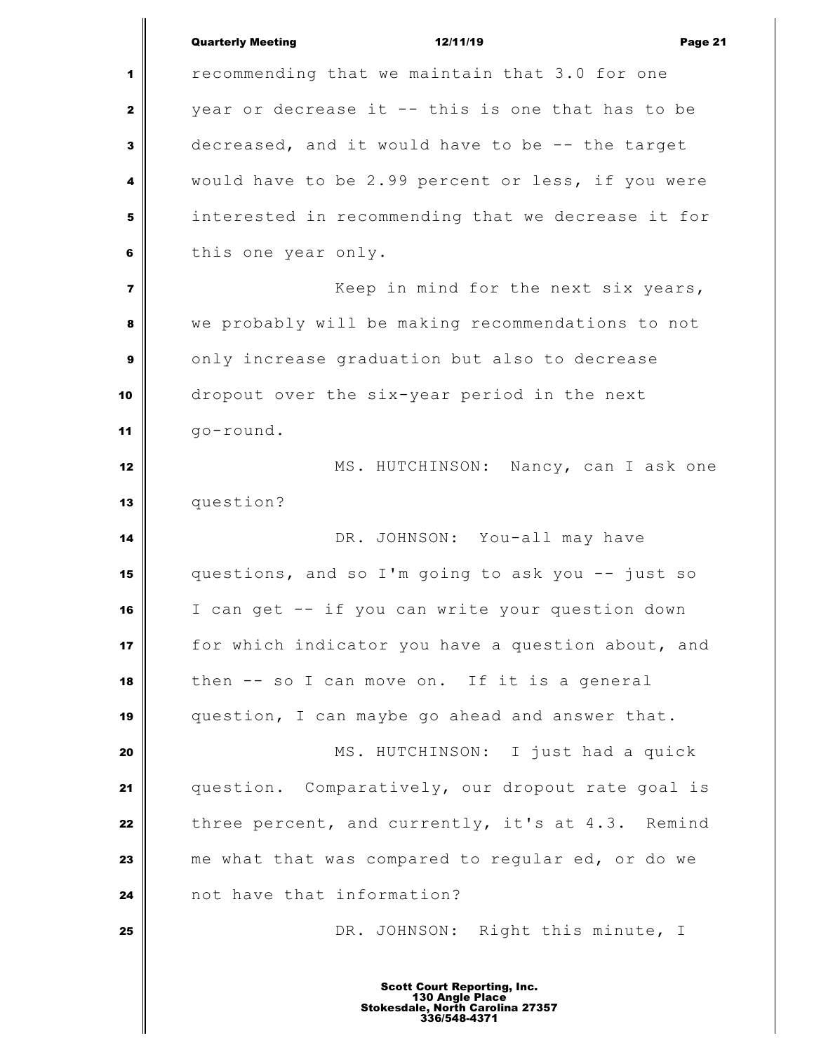recommending that we maintain that 3.0 for one year or decrease it -- this is one that has to be decreased, and it would have to be -- the target would have to be 2.99 percent or less, if you were interested in recommending that we decrease it for this one year only.

Keep in mind for the next six years, we probably will be making recommendations to not only increase graduation but also to decrease dropout over the six-year period in the next go-round.

MS. HUTCHINSON: Nancy, can I ask one question?

DR. JOHNSON: You-all may have questions, and so I'm going to ask you -- just so I can get -- if you can write your question down for which indicator you have a question about, and then -- so I can move on. If it is a general question, I can maybe go ahead and answer that.

MS. HUTCHINSON: I just had a quick question. Comparatively, our dropout rate goal is three percent, and currently, it's at 4.3. Remind me what that was compared to regular ed, or do we not have that information?

DR. JOHNSON: Right this minute, I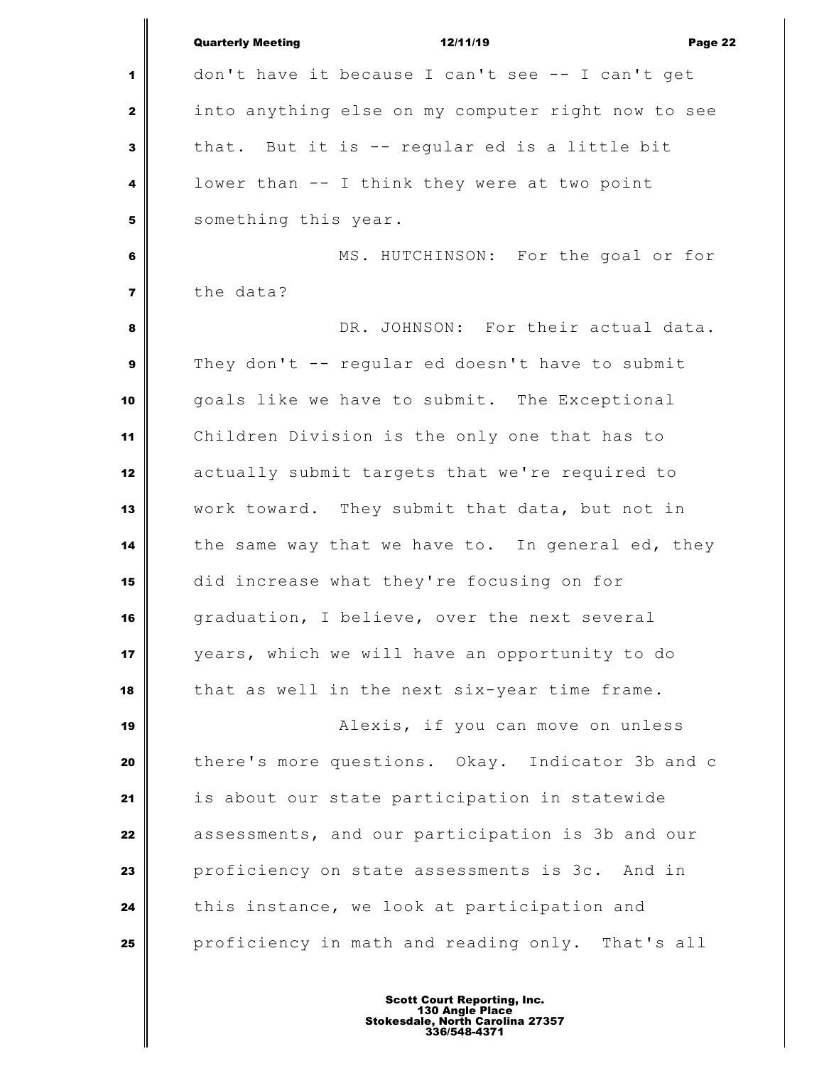don't have it because I can't see -- I can't get into anything else on my computer right now to see that. But it is -- regular ed is a little bit lower than -- I think they were at two point something this year.

MS. HUTCHINSON: For the goal or for the data?

DR. JOHNSON: For their actual data. They don't -- regular ed doesn't have to submit goals like we have to submit. The Exceptional Children Division is the only one that has to actually submit targets that we're required to work toward. They submit that data, but not in the same way that we have to. In general ed, they did increase what they're focusing on for graduation, I believe, over the next several years, which we will have an opportunity to do that as well in the next six-year time frame.

Alexis, if you can move on unless there's more questions. Okay. Indicator 3b and c is about our state participation in statewide assessments, and our participation is 3b and our proficiency on state assessments is 3c. And in this instance, we look at participation and proficiency in math and reading only. That's all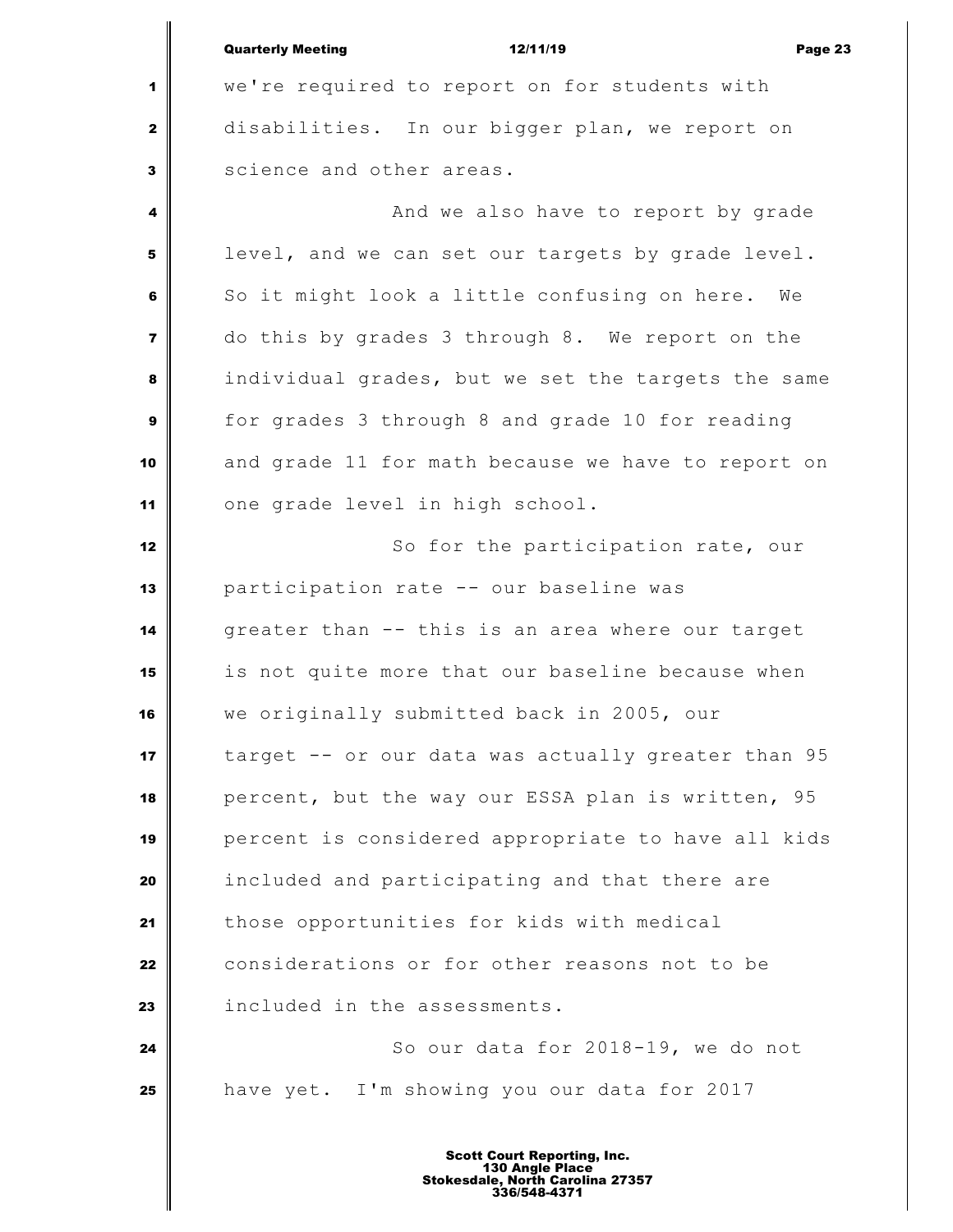we're required to report on for students with disabilities. In our bigger plan, we report on science and other areas.

And we also have to report by grade level, and we can set our targets by grade level. So it might look a little confusing on here. We do this by grades 3 through 8. We report on the individual grades, but we set the targets the same for grades 3 through 8 and grade 10 for reading and grade 11 for math because we have to report on one grade level in high school.

So for the participation rate, our participation rate -- our baseline was greater than -- this is an area where our target is not quite more that our baseline because when we originally submitted back in 2005, our target -- or our data was actually greater than 95 percent, but the way our ESSA plan is written, 95 percent is considered appropriate to have all kids included and participating and that there are those opportunities for kids with medical considerations or for other reasons not to be included in the assessments.

So our data for 2018-19, we do not have yet. I'm showing you our data for 2017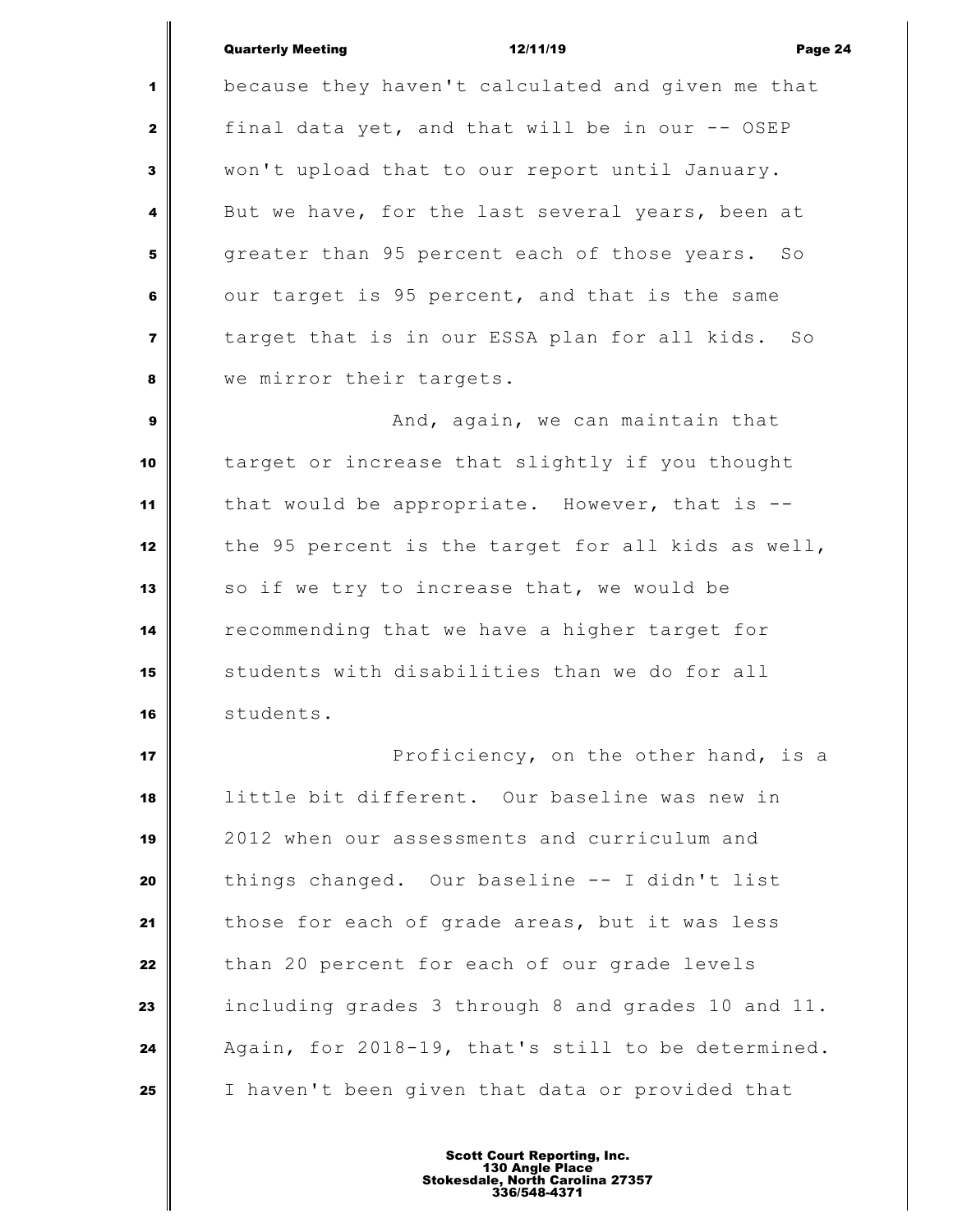because they haven't calculated and given me that final data yet, and that will be in our -- OSEP won't upload that to our report until January. But we have, for the last several years, been at greater than 95 percent each of those years. So our target is 95 percent, and that is the same target that is in our ESSA plan for all kids. So we mirror their targets.

And, again, we can maintain that target or increase that slightly if you thought that would be appropriate. However, that is -- the 95 percent is the target for all kids as well, so if we try to increase that, we would be recommending that we have a higher target for students with disabilities than we do for all students.

Proficiency, on the other hand, is a little bit different. Our baseline was new in 2012 when our assessments and curriculum and things changed. Our baseline -- I didn't list those for each of grade areas, but it was less than 20 percent for each of our grade levels including grades 3 through 8 and grades 10 and 11. Again, for 2018-19, that's still to be determined. I haven't been given that data or provided that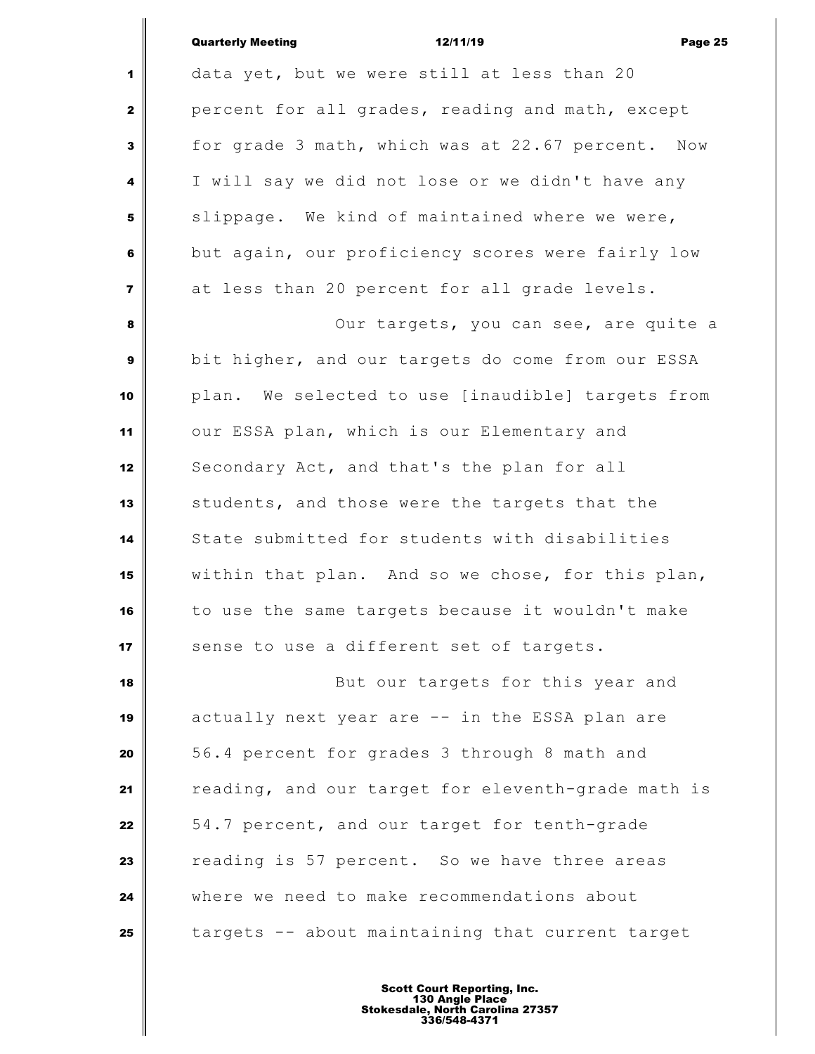data yet, but we were still at less than 20 percent for all grades, reading and math, except for grade 3 math, which was at 22.67 percent. Now I will say we did not lose or we didn't have any slippage. We kind of maintained where we were, but again, our proficiency scores were fairly low at less than 20 percent for all grade levels.

Our targets, you can see, are quite a bit higher, and our targets do come from our ESSA plan. We selected to use [inaudible] targets from our ESSA plan, which is our Elementary and Secondary Act, and that's the plan for all students, and those were the targets that the State submitted for students with disabilities within that plan. And so we chose, for this plan, to use the same targets because it wouldn't make sense to use a different set of targets.

But our targets for this year and actually next year are -- in the ESSA plan are 56.4 percent for grades 3 through 8 math and reading, and our target for eleventh-grade math is 54.7 percent, and our target for tenth-grade reading is 57 percent. So we have three areas where we need to make recommendations about targets -- about maintaining that current target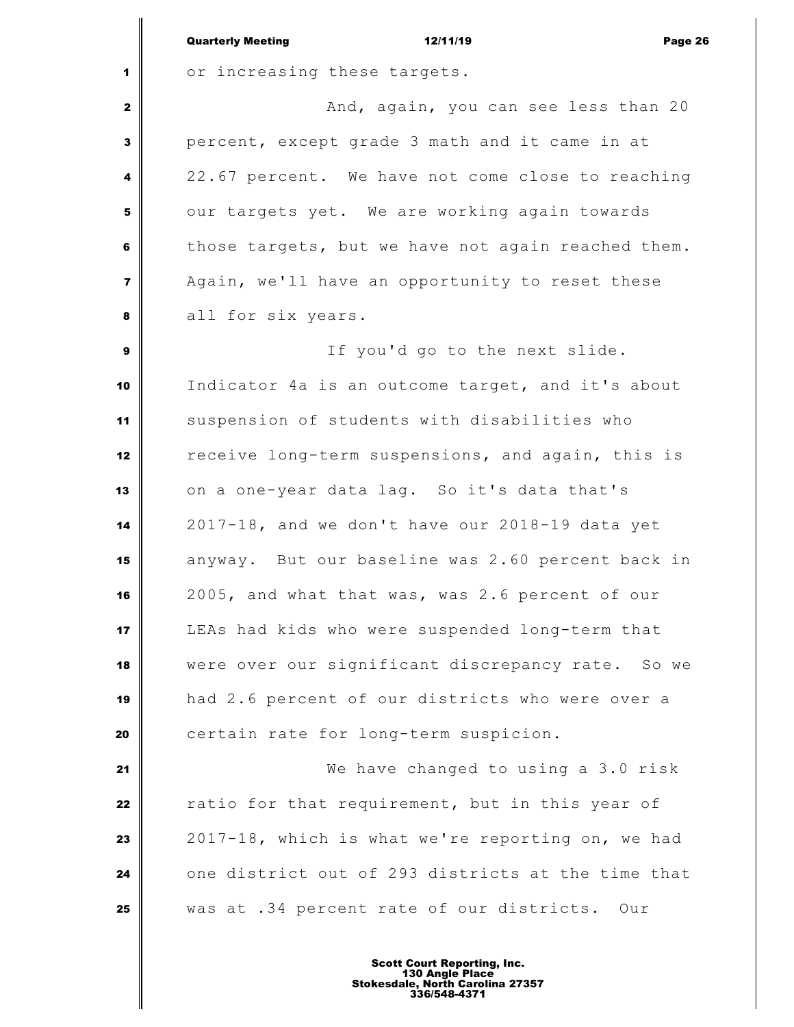or increasing these targets.

And, again, you can see less than 20 percent, except grade 3 math and it came in at 22.67 percent. We have not come close to reaching our targets yet. We are working again towards those targets, but we have not again reached them. Again, we'll have an opportunity to reset these all for six years.

If you'd go to the next slide. Indicator 4a is an outcome target, and it's about suspension of students with disabilities who receive long-term suspensions, and again, this is on a one-year data lag. So it's data that's 2017-18, and we don't have our 2018-19 data yet anyway. But our baseline was 2.60 percent back in 2005, and what that was, was 2.6 percent of our LEAs had kids who were suspended long-term that were over our significant discrepancy rate. So we had 2.6 percent of our districts who were over a certain rate for long-term suspicion.

We have changed to using a 3.0 risk ratio for that requirement, but in this year of 2017-18, which is what we're reporting on, we had one district out of 293 districts at the time that was at .34 percent rate of our districts. Our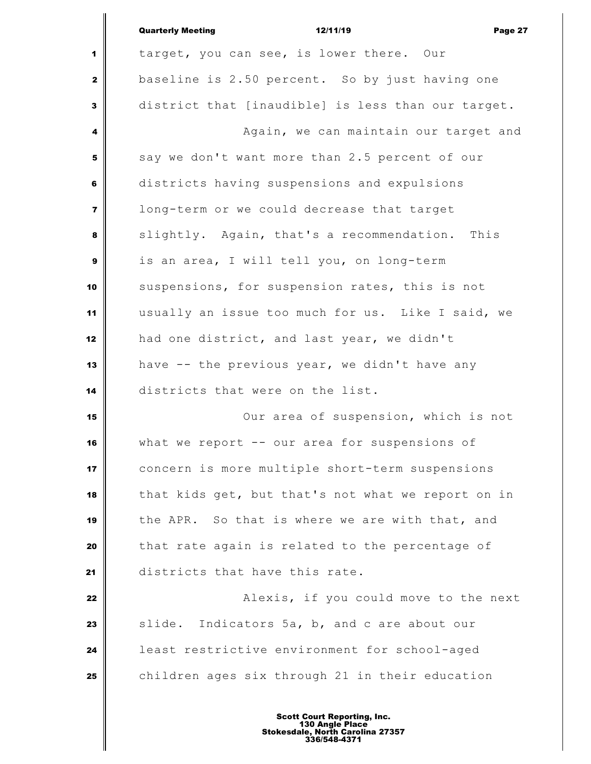target, you can see, is lower there. Our baseline is 2.50 percent. So by just having one district that [inaudible] is less than our target.

Again, we can maintain our target and say we don't want more than 2.5 percent of our districts having suspensions and expulsions long-term or we could decrease that target slightly. Again, that's a recommendation. This is an area, I will tell you, on long-term suspensions, for suspension rates, this is not usually an issue too much for us. Like I said, we had one district, and last year, we didn't have -- the previous year, we didn't have any districts that were on the list.

Our area of suspension, which is not what we report -- our area for suspensions of concern is more multiple short-term suspensions that kids get, but that's not what we report on in the APR. So that is where we are with that, and that rate again is related to the percentage of districts that have this rate.

Alexis, if you could move to the next slide. Indicators 5a, b, and c are about our least restrictive environment for school-aged children ages six through 21 in their education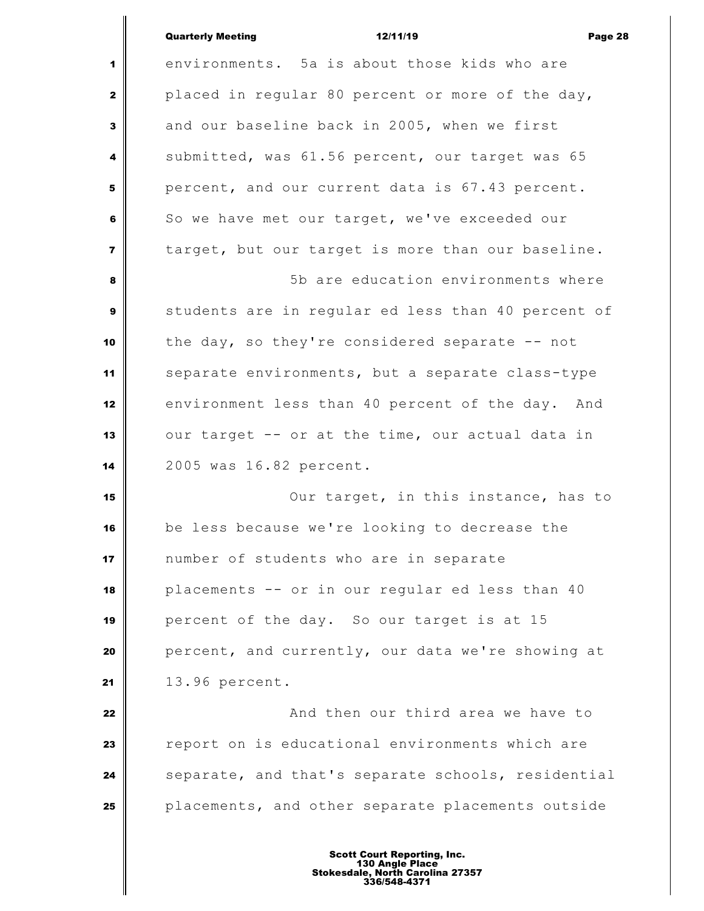environments. 5a is about those kids who are placed in regular 80 percent or more of the day, and our baseline back in 2005, when we first submitted, was 61.56 percent, our target was 65 percent, and our current data is 67.43 percent. So we have met our target, we've exceeded our target, but our target is more than our baseline.

5b are education environments where students are in regular ed less than 40 percent of the day, so they're considered separate -- not separate environments, but a separate class-type environment less than 40 percent of the day. And our target -- or at the time, our actual data in 2005 was 16.82 percent.

Our target, in this instance, has to be less because we're looking to decrease the number of students who are in separate placements -- or in our regular ed less than 40 percent of the day. So our target is at 15 percent, and currently, our data we're showing at 13.96 percent.

And then our third area we have to report on is educational environments which are separate, and that's separate schools, residential placements, and other separate placements outside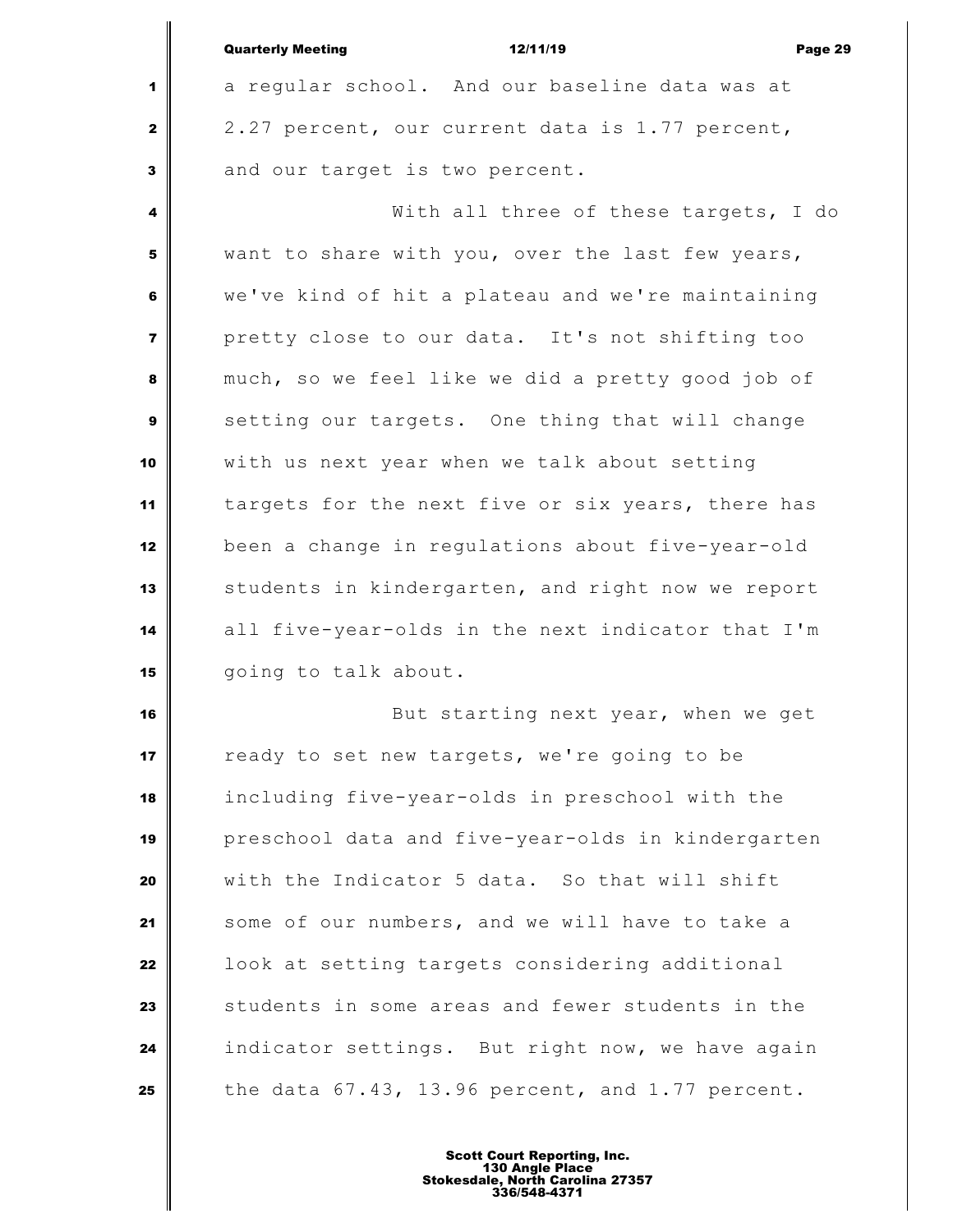a regular school. And our baseline data was at 2.27 percent, our current data is 1.77 percent, and our target is two percent.

With all three of these targets, I do want to share with you, over the last few years, we've kind of hit a plateau and we're maintaining pretty close to our data. It's not shifting too much, so we feel like we did a pretty good job of setting our targets. One thing that will change with us next year when we talk about setting targets for the next five or six years, there has been a change in regulations about five-year-old students in kindergarten, and right now we report all five-year-olds in the next indicator that I'm going to talk about.

But starting next year, when we get ready to set new targets, we're going to be including five-year-olds in preschool with the preschool data and five-year-olds in kindergarten with the Indicator 5 data. So that will shift some of our numbers, and we will have to take a look at setting targets considering additional students in some areas and fewer students in the indicator settings. But right now, we have again the data 67.43, 13.96 percent, and 1.77 percent.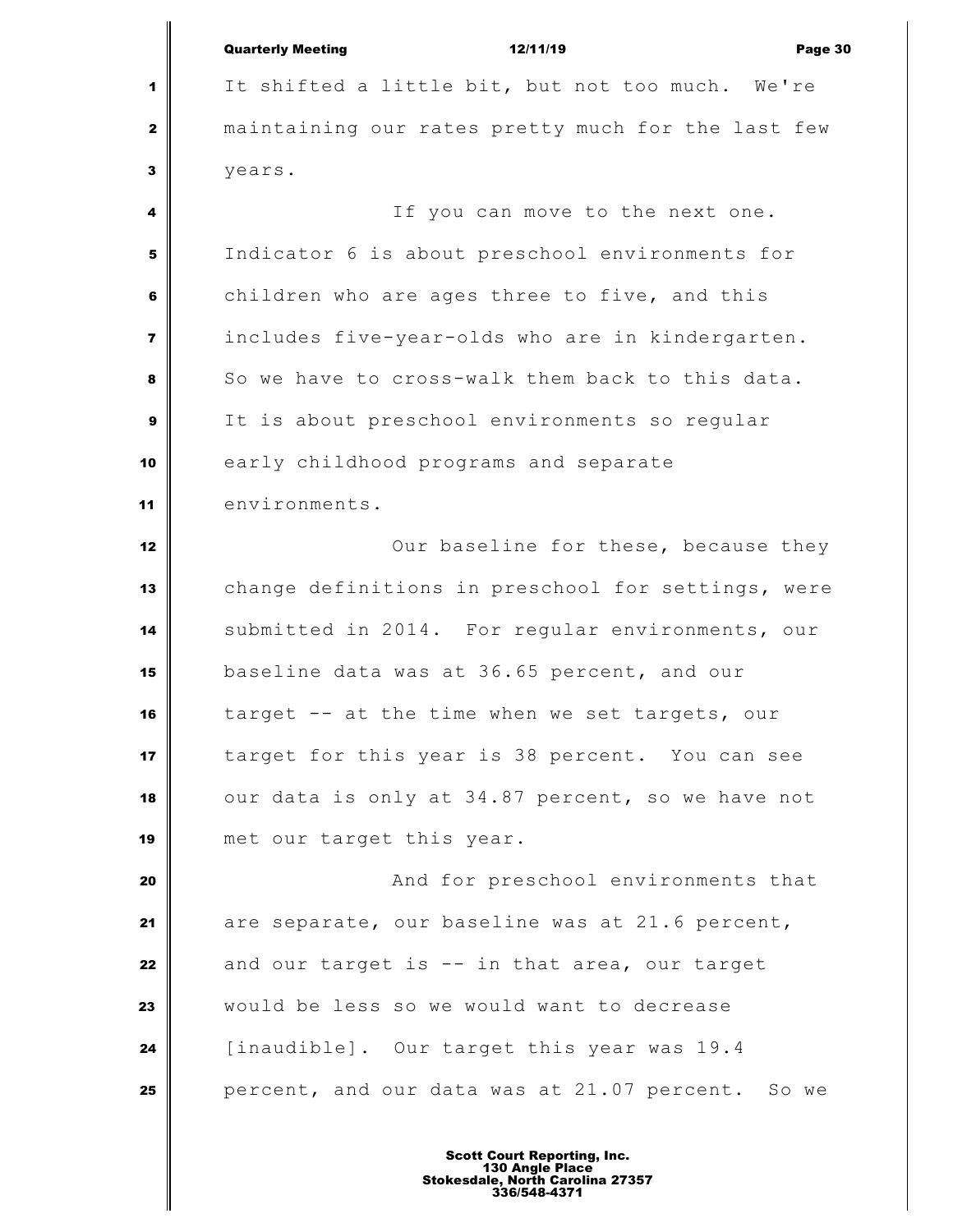It shifted a little bit, but not too much. We're maintaining our rates pretty much for the last few years.

If you can move to the next one. Indicator 6 is about preschool environments for children who are ages three to five, and this includes five-year-olds who are in kindergarten. So we have to cross-walk them back to this data. It is about preschool environments so regular early childhood programs and separate environments.

Our baseline for these, because they change definitions in preschool for settings, were submitted in 2014. For regular environments, our baseline data was at 36.65 percent, and our target -- at the time when we set targets, our target for this year is 38 percent. You can see our data is only at 34.87 percent, so we have not met our target this year.

And for preschool environments that are separate, our baseline was at 21.6 percent, and our target is -- in that area, our target would be less so we would want to decrease [inaudible]. Our target this year was 19.4 percent, and our data was at 21.07 percent. So we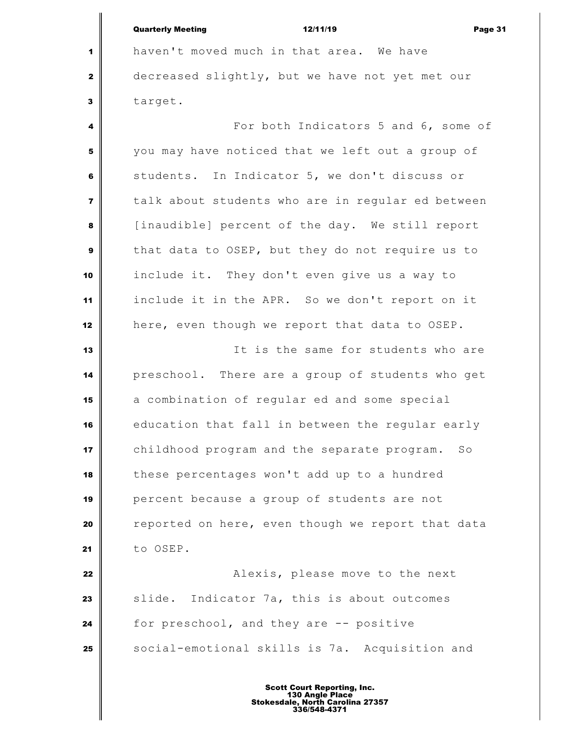haven't moved much in that area. We have decreased slightly, but we have not yet met our target.

For both Indicators 5 and 6, some of you may have noticed that we left out a group of students. In Indicator 5, we don't discuss or talk about students who are in regular ed between [inaudible] percent of the day. We still report that data to OSEP, but they do not require us to include it. They don't even give us a way to include it in the APR. So we don't report on it here, even though we report that data to OSEP.

It is the same for students who are preschool. There are a group of students who get a combination of regular ed and some special education that fall in between the regular early childhood program and the separate program. So these percentages won't add up to a hundred percent because a group of students are not reported on here, even though we report that data to OSEP.

Alexis, please move to the next slide. Indicator 7a, this is about outcomes for preschool, and they are -- positive social-emotional skills is 7a. Acquisition and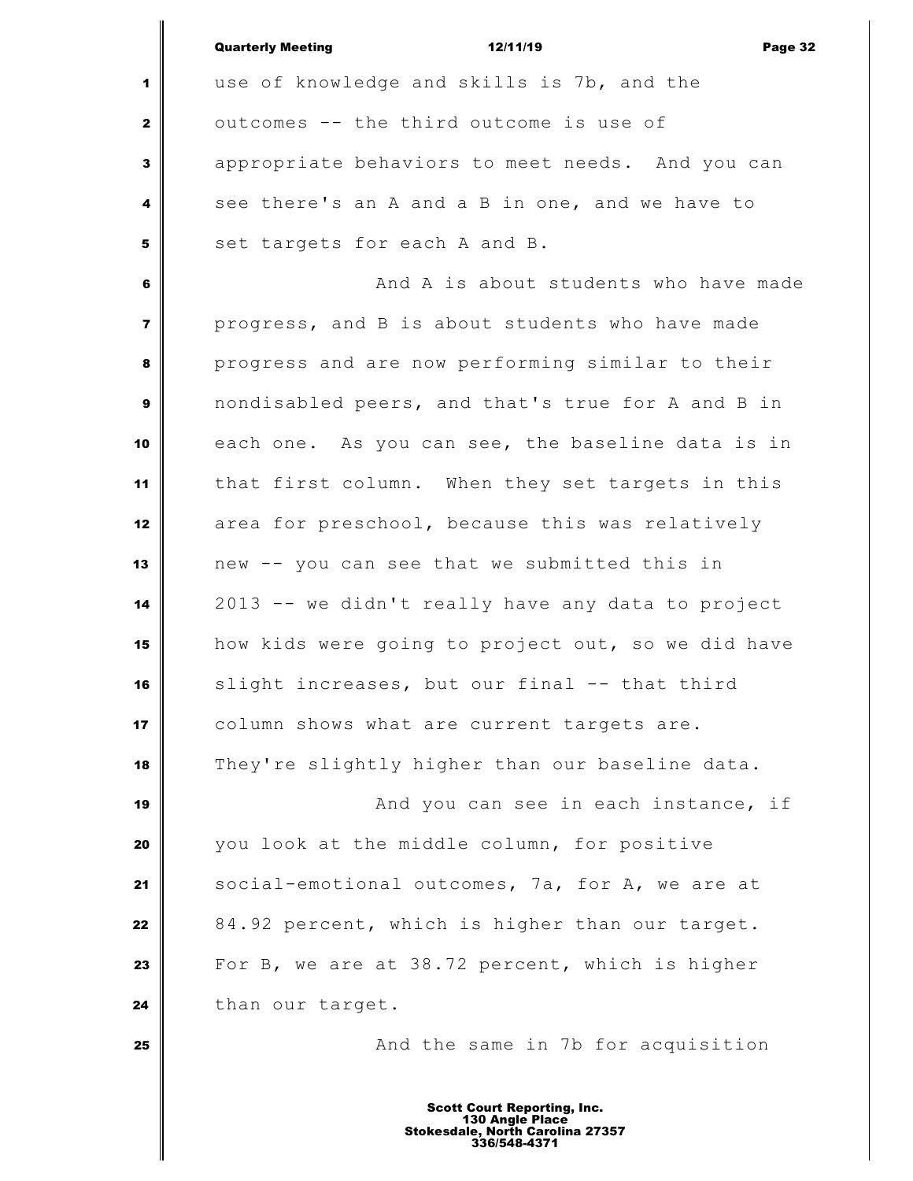use of knowledge and skills is 7b, and the outcomes -- the third outcome is use of appropriate behaviors to meet needs. And you can see there's an A and a B in one, and we have to set targets for each A and B.

And A is about students who have made progress, and B is about students who have made progress and are now performing similar to their nondisabled peers, and that's true for A and B in each one. As you can see, the baseline data is in that first column. When they set targets in this area for preschool, because this was relatively new -- you can see that we submitted this in 2013 -- we didn't really have any data to project how kids were going to project out, so we did have slight increases, but our final -- that third column shows what are current targets are. They're slightly higher than our baseline data.

And you can see in each instance, if you look at the middle column, for positive social-emotional outcomes, 7a, for A, we are at 84.92 percent, which is higher than our target. For B, we are at 38.72 percent, which is higher than our target.

And the same in 7b for acquisition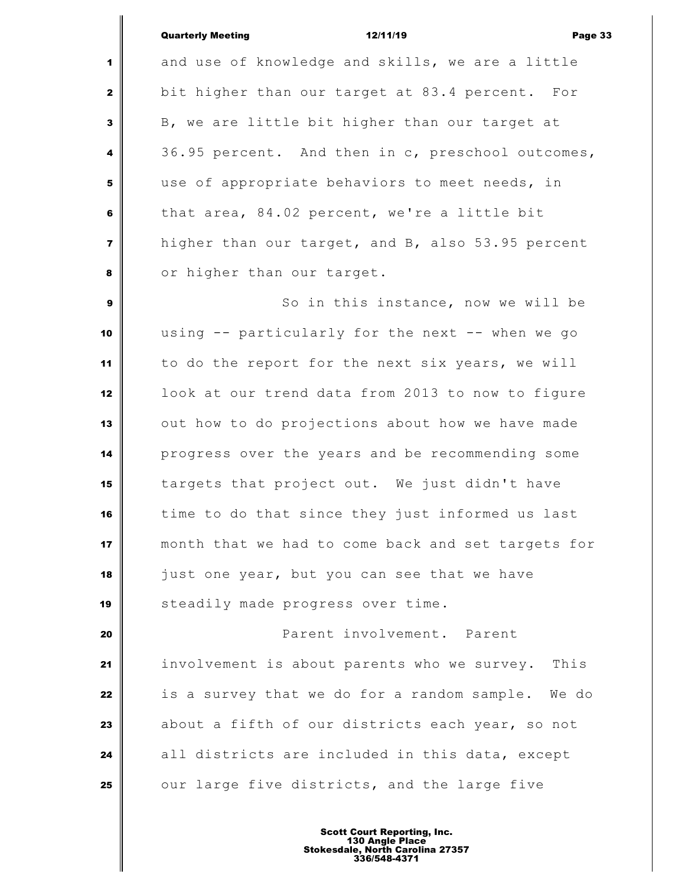and use of knowledge and skills, we are a little bit higher than our target at 83.4 percent. For B, we are little bit higher than our target at 36.95 percent. And then in c, preschool outcomes, use of appropriate behaviors to meet needs, in that area, 84.02 percent, we're a little bit higher than our target, and B, also 53.95 percent or higher than our target.

So in this instance, now we will be using -- particularly for the next -- when we go to do the report for the next six years, we will look at our trend data from 2013 to now to figure out how to do projections about how we have made progress over the years and be recommending some targets that project out. We just didn't have time to do that since they just informed us last month that we had to come back and set targets for just one year, but you can see that we have steadily made progress over time.

Parent involvement. Parent involvement is about parents who we survey. This is a survey that we do for a random sample. We do about a fifth of our districts each year, so not all districts are included in this data, except our large five districts, and the large five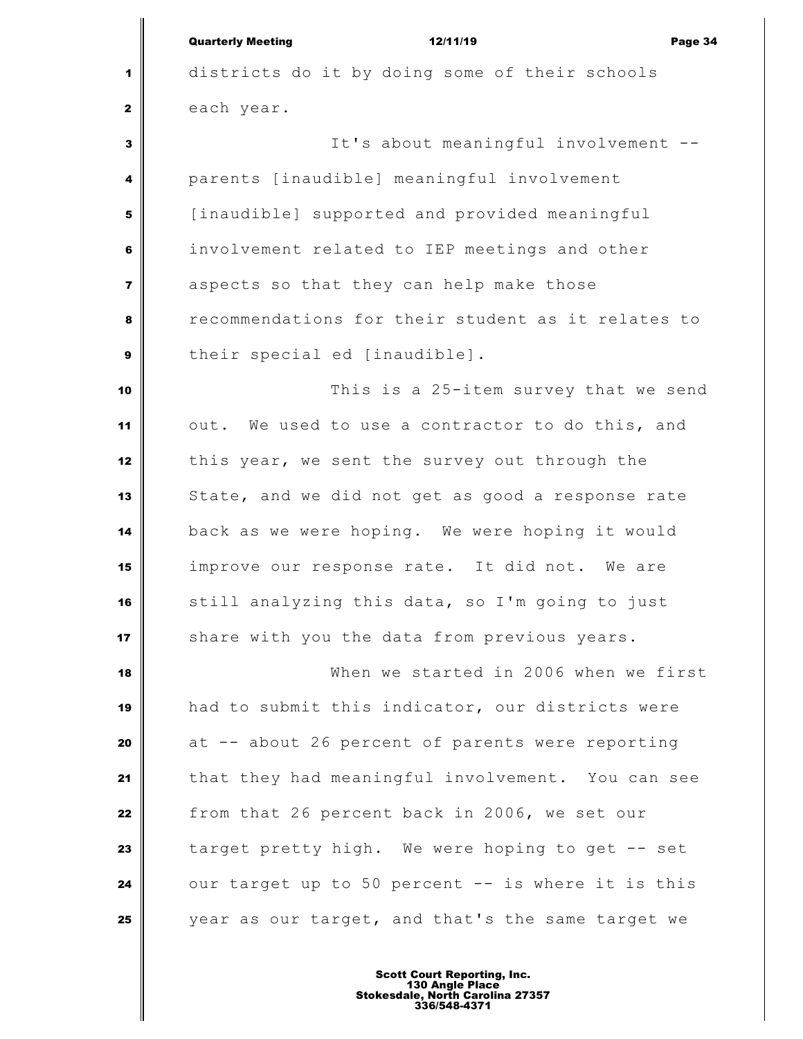districts do it by doing some of their schools each year.

It's about meaningful involvement -- parents [inaudible] meaningful involvement [inaudible] supported and provided meaningful involvement related to IEP meetings and other aspects so that they can help make those recommendations for their student as it relates to their special ed [inaudible].

This is a 25-item survey that we send out. We used to use a contractor to do this, and this year, we sent the survey out through the State, and we did not get as good a response rate back as we were hoping. We were hoping it would improve our response rate. It did not. We are still analyzing this data, so I'm going to just share with you the data from previous years.

When we started in 2006 when we first had to submit this indicator, our districts were at -- about 26 percent of parents were reporting that they had meaningful involvement. You can see from that 26 percent back in 2006, we set our target pretty high. We were hoping to get -- set our target up to 50 percent -- is where it is this year as our target, and that's the same target we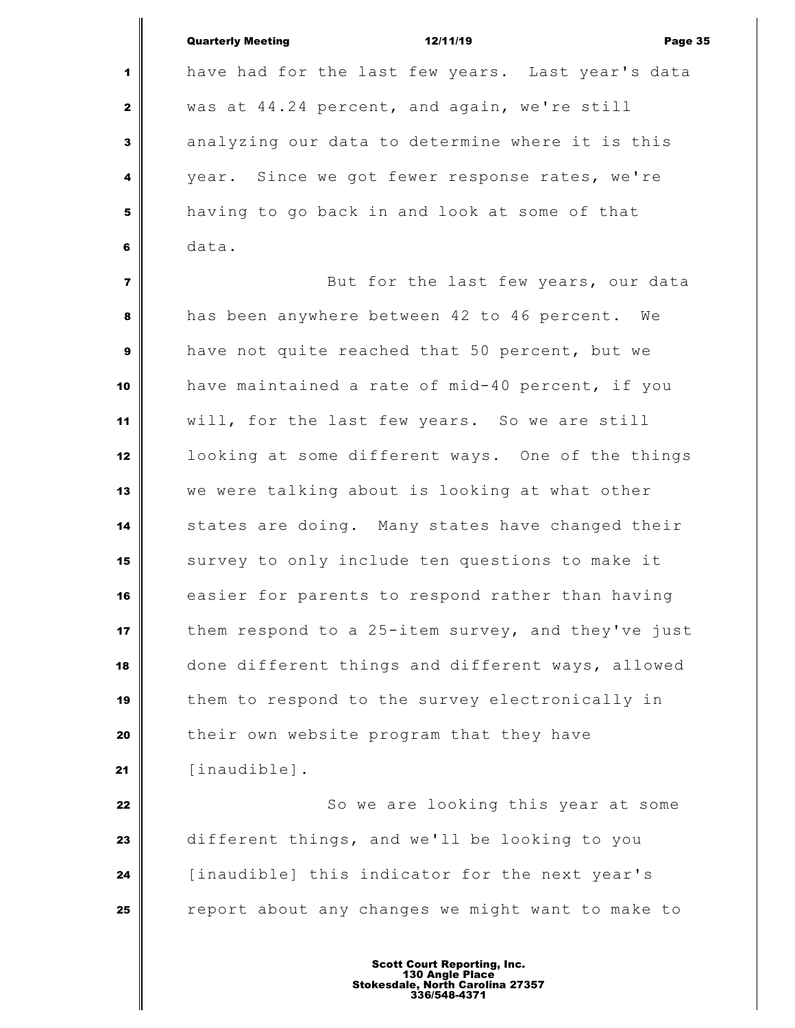have had for the last few years. Last year's data was at 44.24 percent, and again, we're still analyzing our data to determine where it is this year. Since we got fewer response rates, we're having to go back in and look at some of that data.

But for the last few years, our data has been anywhere between 42 to 46 percent. We have not quite reached that 50 percent, but we have maintained a rate of mid-40 percent, if you will, for the last few years. So we are still looking at some different ways. One of the things we were talking about is looking at what other states are doing. Many states have changed their survey to only include ten questions to make it easier for parents to respond rather than having them respond to a 25-item survey, and they've just done different things and different ways, allowed them to respond to the survey electronically in their own website program that they have [inaudible].

So we are looking this year at some different things, and we'll be looking to you [inaudible] this indicator for the next year's report about any changes we might want to make to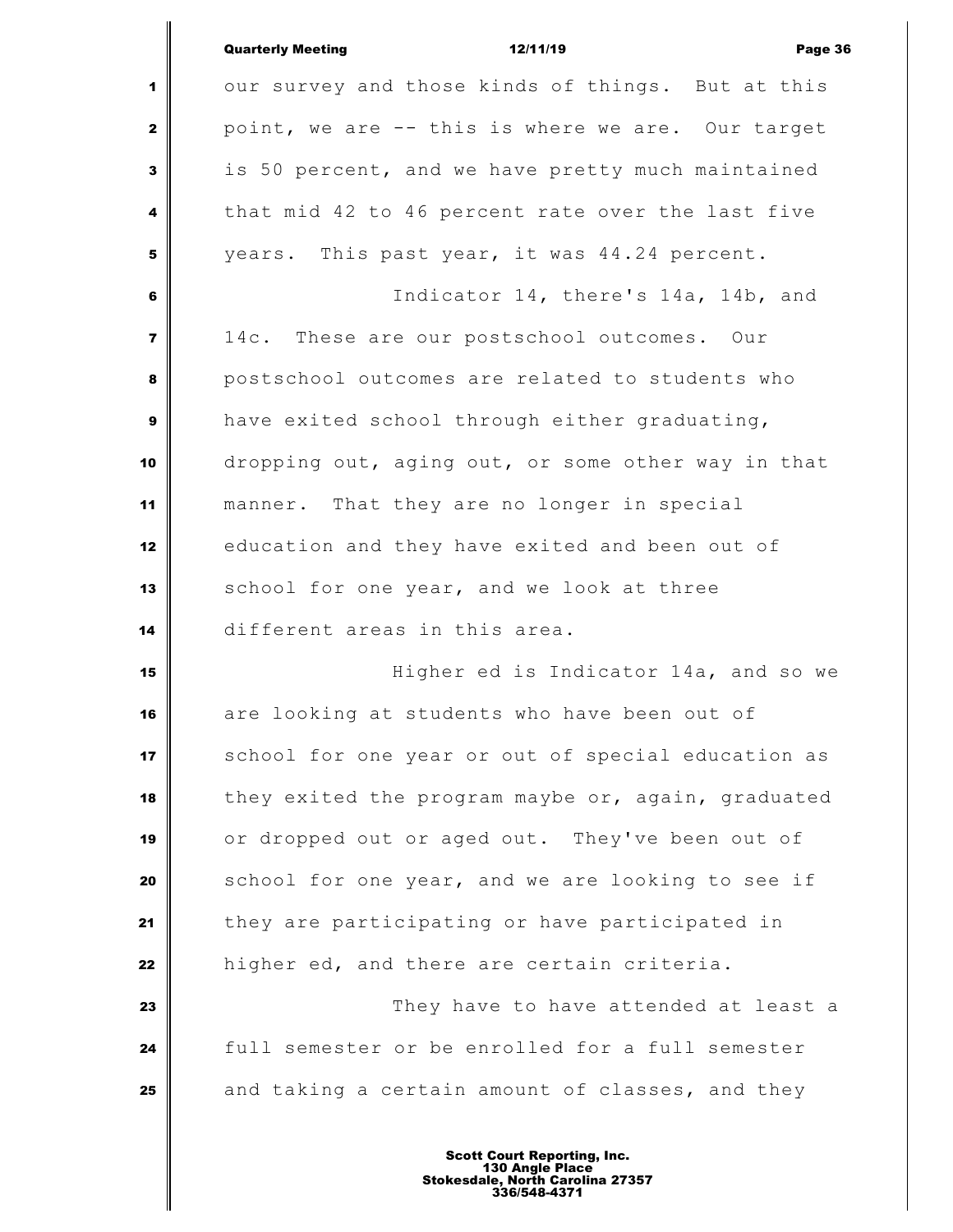our survey and those kinds of things. But at this point, we are -- this is where we are. Our target is 50 percent, and we have pretty much maintained that mid 42 to 46 percent rate over the last five years. This past year, it was 44.24 percent.

Indicator 14, there's 14a, 14b, and 14c. These are our postschool outcomes. Our postschool outcomes are related to students who have exited school through either graduating, dropping out, aging out, or some other way in that manner. That they are no longer in special education and they have exited and been out of school for one year, and we look at three different areas in this area.

Higher ed is Indicator 14a, and so we are looking at students who have been out of school for one year or out of special education as they exited the program maybe or, again, graduated or dropped out or aged out. They've been out of school for one year, and we are looking to see if they are participating or have participated in higher ed, and there are certain criteria.

They have to have attended at least a full semester or be enrolled for a full semester and taking a certain amount of classes, and they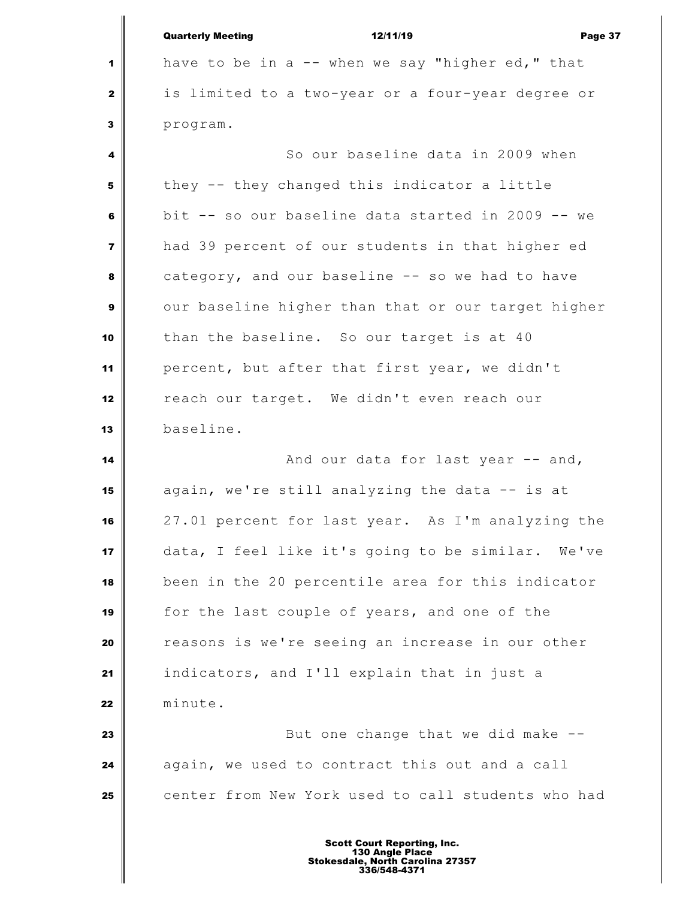have to be in a -- when we say "higher ed," that is limited to a two-year or a four-year degree or program.

So our baseline data in 2009 when they -- they changed this indicator a little bit -- so our baseline data started in 2009 -- we had 39 percent of our students in that higher ed category, and our baseline -- so we had to have our baseline higher than that or our target higher than the baseline. So our target is at 40 percent, but after that first year, we didn't reach our target. We didn't even reach our baseline.

And our data for last year -- and, again, we're still analyzing the data -- is at 27.01 percent for last year. As I'm analyzing the data, I feel like it's going to be similar. We've been in the 20 percentile area for this indicator for the last couple of years, and one of the reasons is we're seeing an increase in our other indicators, and I'll explain that in just a minute.

But one change that we did make -- again, we used to contract this out and a call center from New York used to call students who had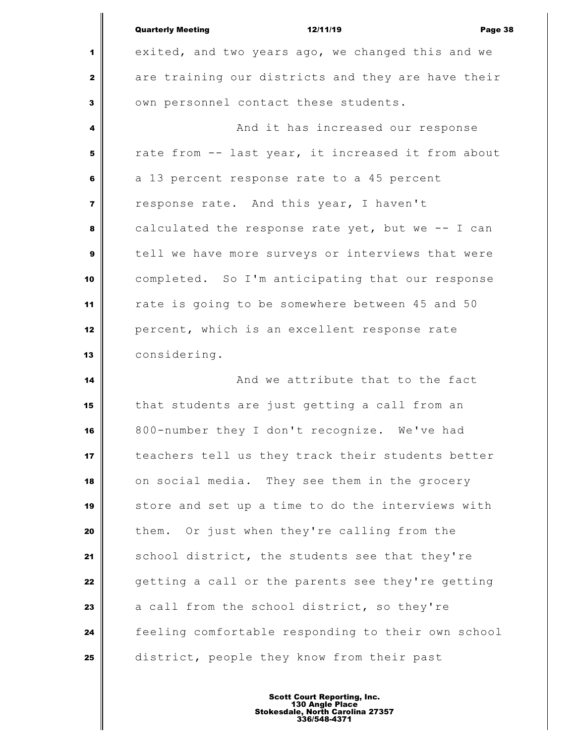exited, and two years ago, we changed this and we are training our districts and they are have their own personnel contact these students.

And it has increased our response rate from -- last year, it increased it from about a 13 percent response rate to a 45 percent response rate. And this year, I haven't calculated the response rate yet, but we -- I can tell we have more surveys or interviews that were completed. So I'm anticipating that our response rate is going to be somewhere between 45 and 50 percent, which is an excellent response rate considering.

And we attribute that to the fact that students are just getting a call from an 800-number they I don't recognize. We've had teachers tell us they track their students better on social media. They see them in the grocery store and set up a time to do the interviews with them. Or just when they're calling from the school district, the students see that they're getting a call or the parents see they're getting a call from the school district, so they're feeling comfortable responding to their own school district, people they know from their past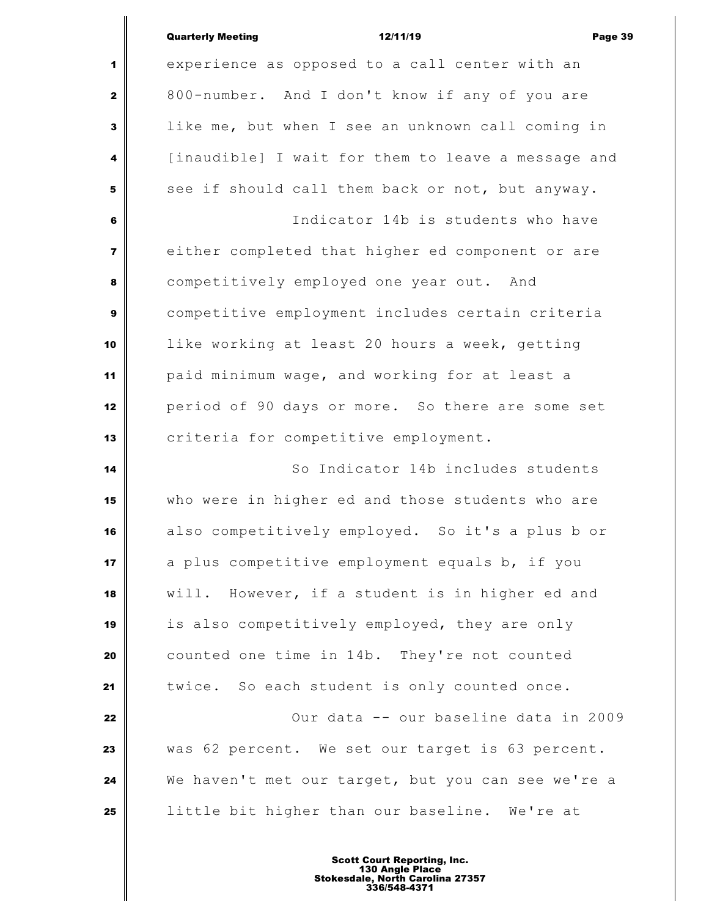experience as opposed to a call center with an 800-number. And I don't know if any of you are like me, but when I see an unknown call coming in [inaudible] I wait for them to leave a message and see if should call them back or not, but anyway.

Indicator 14b is students who have either completed that higher ed component or are competitively employed one year out. And competitive employment includes certain criteria like working at least 20 hours a week, getting paid minimum wage, and working for at least a period of 90 days or more. So there are some set criteria for competitive employment.

So Indicator 14b includes students who were in higher ed and those students who are also competitively employed. So it's a plus b or a plus competitive employment equals b, if you will. However, if a student is in higher ed and is also competitively employed, they are only counted one time in 14b. They're not counted twice. So each student is only counted once.

Our data -- our baseline data in 2009 was 62 percent. We set our target is 63 percent. We haven't met our target, but you can see we're a little bit higher than our baseline. We're at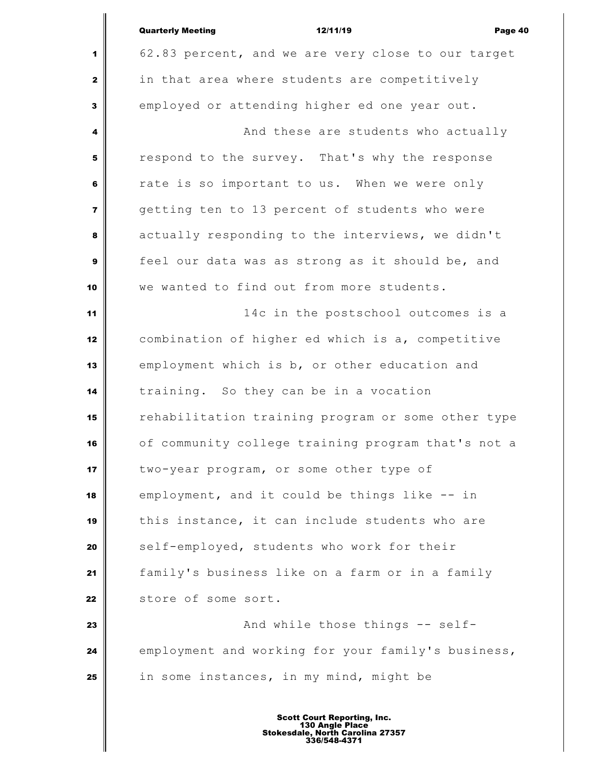62.83 percent, and we are very close to our target in that area where students are competitively employed or attending higher ed one year out.

And these are students who actually respond to the survey. That's why the response rate is so important to us. When we were only getting ten to 13 percent of students who were actually responding to the interviews, we didn't feel our data was as strong as it should be, and we wanted to find out from more students.

14c in the postschool outcomes is a combination of higher ed which is a, competitive employment which is b, or other education and training. So they can be in a vocation rehabilitation training program or some other type of community college training program that's not a two-year program, or some other type of employment, and it could be things like -- in this instance, it can include students who are self-employed, students who work for their family's business like on a farm or in a family store of some sort.

And while those things -- self-employment and working for your family's business, in some instances, in my mind, might be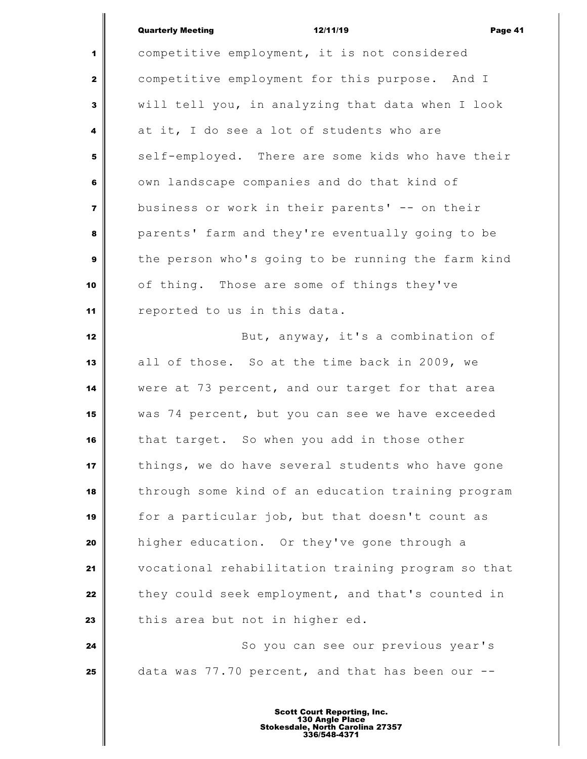competitive employment, it is not considered competitive employment for this purpose. And I will tell you, in analyzing that data when I look at it, I do see a lot of students who are self-employed. There are some kids who have their own landscape companies and do that kind of business or work in their parents' -- on their parents' farm and they're eventually going to be the person who's going to be running the farm kind of thing. Those are some of things they've reported to us in this data.

But, anyway, it's a combination of all of those. So at the time back in 2009, we were at 73 percent, and our target for that area was 74 percent, but you can see we have exceeded that target. So when you add in those other things, we do have several students who have gone through some kind of an education training program for a particular job, but that doesn't count as higher education. Or they've gone through a vocational rehabilitation training program so that they could seek employment, and that's counted in this area but not in higher ed.

So you can see our previous year's data was 77.70 percent, and that has been our --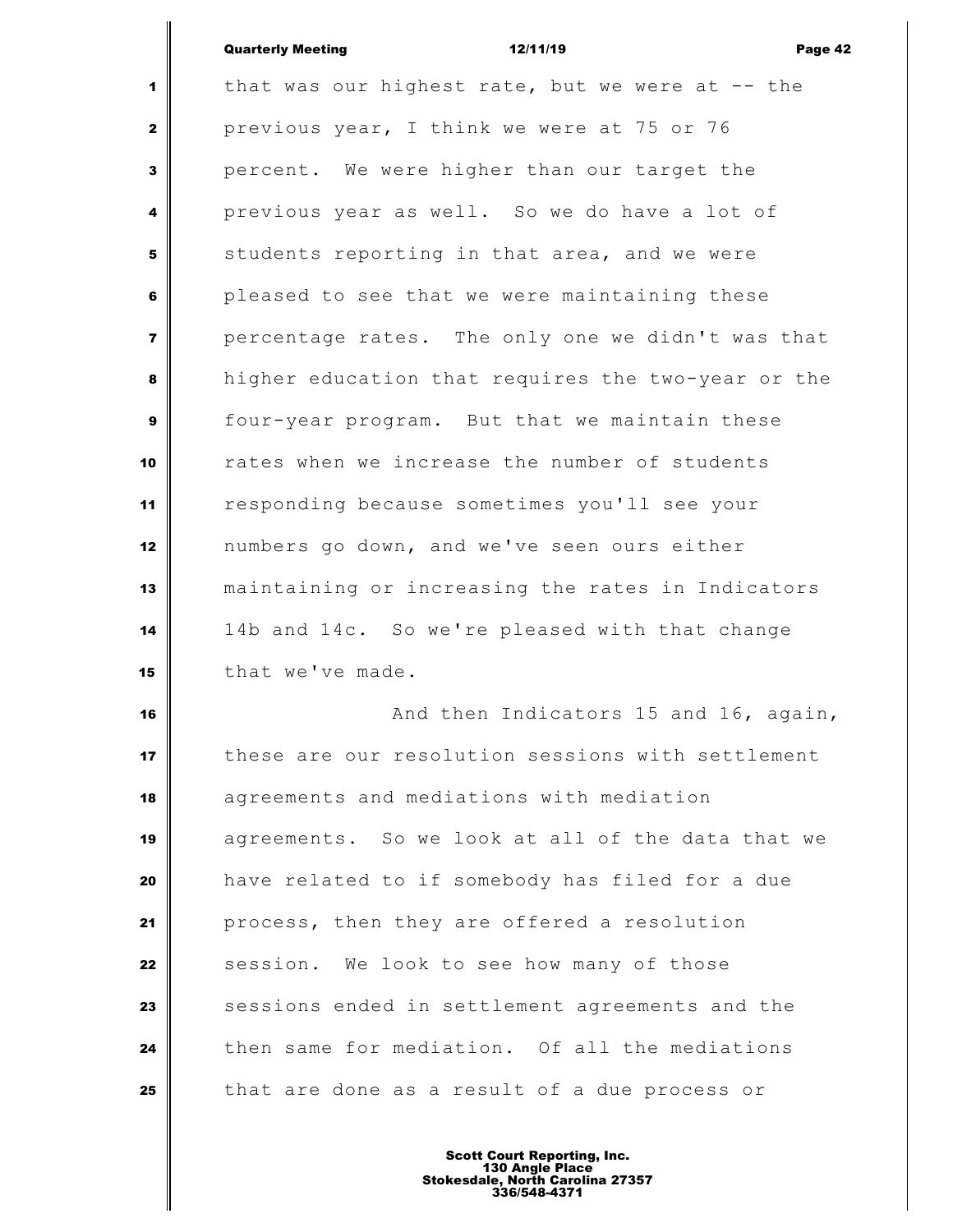that was our highest rate, but we were at -- the previous year, I think we were at 75 or 76 percent. We were higher than our target the previous year as well. So we do have a lot of students reporting in that area, and we were pleased to see that we were maintaining these percentage rates. The only one we didn't was that higher education that requires the two-year or the four-year program. But that we maintain these rates when we increase the number of students responding because sometimes you'll see your numbers go down, and we've seen ours either maintaining or increasing the rates in Indicators 14b and 14c. So we're pleased with that change that we've made.

And then Indicators 15 and 16, again, these are our resolution sessions with settlement agreements and mediations with mediation agreements. So we look at all of the data that we have related to if somebody has filed for a due process, then they are offered a resolution session. We look to see how many of those sessions ended in settlement agreements and the then same for mediation. Of all the mediations that are done as a result of a due process or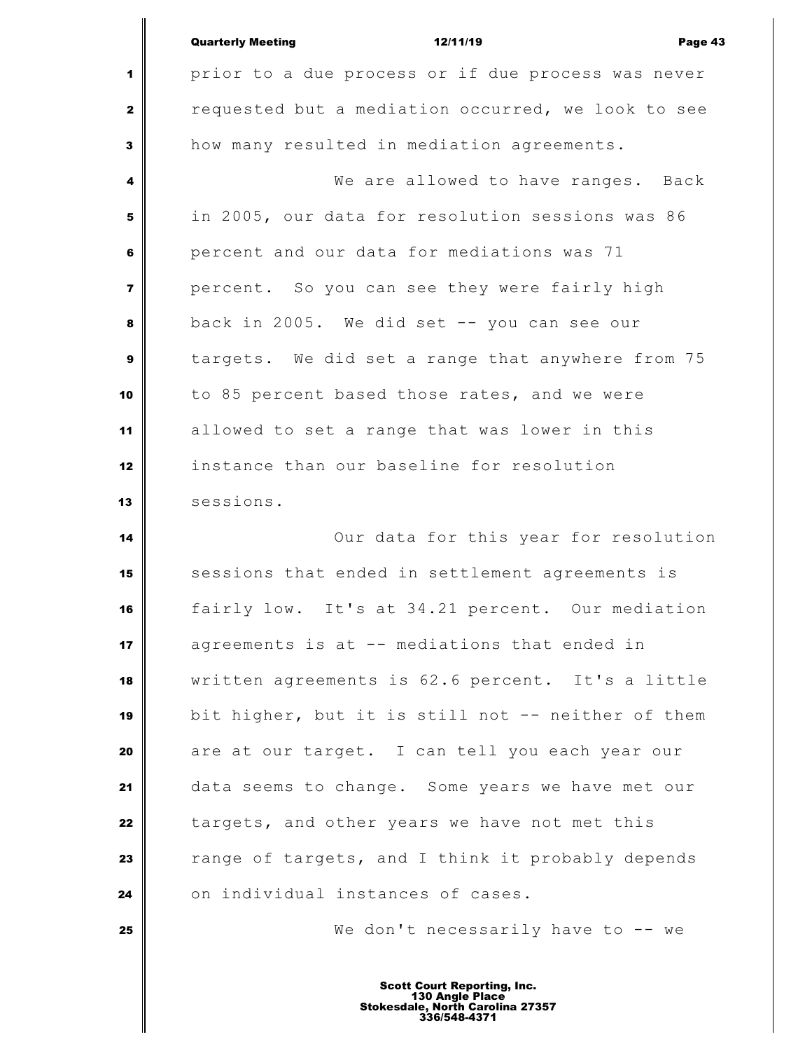prior to a due process or if due process was never requested but a mediation occurred, we look to see how many resulted in mediation agreements.

We are allowed to have ranges. Back in 2005, our data for resolution sessions was 86 percent and our data for mediations was 71 percent. So you can see they were fairly high back in 2005. We did set -- you can see our targets. We did set a range that anywhere from 75 to 85 percent based those rates, and we were allowed to set a range that was lower in this instance than our baseline for resolution sessions.

Our data for this year for resolution sessions that ended in settlement agreements is fairly low. It's at 34.21 percent. Our mediation agreements is at -- mediations that ended in written agreements is 62.6 percent. It's a little bit higher, but it is still not -- neither of them are at our target. I can tell you each year our data seems to change. Some years we have met our targets, and other years we have not met this range of targets, and I think it probably depends on individual instances of cases.

We don't necessarily have to -- we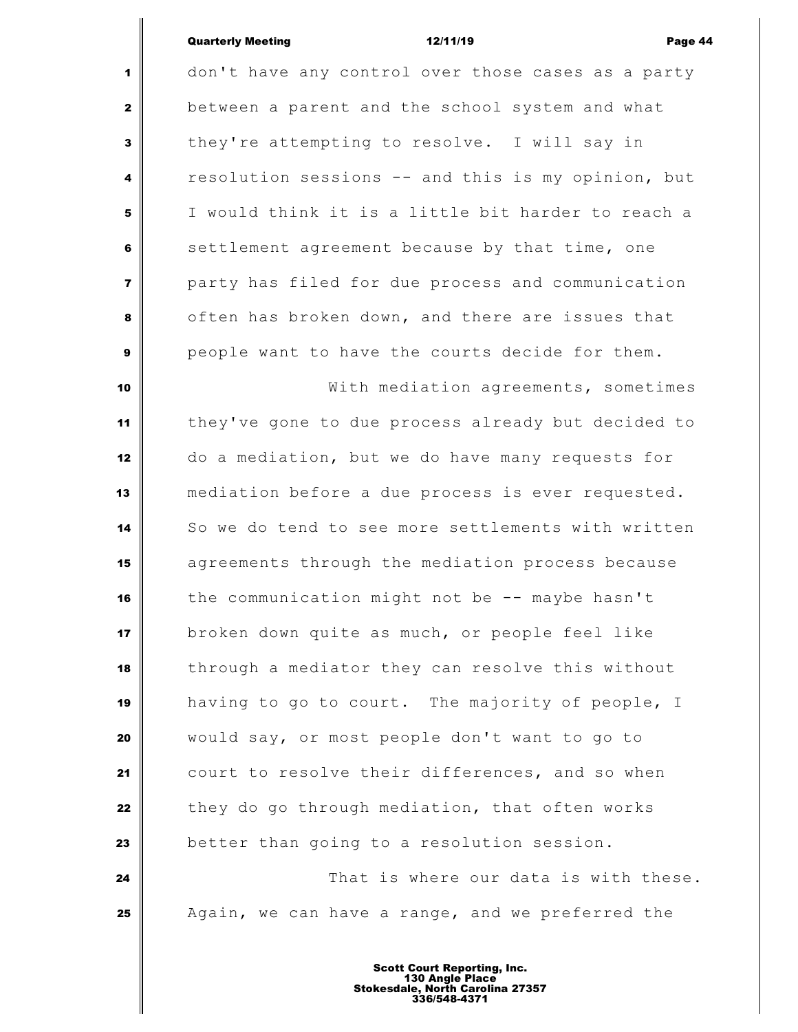don't have any control over those cases as a party between a parent and the school system and what they're attempting to resolve. I will say in resolution sessions -- and this is my opinion, but I would think it is a little bit harder to reach a settlement agreement because by that time, one party has filed for due process and communication often has broken down, and there are issues that people want to have the courts decide for them.

With mediation agreements, sometimes they've gone to due process already but decided to do a mediation, but we do have many requests for mediation before a due process is ever requested. So we do tend to see more settlements with written agreements through the mediation process because the communication might not be -- maybe hasn't broken down quite as much, or people feel like through a mediator they can resolve this without having to go to court. The majority of people, I would say, or most people don't want to go to court to resolve their differences, and so when they do go through mediation, that often works better than going to a resolution session.

That is where our data is with these. Again, we can have a range, and we preferred the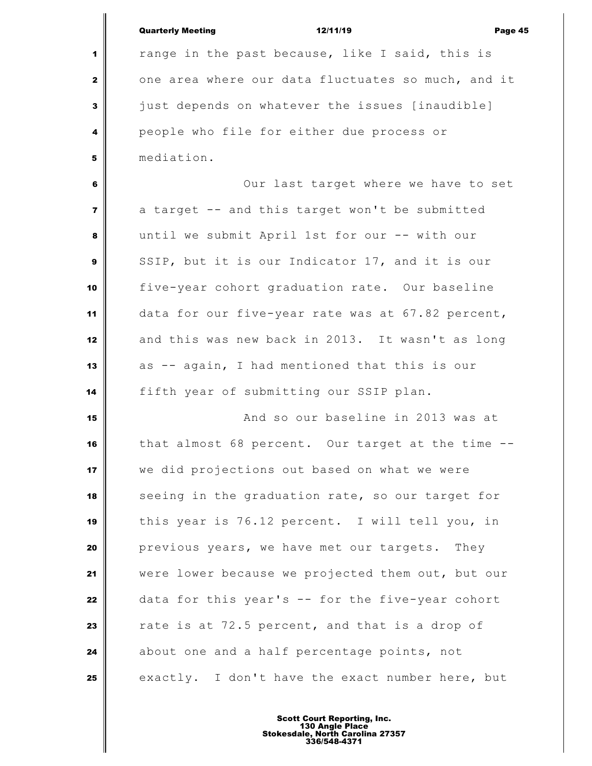range in the past because, like I said, this is one area where our data fluctuates so much, and it just depends on whatever the issues [inaudible] people who file for either due process or mediation.

Our last target where we have to set a target -- and this target won't be submitted until we submit April 1st for our -- with our SSIP, but it is our Indicator 17, and it is our five-year cohort graduation rate. Our baseline data for our five-year rate was at 67.82 percent, and this was new back in 2013. It wasn't as long as -- again, I had mentioned that this is our fifth year of submitting our SSIP plan.

And so our baseline in 2013 was at that almost 68 percent. Our target at the time -- we did projections out based on what we were seeing in the graduation rate, so our target for this year is 76.12 percent. I will tell you, in previous years, we have met our targets. They were lower because we projected them out, but our data for this year's -- for the five-year cohort rate is at 72.5 percent, and that is a drop of about one and a half percentage points, not exactly. I don't have the exact number here, but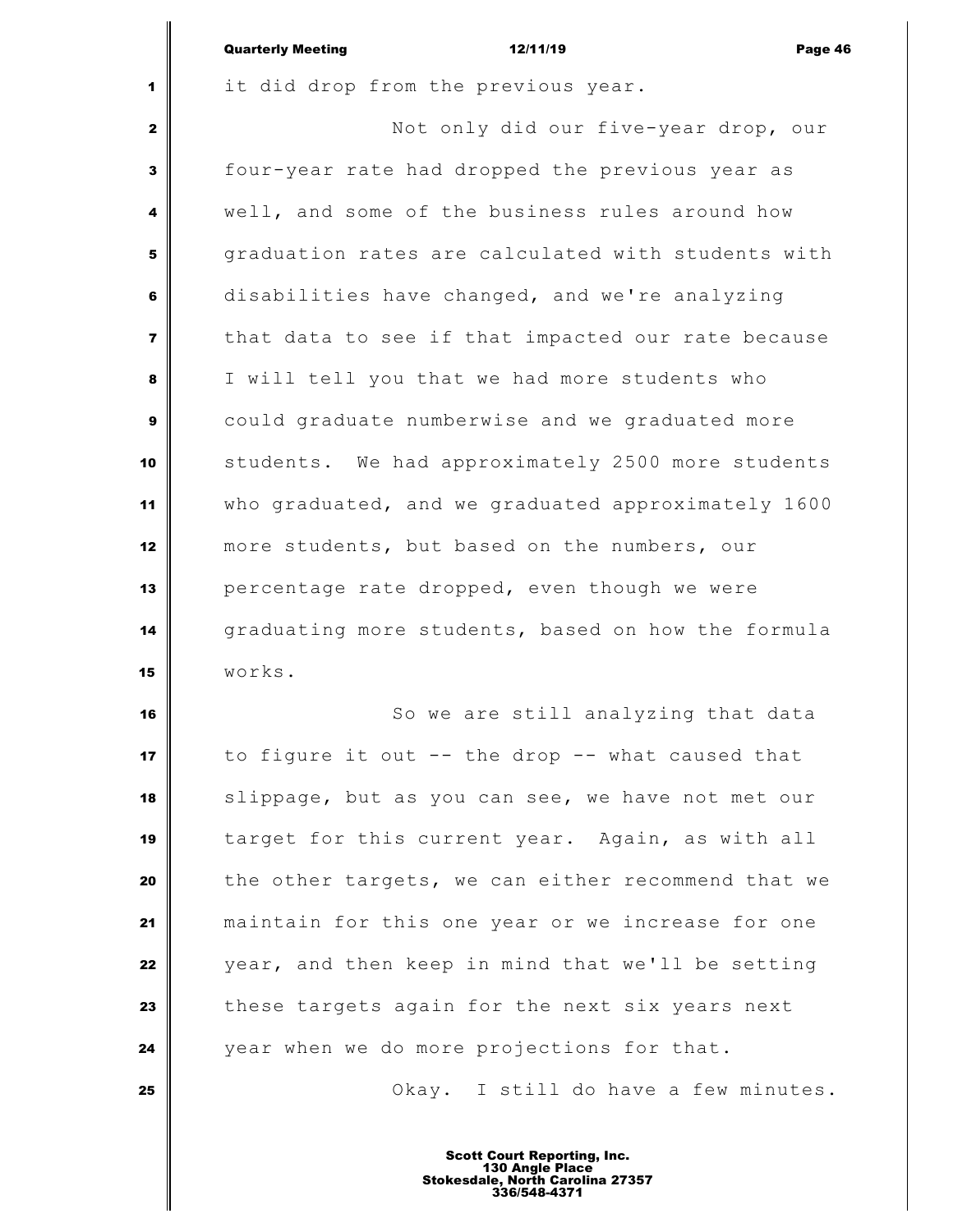it did drop from the previous year.

Not only did our five-year drop, our four-year rate had dropped the previous year as well, and some of the business rules around how graduation rates are calculated with students with disabilities have changed, and we're analyzing that data to see if that impacted our rate because I will tell you that we had more students who could graduate numberwise and we graduated more students. We had approximately 2500 more students who graduated, and we graduated approximately 1600 more students, but based on the numbers, our percentage rate dropped, even though we were graduating more students, based on how the formula works.

So we are still analyzing that data to figure it out -- the drop -- what caused that slippage, but as you can see, we have not met our target for this current year. Again, as with all the other targets, we can either recommend that we maintain for this one year or we increase for one year, and then keep in mind that we'll be setting these targets again for the next six years next year when we do more projections for that.

Okay. I still do have a few minutes.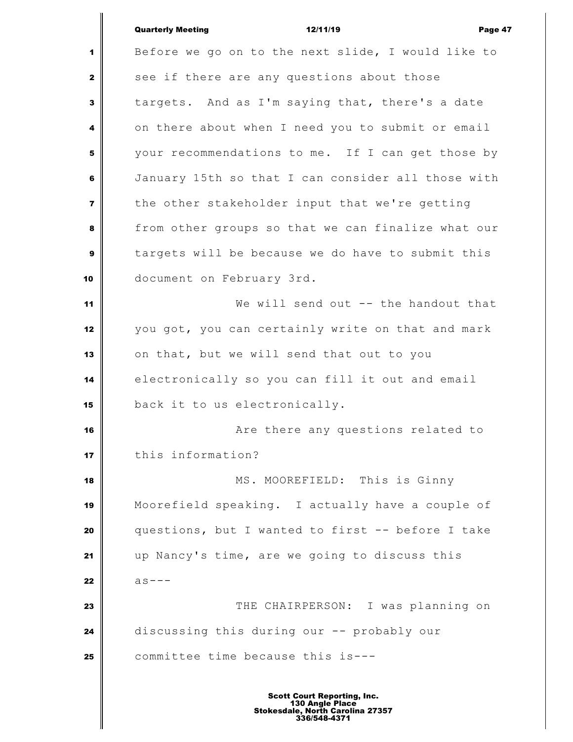Before we go on to the next slide, I would like to see if there are any questions about those targets. And as I'm saying that, there's a date on there about when I need you to submit or email your recommendations to me. If I can get those by January 15th so that I can consider all those with the other stakeholder input that we're getting from other groups so that we can finalize what our targets will be because we do have to submit this document on February 3rd.

We will send out -- the handout that you got, you can certainly write on that and mark on that, but we will send that out to you electronically so you can fill it out and email back it to us electronically.

Are there any questions related to this information?

MS. MOOREFIELD: This is Ginny Moorefield speaking. I actually have a couple of questions, but I wanted to first -- before I take up Nancy's time, are we going to discuss this as---

THE CHAIRPERSON: I was planning on discussing this during our -- probably our committee time because this is---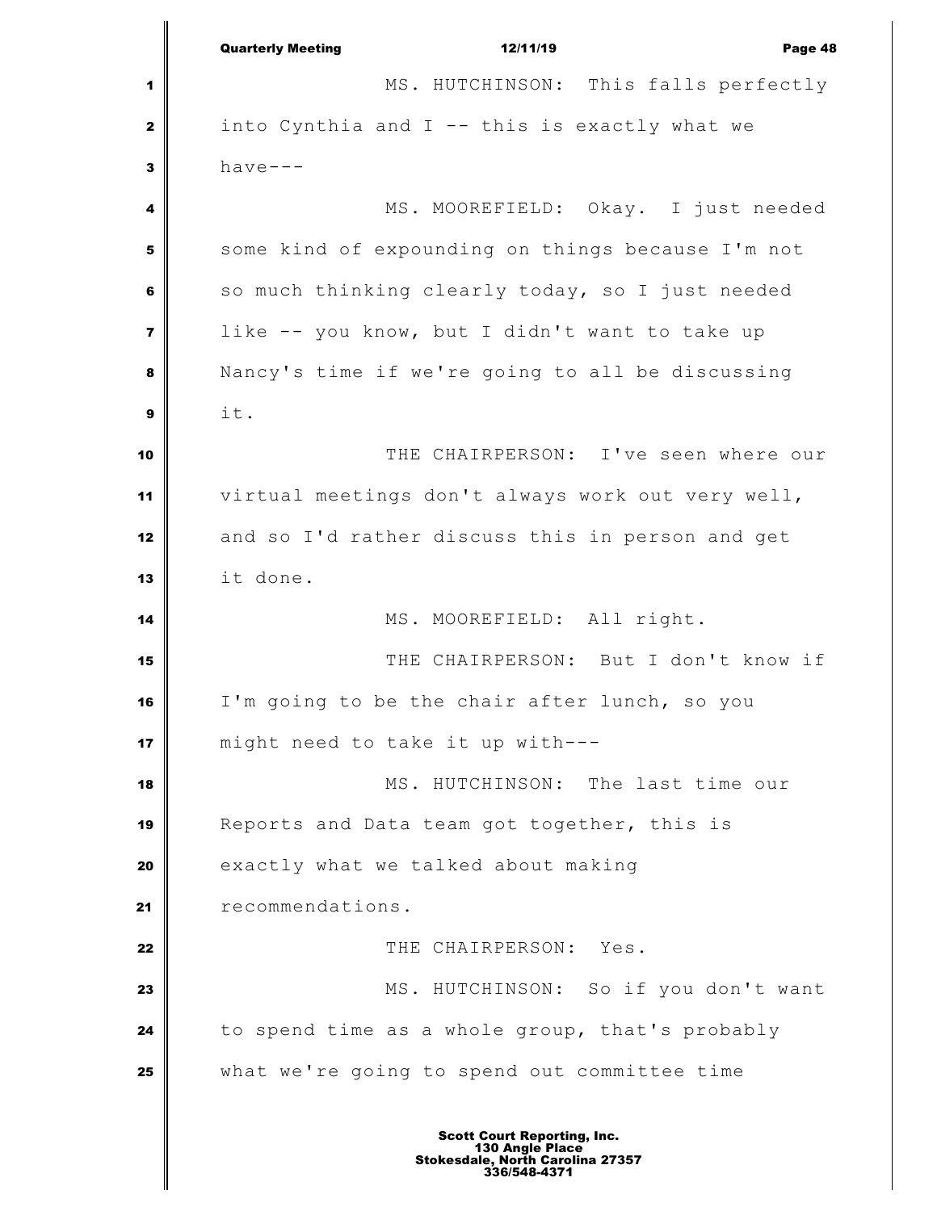MS. HUTCHINSON: This falls perfectly into Cynthia and I -- this is exactly what we have---

MS. MOOREFIELD: Okay. I just needed some kind of expounding on things because I'm not so much thinking clearly today, so I just needed like -- you know, but I didn't want to take up Nancy's time if we're going to all be discussing it.

THE CHAIRPERSON: I've seen where our virtual meetings don't always work out very well, and so I'd rather discuss this in person and get it done.

MS. MOOREFIELD: All right.

THE CHAIRPERSON: But I don't know if I'm going to be the chair after lunch, so you might need to take it up with---

MS. HUTCHINSON: The last time our Reports and Data team got together, this is exactly what we talked about making recommendations.

THE CHAIRPERSON: Yes.

MS. HUTCHINSON: So if you don't want to spend time as a whole group, that's probably what we're going to spend out committee time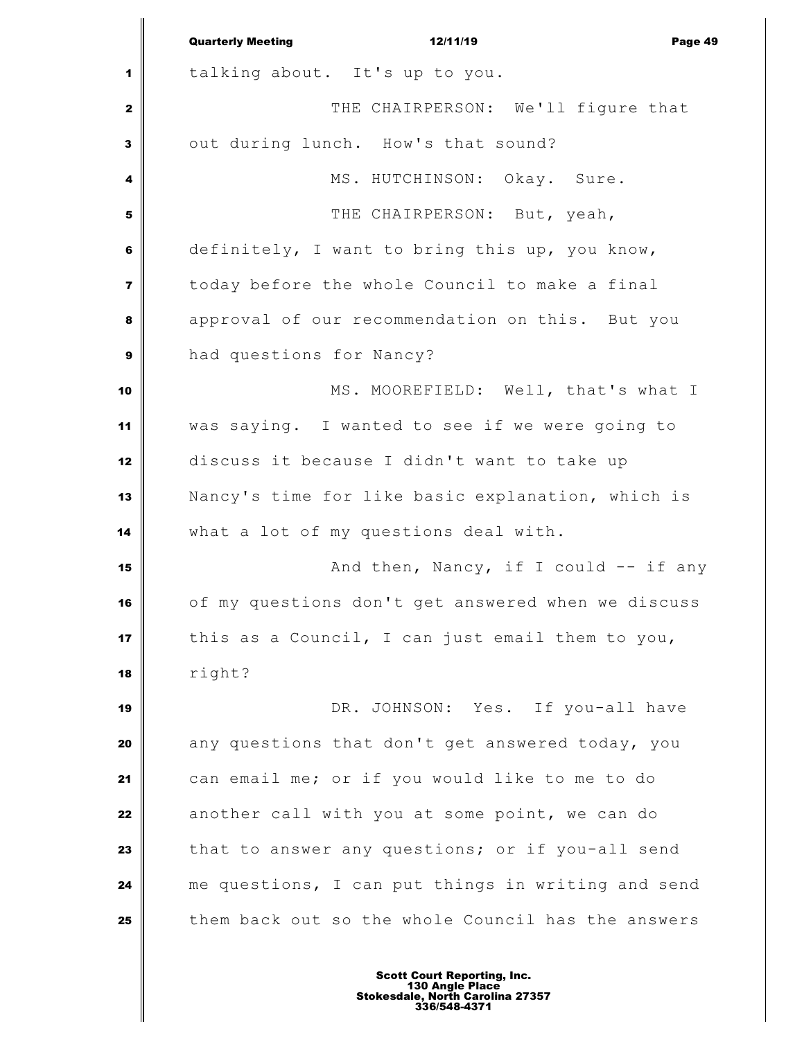talking about. It's up to you.

THE CHAIRPERSON: We'll figure that out during lunch. How's that sound?

MS. HUTCHINSON: Okay. Sure.

THE CHAIRPERSON: But, yeah, definitely, I want to bring this up, you know, today before the whole Council to make a final approval of our recommendation on this. But you had questions for Nancy?

MS. MOOREFIELD: Well, that's what I was saying. I wanted to see if we were going to discuss it because I didn't want to take up Nancy's time for like basic explanation, which is what a lot of my questions deal with.

And then, Nancy, if I could -- if any of my questions don't get answered when we discuss this as a Council, I can just email them to you, right?

DR. JOHNSON: Yes. If you-all have any questions that don't get answered today, you can email me; or if you would like to me to do another call with you at some point, we can do that to answer any questions; or if you-all send me questions, I can put things in writing and send them back out so the whole Council has the answers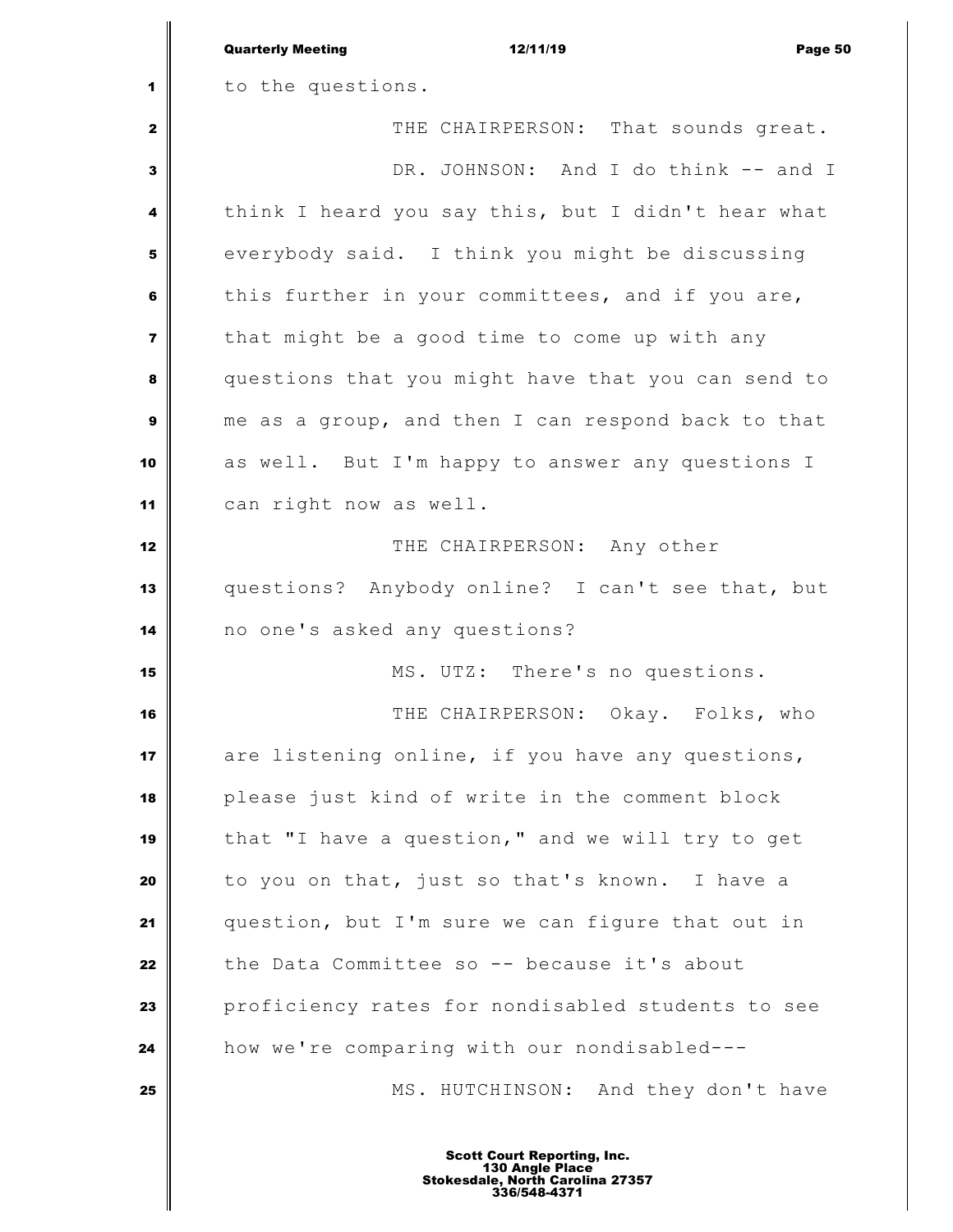to the questions.

THE CHAIRPERSON: That sounds great.

DR. JOHNSON: And I do think -- and I think I heard you say this, but I didn't hear what everybody said. I think you might be discussing this further in your committees, and if you are, that might be a good time to come up with any questions that you might have that you can send to me as a group, and then I can respond back to that as well. But I'm happy to answer any questions I can right now as well.

THE CHAIRPERSON: Any other questions? Anybody online? I can't see that, but no one's asked any questions?

MS. UTZ: There's no questions.

THE CHAIRPERSON: Okay. Folks, who are listening online, if you have any questions, please just kind of write in the comment block that "I have a question," and we will try to get to you on that, just so that's known. I have a question, but I'm sure we can figure that out in the Data Committee so -- because it's about proficiency rates for nondisabled students to see how we're comparing with our nondisabled---

MS. HUTCHINSON: And they don't have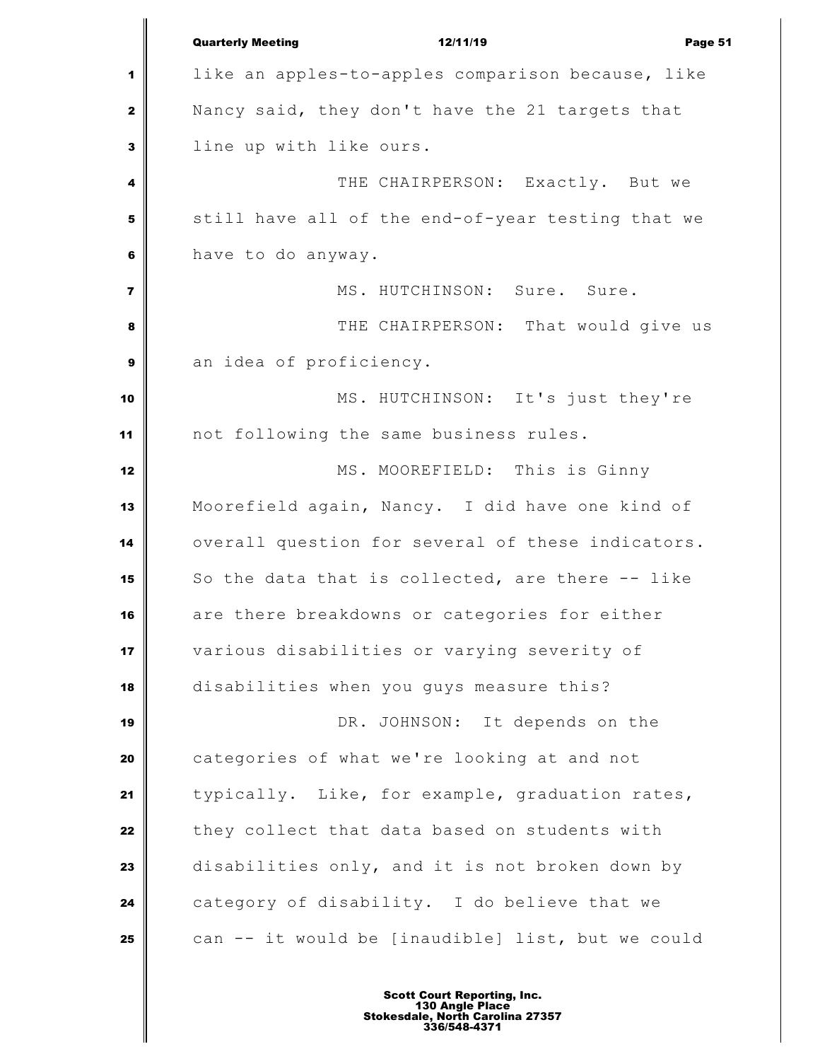like an apples-to-apples comparison because, like Nancy said, they don't have the 21 targets that line up with like ours.

THE CHAIRPERSON: Exactly. But we still have all of the end-of-year testing that we have to do anyway.

MS. HUTCHINSON: Sure. Sure.

THE CHAIRPERSON: That would give us an idea of proficiency.

MS. HUTCHINSON: It's just they're not following the same business rules.

MS. MOOREFIELD: This is Ginny Moorefield again, Nancy. I did have one kind of overall question for several of these indicators. So the data that is collected, are there -- like are there breakdowns or categories for either various disabilities or varying severity of disabilities when you guys measure this?

DR. JOHNSON: It depends on the categories of what we're looking at and not typically. Like, for example, graduation rates, they collect that data based on students with disabilities only, and it is not broken down by category of disability. I do believe that we can -- it would be [inaudible] list, but we could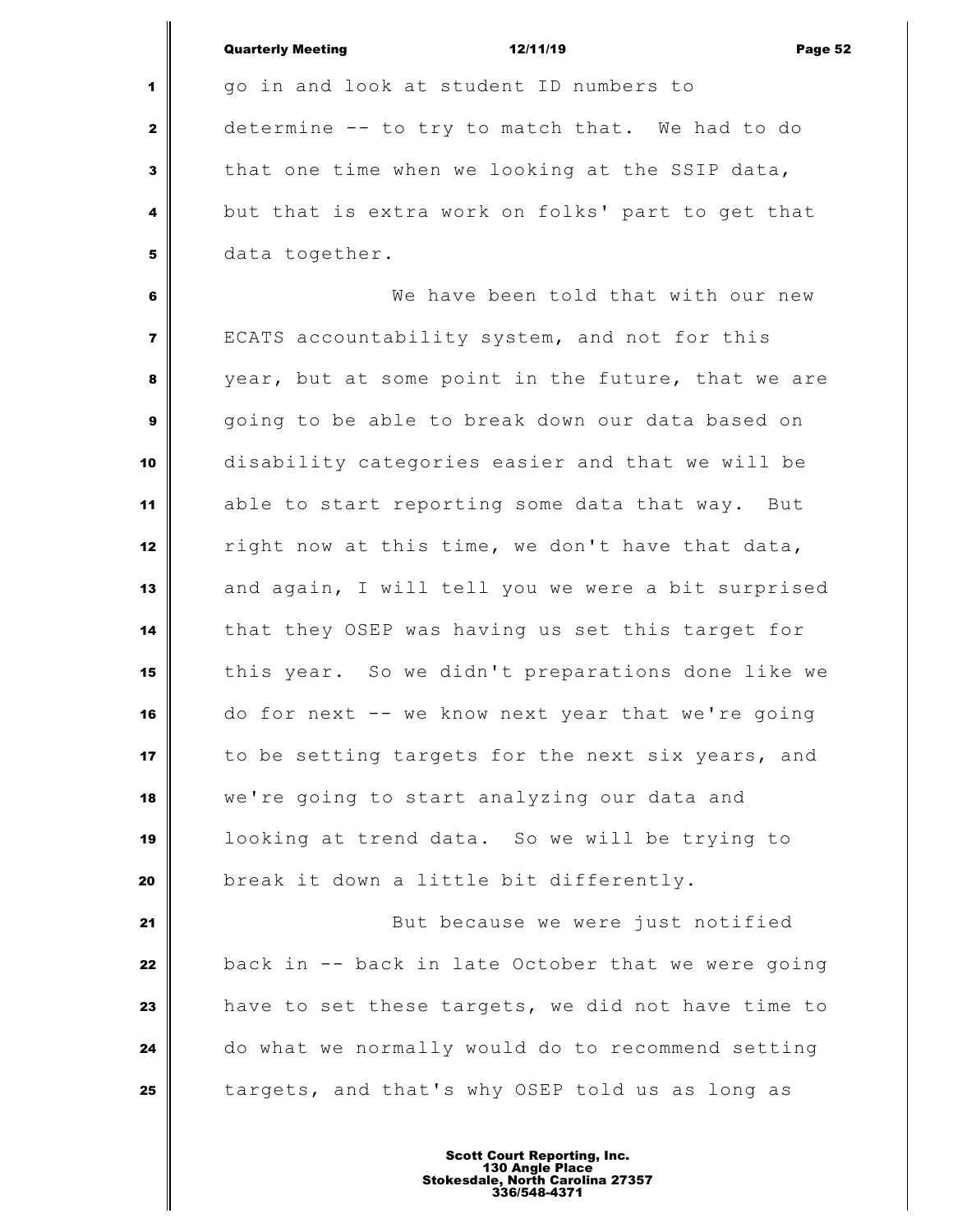go in and look at student ID numbers to determine -- to try to match that. We had to do that one time when we looking at the SSIP data, but that is extra work on folks' part to get that data together.

We have been told that with our new ECATS accountability system, and not for this year, but at some point in the future, that we are going to be able to break down our data based on disability categories easier and that we will be able to start reporting some data that way. But right now at this time, we don't have that data, and again, I will tell you we were a bit surprised that they OSEP was having us set this target for this year. So we didn't preparations done like we do for next -- we know next year that we're going to be setting targets for the next six years, and we're going to start analyzing our data and looking at trend data. So we will be trying to break it down a little bit differently.

But because we were just notified back in -- back in late October that we were going have to set these targets, we did not have time to do what we normally would do to recommend setting targets, and that's why OSEP told us as long as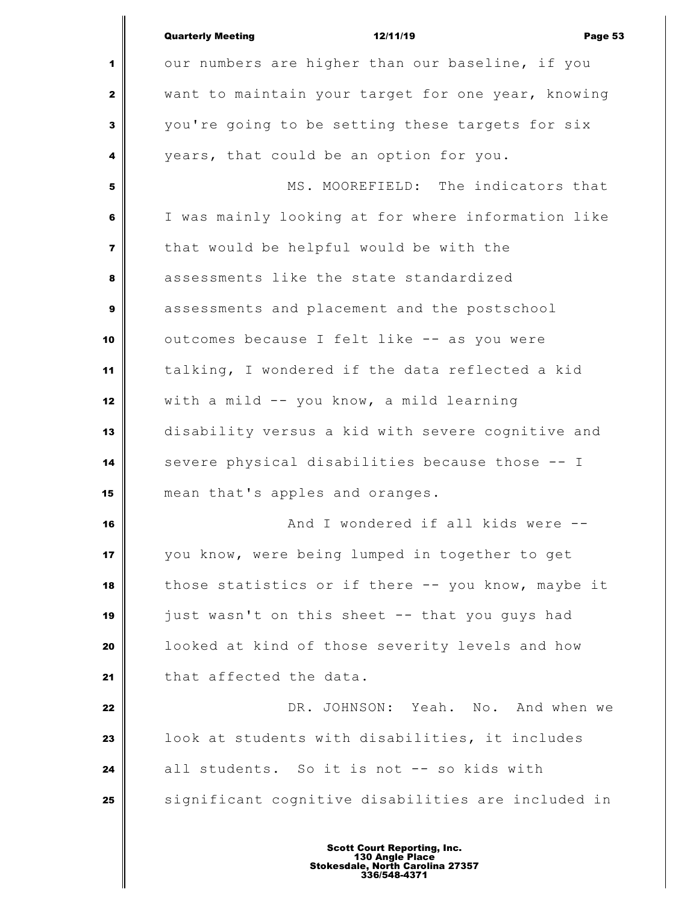our numbers are higher than our baseline, if you want to maintain your target for one year, knowing you're going to be setting these targets for six years, that could be an option for you.

MS. MOOREFIELD: The indicators that I was mainly looking at for where information like that would be helpful would be with the assessments like the state standardized assessments and placement and the postschool outcomes because I felt like -- as you were talking, I wondered if the data reflected a kid with a mild -- you know, a mild learning disability versus a kid with severe cognitive and severe physical disabilities because those -- I mean that's apples and oranges.

And I wondered if all kids were -- you know, were being lumped in together to get those statistics or if there -- you know, maybe it just wasn't on this sheet -- that you guys had looked at kind of those severity levels and how that affected the data.

DR. JOHNSON: Yeah. No. And when we look at students with disabilities, it includes all students. So it is not -- so kids with significant cognitive disabilities are included in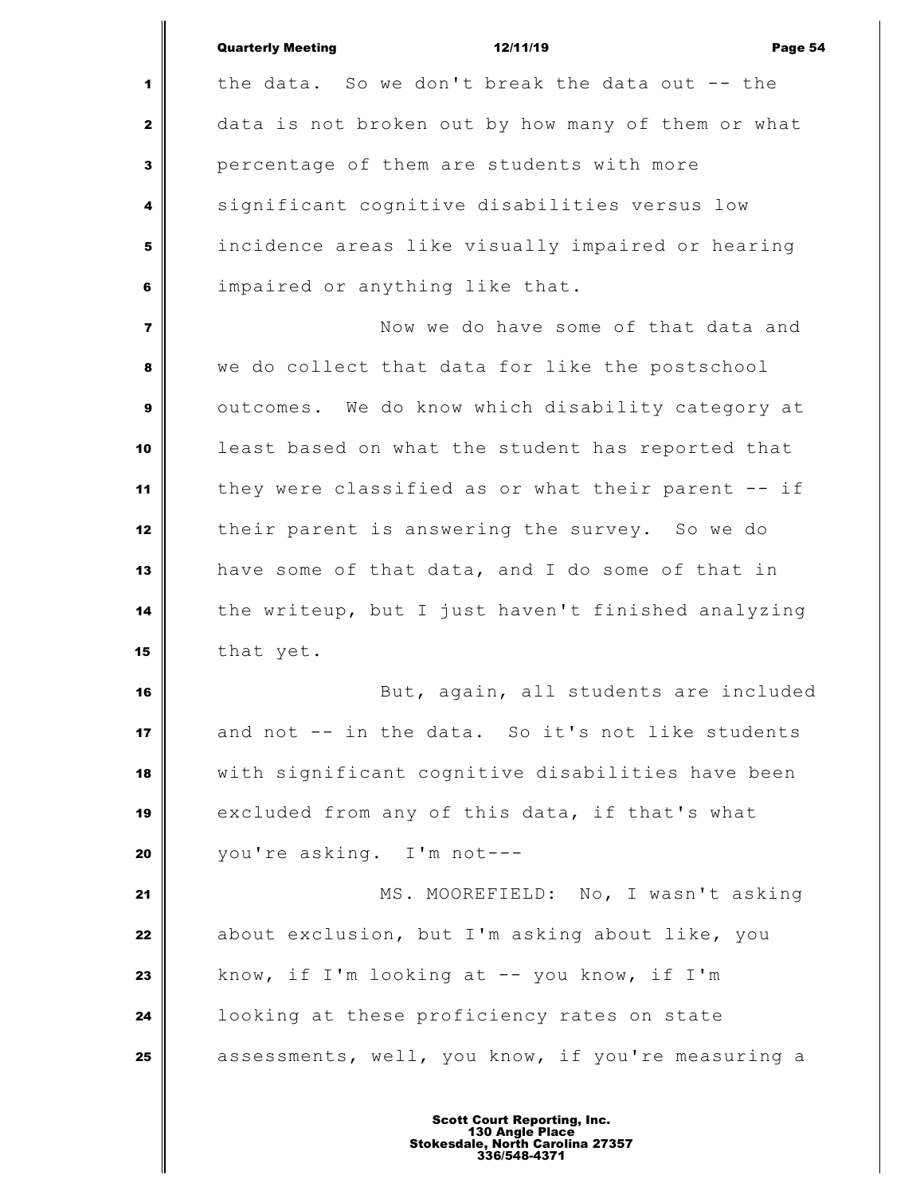the data. So we don't break the data out -- the data is not broken out by how many of them or what percentage of them are students with more significant cognitive disabilities versus low incidence areas like visually impaired or hearing impaired or anything like that.

Now we do have some of that data and we do collect that data for like the postschool outcomes. We do know which disability category at least based on what the student has reported that they were classified as or what their parent -- if their parent is answering the survey. So we do have some of that data, and I do some of that in the writeup, but I just haven't finished analyzing that yet.

But, again, all students are included and not -- in the data. So it's not like students with significant cognitive disabilities have been excluded from any of this data, if that's what you're asking. I'm not---

MS. MOOREFIELD: No, I wasn't asking about exclusion, but I'm asking about like, you know, if I'm looking at -- you know, if I'm looking at these proficiency rates on state assessments, well, you know, if you're measuring a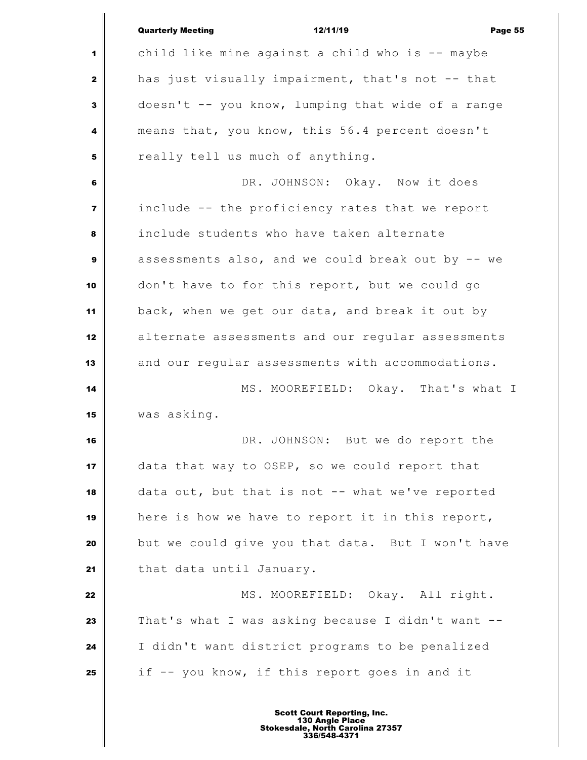child like mine against a child who is -- maybe has just visually impairment, that's not -- that doesn't -- you know, lumping that wide of a range means that, you know, this 56.4 percent doesn't really tell us much of anything.

DR. JOHNSON: Okay. Now it does include -- the proficiency rates that we report include students who have taken alternate assessments also, and we could break out by -- we don't have to for this report, but we could go back, when we get our data, and break it out by alternate assessments and our regular assessments and our regular assessments with accommodations.

MS. MOOREFIELD: Okay. That's what I was asking.

DR. JOHNSON: But we do report the data that way to OSEP, so we could report that data out, but that is not -- what we've reported here is how we have to report it in this report, but we could give you that data. But I won't have that data until January.

MS. MOOREFIELD: Okay. All right. That's what I was asking because I didn't want -- I didn't want district programs to be penalized if -- you know, if this report goes in and it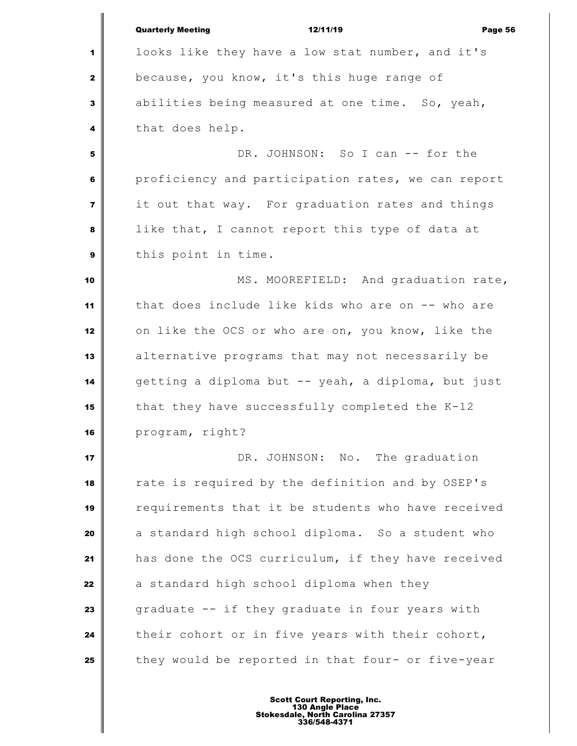looks like they have a low stat number, and it's because, you know, it's this huge range of abilities being measured at one time. So, yeah, that does help.

DR. JOHNSON: So I can -- for the proficiency and participation rates, we can report it out that way. For graduation rates and things like that, I cannot report this type of data at this point in time.

MS. MOOREFIELD: And graduation rate, that does include like kids who are on -- who are on like the OCS or who are on, you know, like the alternative programs that may not necessarily be getting a diploma but -- yeah, a diploma, but just that they have successfully completed the K-12 program, right?

DR. JOHNSON: No. The graduation rate is required by the definition and by OSEP's requirements that it be students who have received a standard high school diploma. So a student who has done the OCS curriculum, if they have received a standard high school diploma when they graduate -- if they graduate in four years with their cohort or in five years with their cohort, they would be reported in that four- or five-year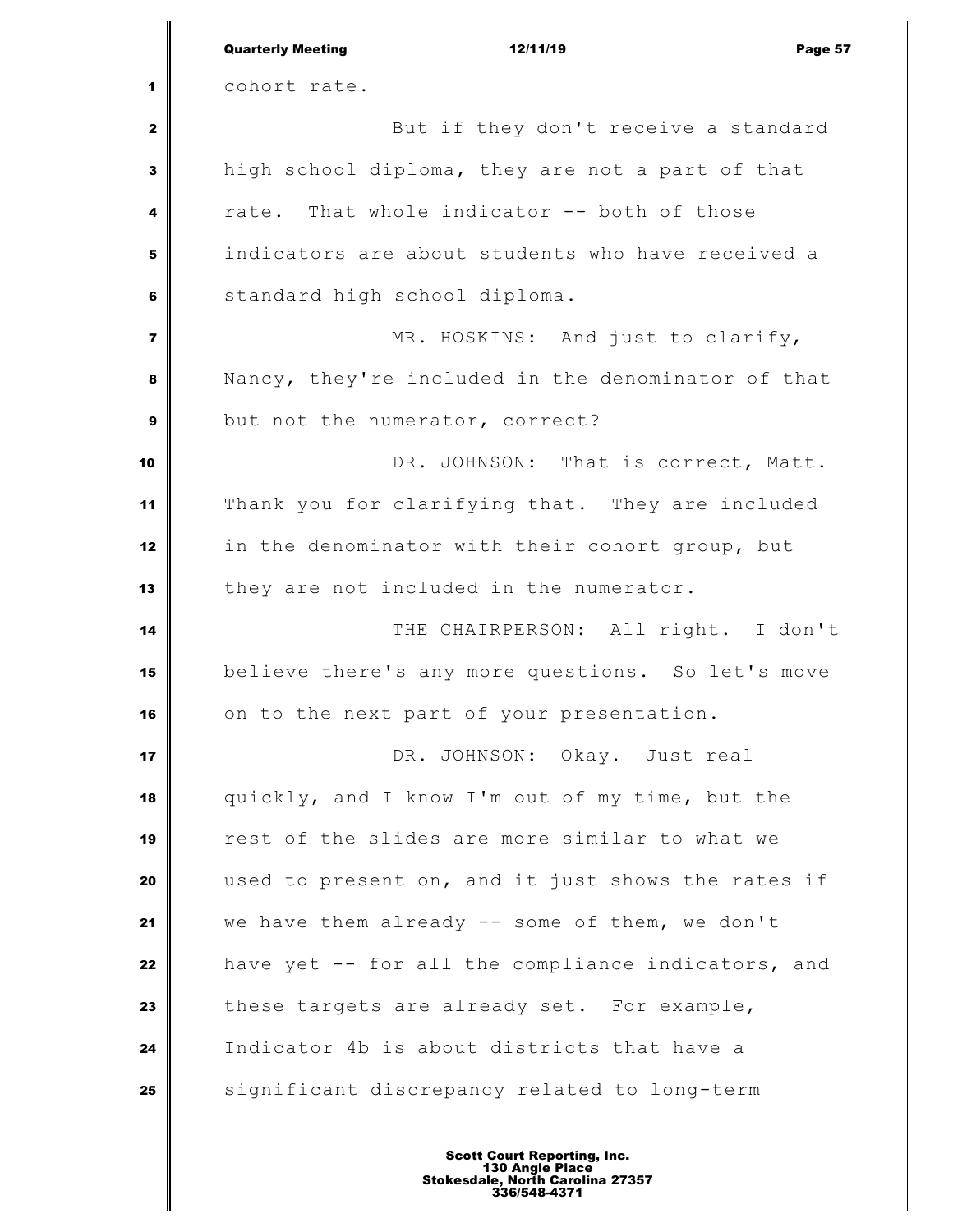cohort rate.

But if they don't receive a standard high school diploma, they are not a part of that rate. That whole indicator -- both of those indicators are about students who have received a standard high school diploma.

MR. HOSKINS: And just to clarify, Nancy, they're included in the denominator of that but not the numerator, correct?

DR. JOHNSON: That is correct, Matt. Thank you for clarifying that. They are included in the denominator with their cohort group, but they are not included in the numerator.

THE CHAIRPERSON: All right. I don't believe there's any more questions. So let's move on to the next part of your presentation.

DR. JOHNSON: Okay. Just real quickly, and I know I'm out of my time, but the rest of the slides are more similar to what we used to present on, and it just shows the rates if we have them already -- some of them, we don't have yet -- for all the compliance indicators, and these targets are already set. For example, Indicator 4b is about districts that have a significant discrepancy related to long-term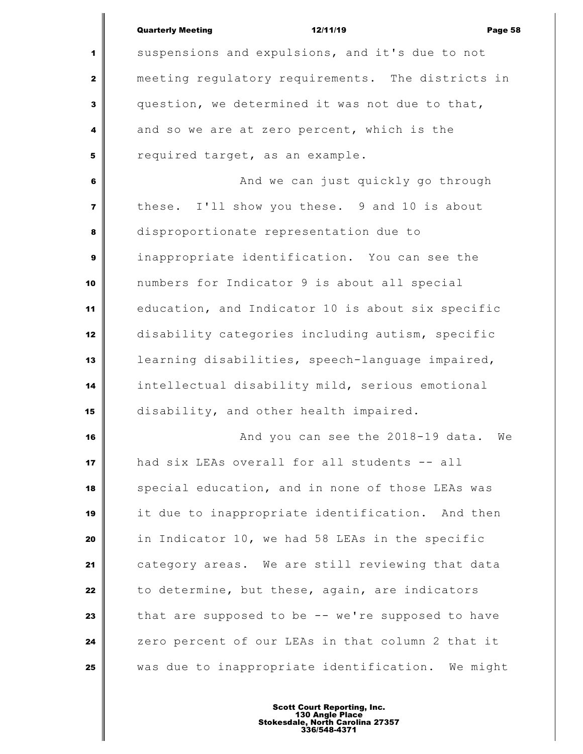suspensions and expulsions, and it's due to not meeting regulatory requirements. The districts in question, we determined it was not due to that, and so we are at zero percent, which is the required target, as an example.

And we can just quickly go through these. I'll show you these. 9 and 10 is about disproportionate representation due to inappropriate identification. You can see the numbers for Indicator 9 is about all special education, and Indicator 10 is about six specific disability categories including autism, specific learning disabilities, speech-language impaired, intellectual disability mild, serious emotional disability, and other health impaired.

And you can see the 2018-19 data. We had six LEAs overall for all students -- all special education, and in none of those LEAs was it due to inappropriate identification. And then in Indicator 10, we had 58 LEAs in the specific category areas. We are still reviewing that data to determine, but these, again, are indicators that are supposed to be -- we're supposed to have zero percent of our LEAs in that column 2 that it was due to inappropriate identification. We might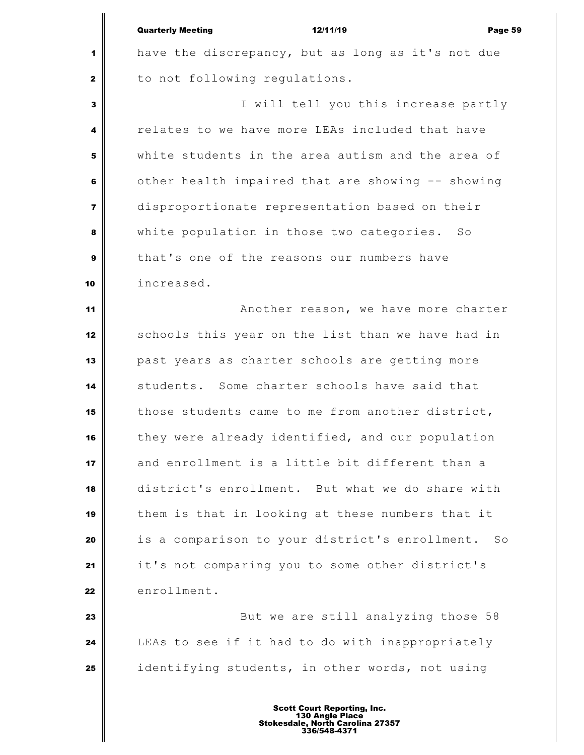have the discrepancy, but as long as it's not due to not following regulations.

I will tell you this increase partly relates to we have more LEAs included that have white students in the area autism and the area of other health impaired that are showing -- showing disproportionate representation based on their white population in those two categories. So that's one of the reasons our numbers have increased.

Another reason, we have more charter schools this year on the list than we have had in past years as charter schools are getting more students. Some charter schools have said that those students came to me from another district, they were already identified, and our population and enrollment is a little bit different than a district's enrollment. But what we do share with them is that in looking at these numbers that it is a comparison to your district's enrollment. So it's not comparing you to some other district's enrollment.

But we are still analyzing those 58 LEAs to see if it had to do with inappropriately identifying students, in other words, not using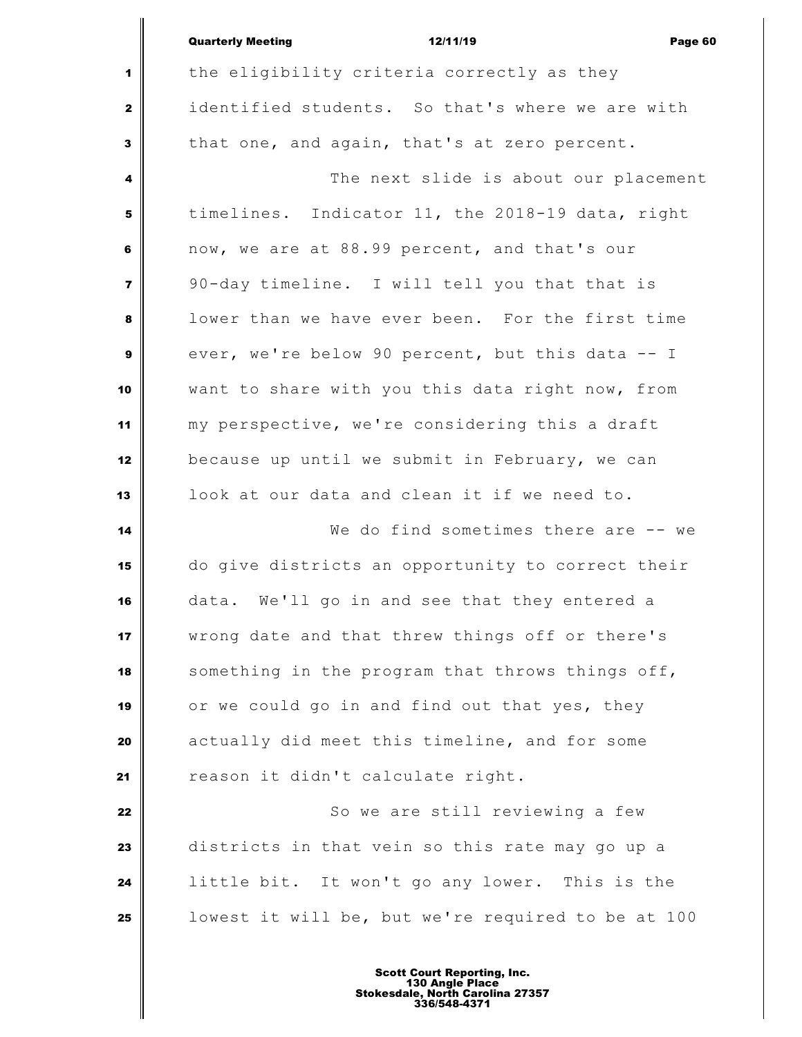the eligibility criteria correctly as they identified students. So that's where we are with that one, and again, that's at zero percent.

The next slide is about our placement timelines. Indicator 11, the 2018-19 data, right now, we are at 88.99 percent, and that's our 90-day timeline. I will tell you that that is lower than we have ever been. For the first time ever, we're below 90 percent, but this data -- I want to share with you this data right now, from my perspective, we're considering this a draft because up until we submit in February, we can look at our data and clean it if we need to.

We do find sometimes there are -- we do give districts an opportunity to correct their data. We'll go in and see that they entered a wrong date and that threw things off or there's something in the program that throws things off, or we could go in and find out that yes, they actually did meet this timeline, and for some reason it didn't calculate right.

So we are still reviewing a few districts in that vein so this rate may go up a little bit. It won't go any lower. This is the lowest it will be, but we're required to be at 100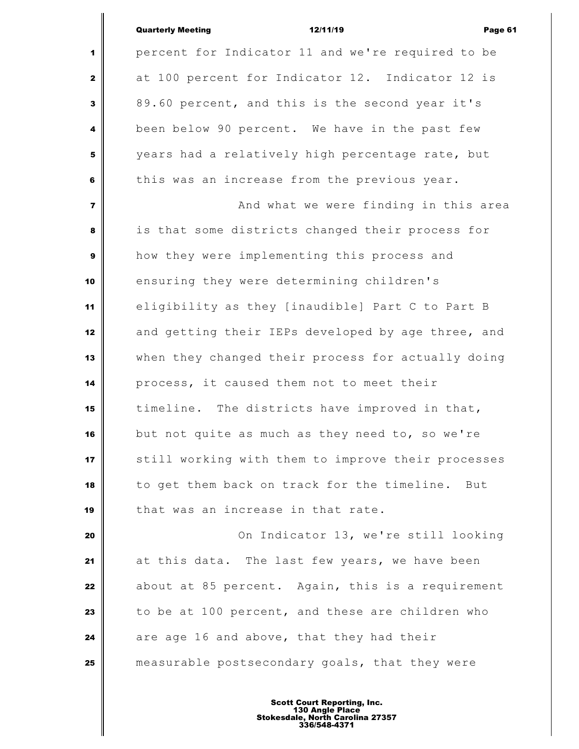percent for Indicator 11 and we're required to be at 100 percent for Indicator 12. Indicator 12 is 89.60 percent, and this is the second year it's been below 90 percent. We have in the past few years had a relatively high percentage rate, but this was an increase from the previous year.

And what we were finding in this area is that some districts changed their process for how they were implementing this process and ensuring they were determining children's eligibility as they [inaudible] Part C to Part B and getting their IEPs developed by age three, and when they changed their process for actually doing process, it caused them not to meet their timeline. The districts have improved in that, but not quite as much as they need to, so we're still working with them to improve their processes to get them back on track for the timeline. But that was an increase in that rate.

On Indicator 13, we're still looking at this data. The last few years, we have been about at 85 percent. Again, this is a requirement to be at 100 percent, and these are children who are age 16 and above, that they had their measurable postsecondary goals, that they were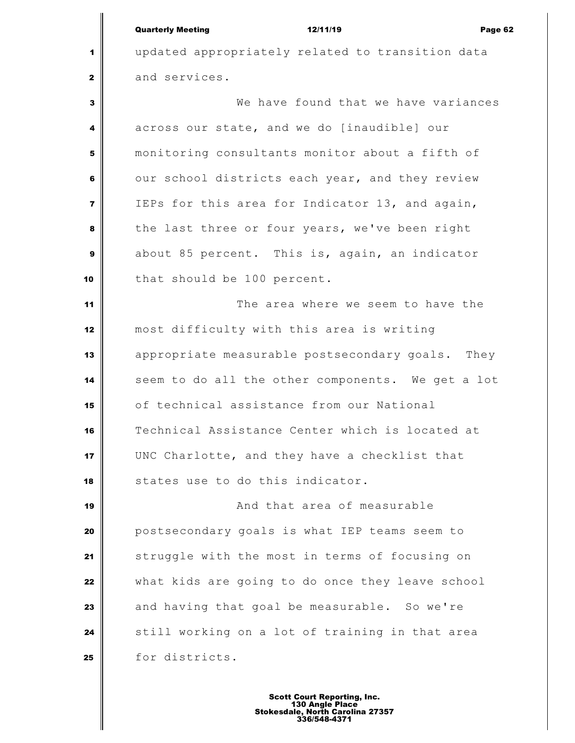updated appropriately related to transition data and services.

We have found that we have variances across our state, and we do [inaudible] our monitoring consultants monitor about a fifth of our school districts each year, and they review IEPs for this area for Indicator 13, and again, the last three or four years, we've been right about 85 percent. This is, again, an indicator that should be 100 percent.

The area where we seem to have the most difficulty with this area is writing appropriate measurable postsecondary goals. They seem to do all the other components. We get a lot of technical assistance from our National Technical Assistance Center which is located at UNC Charlotte, and they have a checklist that states use to do this indicator.

And that area of measurable postsecondary goals is what IEP teams seem to struggle with the most in terms of focusing on what kids are going to do once they leave school and having that goal be measurable. So we're still working on a lot of training in that area for districts.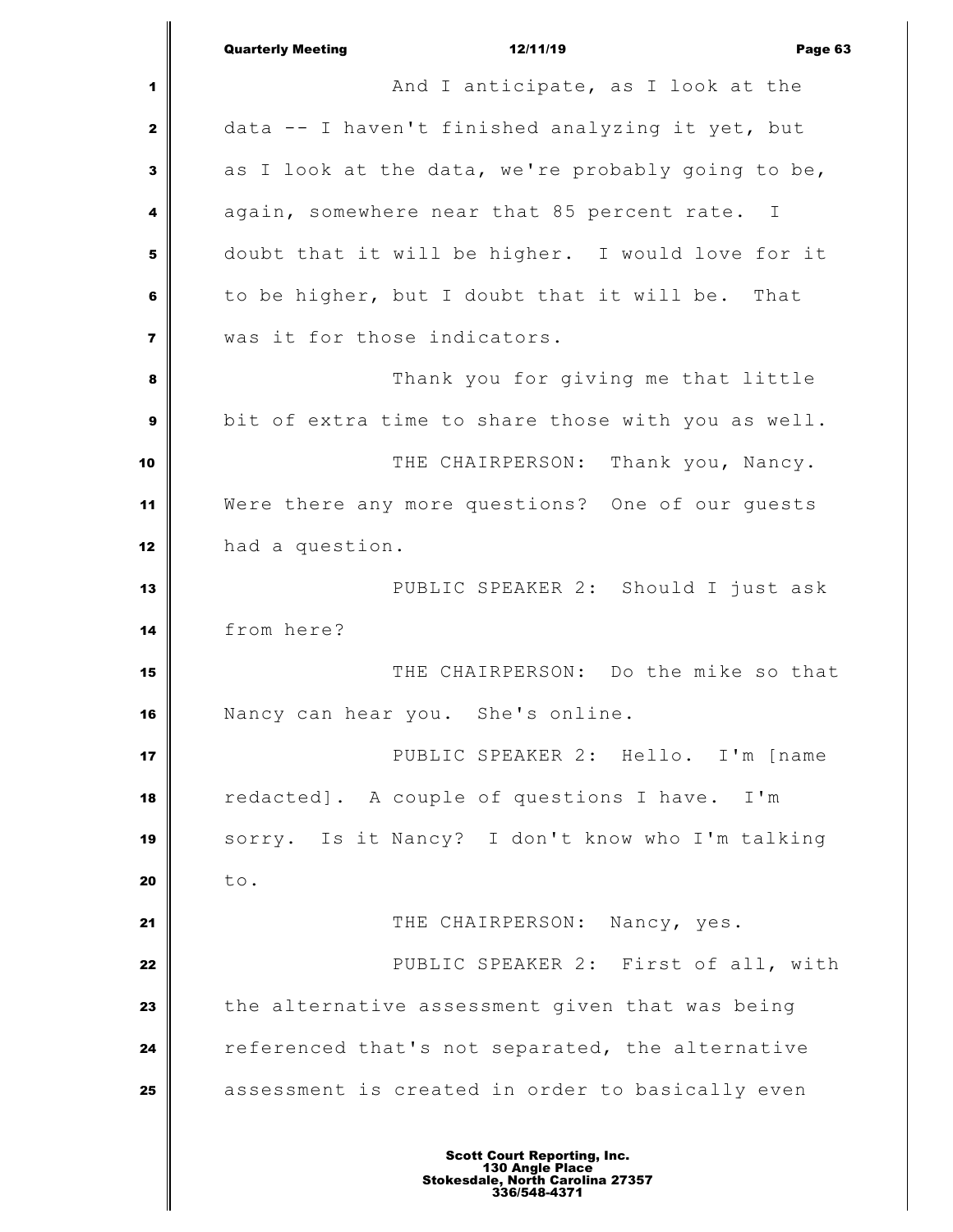And I anticipate, as I look at the data -- I haven't finished analyzing it yet, but as I look at the data, we're probably going to be, again, somewhere near that 85 percent rate. I doubt that it will be higher. I would love for it to be higher, but I doubt that it will be. That was it for those indicators.

Thank you for giving me that little bit of extra time to share those with you as well.

THE CHAIRPERSON: Thank you, Nancy. Were there any more questions? One of our guests had a question.

PUBLIC SPEAKER 2: Should I just ask from here?

THE CHAIRPERSON: Do the mike so that Nancy can hear you. She's online.

PUBLIC SPEAKER 2: Hello. I'm [name redacted]. A couple of questions I have. I'm sorry. Is it Nancy? I don't know who I'm talking to.

THE CHAIRPERSON: Nancy, yes.

PUBLIC SPEAKER 2: First of all, with the alternative assessment given that was being referenced that's not separated, the alternative assessment is created in order to basically even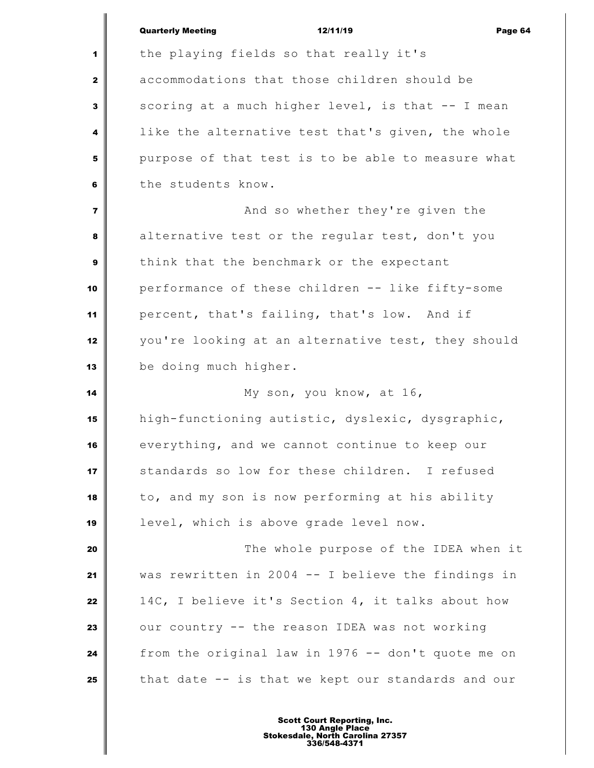the playing fields so that really it's accommodations that those children should be scoring at a much higher level, is that -- I mean like the alternative test that's given, the whole purpose of that test is to be able to measure what the students know.

And so whether they're given the alternative test or the regular test, don't you think that the benchmark or the expectant performance of these children -- like fifty-some percent, that's failing, that's low. And if you're looking at an alternative test, they should be doing much higher.

My son, you know, at 16, high-functioning autistic, dyslexic, dysgraphic, everything, and we cannot continue to keep our standards so low for these children. I refused to, and my son is now performing at his ability level, which is above grade level now.

The whole purpose of the IDEA when it was rewritten in 2004 -- I believe the findings in 14C, I believe it's Section 4, it talks about how our country -- the reason IDEA was not working from the original law in 1976 -- don't quote me on that date -- is that we kept our standards and our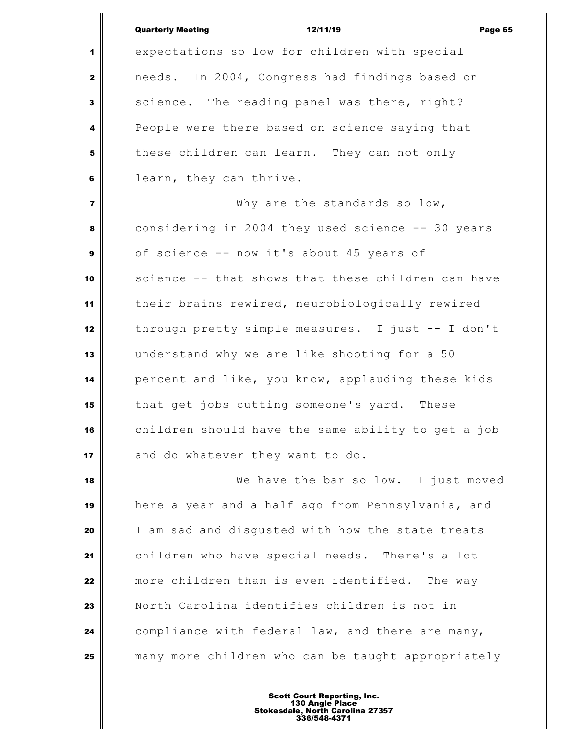expectations so low for children with special needs. In 2004, Congress had findings based on science. The reading panel was there, right? People were there based on science saying that these children can learn. They can not only learn, they can thrive.

Why are the standards so low, considering in 2004 they used science -- 30 years of science -- now it's about 45 years of science -- that shows that these children can have their brains rewired, neurobiologically rewired through pretty simple measures. I just -- I don't understand why we are like shooting for a 50 percent and like, you know, applauding these kids that get jobs cutting someone's yard. These children should have the same ability to get a job and do whatever they want to do.

We have the bar so low. I just moved here a year and a half ago from Pennsylvania, and I am sad and disgusted with how the state treats children who have special needs. There's a lot more children than is even identified. The way North Carolina identifies children is not in compliance with federal law, and there are many, many more children who can be taught appropriately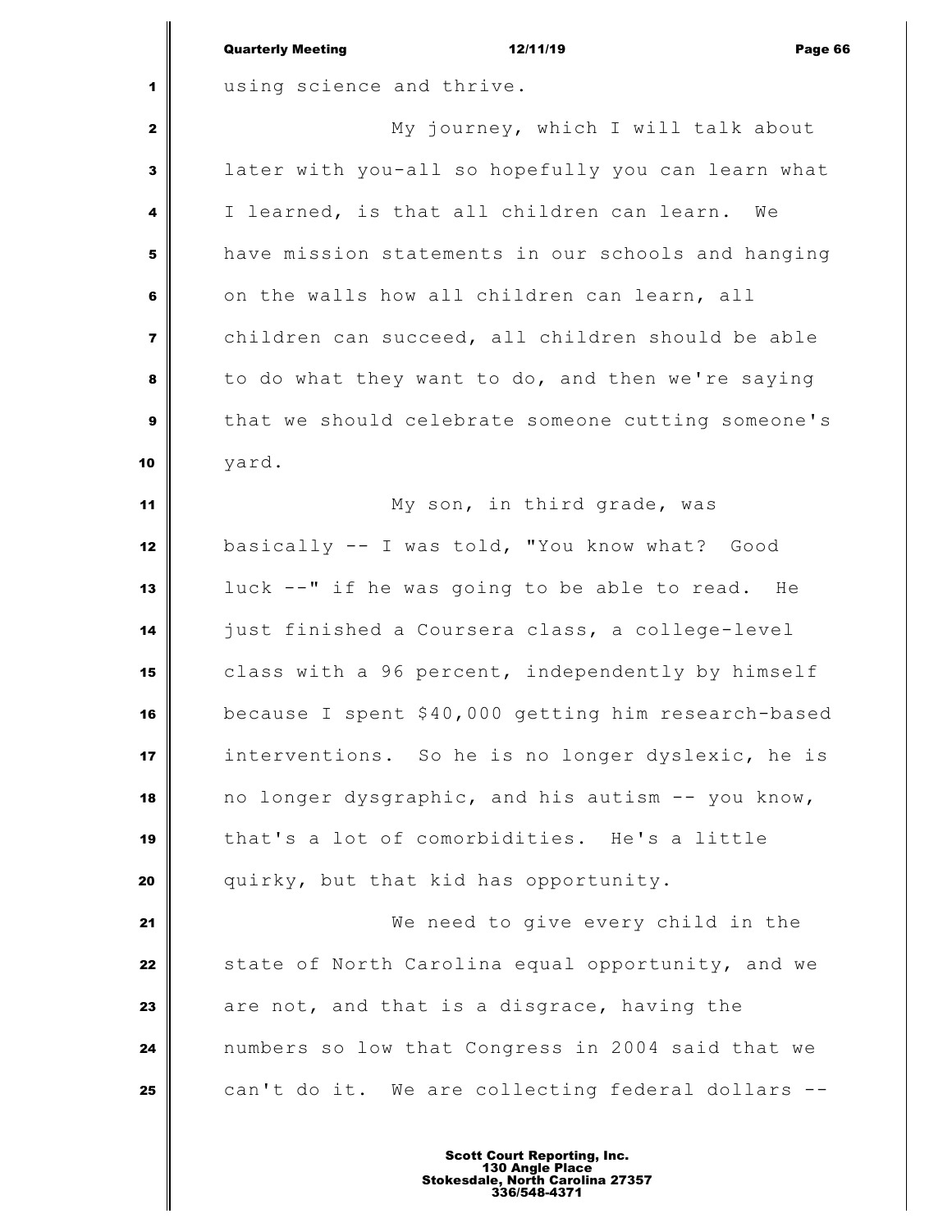using science and thrive.

My journey, which I will talk about later with you-all so hopefully you can learn what I learned, is that all children can learn. We have mission statements in our schools and hanging on the walls how all children can learn, all children can succeed, all children should be able to do what they want to do, and then we're saying that we should celebrate someone cutting someone's yard.

My son, in third grade, was basically -- I was told, "You know what? Good luck --" if he was going to be able to read. He just finished a Coursera class, a college-level class with a 96 percent, independently by himself because I spent $40,000 getting him research-based interventions. So he is no longer dyslexic, he is no longer dysgraphic, and his autism -- you know, that's a lot of comorbidities. He's a little quirky, but that kid has opportunity.

We need to give every child in the state of North Carolina equal opportunity, and we are not, and that is a disgrace, having the numbers so low that Congress in 2004 said that we can't do it. We are collecting federal dollars --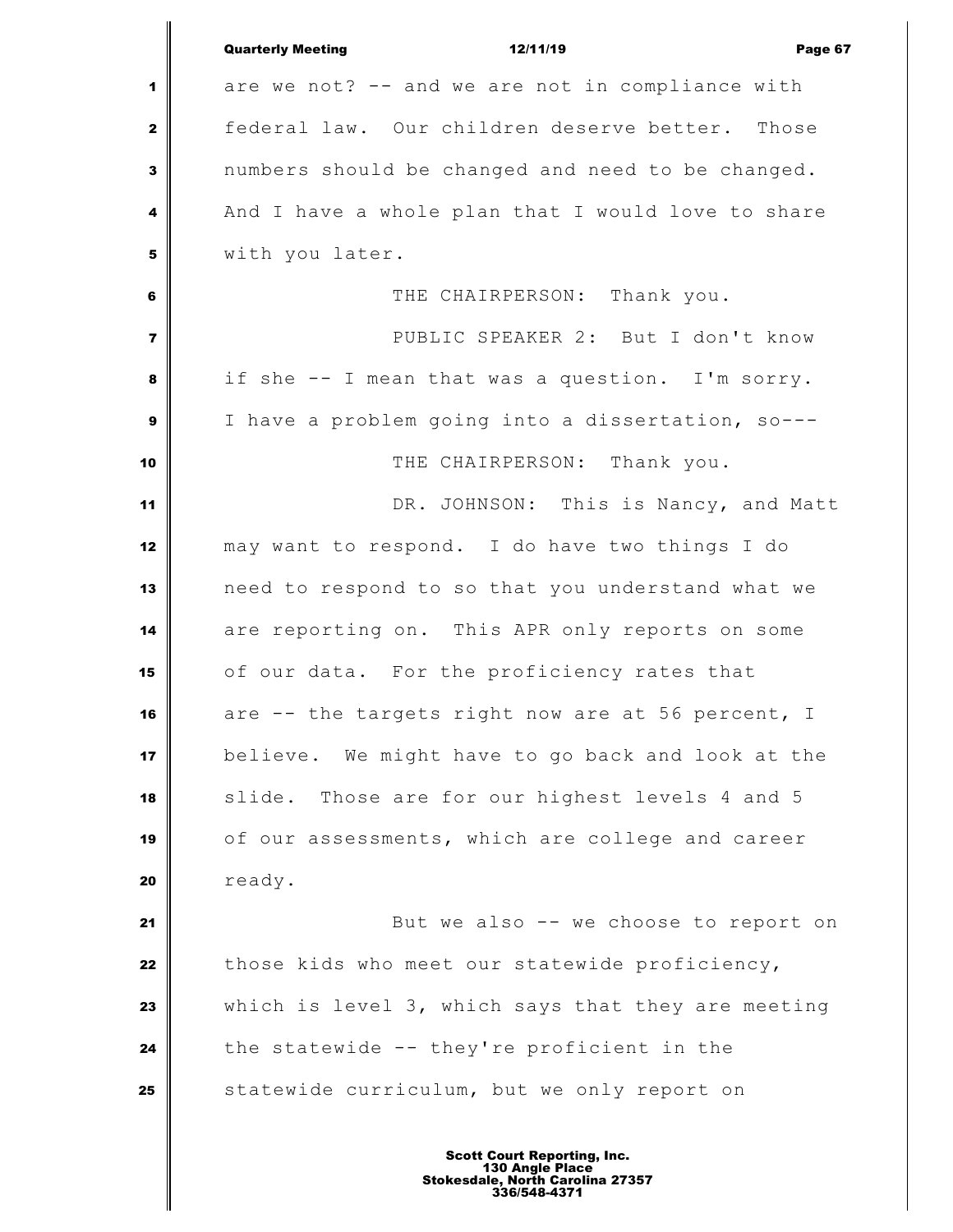are we not? -- and we are not in compliance with federal law. Our children deserve better. Those numbers should be changed and need to be changed. And I have a whole plan that I would love to share with you later.

THE CHAIRPERSON: Thank you.

PUBLIC SPEAKER 2: But I don't know if she -- I mean that was a question. I'm sorry. I have a problem going into a dissertation, so---

THE CHAIRPERSON: Thank you.

DR. JOHNSON: This is Nancy, and Matt may want to respond. I do have two things I do need to respond to so that you understand what we are reporting on. This APR only reports on some of our data. For the proficiency rates that are -- the targets right now are at 56 percent, I believe. We might have to go back and look at the slide. Those are for our highest levels 4 and 5 of our assessments, which are college and career ready.

But we also -- we choose to report on those kids who meet our statewide proficiency, which is level 3, which says that they are meeting the statewide -- they're proficient in the statewide curriculum, but we only report on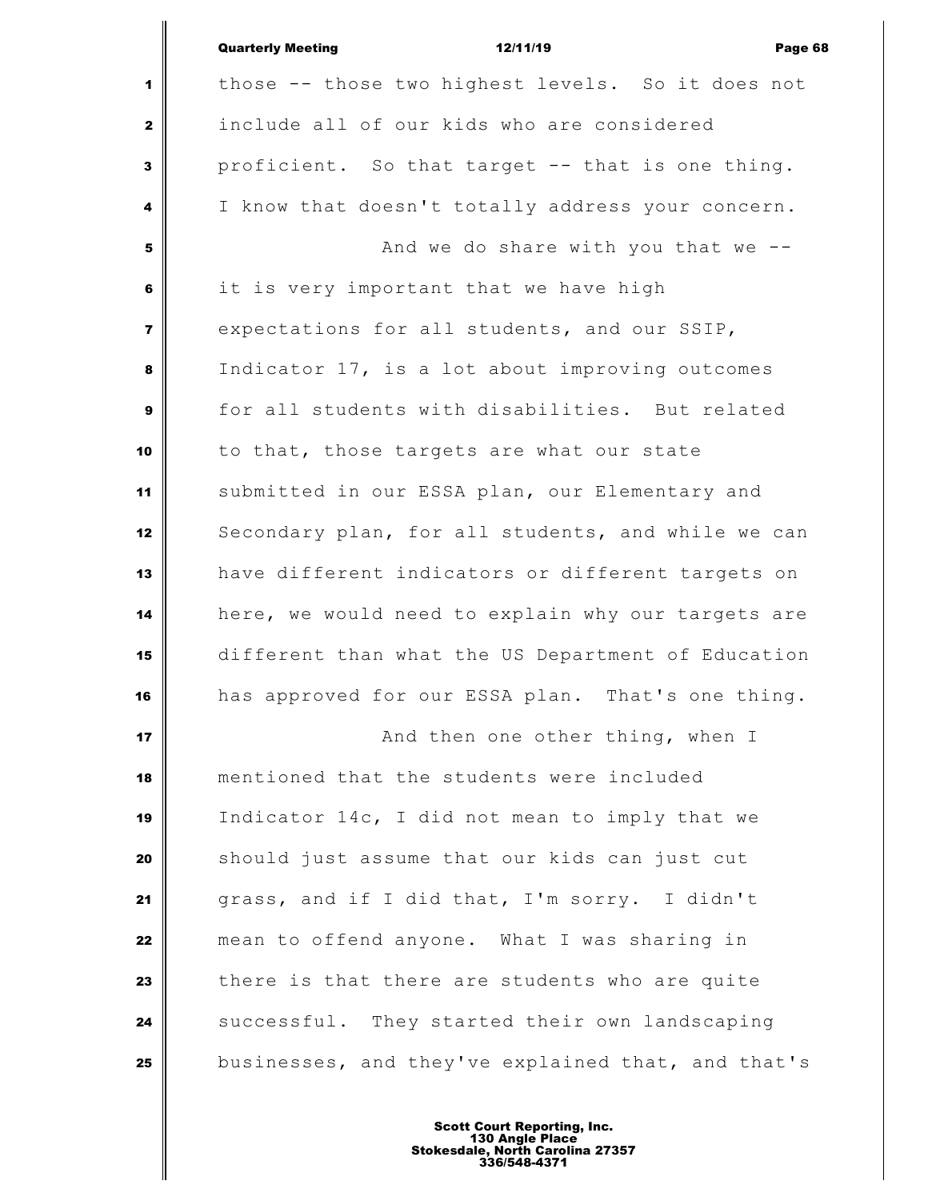those -- those two highest levels. So it does not include all of our kids who are considered proficient. So that target -- that is one thing. I know that doesn't totally address your concern.

And we do share with you that we -- it is very important that we have high expectations for all students, and our SSIP, Indicator 17, is a lot about improving outcomes for all students with disabilities. But related to that, those targets are what our state submitted in our ESSA plan, our Elementary and Secondary plan, for all students, and while we can have different indicators or different targets on here, we would need to explain why our targets are different than what the US Department of Education has approved for our ESSA plan. That's one thing.

And then one other thing, when I mentioned that the students were included Indicator 14c, I did not mean to imply that we should just assume that our kids can just cut grass, and if I did that, I'm sorry. I didn't mean to offend anyone. What I was sharing in there is that there are students who are quite successful. They started their own landscaping businesses, and they've explained that, and that's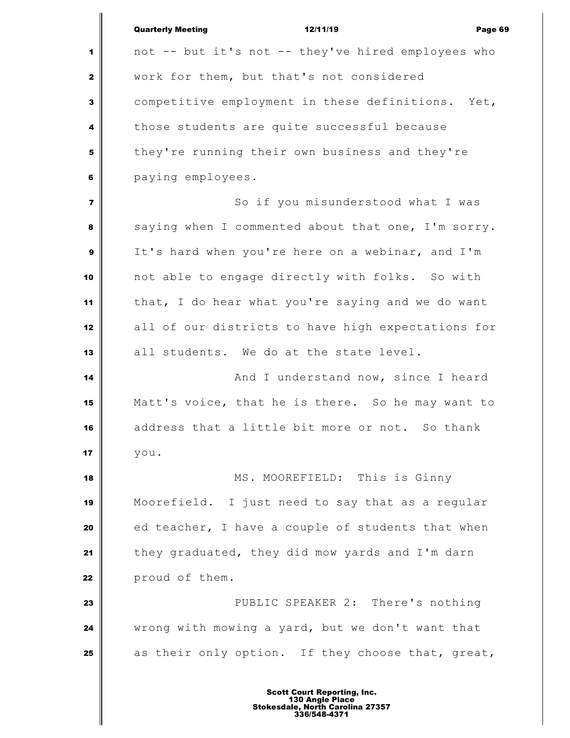not -- but it's not -- they've hired employees who work for them, but that's not considered competitive employment in these definitions. Yet, those students are quite successful because they're running their own business and they're paying employees.

So if you misunderstood what I was saying when I commented about that one, I'm sorry. It's hard when you're here on a webinar, and I'm not able to engage directly with folks. So with that, I do hear what you're saying and we do want all of our districts to have high expectations for all students. We do at the state level.

And I understand now, since I heard Matt's voice, that he is there. So he may want to address that a little bit more or not. So thank you.

MS. MOOREFIELD: This is Ginny Moorefield. I just need to say that as a regular ed teacher, I have a couple of students that when they graduated, they did mow yards and I'm darn proud of them.

PUBLIC SPEAKER 2: There's nothing wrong with mowing a yard, but we don't want that as their only option. If they choose that, great,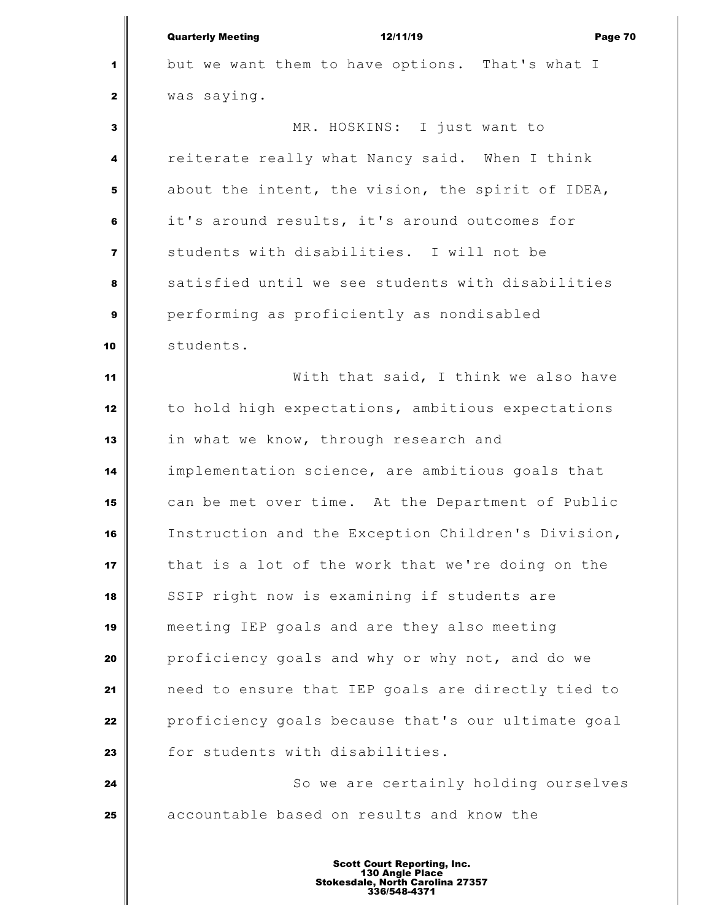but we want them to have options. That's what I was saying.

MR. HOSKINS: I just want to reiterate really what Nancy said. When I think about the intent, the vision, the spirit of IDEA, it's around results, it's around outcomes for students with disabilities. I will not be satisfied until we see students with disabilities performing as proficiently as nondisabled students.

With that said, I think we also have to hold high expectations, ambitious expectations in what we know, through research and implementation science, are ambitious goals that can be met over time. At the Department of Public Instruction and the Exception Children's Division, that is a lot of the work that we're doing on the SSIP right now is examining if students are meeting IEP goals and are they also meeting proficiency goals and why or why not, and do we need to ensure that IEP goals are directly tied to proficiency goals because that's our ultimate goal for students with disabilities.

So we are certainly holding ourselves accountable based on results and know the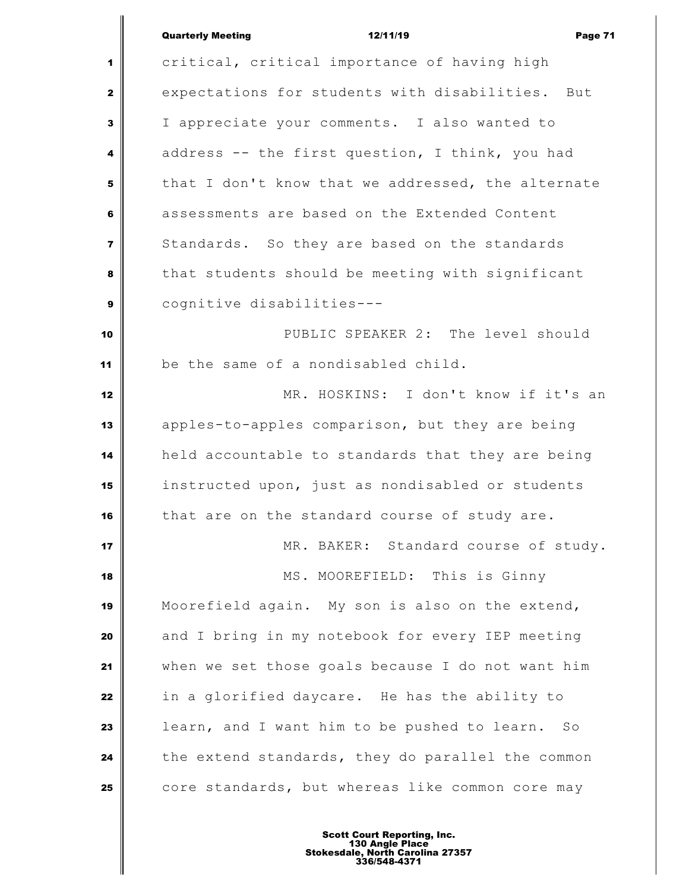critical, critical importance of having high expectations for students with disabilities. But I appreciate your comments. I also wanted to address -- the first question, I think, you had that I don't know that we addressed, the alternate assessments are based on the Extended Content Standards. So they are based on the standards that students should be meeting with significant cognitive disabilities---

PUBLIC SPEAKER 2: The level should be the same of a nondisabled child.

MR. HOSKINS: I don't know if it's an apples-to-apples comparison, but they are being held accountable to standards that they are being instructed upon, just as nondisabled or students that are on the standard course of study are.

MR. BAKER: Standard course of study.

MS. MOOREFIELD: This is Ginny Moorefield again. My son is also on the extend, and I bring in my notebook for every IEP meeting when we set those goals because I do not want him in a glorified daycare. He has the ability to learn, and I want him to be pushed to learn. So the extend standards, they do parallel the common core standards, but whereas like common core may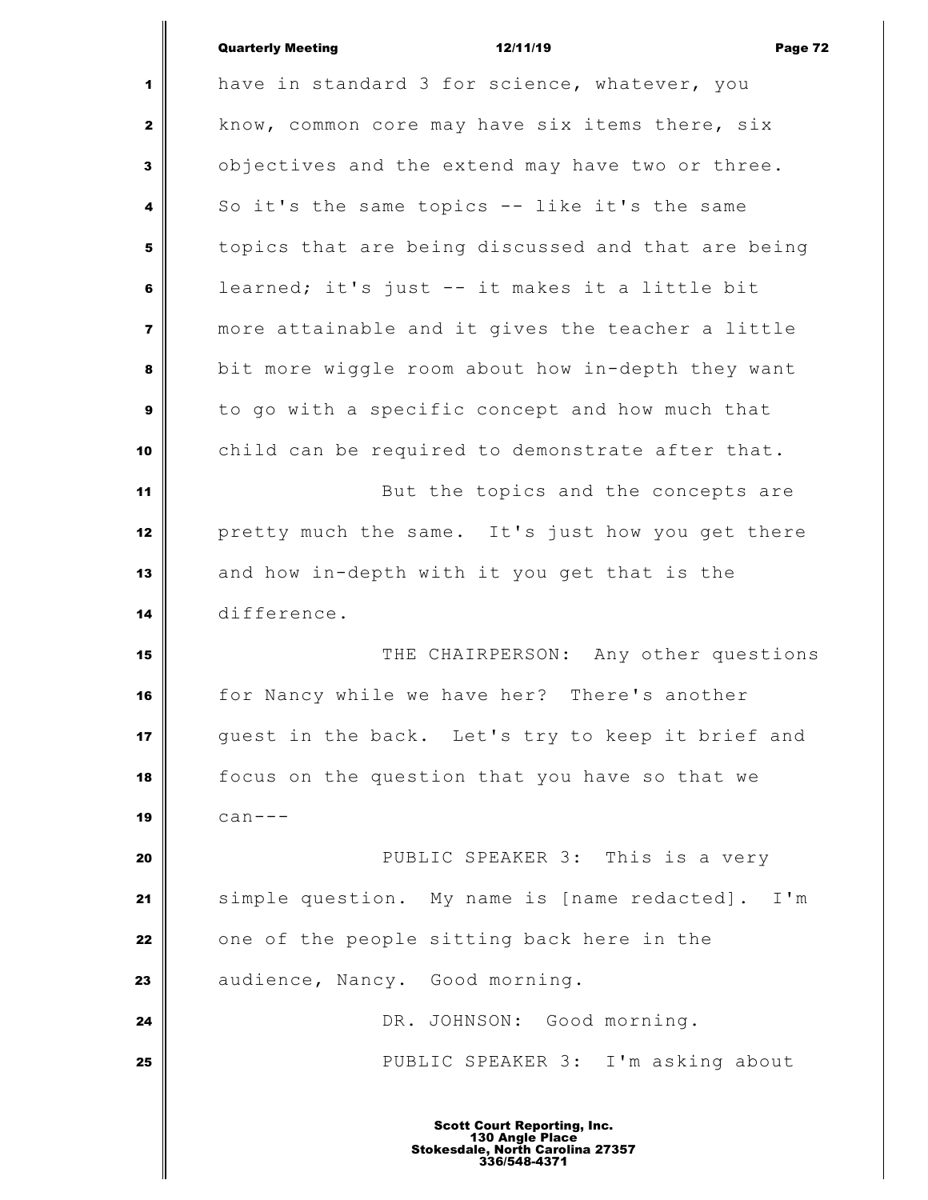have in standard 3 for science, whatever, you know, common core may have six items there, six objectives and the extend may have two or three. So it's the same topics -- like it's the same topics that are being discussed and that are being learned; it's just -- it makes it a little bit more attainable and it gives the teacher a little bit more wiggle room about how in-depth they want to go with a specific concept and how much that child can be required to demonstrate after that.

But the topics and the concepts are pretty much the same. It's just how you get there and how in-depth with it you get that is the difference.

THE CHAIRPERSON: Any other questions for Nancy while we have her? There's another guest in the back. Let's try to keep it brief and focus on the question that you have so that we can---

PUBLIC SPEAKER 3: This is a very simple question. My name is [name redacted]. I'm one of the people sitting back here in the audience, Nancy. Good morning.

DR. JOHNSON: Good morning.

PUBLIC SPEAKER 3: I'm asking about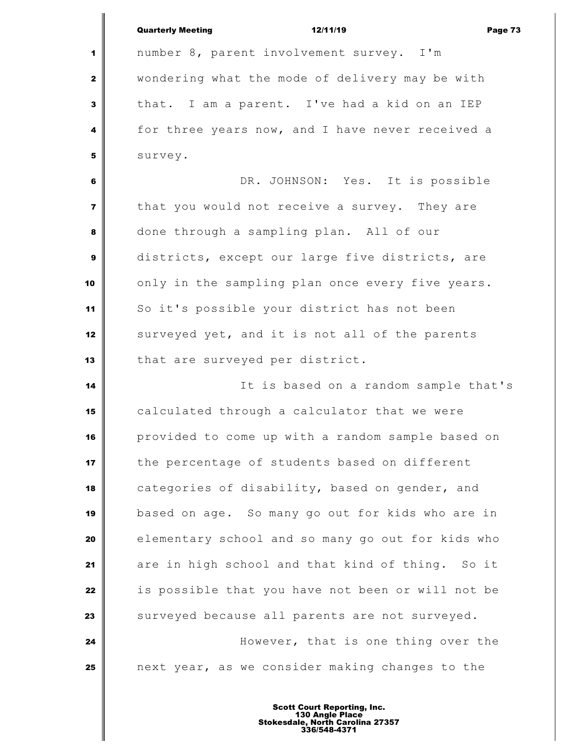number 8, parent involvement survey. I'm wondering what the mode of delivery may be with that. I am a parent. I've had a kid on an IEP for three years now, and I have never received a survey.

DR. JOHNSON: Yes. It is possible that you would not receive a survey. They are done through a sampling plan. All of our districts, except our large five districts, are only in the sampling plan once every five years. So it's possible your district has not been surveyed yet, and it is not all of the parents that are surveyed per district.

It is based on a random sample that's calculated through a calculator that we were provided to come up with a random sample based on the percentage of students based on different categories of disability, based on gender, and based on age. So many go out for kids who are in elementary school and so many go out for kids who are in high school and that kind of thing. So it is possible that you have not been or will not be surveyed because all parents are not surveyed.

However, that is one thing over the next year, as we consider making changes to the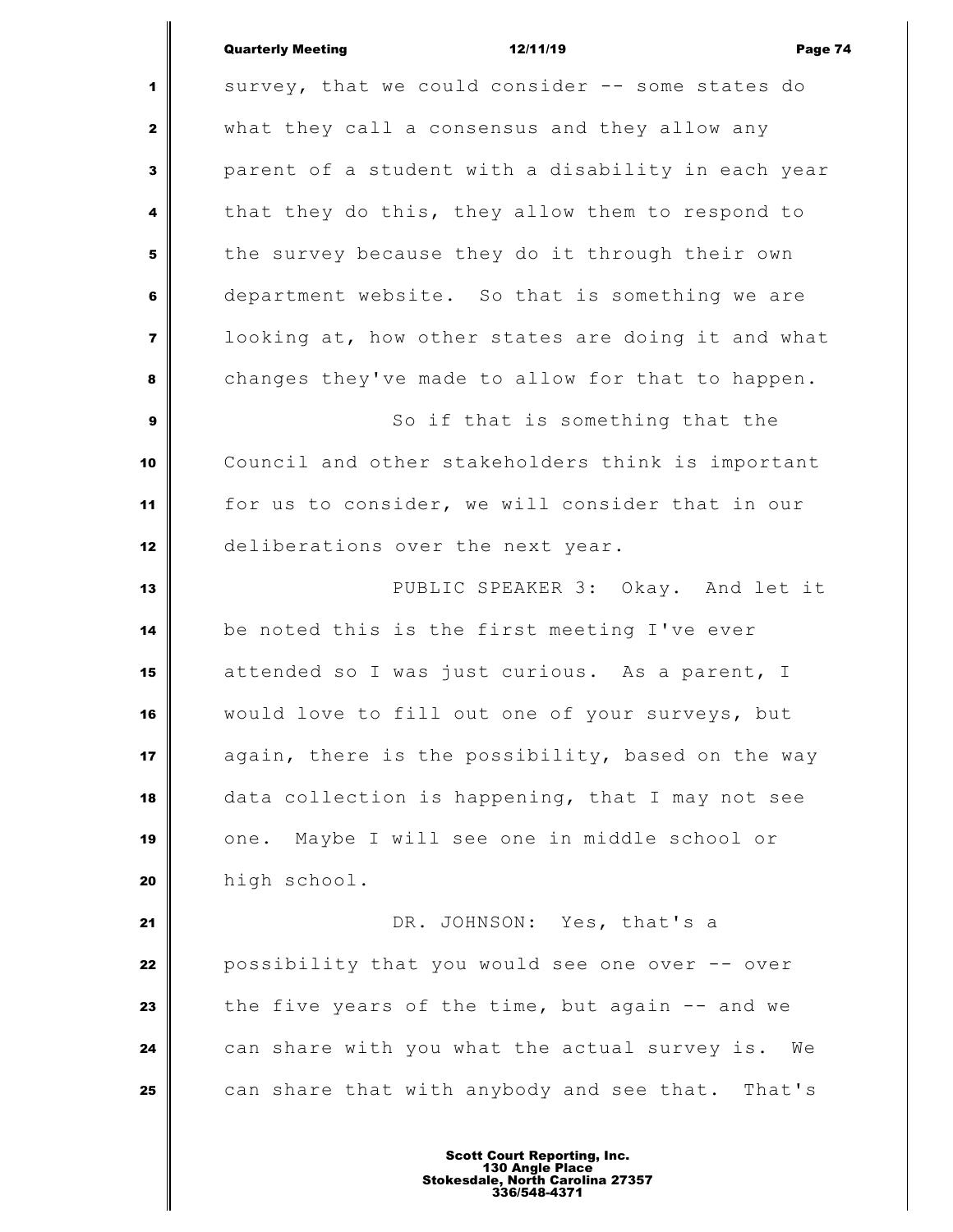survey, that we could consider -- some states do what they call a consensus and they allow any parent of a student with a disability in each year that they do this, they allow them to respond to the survey because they do it through their own department website. So that is something we are looking at, how other states are doing it and what changes they've made to allow for that to happen.

So if that is something that the Council and other stakeholders think is important for us to consider, we will consider that in our deliberations over the next year.

PUBLIC SPEAKER 3: Okay. And let it be noted this is the first meeting I've ever attended so I was just curious. As a parent, I would love to fill out one of your surveys, but again, there is the possibility, based on the way data collection is happening, that I may not see one. Maybe I will see one in middle school or high school.

DR. JOHNSON: Yes, that's a possibility that you would see one over -- over the five years of the time, but again -- and we can share with you what the actual survey is. We can share that with anybody and see that. That's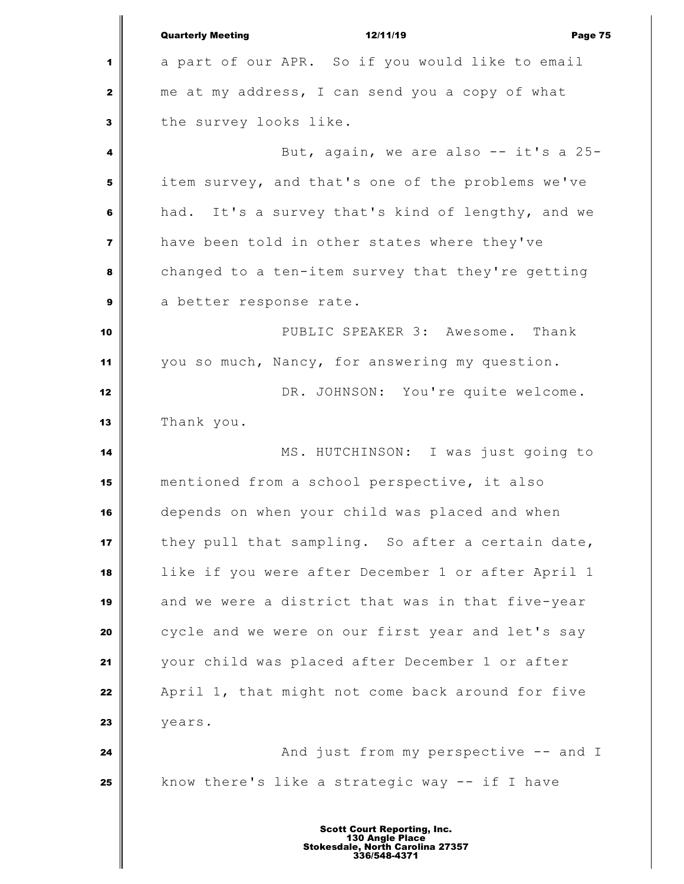a part of our APR. So if you would like to email me at my address, I can send you a copy of what the survey looks like.

But, again, we are also -- it's a 25-item survey, and that's one of the problems we've had. It's a survey that's kind of lengthy, and we have been told in other states where they've changed to a ten-item survey that they're getting a better response rate.

PUBLIC SPEAKER 3: Awesome. Thank you so much, Nancy, for answering my question.

DR. JOHNSON: You're quite welcome. Thank you.

MS. HUTCHINSON: I was just going to mentioned from a school perspective, it also depends on when your child was placed and when they pull that sampling. So after a certain date, like if you were after December 1 or after April 1 and we were a district that was in that five-year cycle and we were on our first year and let's say your child was placed after December 1 or after April 1, that might not come back around for five years.

And just from my perspective -- and I know there's like a strategic way -- if I have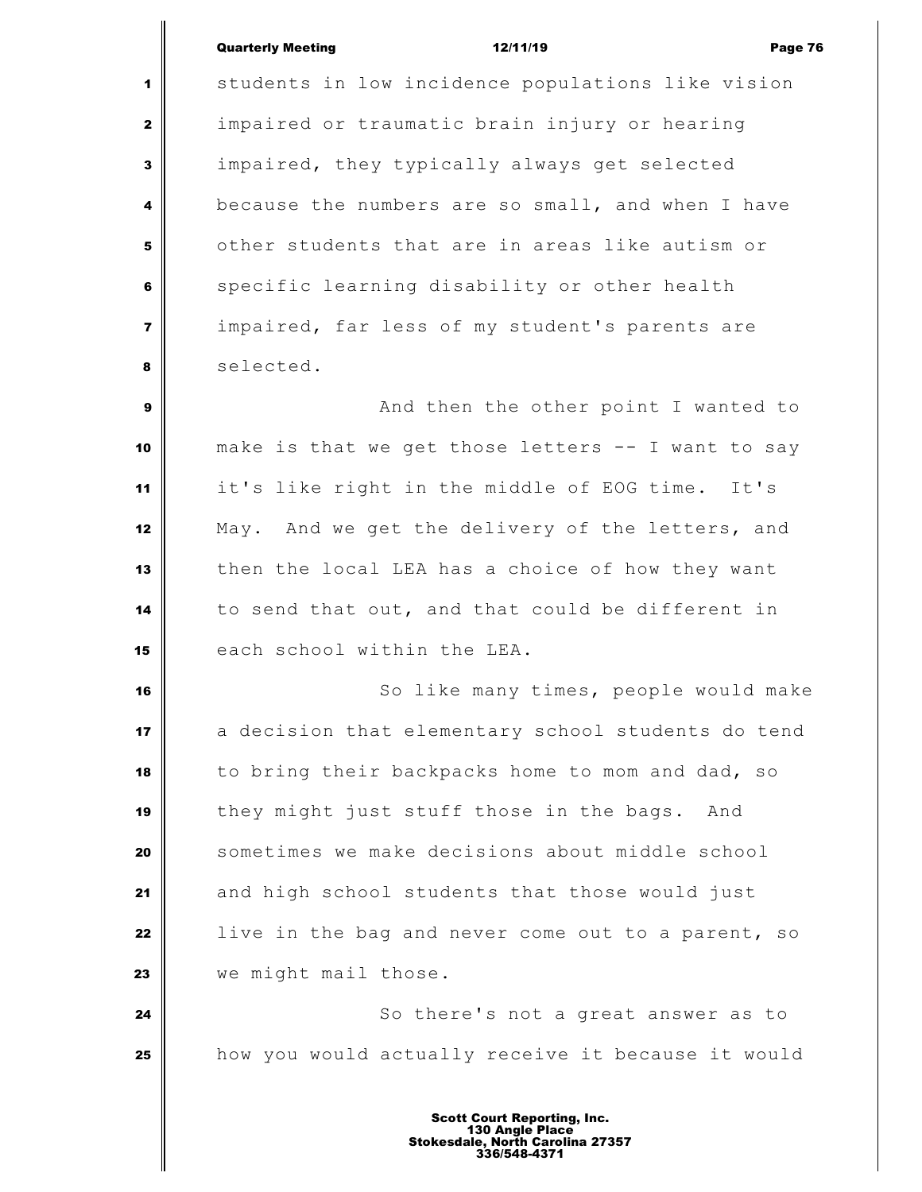students in low incidence populations like vision impaired or traumatic brain injury or hearing impaired, they typically always get selected because the numbers are so small, and when I have other students that are in areas like autism or specific learning disability or other health impaired, far less of my student's parents are selected.

And then the other point I wanted to make is that we get those letters -- I want to say it's like right in the middle of EOG time. It's May. And we get the delivery of the letters, and then the local LEA has a choice of how they want to send that out, and that could be different in each school within the LEA.

So like many times, people would make a decision that elementary school students do tend to bring their backpacks home to mom and dad, so they might just stuff those in the bags. And sometimes we make decisions about middle school and high school students that those would just live in the bag and never come out to a parent, so we might mail those.

So there's not a great answer as to how you would actually receive it because it would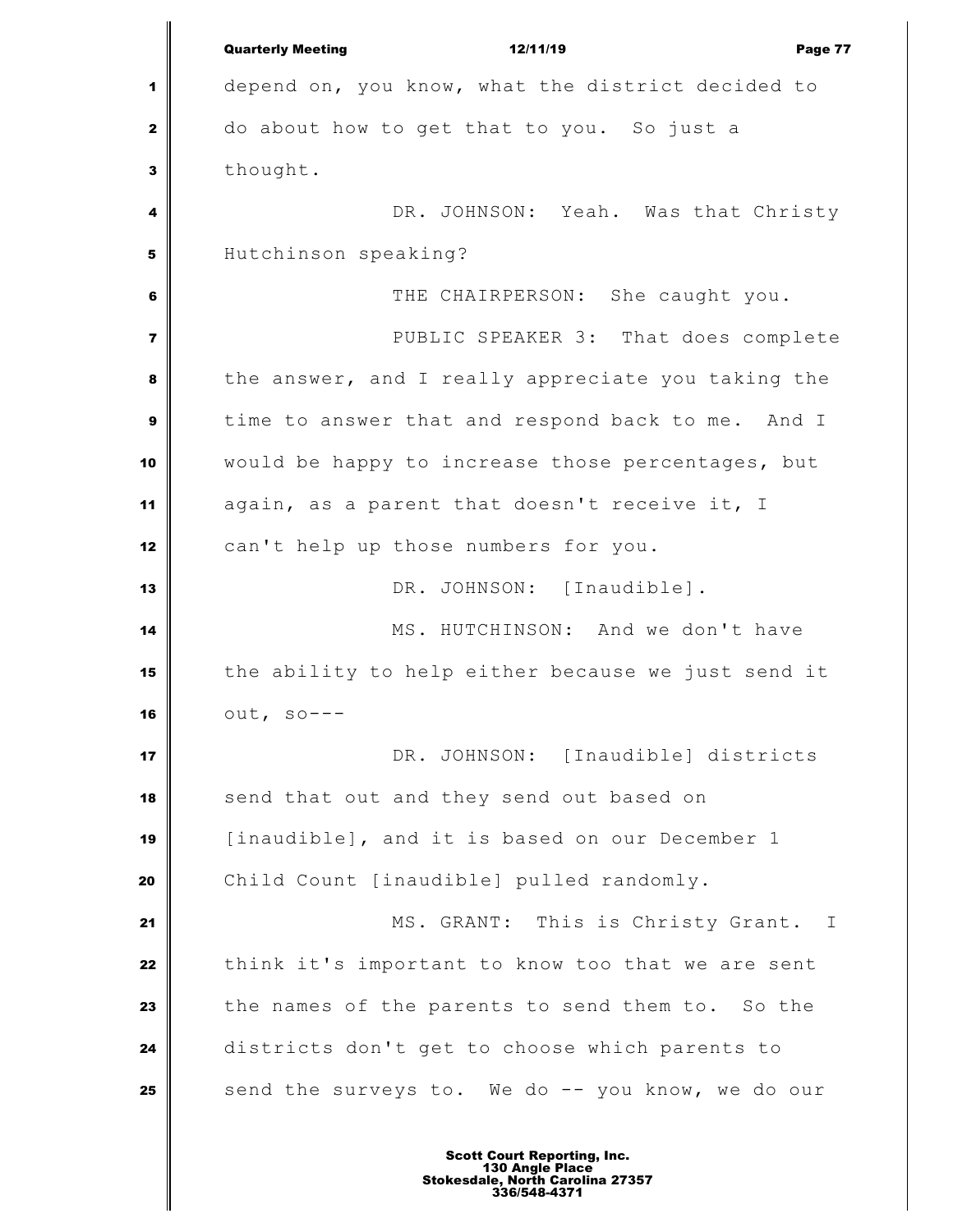depend on, you know, what the district decided to do about how to get that to you. So just a thought.

DR. JOHNSON: Yeah. Was that Christy Hutchinson speaking?

THE CHAIRPERSON: She caught you.

PUBLIC SPEAKER 3: That does complete the answer, and I really appreciate you taking the time to answer that and respond back to me. And I would be happy to increase those percentages, but again, as a parent that doesn't receive it, I can't help up those numbers for you.

DR. JOHNSON: [Inaudible].

MS. HUTCHINSON: And we don't have the ability to help either because we just send it out, so---

DR. JOHNSON: [Inaudible] districts send that out and they send out based on [inaudible], and it is based on our December 1 Child Count [inaudible] pulled randomly.

MS. GRANT: This is Christy Grant. I think it's important to know too that we are sent the names of the parents to send them to. So the districts don't get to choose which parents to send the surveys to. We do -- you know, we do our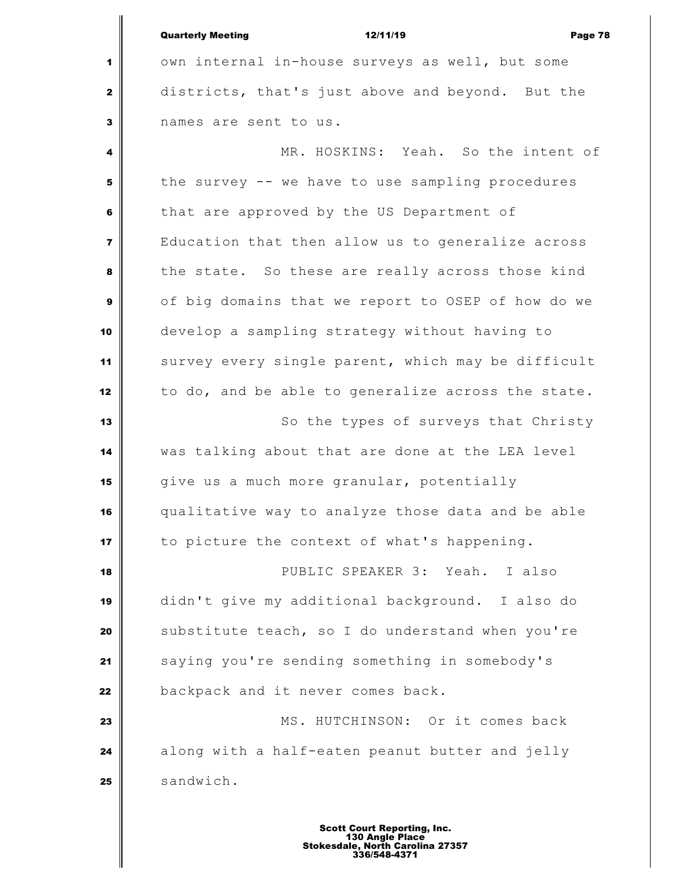own internal in-house surveys as well, but some districts, that's just above and beyond. But the names are sent to us.

MR. HOSKINS: Yeah. So the intent of the survey -- we have to use sampling procedures that are approved by the US Department of Education that then allow us to generalize across the state. So these are really across those kind of big domains that we report to OSEP of how do we develop a sampling strategy without having to survey every single parent, which may be difficult to do, and be able to generalize across the state.

So the types of surveys that Christy was talking about that are done at the LEA level give us a much more granular, potentially qualitative way to analyze those data and be able to picture the context of what's happening.

PUBLIC SPEAKER 3: Yeah. I also didn't give my additional background. I also do substitute teach, so I do understand when you're saying you're sending something in somebody's backpack and it never comes back.

MS. HUTCHINSON: Or it comes back along with a half-eaten peanut butter and jelly sandwich.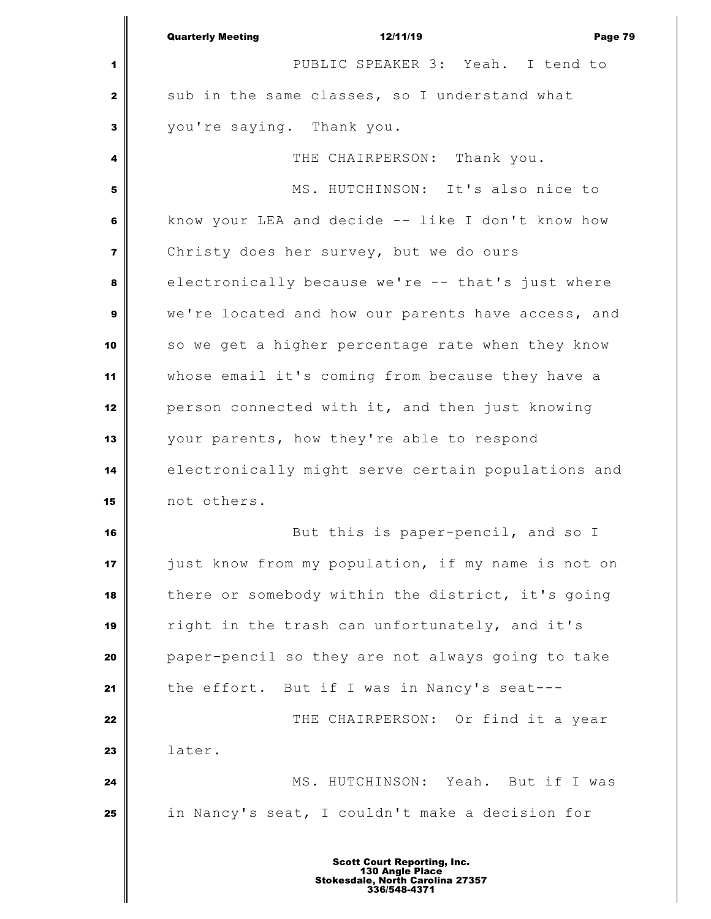PUBLIC SPEAKER 3: Yeah. I tend to sub in the same classes, so I understand what you're saying. Thank you.

THE CHAIRPERSON: Thank you.

MS. HUTCHINSON: It's also nice to know your LEA and decide -- like I don't know how Christy does her survey, but we do ours electronically because we're -- that's just where we're located and how our parents have access, and so we get a higher percentage rate when they know whose email it's coming from because they have a person connected with it, and then just knowing your parents, how they're able to respond electronically might serve certain populations and not others.

But this is paper-pencil, and so I just know from my population, if my name is not on there or somebody within the district, it's going right in the trash can unfortunately, and it's paper-pencil so they are not always going to take the effort. But if I was in Nancy's seat---

THE CHAIRPERSON: Or find it a year later.

MS. HUTCHINSON: Yeah. But if I was in Nancy's seat, I couldn't make a decision for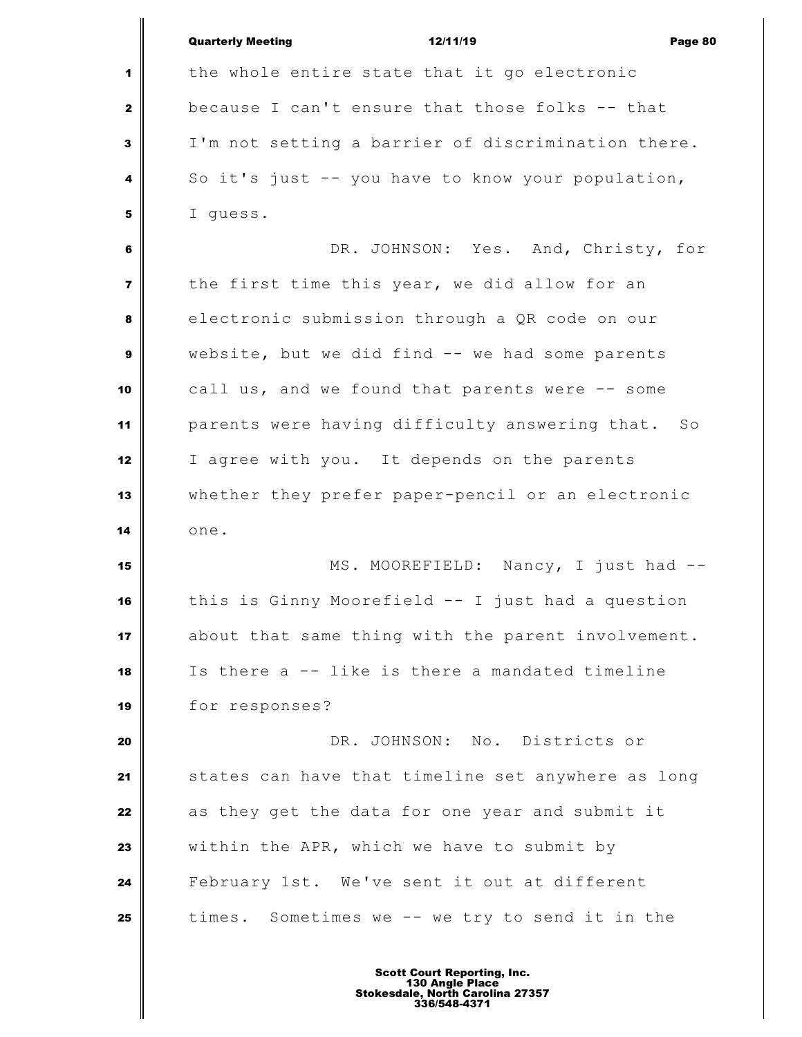the whole entire state that it go electronic because I can't ensure that those folks -- that I'm not setting a barrier of discrimination there. So it's just -- you have to know your population, I guess.

DR. JOHNSON: Yes. And, Christy, for the first time this year, we did allow for an electronic submission through a QR code on our website, but we did find -- we had some parents call us, and we found that parents were -- some parents were having difficulty answering that. So I agree with you. It depends on the parents whether they prefer paper-pencil or an electronic one.

MS. MOOREFIELD: Nancy, I just had -- this is Ginny Moorefield -- I just had a question about that same thing with the parent involvement. Is there a -- like is there a mandated timeline for responses?

DR. JOHNSON: No. Districts or states can have that timeline set anywhere as long as they get the data for one year and submit it within the APR, which we have to submit by February 1st. We've sent it out at different times. Sometimes we -- we try to send it in the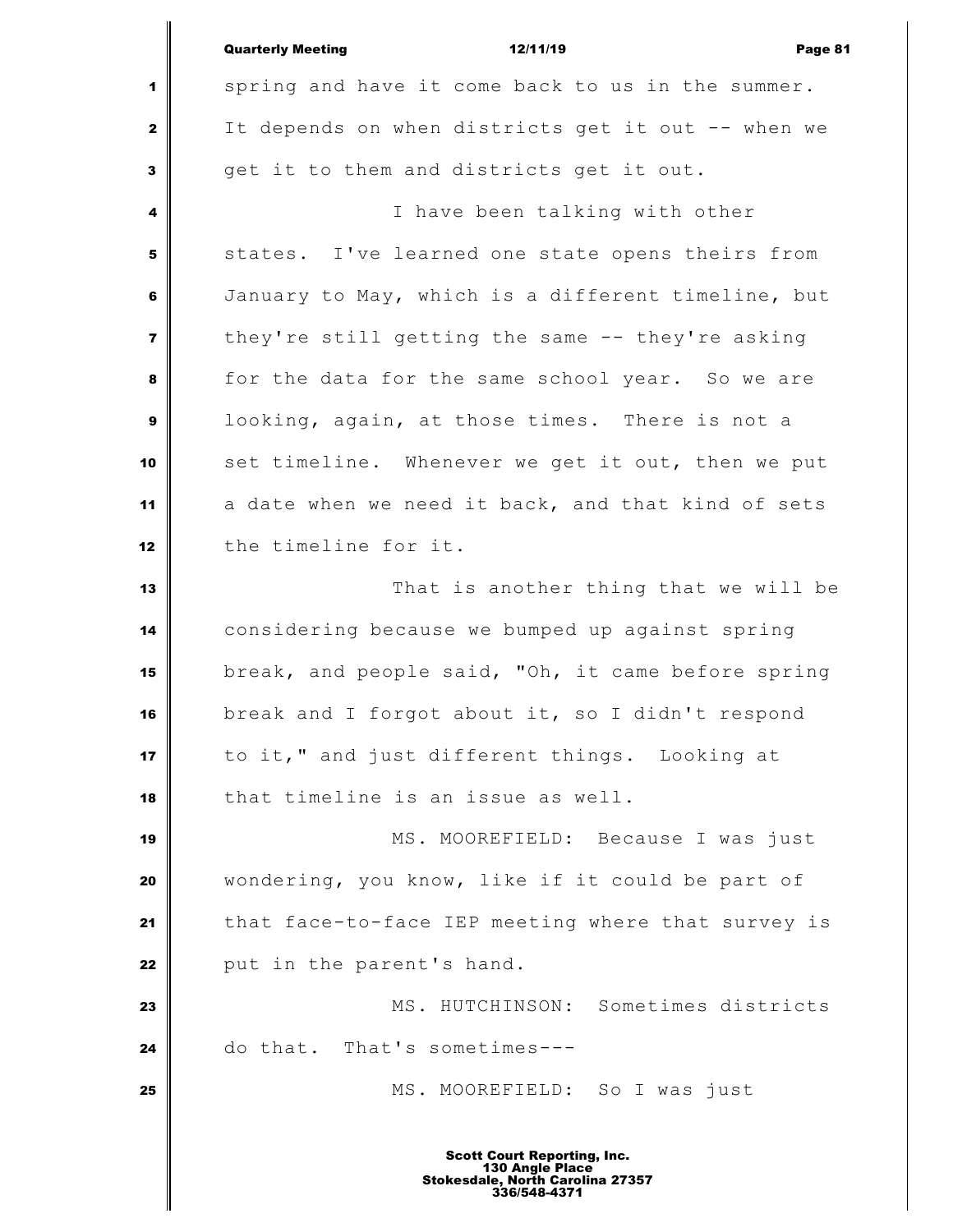spring and have it come back to us in the summer. It depends on when districts get it out -- when we get it to them and districts get it out.

I have been talking with other states. I've learned one state opens theirs from January to May, which is a different timeline, but they're still getting the same -- they're asking for the data for the same school year. So we are looking, again, at those times. There is not a set timeline. Whenever we get it out, then we put a date when we need it back, and that kind of sets the timeline for it.

That is another thing that we will be considering because we bumped up against spring break, and people said, "Oh, it came before spring break and I forgot about it, so I didn't respond to it," and just different things. Looking at that timeline is an issue as well.

MS. MOOREFIELD: Because I was just wondering, you know, like if it could be part of that face-to-face IEP meeting where that survey is put in the parent's hand.

MS. HUTCHINSON: Sometimes districts do that. That's sometimes---

MS. MOOREFIELD: So I was just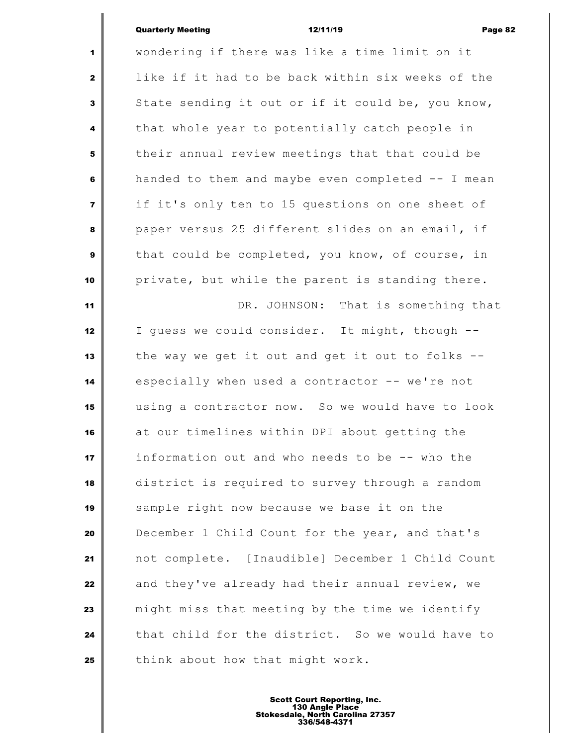wondering if there was like a time limit on it like if it had to be back within six weeks of the State sending it out or if it could be, you know, that whole year to potentially catch people in their annual review meetings that that could be handed to them and maybe even completed -- I mean if it's only ten to 15 questions on one sheet of paper versus 25 different slides on an email, if that could be completed, you know, of course, in private, but while the parent is standing there.

DR. JOHNSON: That is something that I guess we could consider. It might, though -- the way we get it out and get it out to folks -- especially when used a contractor -- we're not using a contractor now. So we would have to look at our timelines within DPI about getting the information out and who needs to be -- who the district is required to survey through a random sample right now because we base it on the December 1 Child Count for the year, and that's not complete. [Inaudible] December 1 Child Count and they've already had their annual review, we might miss that meeting by the time we identify that child for the district. So we would have to think about how that might work.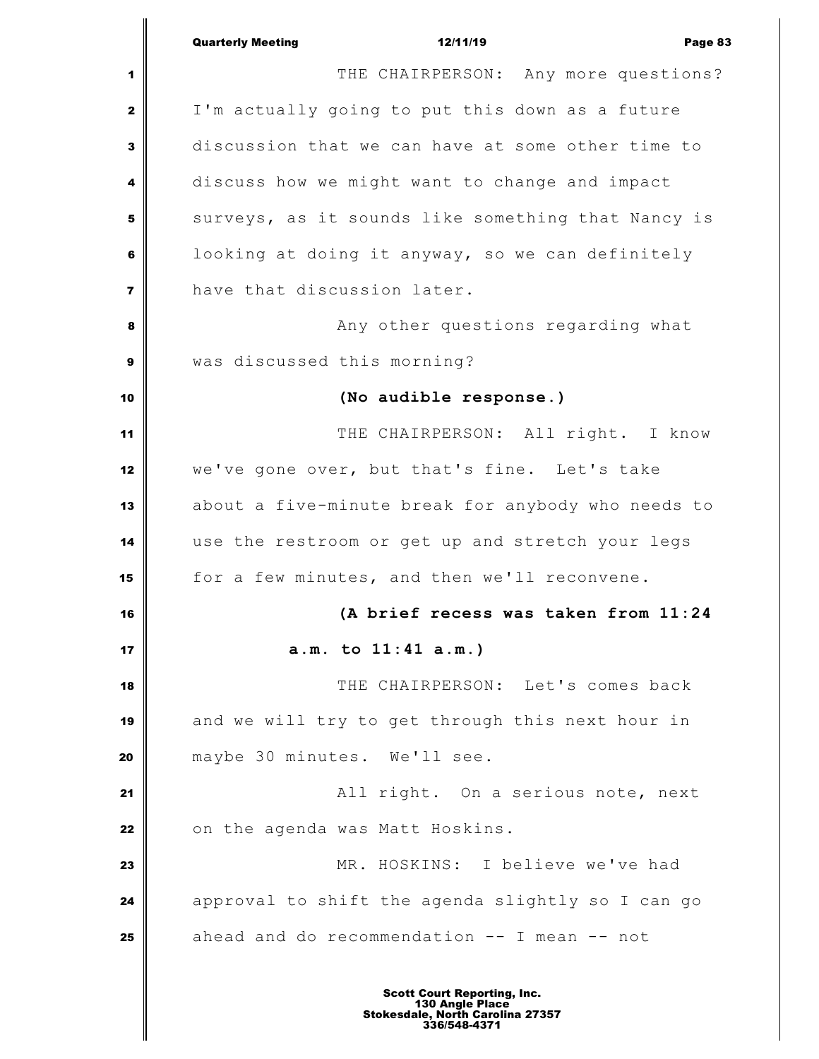THE CHAIRPERSON: Any more questions? I'm actually going to put this down as a future discussion that we can have at some other time to discuss how we might want to change and impact surveys, as it sounds like something that Nancy is looking at doing it anyway, so we can definitely have that discussion later.

Any other questions regarding what was discussed this morning?

**(No audible response.)**

THE CHAIRPERSON: All right. I know we've gone over, but that's fine. Let's take about a five-minute break for anybody who needs to use the restroom or get up and stretch your legs for a few minutes, and then we'll reconvene.

**(A brief recess was taken from 11:24 a.m. to 11:41 a.m.)**

THE CHAIRPERSON: Let's comes back and we will try to get through this next hour in maybe 30 minutes. We'll see.

All right. On a serious note, next on the agenda was Matt Hoskins.

MR. HOSKINS: I believe we've had approval to shift the agenda slightly so I can go ahead and do recommendation -- I mean -- not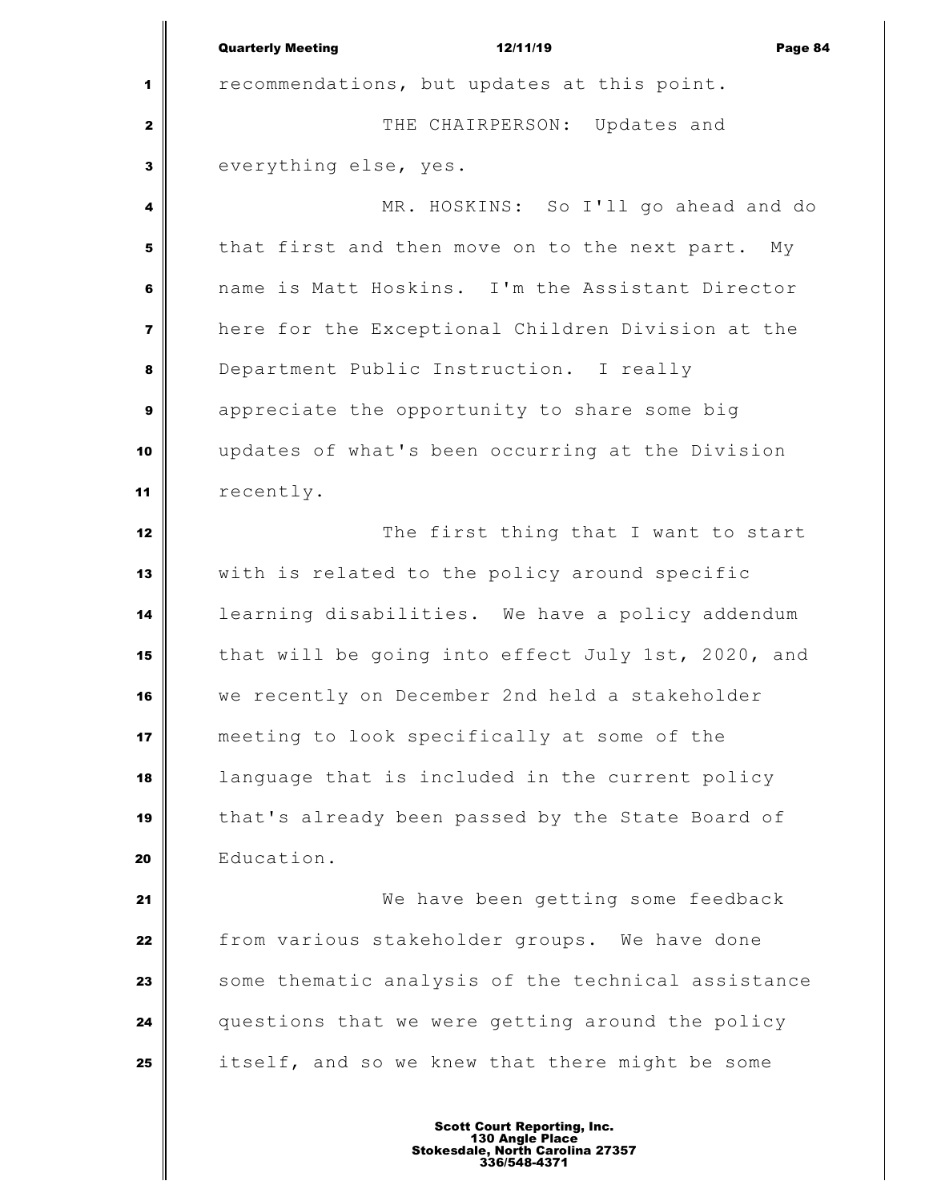recommendations, but updates at this point.

THE CHAIRPERSON: Updates and everything else, yes.

MR. HOSKINS: So I'll go ahead and do that first and then move on to the next part. My name is Matt Hoskins. I'm the Assistant Director here for the Exceptional Children Division at the Department Public Instruction. I really appreciate the opportunity to share some big updates of what's been occurring at the Division recently.

The first thing that I want to start with is related to the policy around specific learning disabilities. We have a policy addendum that will be going into effect July 1st, 2020, and we recently on December 2nd held a stakeholder meeting to look specifically at some of the language that is included in the current policy that's already been passed by the State Board of Education.

We have been getting some feedback from various stakeholder groups. We have done some thematic analysis of the technical assistance questions that we were getting around the policy itself, and so we knew that there might be some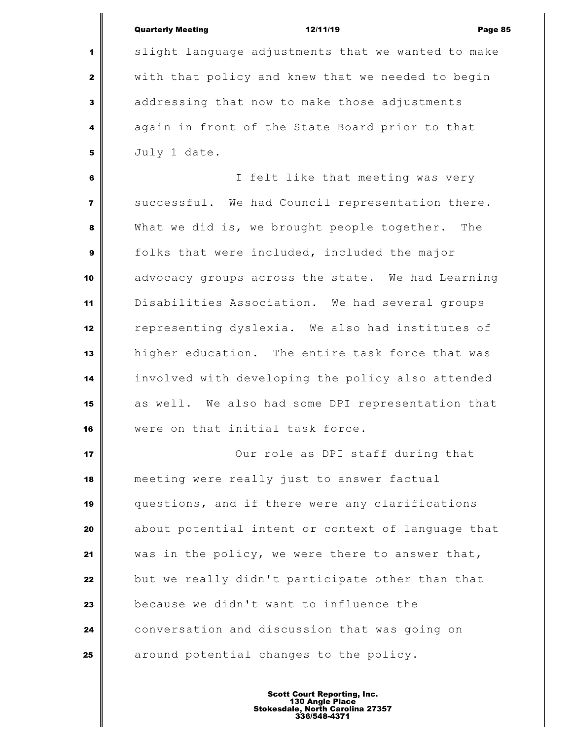slight language adjustments that we wanted to make with that policy and knew that we needed to begin addressing that now to make those adjustments again in front of the State Board prior to that July 1 date.

I felt like that meeting was very successful. We had Council representation there. What we did is, we brought people together. The folks that were included, included the major advocacy groups across the state. We had Learning Disabilities Association. We had several groups representing dyslexia. We also had institutes of higher education. The entire task force that was involved with developing the policy also attended as well. We also had some DPI representation that were on that initial task force.

Our role as DPI staff during that meeting were really just to answer factual questions, and if there were any clarifications about potential intent or context of language that was in the policy, we were there to answer that, but we really didn't participate other than that because we didn't want to influence the conversation and discussion that was going on around potential changes to the policy.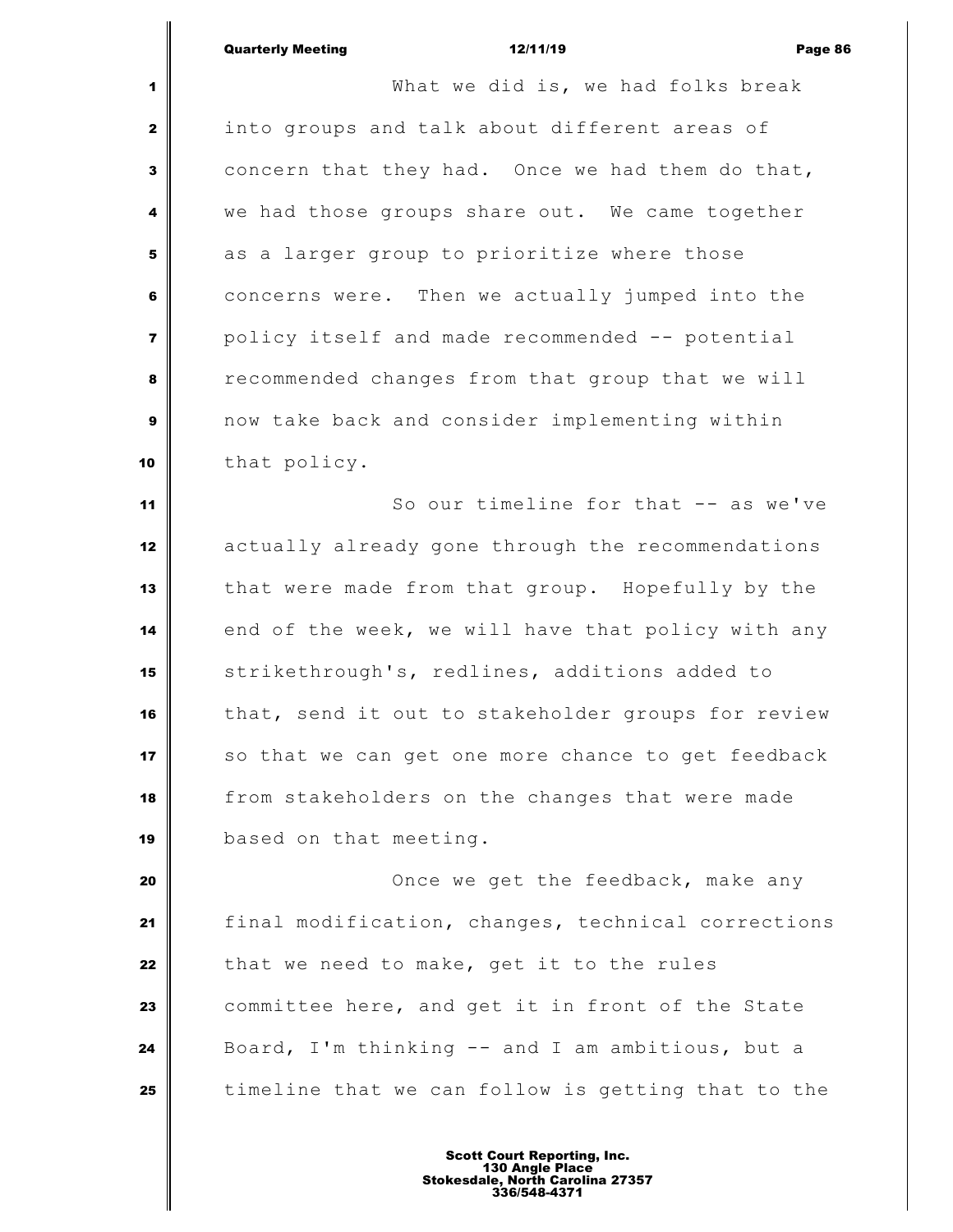What we did is, we had folks break into groups and talk about different areas of concern that they had. Once we had them do that, we had those groups share out. We came together as a larger group to prioritize where those concerns were. Then we actually jumped into the policy itself and made recommended -- potential recommended changes from that group that we will now take back and consider implementing within that policy.

So our timeline for that -- as we've actually already gone through the recommendations that were made from that group. Hopefully by the end of the week, we will have that policy with any strikethrough's, redlines, additions added to that, send it out to stakeholder groups for review so that we can get one more chance to get feedback from stakeholders on the changes that were made based on that meeting.

Once we get the feedback, make any final modification, changes, technical corrections that we need to make, get it to the rules committee here, and get it in front of the State Board, I'm thinking -- and I am ambitious, but a timeline that we can follow is getting that to the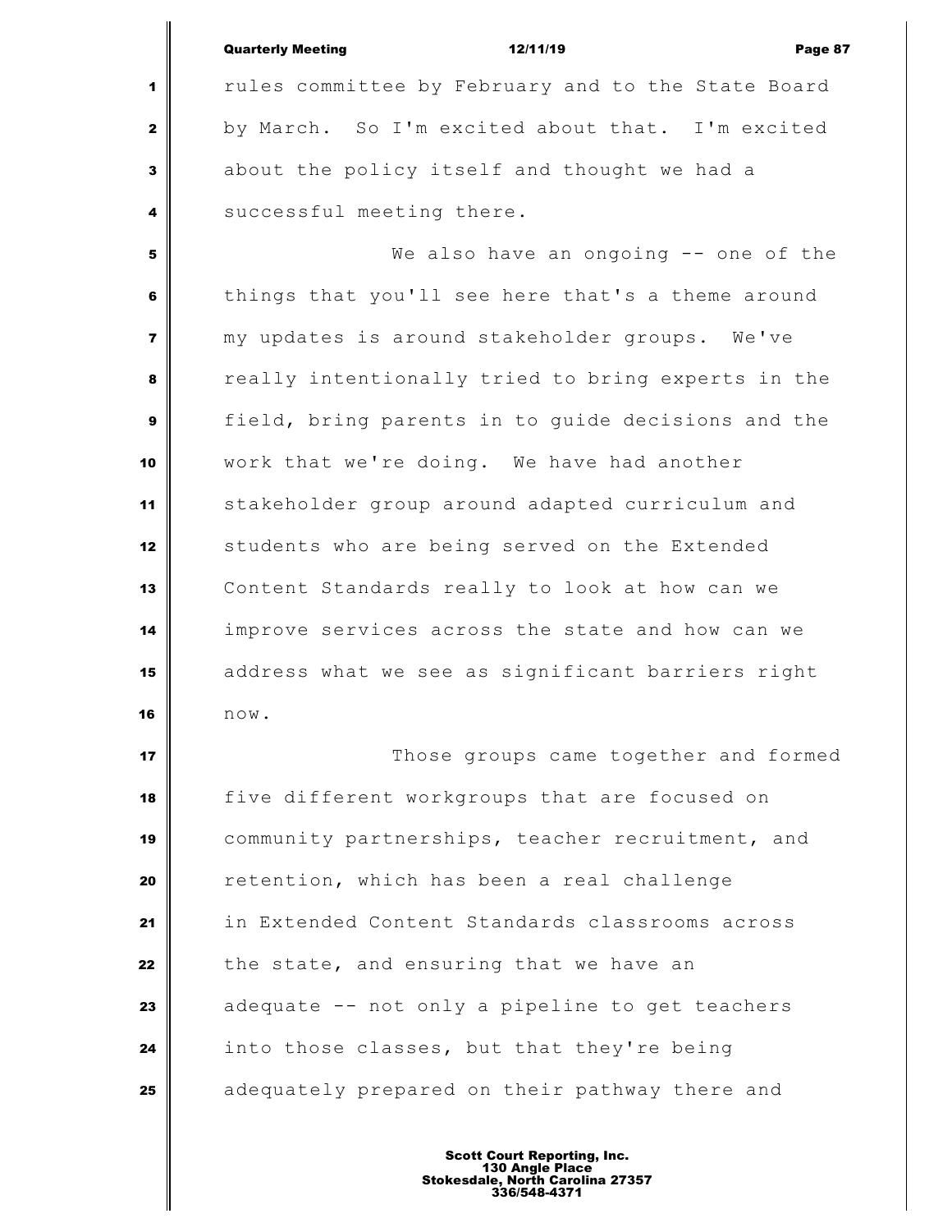rules committee by February and to the State Board by March. So I'm excited about that. I'm excited about the policy itself and thought we had a successful meeting there.

We also have an ongoing -- one of the things that you'll see here that's a theme around my updates is around stakeholder groups. We've really intentionally tried to bring experts in the field, bring parents in to guide decisions and the work that we're doing. We have had another stakeholder group around adapted curriculum and students who are being served on the Extended Content Standards really to look at how can we improve services across the state and how can we address what we see as significant barriers right now.

Those groups came together and formed five different workgroups that are focused on community partnerships, teacher recruitment, and retention, which has been a real challenge in Extended Content Standards classrooms across the state, and ensuring that we have an adequate -- not only a pipeline to get teachers into those classes, but that they're being adequately prepared on their pathway there and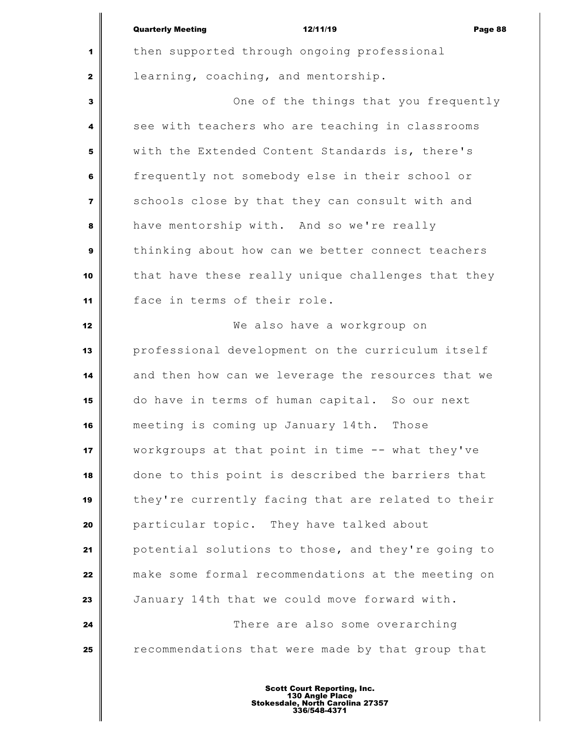then supported through ongoing professional learning, coaching, and mentorship.

One of the things that you frequently see with teachers who are teaching in classrooms with the Extended Content Standards is, there's frequently not somebody else in their school or schools close by that they can consult with and have mentorship with. And so we're really thinking about how can we better connect teachers that have these really unique challenges that they face in terms of their role.

We also have a workgroup on professional development on the curriculum itself and then how can we leverage the resources that we do have in terms of human capital. So our next meeting is coming up January 14th. Those workgroups at that point in time -- what they've done to this point is described the barriers that they're currently facing that are related to their particular topic. They have talked about potential solutions to those, and they're going to make some formal recommendations at the meeting on January 14th that we could move forward with.

There are also some overarching recommendations that were made by that group that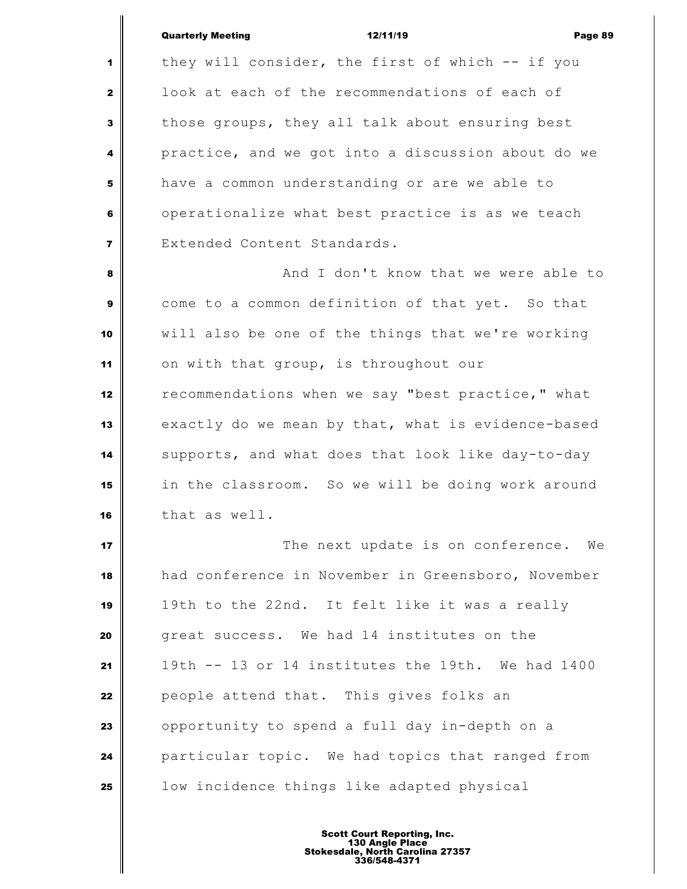they will consider, the first of which -- if you look at each of the recommendations of each of those groups, they all talk about ensuring best practice, and we got into a discussion about do we have a common understanding or are we able to operationalize what best practice is as we teach Extended Content Standards.

And I don't know that we were able to come to a common definition of that yet. So that will also be one of the things that we're working on with that group, is throughout our recommendations when we say "best practice," what exactly do we mean by that, what is evidence-based supports, and what does that look like day-to-day in the classroom. So we will be doing work around that as well.

The next update is on conference. We had conference in November in Greensboro, November 19th to the 22nd. It felt like it was a really great success. We had 14 institutes on the 19th -- 13 or 14 institutes the 19th. We had 1400 people attend that. This gives folks an opportunity to spend a full day in-depth on a particular topic. We had topics that ranged from low incidence things like adapted physical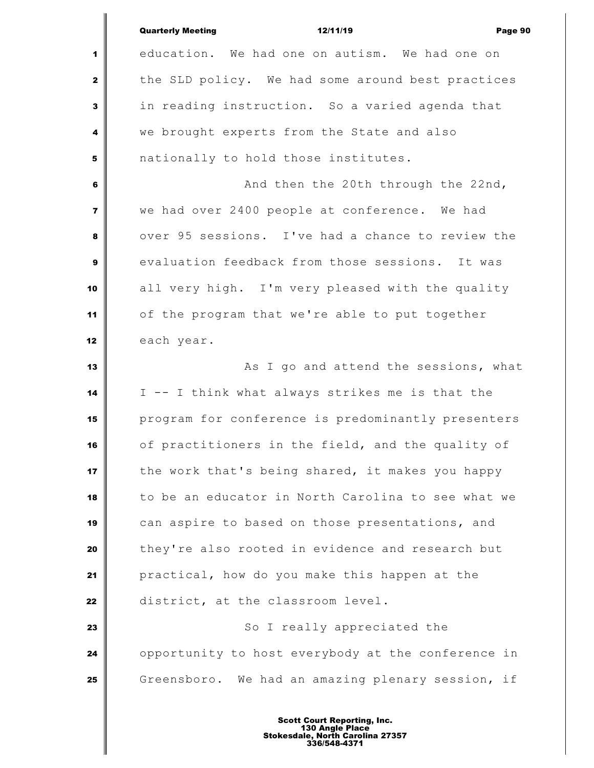education. We had one on autism. We had one on the SLD policy. We had some around best practices in reading instruction. So a varied agenda that we brought experts from the State and also nationally to hold those institutes.

And then the 20th through the 22nd, we had over 2400 people at conference. We had over 95 sessions. I've had a chance to review the evaluation feedback from those sessions. It was all very high. I'm very pleased with the quality of the program that we're able to put together each year.

As I go and attend the sessions, what I -- I think what always strikes me is that the program for conference is predominantly presenters of practitioners in the field, and the quality of the work that's being shared, it makes you happy to be an educator in North Carolina to see what we can aspire to based on those presentations, and they're also rooted in evidence and research but practical, how do you make this happen at the district, at the classroom level.

So I really appreciated the opportunity to host everybody at the conference in Greensboro. We had an amazing plenary session, if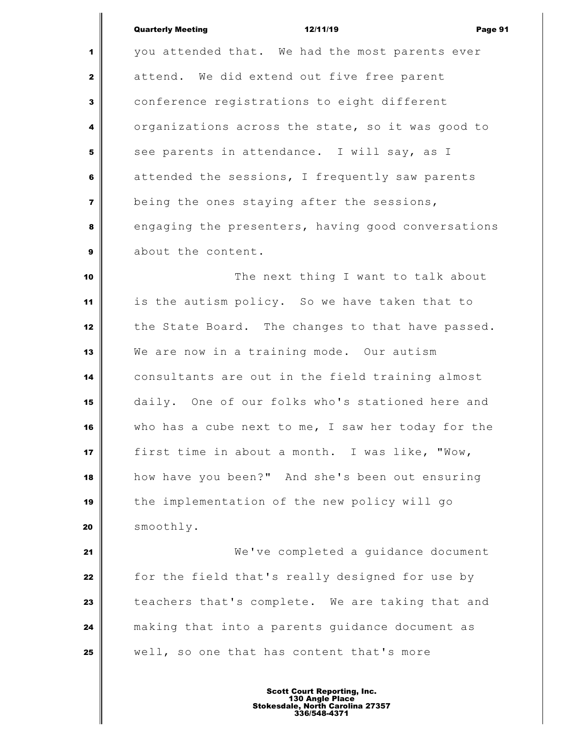you attended that. We had the most parents ever attend. We did extend out five free parent conference registrations to eight different organizations across the state, so it was good to see parents in attendance. I will say, as I attended the sessions, I frequently saw parents being the ones staying after the sessions, engaging the presenters, having good conversations about the content.

The next thing I want to talk about is the autism policy. So we have taken that to the State Board. The changes to that have passed. We are now in a training mode. Our autism consultants are out in the field training almost daily. One of our folks who's stationed here and who has a cube next to me, I saw her today for the first time in about a month. I was like, "Wow, how have you been?" And she's been out ensuring the implementation of the new policy will go smoothly.

We've completed a guidance document for the field that's really designed for use by teachers that's complete. We are taking that and making that into a parents guidance document as well, so one that has content that's more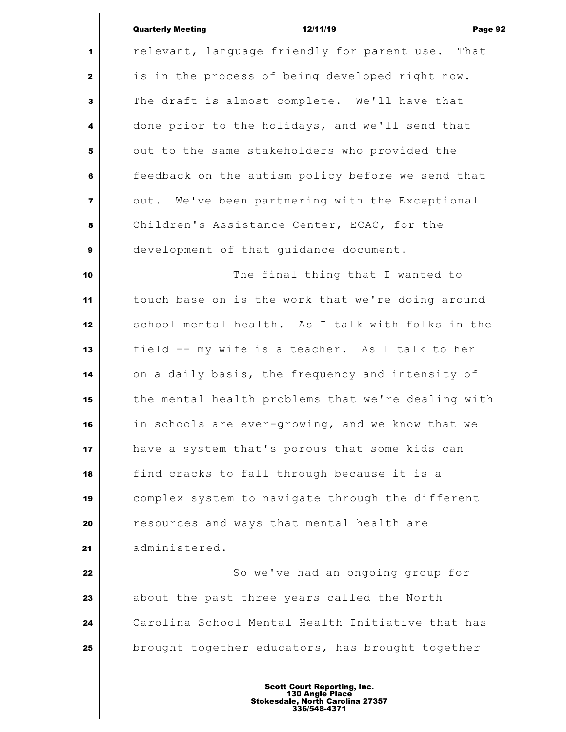relevant, language friendly for parent use. That is in the process of being developed right now. The draft is almost complete. We'll have that done prior to the holidays, and we'll send that out to the same stakeholders who provided the feedback on the autism policy before we send that out. We've been partnering with the Exceptional Children's Assistance Center, ECAC, for the development of that guidance document.

The final thing that I wanted to touch base on is the work that we're doing around school mental health. As I talk with folks in the field -- my wife is a teacher. As I talk to her on a daily basis, the frequency and intensity of the mental health problems that we're dealing with in schools are ever-growing, and we know that we have a system that's porous that some kids can find cracks to fall through because it is a complex system to navigate through the different resources and ways that mental health are administered.

So we've had an ongoing group for about the past three years called the North Carolina School Mental Health Initiative that has brought together educators, has brought together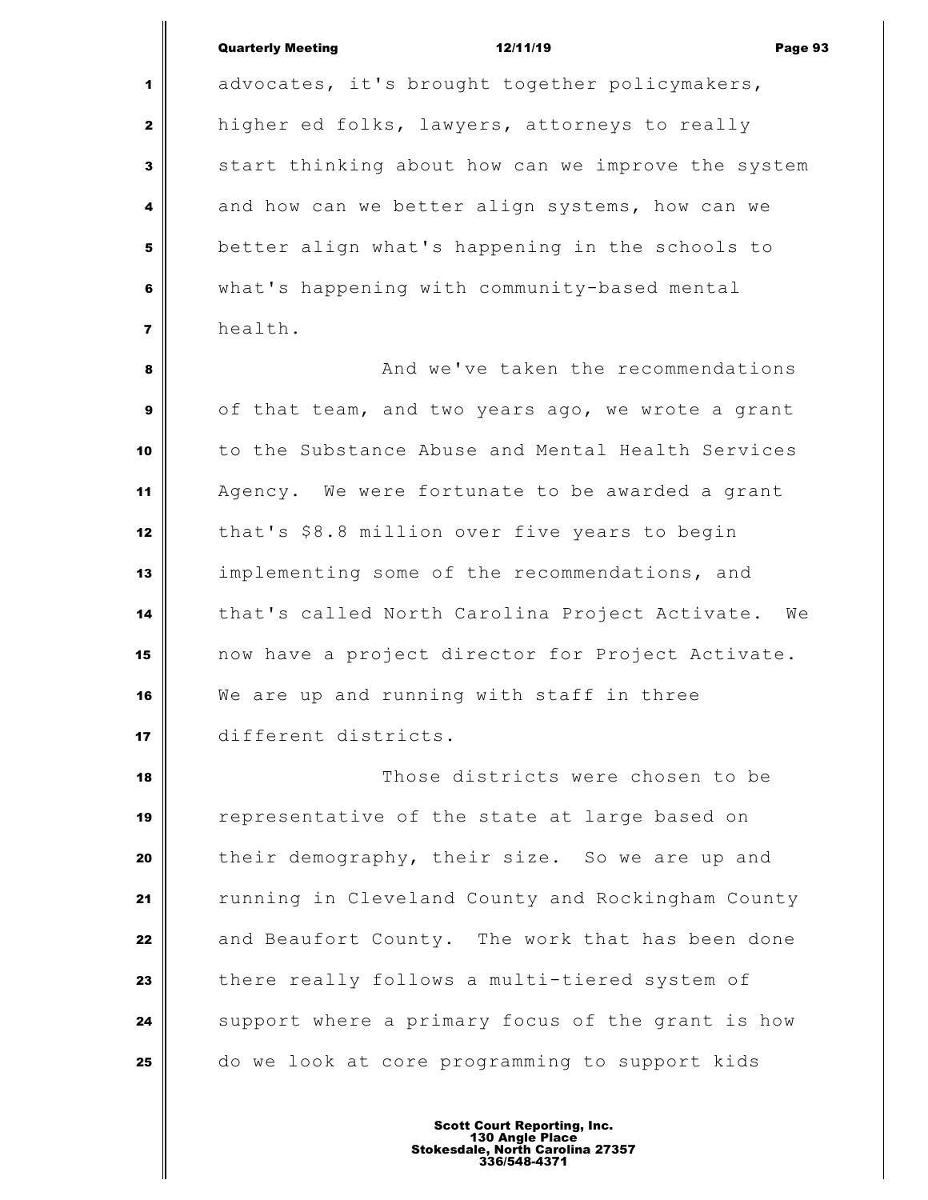advocates, it's brought together policymakers, higher ed folks, lawyers, attorneys to really start thinking about how can we improve the system and how can we better align systems, how can we better align what's happening in the schools to what's happening with community-based mental health.

And we've taken the recommendations of that team, and two years ago, we wrote a grant to the Substance Abuse and Mental Health Services Agency. We were fortunate to be awarded a grant that's $8.8 million over five years to begin implementing some of the recommendations, and that's called North Carolina Project Activate. We now have a project director for Project Activate. We are up and running with staff in three different districts.

Those districts were chosen to be representative of the state at large based on their demography, their size. So we are up and running in Cleveland County and Rockingham County and Beaufort County. The work that has been done there really follows a multi-tiered system of support where a primary focus of the grant is how do we look at core programming to support kids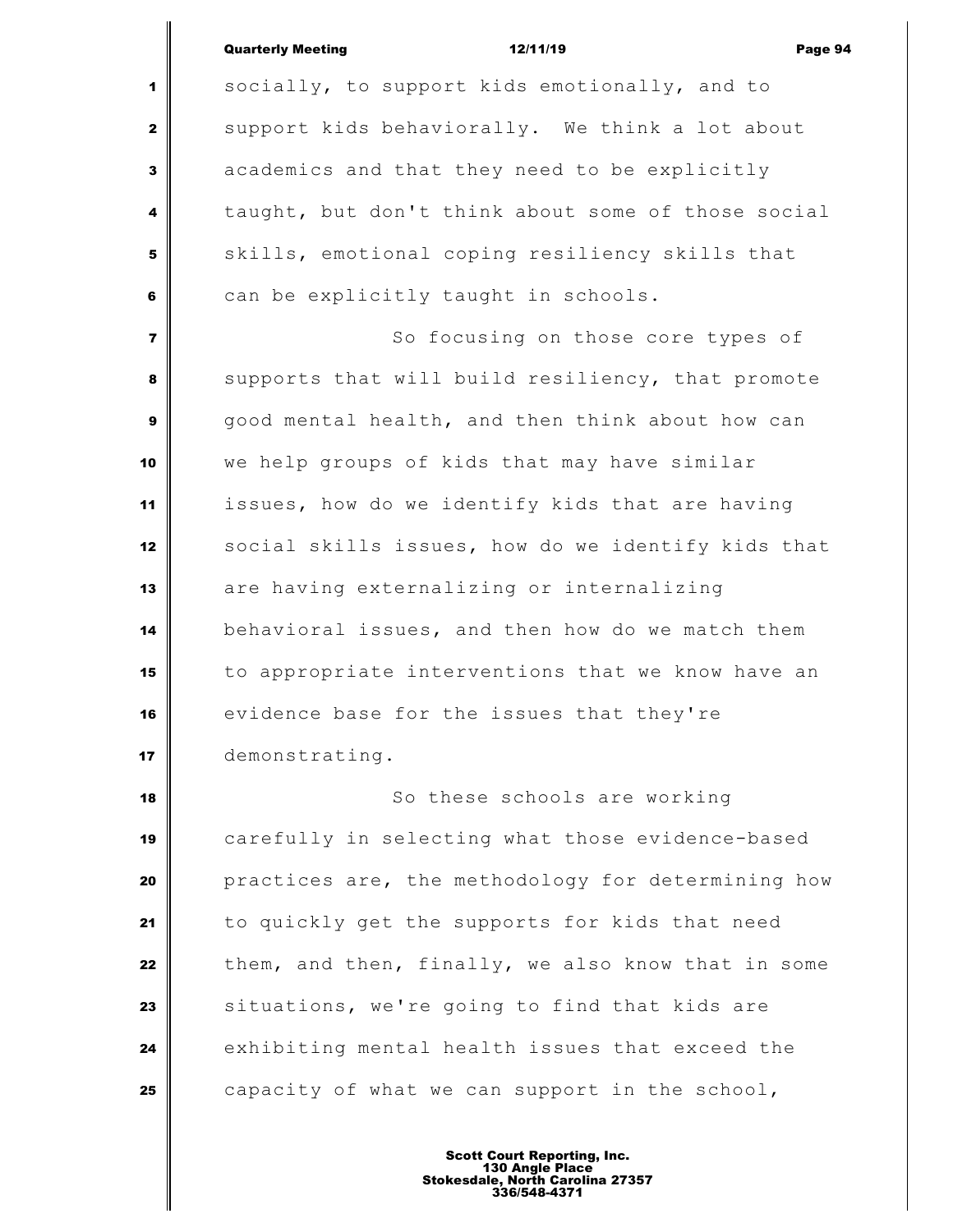socially, to support kids emotionally, and to support kids behaviorally. We think a lot about academics and that they need to be explicitly taught, but don't think about some of those social skills, emotional coping resiliency skills that can be explicitly taught in schools.

So focusing on those core types of supports that will build resiliency, that promote good mental health, and then think about how can we help groups of kids that may have similar issues, how do we identify kids that are having social skills issues, how do we identify kids that are having externalizing or internalizing behavioral issues, and then how do we match them to appropriate interventions that we know have an evidence base for the issues that they're demonstrating.

So these schools are working carefully in selecting what those evidence-based practices are, the methodology for determining how to quickly get the supports for kids that need them, and then, finally, we also know that in some situations, we're going to find that kids are exhibiting mental health issues that exceed the capacity of what we can support in the school,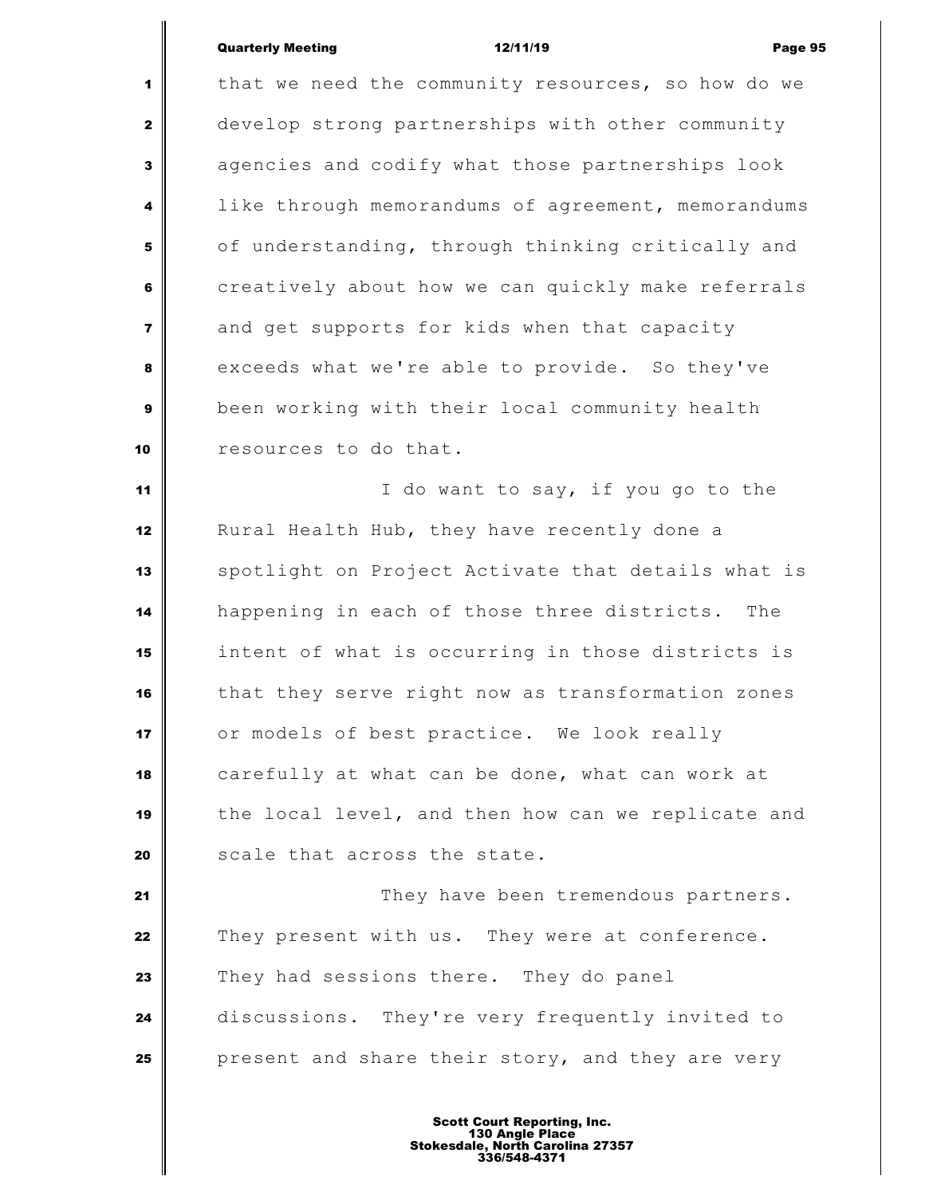that we need the community resources, so how do we develop strong partnerships with other community agencies and codify what those partnerships look like through memorandums of agreement, memorandums of understanding, through thinking critically and creatively about how we can quickly make referrals and get supports for kids when that capacity exceeds what we're able to provide. So they've been working with their local community health resources to do that.

I do want to say, if you go to the Rural Health Hub, they have recently done a spotlight on Project Activate that details what is happening in each of those three districts. The intent of what is occurring in those districts is that they serve right now as transformation zones or models of best practice. We look really carefully at what can be done, what can work at the local level, and then how can we replicate and scale that across the state.

They have been tremendous partners. They present with us. They were at conference. They had sessions there. They do panel discussions. They're very frequently invited to present and share their story, and they are very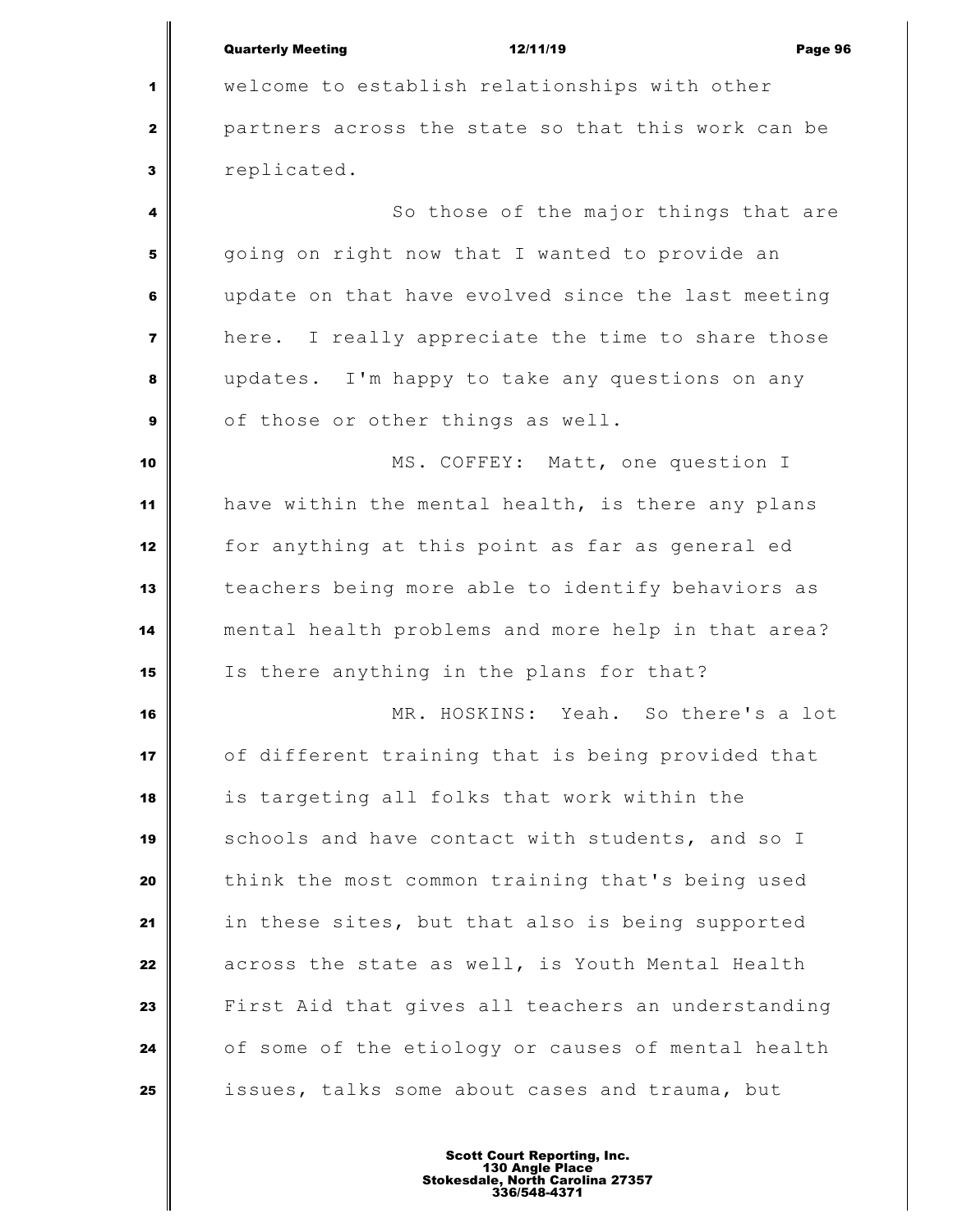welcome to establish relationships with other partners across the state so that this work can be replicated.

So those of the major things that are going on right now that I wanted to provide an update on that have evolved since the last meeting here. I really appreciate the time to share those updates. I'm happy to take any questions on any of those or other things as well.

MS. COFFEY: Matt, one question I have within the mental health, is there any plans for anything at this point as far as general ed teachers being more able to identify behaviors as mental health problems and more help in that area? Is there anything in the plans for that?

MR. HOSKINS: Yeah. So there's a lot of different training that is being provided that is targeting all folks that work within the schools and have contact with students, and so I think the most common training that's being used in these sites, but that also is being supported across the state as well, is Youth Mental Health First Aid that gives all teachers an understanding of some of the etiology or causes of mental health issues, talks some about cases and trauma, but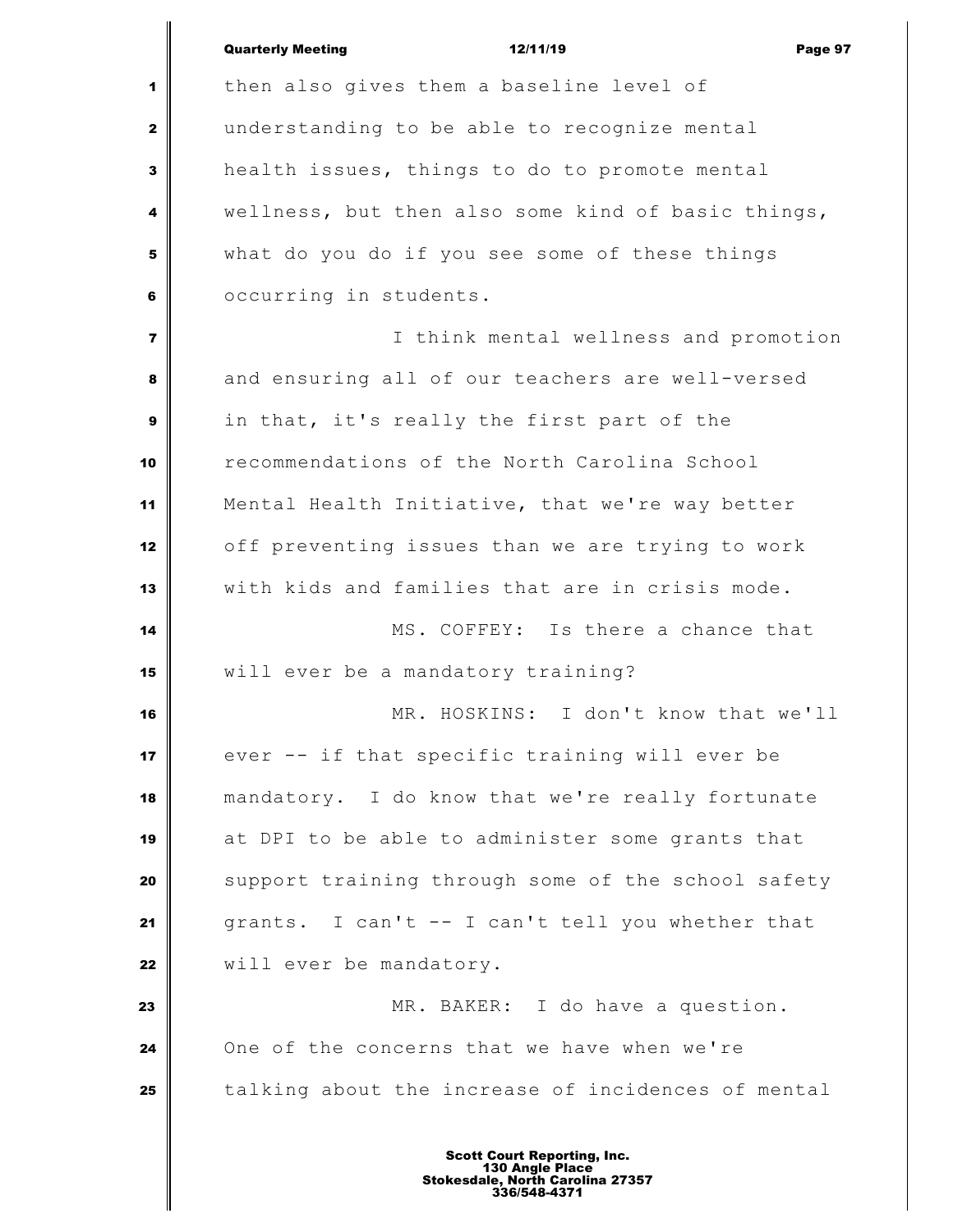then also gives them a baseline level of understanding to be able to recognize mental health issues, things to do to promote mental wellness, but then also some kind of basic things, what do you do if you see some of these things occurring in students.

I think mental wellness and promotion and ensuring all of our teachers are well-versed in that, it's really the first part of the recommendations of the North Carolina School Mental Health Initiative, that we're way better off preventing issues than we are trying to work with kids and families that are in crisis mode.

MS. COFFEY: Is there a chance that will ever be a mandatory training?

MR. HOSKINS: I don't know that we'll ever -- if that specific training will ever be mandatory. I do know that we're really fortunate at DPI to be able to administer some grants that support training through some of the school safety grants. I can't -- I can't tell you whether that will ever be mandatory.

MR. BAKER: I do have a question. One of the concerns that we have when we're talking about the increase of incidences of mental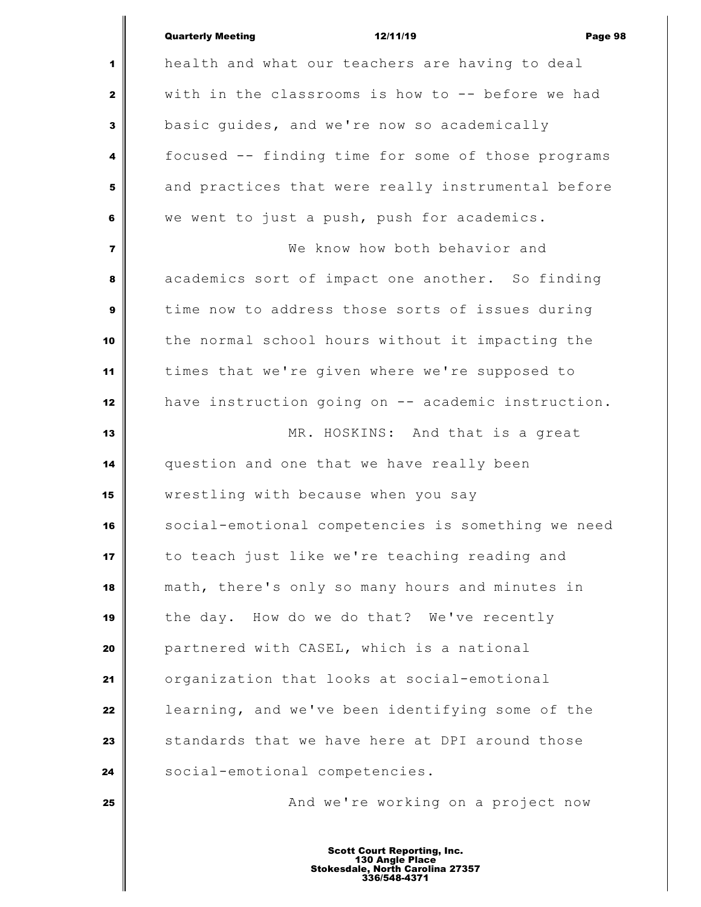health and what our teachers are having to deal with in the classrooms is how to -- before we had basic guides, and we're now so academically focused -- finding time for some of those programs and practices that were really instrumental before we went to just a push, push for academics.

We know how both behavior and academics sort of impact one another. So finding time now to address those sorts of issues during the normal school hours without it impacting the times that we're given where we're supposed to have instruction going on -- academic instruction.

MR. HOSKINS: And that is a great question and one that we have really been wrestling with because when you say social-emotional competencies is something we need to teach just like we're teaching reading and math, there's only so many hours and minutes in the day. How do we do that? We've recently partnered with CASEL, which is a national organization that looks at social-emotional learning, and we've been identifying some of the standards that we have here at DPI around those social-emotional competencies.

And we're working on a project now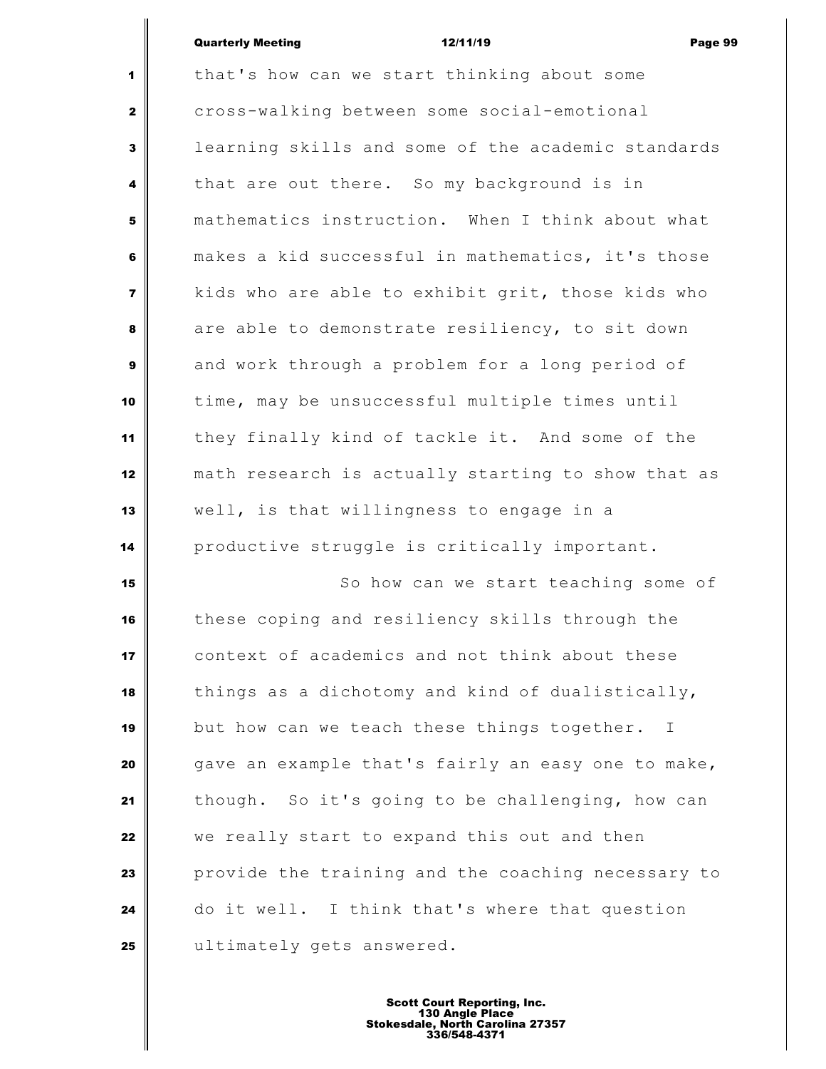that's how can we start thinking about some cross-walking between some social-emotional learning skills and some of the academic standards that are out there. So my background is in mathematics instruction. When I think about what makes a kid successful in mathematics, it's those kids who are able to exhibit grit, those kids who are able to demonstrate resiliency, to sit down and work through a problem for a long period of time, may be unsuccessful multiple times until they finally kind of tackle it. And some of the math research is actually starting to show that as well, is that willingness to engage in a productive struggle is critically important.

So how can we start teaching some of these coping and resiliency skills through the context of academics and not think about these things as a dichotomy and kind of dualistically, but how can we teach these things together. I gave an example that's fairly an easy one to make, though. So it's going to be challenging, how can we really start to expand this out and then provide the training and the coaching necessary to do it well. I think that's where that question ultimately gets answered.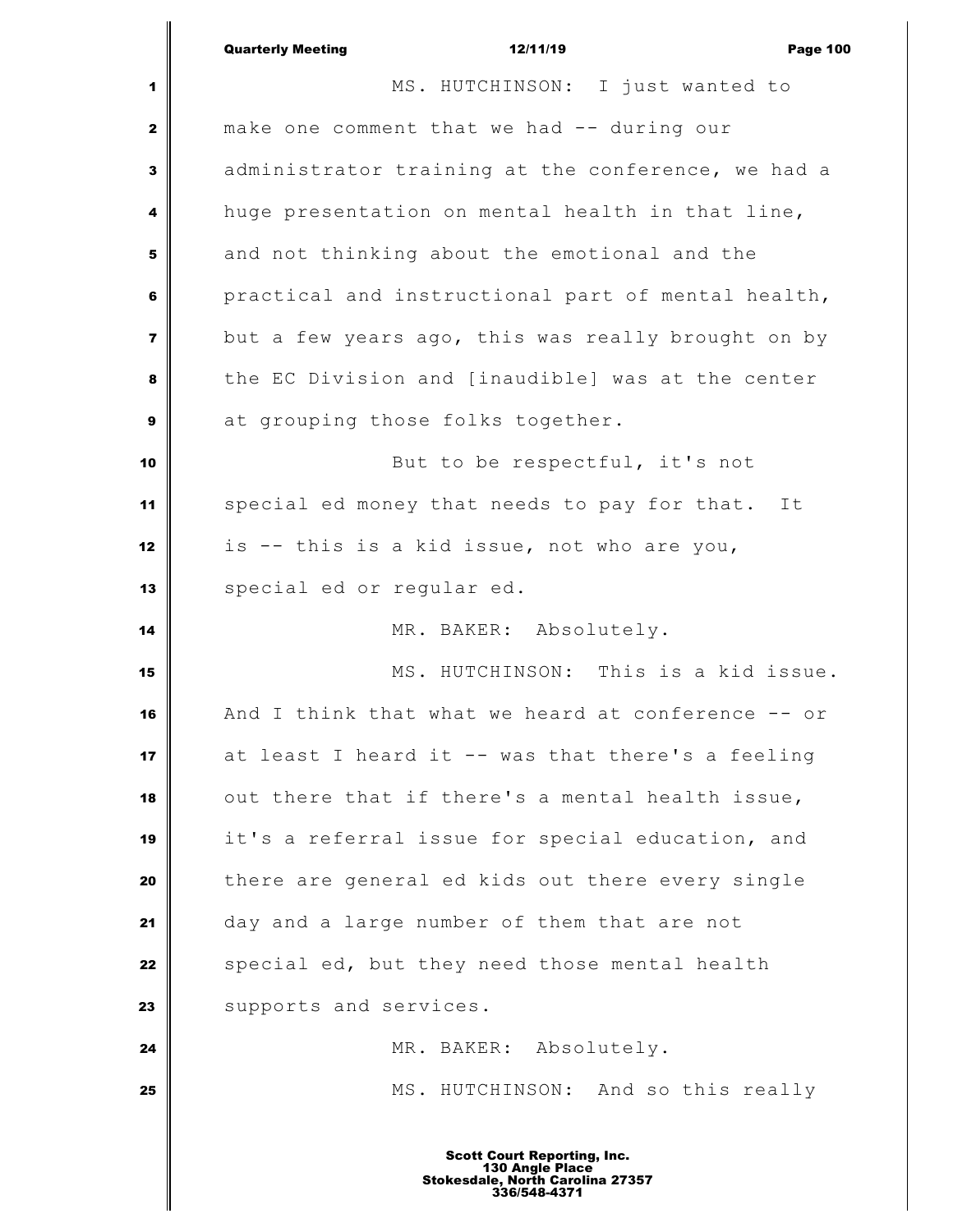MS. HUTCHINSON: I just wanted to make one comment that we had -- during our administrator training at the conference, we had a huge presentation on mental health in that line, and not thinking about the emotional and the practical and instructional part of mental health, but a few years ago, this was really brought on by the EC Division and [inaudible] was at the center at grouping those folks together.

But to be respectful, it's not special ed money that needs to pay for that. It is -- this is a kid issue, not who are you, special ed or regular ed.

MR. BAKER: Absolutely.

MS. HUTCHINSON: This is a kid issue. And I think that what we heard at conference -- or at least I heard it -- was that there's a feeling out there that if there's a mental health issue, it's a referral issue for special education, and there are general ed kids out there every single day and a large number of them that are not special ed, but they need those mental health supports and services.

MR. BAKER: Absolutely.

MS. HUTCHINSON: And so this really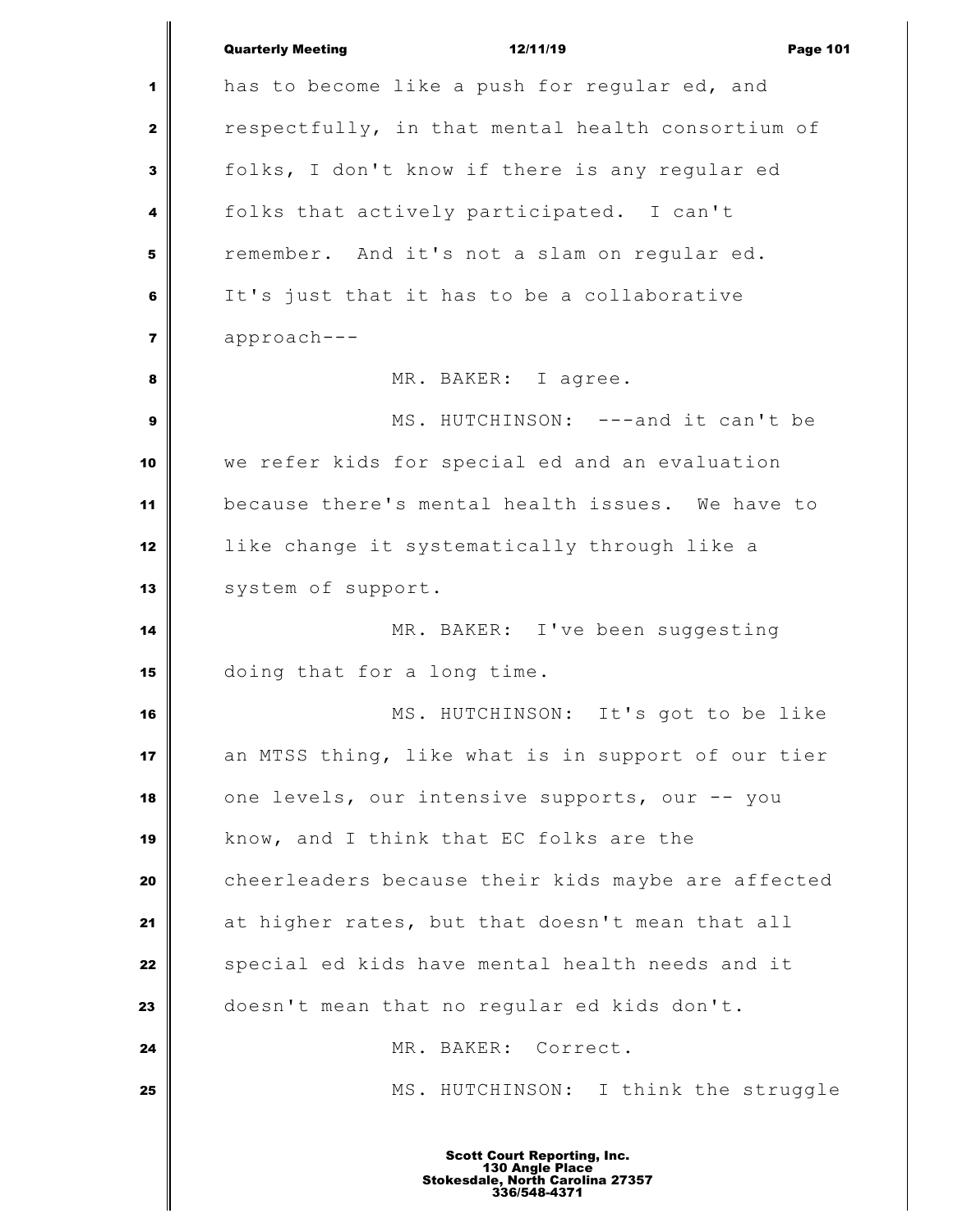has to become like a push for regular ed, and respectfully, in that mental health consortium of folks, I don't know if there is any regular ed folks that actively participated. I can't remember. And it's not a slam on regular ed. It's just that it has to be a collaborative approach---

MR. BAKER: I agree.

MS. HUTCHINSON: ---and it can't be we refer kids for special ed and an evaluation because there's mental health issues. We have to like change it systematically through like a system of support.

MR. BAKER: I've been suggesting doing that for a long time.

MS. HUTCHINSON: It's got to be like an MTSS thing, like what is in support of our tier one levels, our intensive supports, our -- you know, and I think that EC folks are the cheerleaders because their kids maybe are affected at higher rates, but that doesn't mean that all special ed kids have mental health needs and it doesn't mean that no regular ed kids don't.

MR. BAKER: Correct.

MS. HUTCHINSON: I think the struggle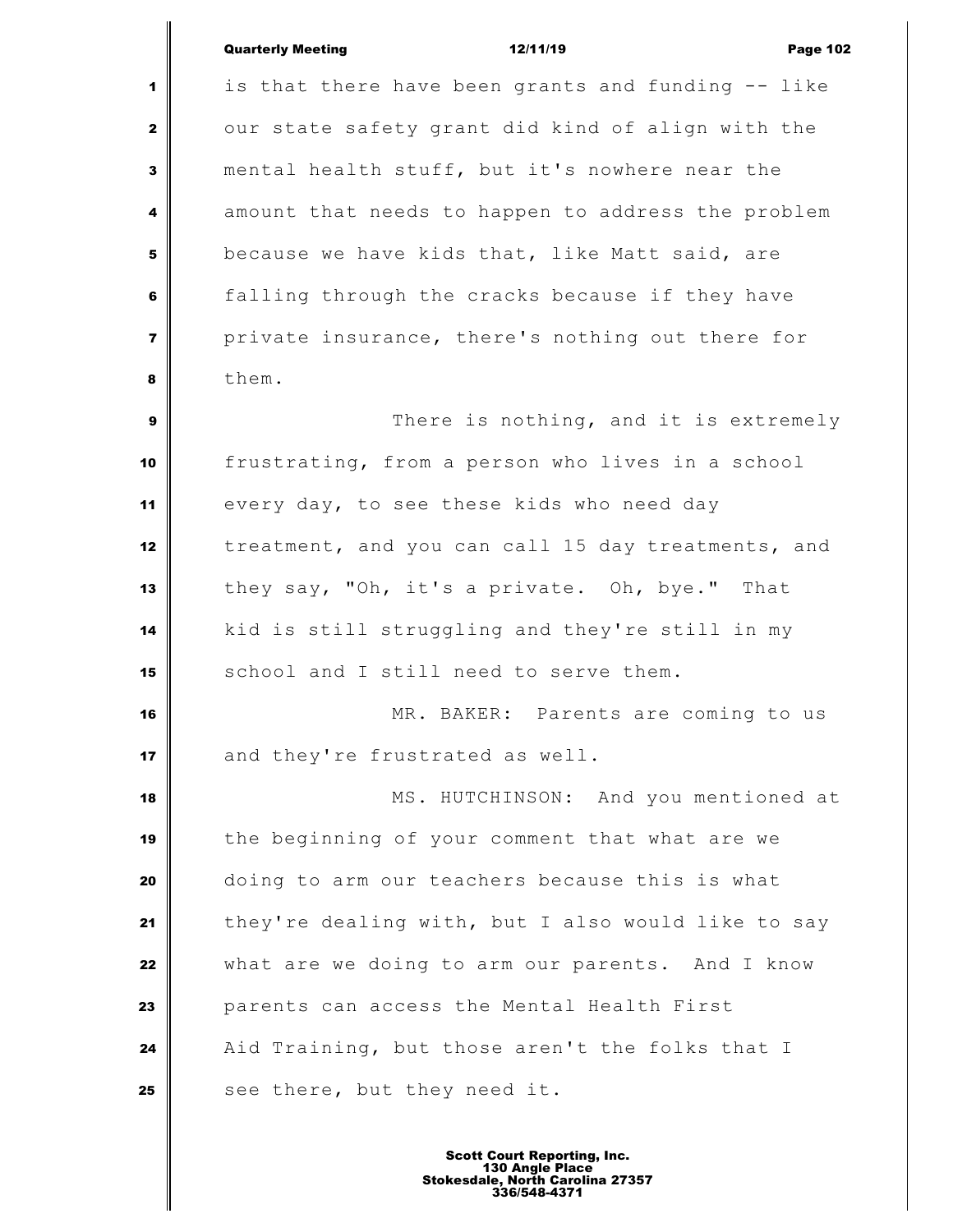is that there have been grants and funding -- like our state safety grant did kind of align with the mental health stuff, but it's nowhere near the amount that needs to happen to address the problem because we have kids that, like Matt said, are falling through the cracks because if they have private insurance, there's nothing out there for them.

There is nothing, and it is extremely frustrating, from a person who lives in a school every day, to see these kids who need day treatment, and you can call 15 day treatments, and they say, "Oh, it's a private. Oh, bye." That kid is still struggling and they're still in my school and I still need to serve them.

MR. BAKER: Parents are coming to us and they're frustrated as well.

MS. HUTCHINSON: And you mentioned at the beginning of your comment that what are we doing to arm our teachers because this is what they're dealing with, but I also would like to say what are we doing to arm our parents. And I know parents can access the Mental Health First Aid Training, but those aren't the folks that I see there, but they need it.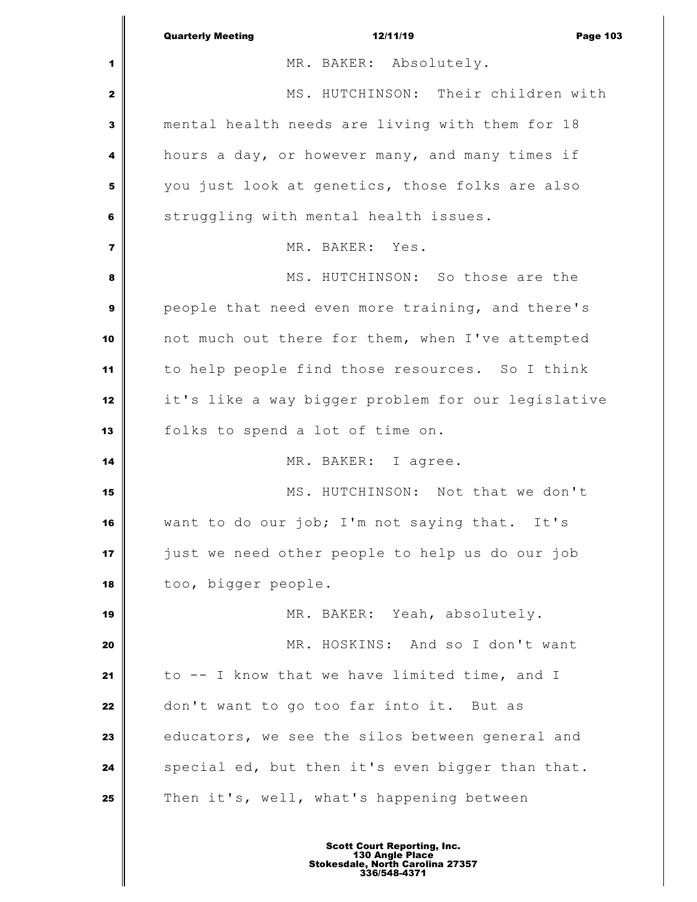MR. BAKER: Absolutely.

MS. HUTCHINSON: Their children with mental health needs are living with them for 18 hours a day, or however many, and many times if you just look at genetics, those folks are also struggling with mental health issues.

MR. BAKER: Yes.

MS. HUTCHINSON: So those are the people that need even more training, and there's not much out there for them, when I've attempted to help people find those resources. So I think it's like a way bigger problem for our legislative folks to spend a lot of time on.

MR. BAKER: I agree.

MS. HUTCHINSON: Not that we don't want to do our job; I'm not saying that. It's just we need other people to help us do our job too, bigger people.

MR. BAKER: Yeah, absolutely.

MR. HOSKINS: And so I don't want to -- I know that we have limited time, and I don't want to go too far into it. But as educators, we see the silos between general and special ed, but then it's even bigger than that. Then it's, well, what's happening between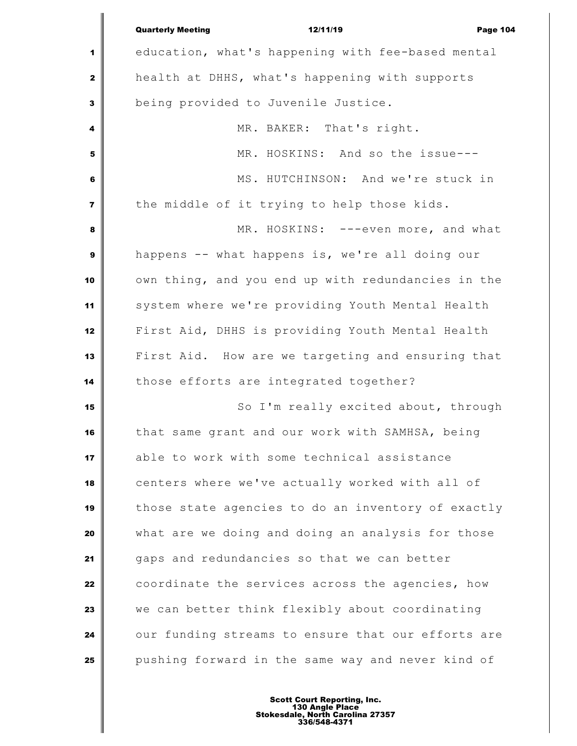education, what's happening with fee-based mental health at DHHS, what's happening with supports being provided to Juvenile Justice.

MR. BAKER: That's right.

MR. HOSKINS: And so the issue---

MS. HUTCHINSON: And we're stuck in the middle of it trying to help those kids.

MR. HOSKINS: ---even more, and what happens -- what happens is, we're all doing our own thing, and you end up with redundancies in the system where we're providing Youth Mental Health First Aid, DHHS is providing Youth Mental Health First Aid. How are we targeting and ensuring that those efforts are integrated together?

So I'm really excited about, through that same grant and our work with SAMHSA, being able to work with some technical assistance centers where we've actually worked with all of those state agencies to do an inventory of exactly what are we doing and doing an analysis for those gaps and redundancies so that we can better coordinate the services across the agencies, how we can better think flexibly about coordinating our funding streams to ensure that our efforts are pushing forward in the same way and never kind of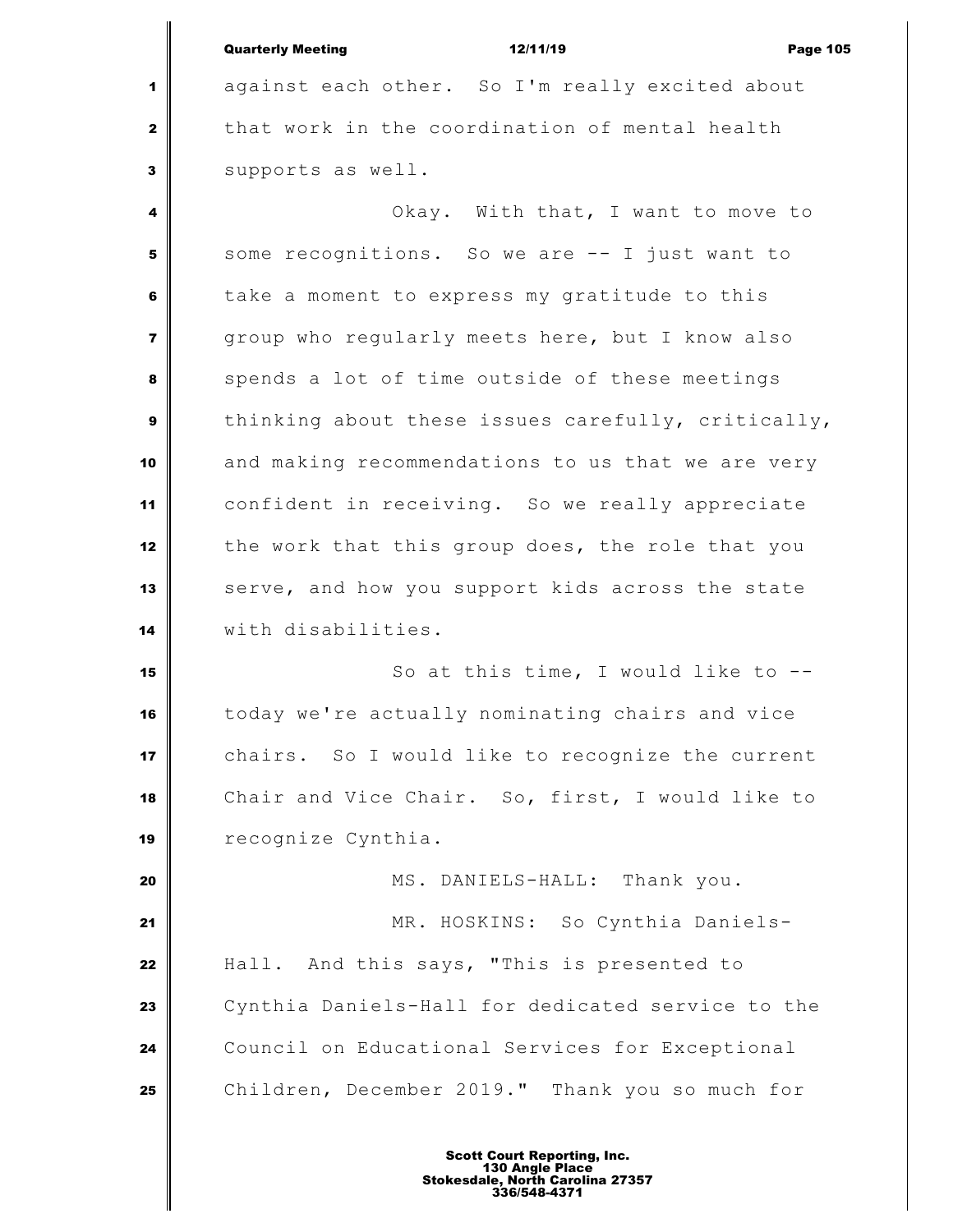against each other. So I'm really excited about that work in the coordination of mental health supports as well.

Okay. With that, I want to move to some recognitions. So we are -- I just want to take a moment to express my gratitude to this group who regularly meets here, but I know also spends a lot of time outside of these meetings thinking about these issues carefully, critically, and making recommendations to us that we are very confident in receiving. So we really appreciate the work that this group does, the role that you serve, and how you support kids across the state with disabilities.

So at this time, I would like to -- today we're actually nominating chairs and vice chairs. So I would like to recognize the current Chair and Vice Chair. So, first, I would like to recognize Cynthia.

MS. DANIELS-HALL: Thank you.

MR. HOSKINS: So Cynthia Daniels-Hall. And this says, "This is presented to Cynthia Daniels-Hall for dedicated service to the Council on Educational Services for Exceptional Children, December 2019." Thank you so much for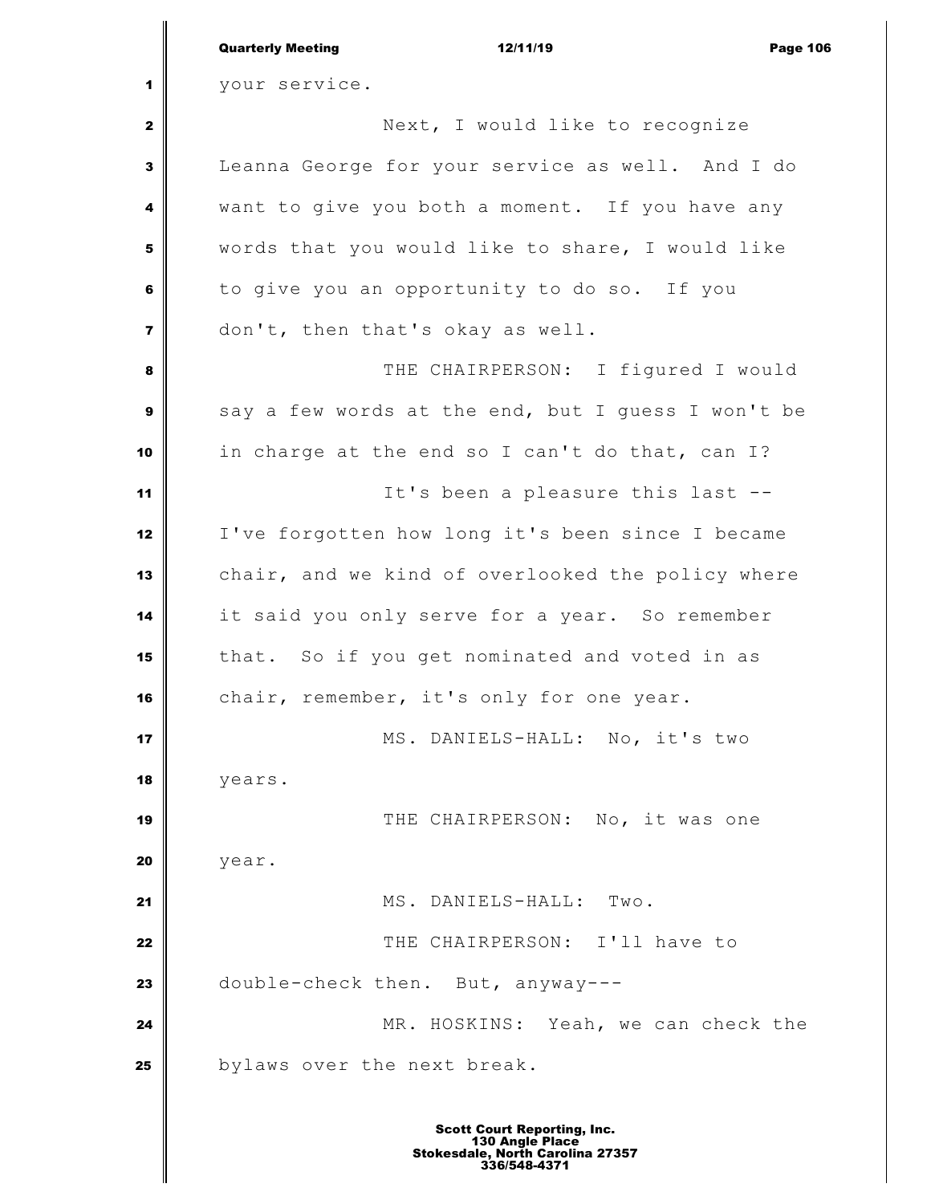your service.

Next, I would like to recognize Leanna George for your service as well. And I do want to give you both a moment. If you have any words that you would like to share, I would like to give you an opportunity to do so. If you don't, then that's okay as well.

THE CHAIRPERSON: I figured I would say a few words at the end, but I guess I won't be in charge at the end so I can't do that, can I?

It's been a pleasure this last -- I've forgotten how long it's been since I became chair, and we kind of overlooked the policy where it said you only serve for a year. So remember that. So if you get nominated and voted in as chair, remember, it's only for one year.

MS. DANIELS-HALL: No, it's two years.

THE CHAIRPERSON: No, it was one year.

MS. DANIELS-HALL: Two.

THE CHAIRPERSON: I'll have to double-check then. But, anyway---

MR. HOSKINS: Yeah, we can check the bylaws over the next break.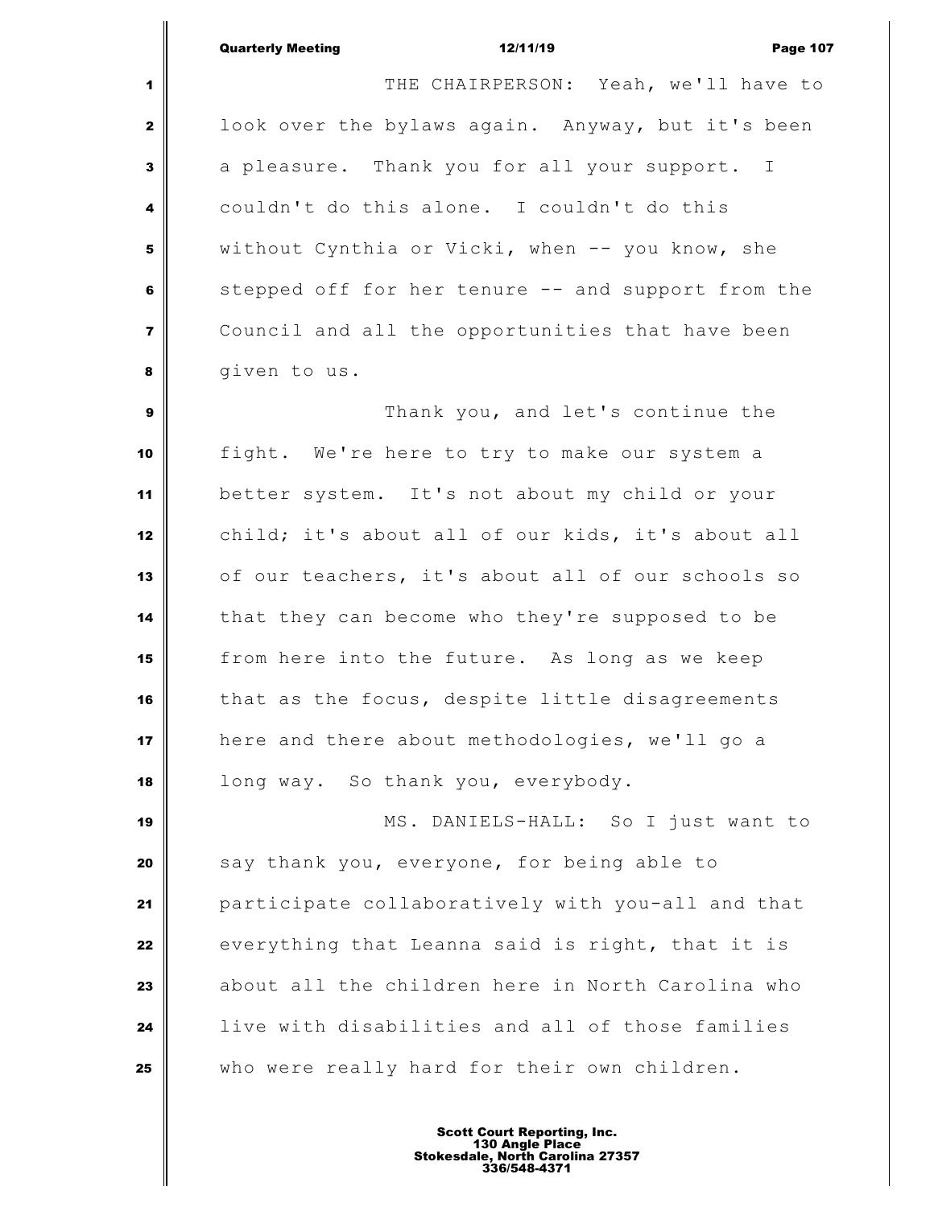THE CHAIRPERSON: Yeah, we'll have to look over the bylaws again. Anyway, but it's been a pleasure. Thank you for all your support. I couldn't do this alone. I couldn't do this without Cynthia or Vicki, when -- you know, she stepped off for her tenure -- and support from the Council and all the opportunities that have been given to us.

Thank you, and let's continue the fight. We're here to try to make our system a better system. It's not about my child or your child; it's about all of our kids, it's about all of our teachers, it's about all of our schools so that they can become who they're supposed to be from here into the future. As long as we keep that as the focus, despite little disagreements here and there about methodologies, we'll go a long way. So thank you, everybody.

MS. DANIELS-HALL: So I just want to say thank you, everyone, for being able to participate collaboratively with you-all and that everything that Leanna said is right, that it is about all the children here in North Carolina who live with disabilities and all of those families who were really hard for their own children.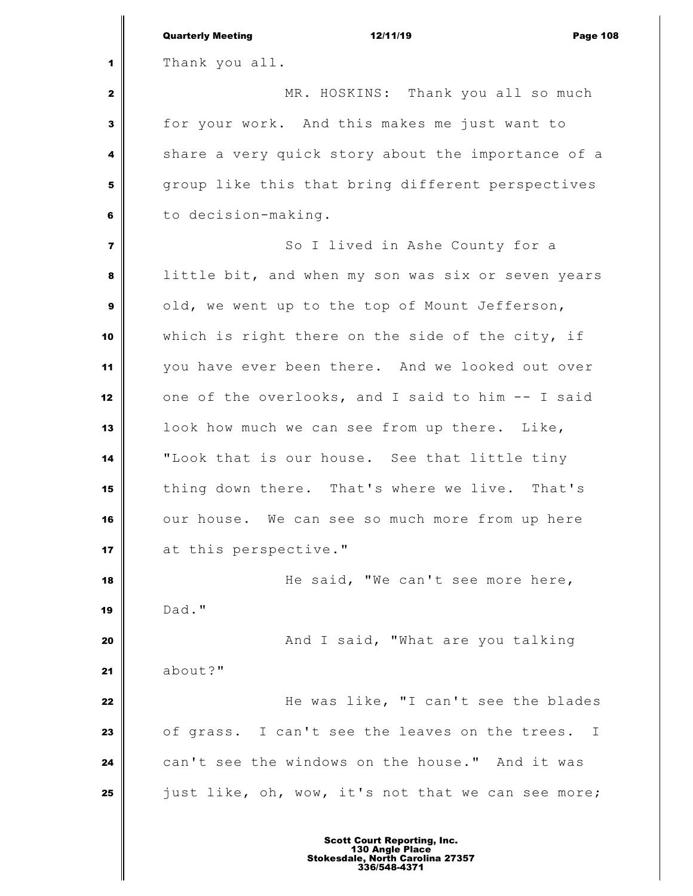Thank you all.

MR. HOSKINS: Thank you all so much for your work. And this makes me just want to share a very quick story about the importance of a group like this that bring different perspectives to decision-making.

So I lived in Ashe County for a little bit, and when my son was six or seven years old, we went up to the top of Mount Jefferson, which is right there on the side of the city, if you have ever been there. And we looked out over one of the overlooks, and I said to him -- I said look how much we can see from up there. Like, "Look that is our house. See that little tiny thing down there. That's where we live. That's our house. We can see so much more from up here at this perspective."

He said, "We can't see more here, Dad."

And I said, "What are you talking about?"

He was like, "I can't see the blades of grass. I can't see the leaves on the trees. I can't see the windows on the house." And it was just like, oh, wow, it's not that we can see more;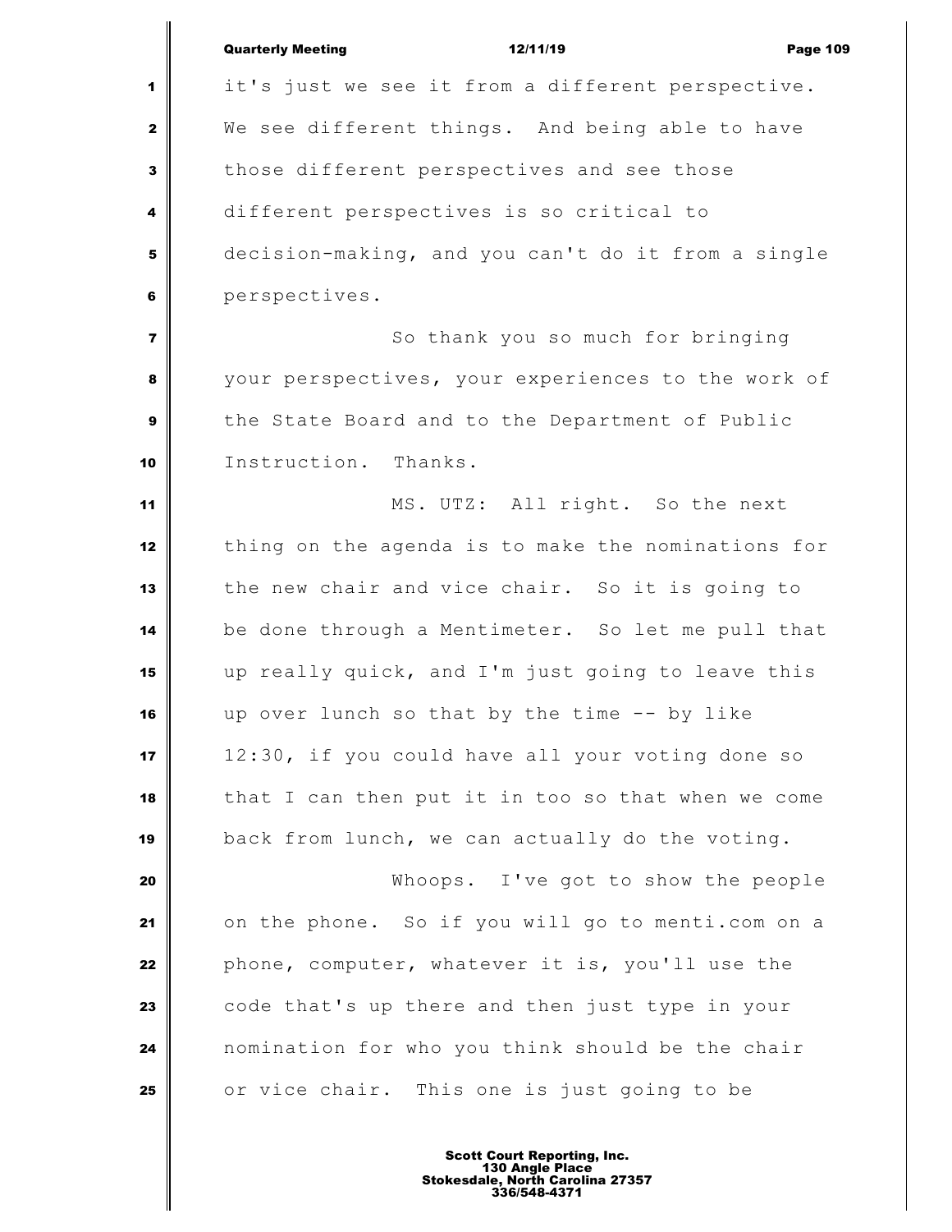it's just we see it from a different perspective. We see different things. And being able to have those different perspectives and see those different perspectives is so critical to decision-making, and you can't do it from a single perspectives.

So thank you so much for bringing your perspectives, your experiences to the work of the State Board and to the Department of Public Instruction. Thanks.

MS. UTZ: All right. So the next thing on the agenda is to make the nominations for the new chair and vice chair. So it is going to be done through a Mentimeter. So let me pull that up really quick, and I'm just going to leave this up over lunch so that by the time -- by like 12:30, if you could have all your voting done so that I can then put it in too so that when we come back from lunch, we can actually do the voting.

Whoops. I've got to show the people on the phone. So if you will go to menti.com on a phone, computer, whatever it is, you'll use the code that's up there and then just type in your nomination for who you think should be the chair or vice chair. This one is just going to be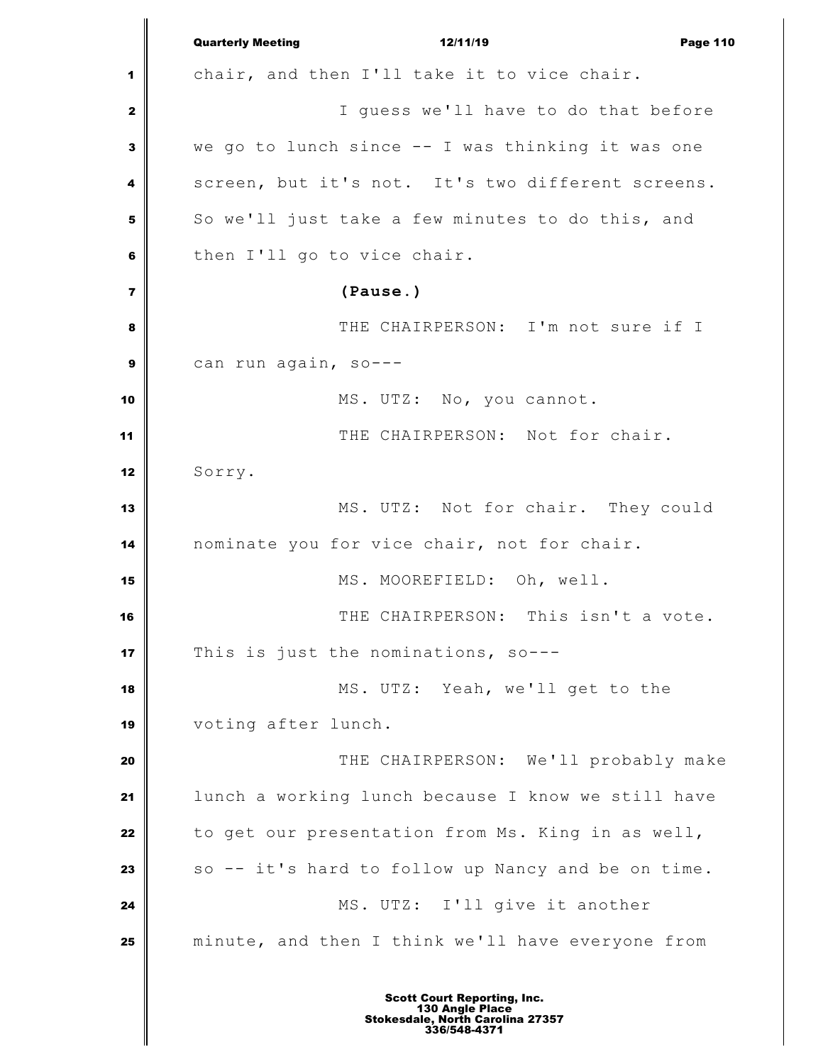chair, and then I'll take it to vice chair.

I guess we'll have to do that before we go to lunch since -- I was thinking it was one screen, but it's not. It's two different screens. So we'll just take a few minutes to do this, and then I'll go to vice chair.

**(Pause.)**

THE CHAIRPERSON: I'm not sure if I can run again, so---

MS. UTZ: No, you cannot.

THE CHAIRPERSON: Not for chair. Sorry.

MS. UTZ: Not for chair. They could nominate you for vice chair, not for chair.

MS. MOOREFIELD: Oh, well.

THE CHAIRPERSON: This isn't a vote. This is just the nominations, so---

MS. UTZ: Yeah, we'll get to the voting after lunch.

THE CHAIRPERSON: We'll probably make lunch a working lunch because I know we still have to get our presentation from Ms. King in as well, so -- it's hard to follow up Nancy and be on time.

MS. UTZ: I'll give it another minute, and then I think we'll have everyone from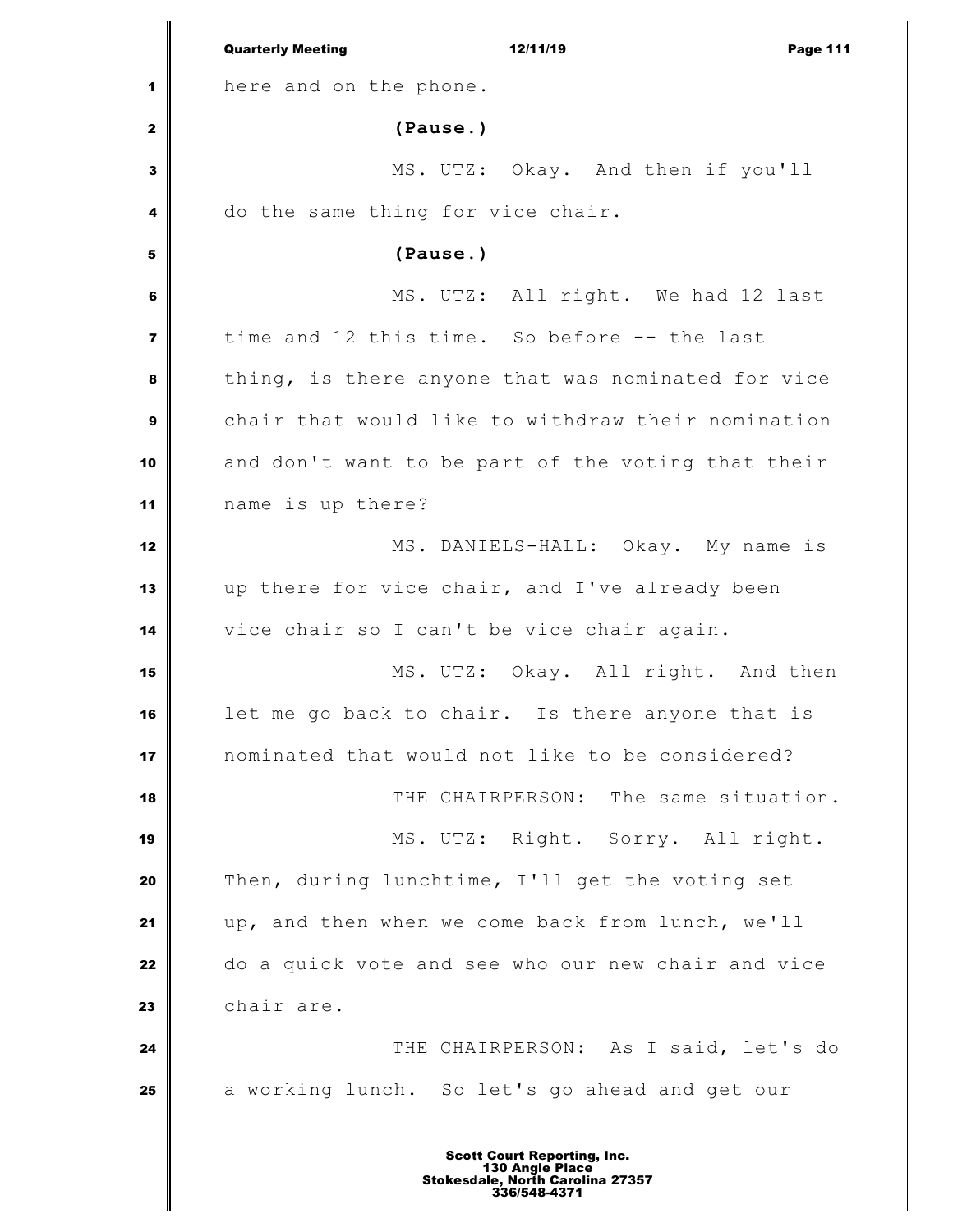here and on the phone.

**(Pause.)**

MS. UTZ: Okay. And then if you'll do the same thing for vice chair.

**(Pause.)**

MS. UTZ: All right. We had 12 last time and 12 this time. So before -- the last thing, is there anyone that was nominated for vice chair that would like to withdraw their nomination and don't want to be part of the voting that their name is up there?

MS. DANIELS-HALL: Okay. My name is up there for vice chair, and I've already been vice chair so I can't be vice chair again.

MS. UTZ: Okay. All right. And then let me go back to chair. Is there anyone that is nominated that would not like to be considered?

THE CHAIRPERSON: The same situation.

MS. UTZ: Right. Sorry. All right. Then, during lunchtime, I'll get the voting set up, and then when we come back from lunch, we'll do a quick vote and see who our new chair and vice chair are.

THE CHAIRPERSON: As I said, let's do a working lunch. So let's go ahead and get our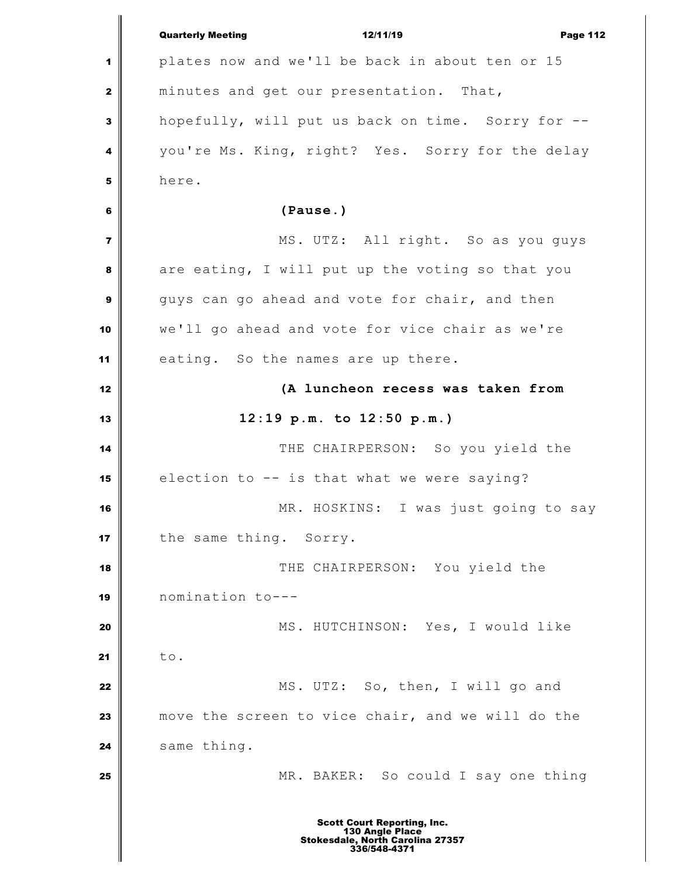plates now and we'll be back in about ten or 15 minutes and get our presentation. That, hopefully, will put us back on time. Sorry for -- you're Ms. King, right? Yes. Sorry for the delay here.

**(Pause.)**

MS. UTZ: All right. So as you guys are eating, I will put up the voting so that you guys can go ahead and vote for chair, and then we'll go ahead and vote for vice chair as we're eating. So the names are up there.

**(A luncheon recess was taken from 12:19 p.m. to 12:50 p.m.)**

THE CHAIRPERSON: So you yield the election to -- is that what we were saying?

MR. HOSKINS: I was just going to say the same thing. Sorry.

THE CHAIRPERSON: You yield the nomination to---

MS. HUTCHINSON: Yes, I would like to.

MS. UTZ: So, then, I will go and move the screen to vice chair, and we will do the same thing.

MR. BAKER: So could I say one thing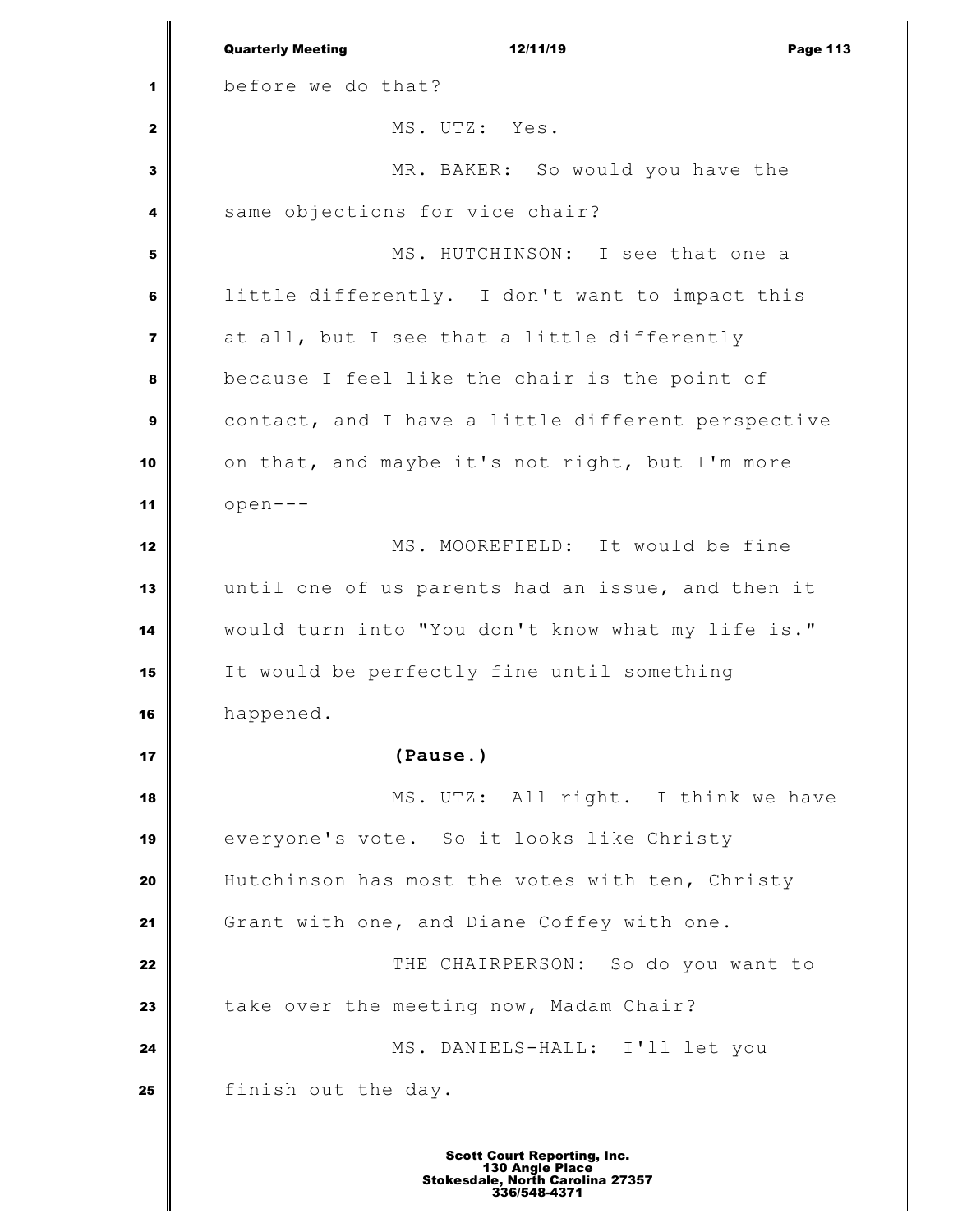before we do that?

MS. UTZ: Yes.

MR. BAKER: So would you have the same objections for vice chair?

MS. HUTCHINSON: I see that one a little differently. I don't want to impact this at all, but I see that a little differently because I feel like the chair is the point of contact, and I have a little different perspective on that, and maybe it's not right, but I'm more open---

MS. MOOREFIELD: It would be fine until one of us parents had an issue, and then it would turn into "You don't know what my life is." It would be perfectly fine until something happened.

**(Pause.)**

MS. UTZ: All right. I think we have everyone's vote. So it looks like Christy Hutchinson has most the votes with ten, Christy Grant with one, and Diane Coffey with one.

THE CHAIRPERSON: So do you want to take over the meeting now, Madam Chair?

MS. DANIELS-HALL: I'll let you finish out the day.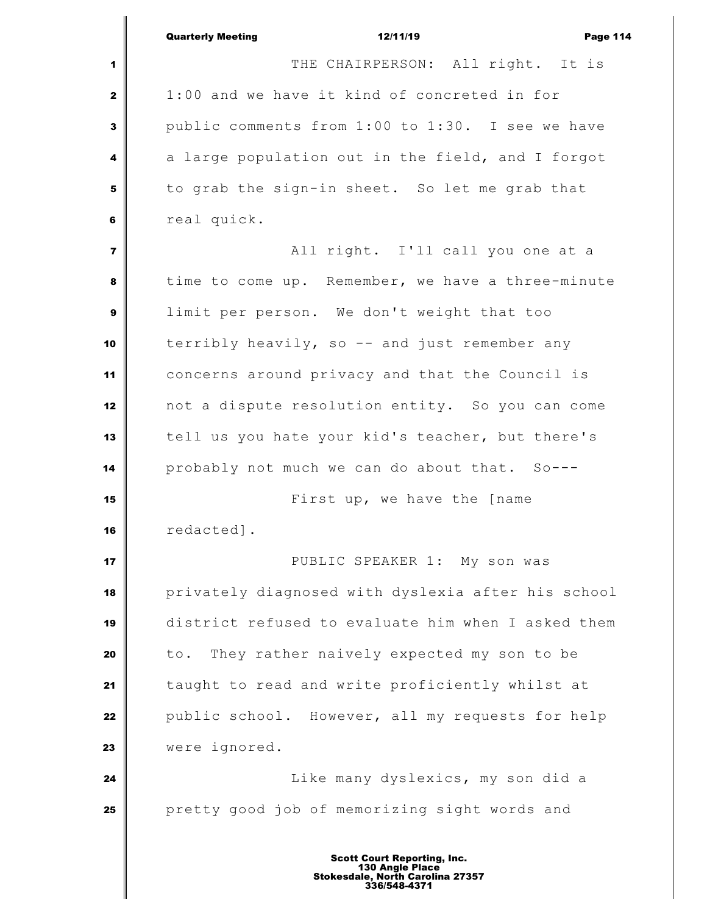THE CHAIRPERSON: All right. It is 1:00 and we have it kind of concreted in for public comments from 1:00 to 1:30. I see we have a large population out in the field, and I forgot to grab the sign-in sheet. So let me grab that real quick.

All right. I'll call you one at a time to come up. Remember, we have a three-minute limit per person. We don't weight that too terribly heavily, so -- and just remember any concerns around privacy and that the Council is not a dispute resolution entity. So you can come tell us you hate your kid's teacher, but there's probably not much we can do about that. So---

First up, we have the [name redacted].

PUBLIC SPEAKER 1: My son was privately diagnosed with dyslexia after his school district refused to evaluate him when I asked them to. They rather naively expected my son to be taught to read and write proficiently whilst at public school. However, all my requests for help were ignored.

Like many dyslexics, my son did a pretty good job of memorizing sight words and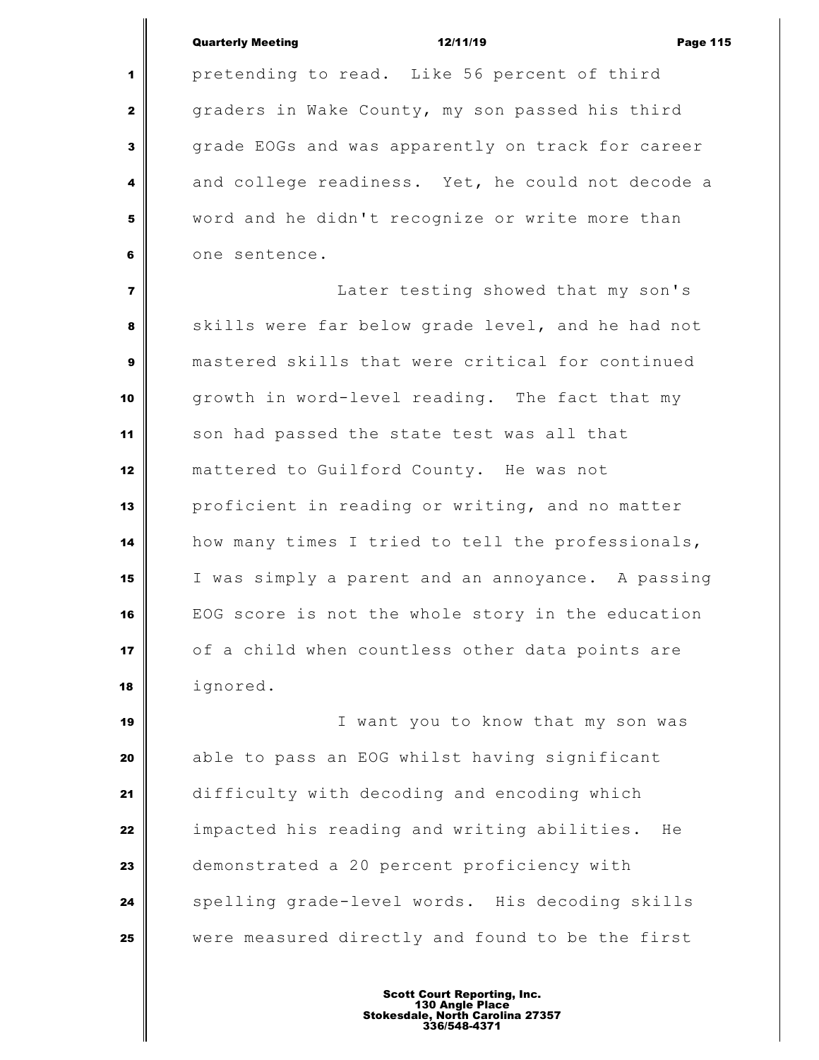pretending to read. Like 56 percent of third graders in Wake County, my son passed his third grade EOGs and was apparently on track for career and college readiness. Yet, he could not decode a word and he didn't recognize or write more than one sentence.

Later testing showed that my son's skills were far below grade level, and he had not mastered skills that were critical for continued growth in word-level reading. The fact that my son had passed the state test was all that mattered to Guilford County. He was not proficient in reading or writing, and no matter how many times I tried to tell the professionals, I was simply a parent and an annoyance. A passing EOG score is not the whole story in the education of a child when countless other data points are ignored.

I want you to know that my son was able to pass an EOG whilst having significant difficulty with decoding and encoding which impacted his reading and writing abilities. He demonstrated a 20 percent proficiency with spelling grade-level words. His decoding skills were measured directly and found to be the first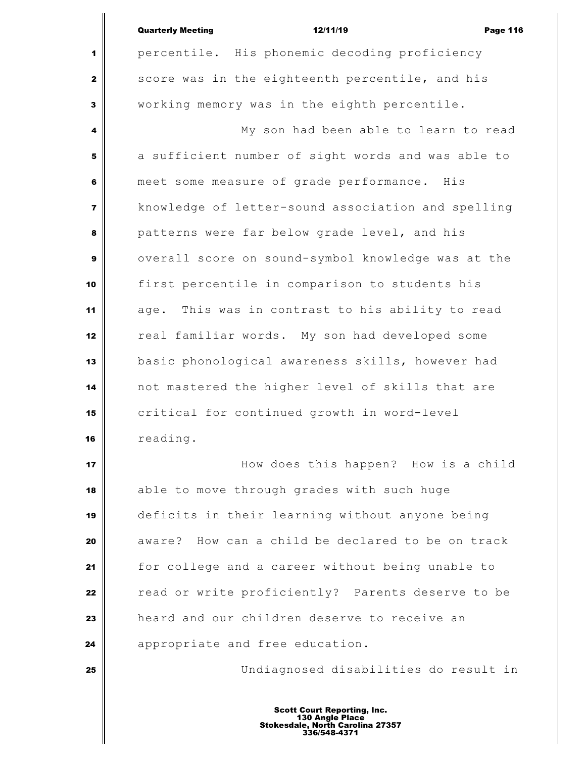percentile. His phonemic decoding proficiency score was in the eighteenth percentile, and his working memory was in the eighth percentile.

My son had been able to learn to read a sufficient number of sight words and was able to meet some measure of grade performance. His knowledge of letter-sound association and spelling patterns were far below grade level, and his overall score on sound-symbol knowledge was at the first percentile in comparison to students his age. This was in contrast to his ability to read real familiar words. My son had developed some basic phonological awareness skills, however had not mastered the higher level of skills that are critical for continued growth in word-level reading.

How does this happen? How is a child able to move through grades with such huge deficits in their learning without anyone being aware? How can a child be declared to be on track for college and a career without being unable to read or write proficiently? Parents deserve to be heard and our children deserve to receive an appropriate and free education.

Undiagnosed disabilities do result in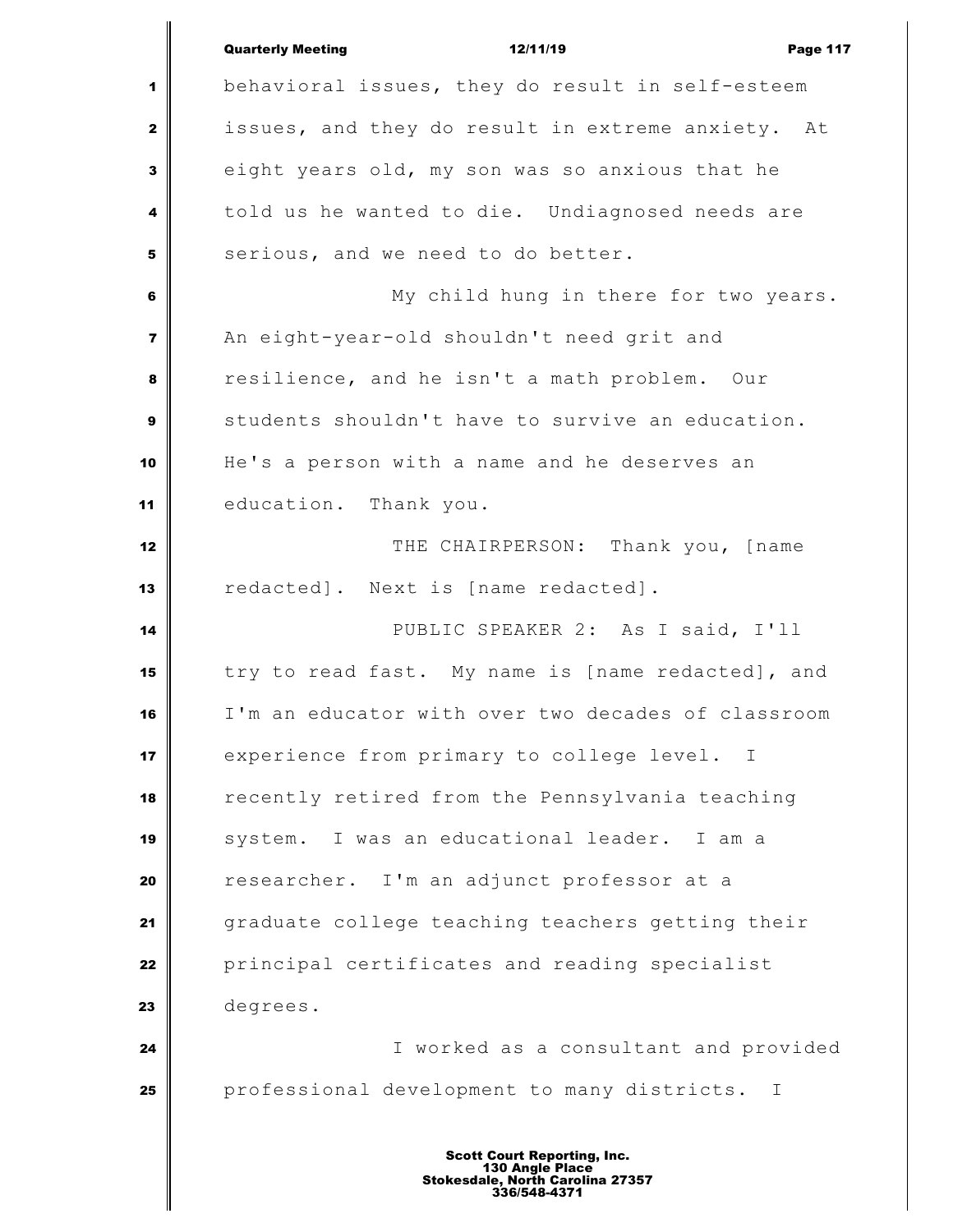behavioral issues, they do result in self-esteem issues, and they do result in extreme anxiety. At eight years old, my son was so anxious that he told us he wanted to die. Undiagnosed needs are serious, and we need to do better.

My child hung in there for two years. An eight-year-old shouldn't need grit and resilience, and he isn't a math problem. Our students shouldn't have to survive an education. He's a person with a name and he deserves an education. Thank you.

THE CHAIRPERSON: Thank you, [name redacted]. Next is [name redacted].

PUBLIC SPEAKER 2: As I said, I'll try to read fast. My name is [name redacted], and I'm an educator with over two decades of classroom experience from primary to college level. I recently retired from the Pennsylvania teaching system. I was an educational leader. I am a researcher. I'm an adjunct professor at a graduate college teaching teachers getting their principal certificates and reading specialist degrees.

I worked as a consultant and provided professional development to many districts. I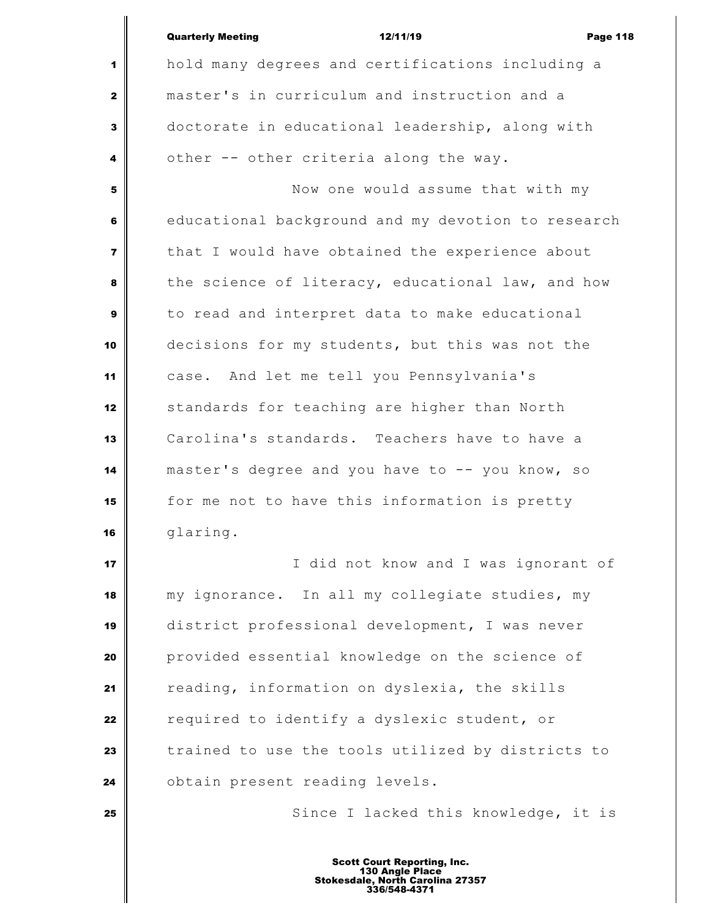hold many degrees and certifications including a master's in curriculum and instruction and a doctorate in educational leadership, along with other -- other criteria along the way.

Now one would assume that with my educational background and my devotion to research that I would have obtained the experience about the science of literacy, educational law, and how to read and interpret data to make educational decisions for my students, but this was not the case. And let me tell you Pennsylvania's standards for teaching are higher than North Carolina's standards. Teachers have to have a master's degree and you have to -- you know, so for me not to have this information is pretty glaring.

I did not know and I was ignorant of my ignorance. In all my collegiate studies, my district professional development, I was never provided essential knowledge on the science of reading, information on dyslexia, the skills required to identify a dyslexic student, or trained to use the tools utilized by districts to obtain present reading levels.

Since I lacked this knowledge, it is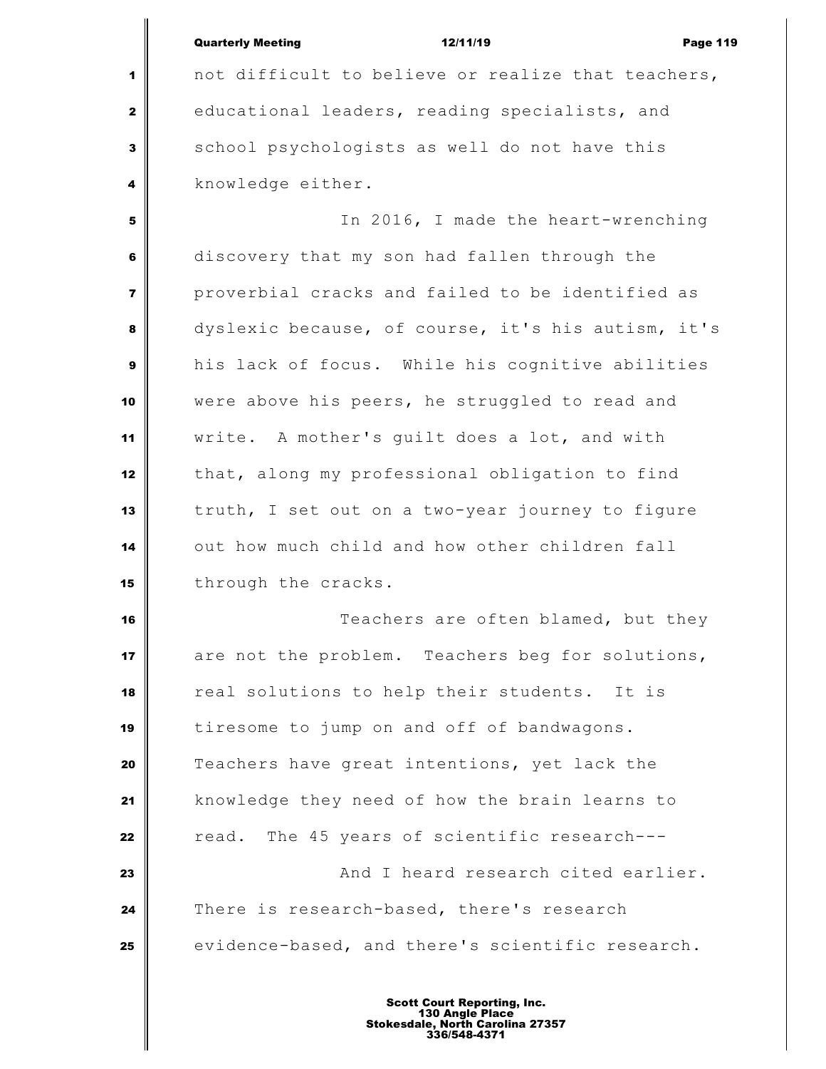not difficult to believe or realize that teachers, educational leaders, reading specialists, and school psychologists as well do not have this knowledge either.

In 2016, I made the heart-wrenching discovery that my son had fallen through the proverbial cracks and failed to be identified as dyslexic because, of course, it's his autism, it's his lack of focus. While his cognitive abilities were above his peers, he struggled to read and write. A mother's guilt does a lot, and with that, along my professional obligation to find truth, I set out on a two-year journey to figure out how much child and how other children fall through the cracks.

Teachers are often blamed, but they are not the problem. Teachers beg for solutions, real solutions to help their students. It is tiresome to jump on and off of bandwagons. Teachers have great intentions, yet lack the knowledge they need of how the brain learns to read. The 45 years of scientific research---

And I heard research cited earlier. There is research-based, there's research evidence-based, and there's scientific research.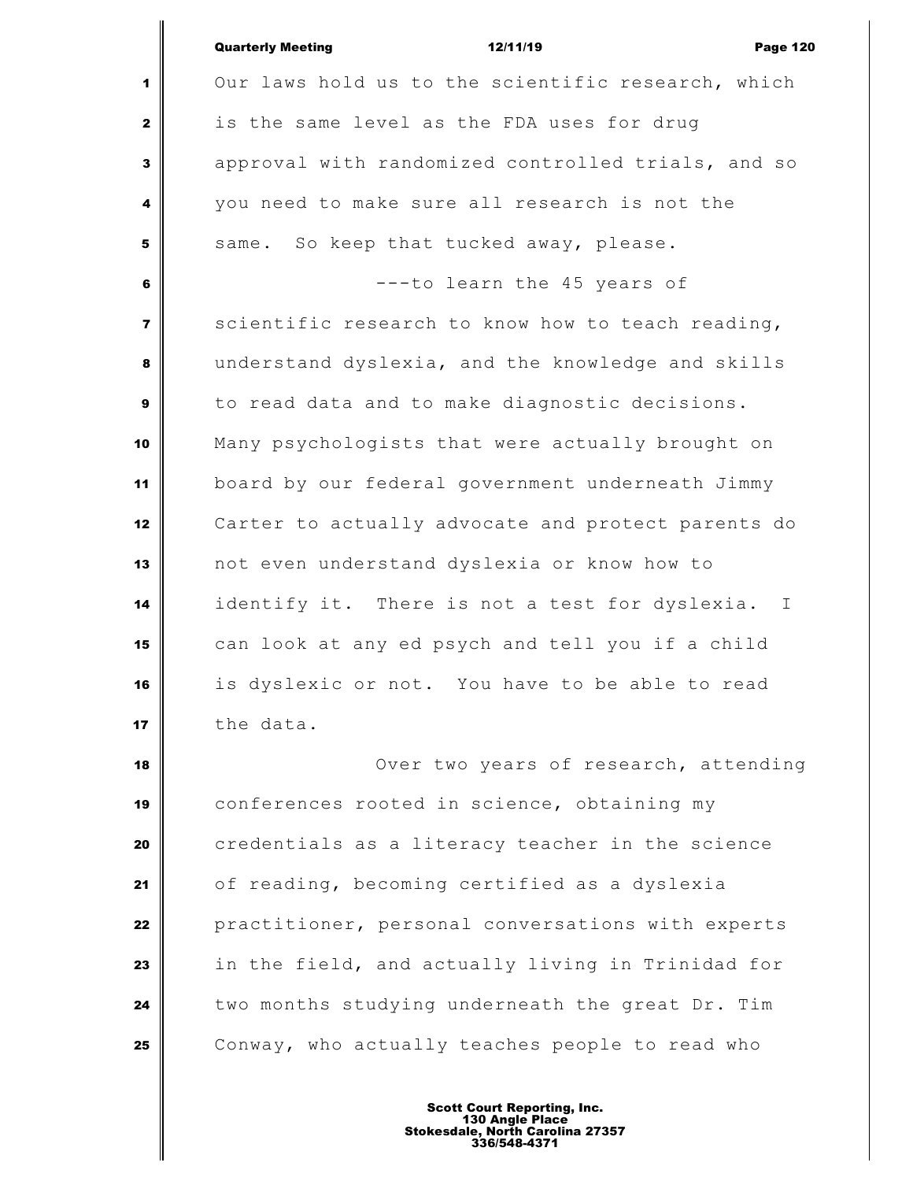Our laws hold us to the scientific research, which is the same level as the FDA uses for drug approval with randomized controlled trials, and so you need to make sure all research is not the same. So keep that tucked away, please.

---to learn the 45 years of scientific research to know how to teach reading, understand dyslexia, and the knowledge and skills to read data and to make diagnostic decisions. Many psychologists that were actually brought on board by our federal government underneath Jimmy Carter to actually advocate and protect parents do not even understand dyslexia or know how to identify it. There is not a test for dyslexia. I can look at any ed psych and tell you if a child is dyslexic or not. You have to be able to read the data.

Over two years of research, attending conferences rooted in science, obtaining my credentials as a literacy teacher in the science of reading, becoming certified as a dyslexia practitioner, personal conversations with experts in the field, and actually living in Trinidad for two months studying underneath the great Dr. Tim Conway, who actually teaches people to read who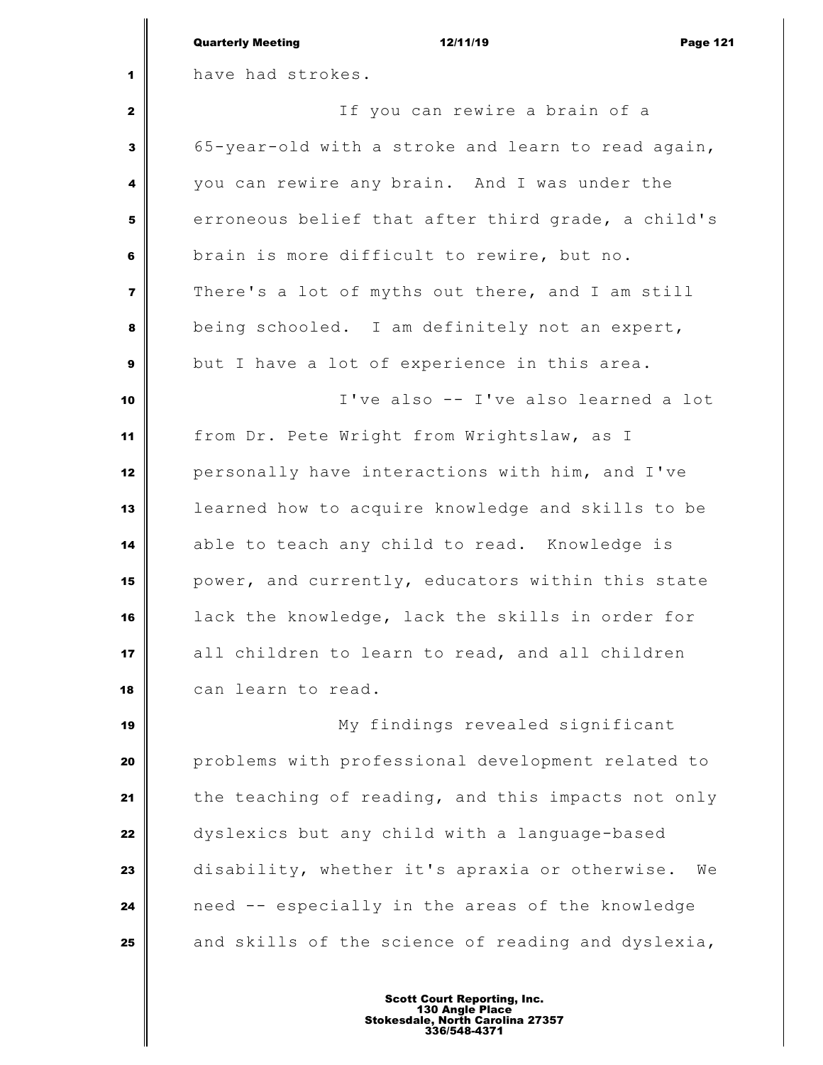have had strokes.

If you can rewire a brain of a 65-year-old with a stroke and learn to read again, you can rewire any brain. And I was under the erroneous belief that after third grade, a child's brain is more difficult to rewire, but no. There's a lot of myths out there, and I am still being schooled. I am definitely not an expert, but I have a lot of experience in this area.

I've also -- I've also learned a lot from Dr. Pete Wright from Wrightslaw, as I personally have interactions with him, and I've learned how to acquire knowledge and skills to be able to teach any child to read. Knowledge is power, and currently, educators within this state lack the knowledge, lack the skills in order for all children to learn to read, and all children can learn to read.

My findings revealed significant problems with professional development related to the teaching of reading, and this impacts not only dyslexics but any child with a language-based disability, whether it's apraxia or otherwise. We need -- especially in the areas of the knowledge and skills of the science of reading and dyslexia,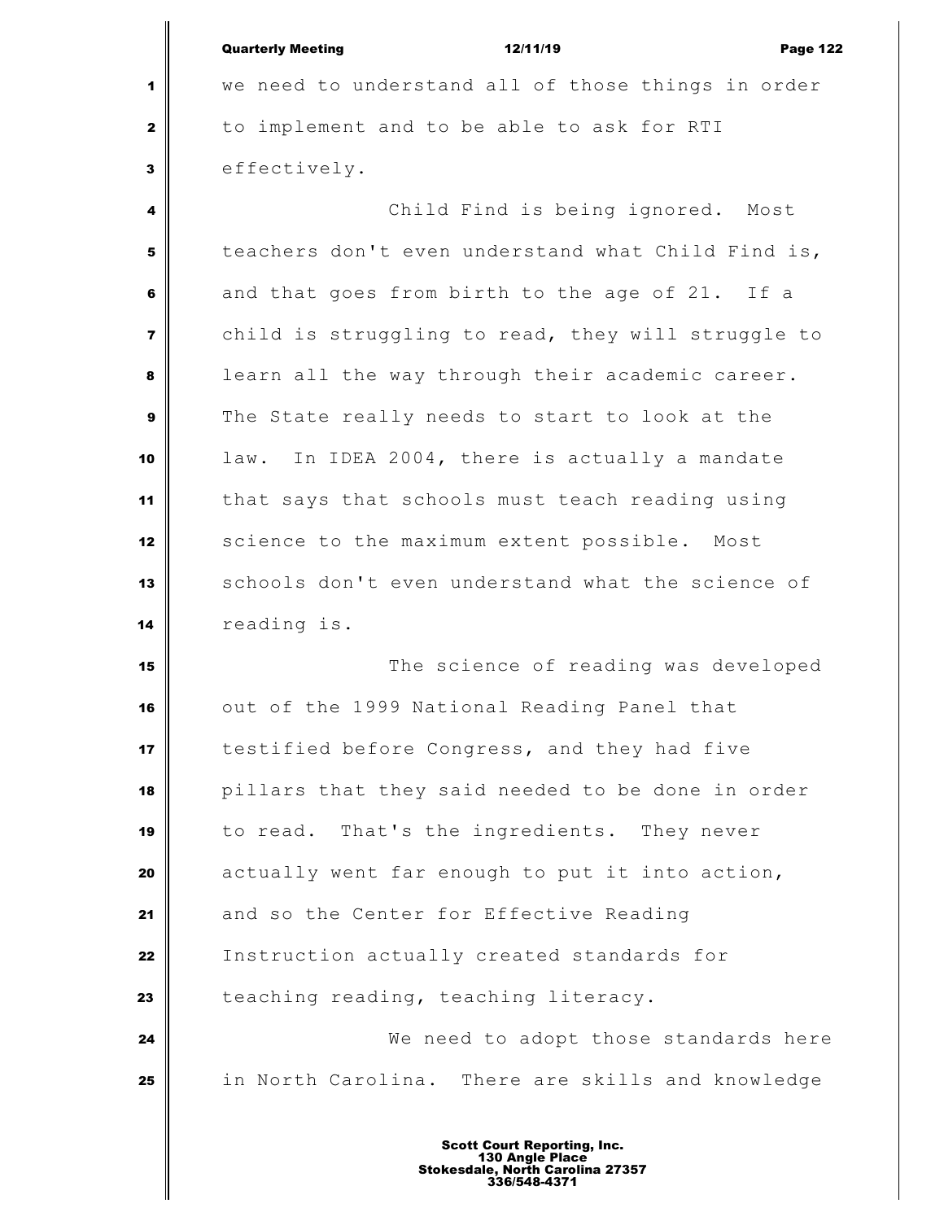we need to understand all of those things in order to implement and to be able to ask for RTI effectively.

Child Find is being ignored. Most teachers don't even understand what Child Find is, and that goes from birth to the age of 21. If a child is struggling to read, they will struggle to learn all the way through their academic career. The State really needs to start to look at the law. In IDEA 2004, there is actually a mandate that says that schools must teach reading using science to the maximum extent possible. Most schools don't even understand what the science of reading is.

The science of reading was developed out of the 1999 National Reading Panel that testified before Congress, and they had five pillars that they said needed to be done in order to read. That's the ingredients. They never actually went far enough to put it into action, and so the Center for Effective Reading Instruction actually created standards for teaching reading, teaching literacy.

We need to adopt those standards here in North Carolina. There are skills and knowledge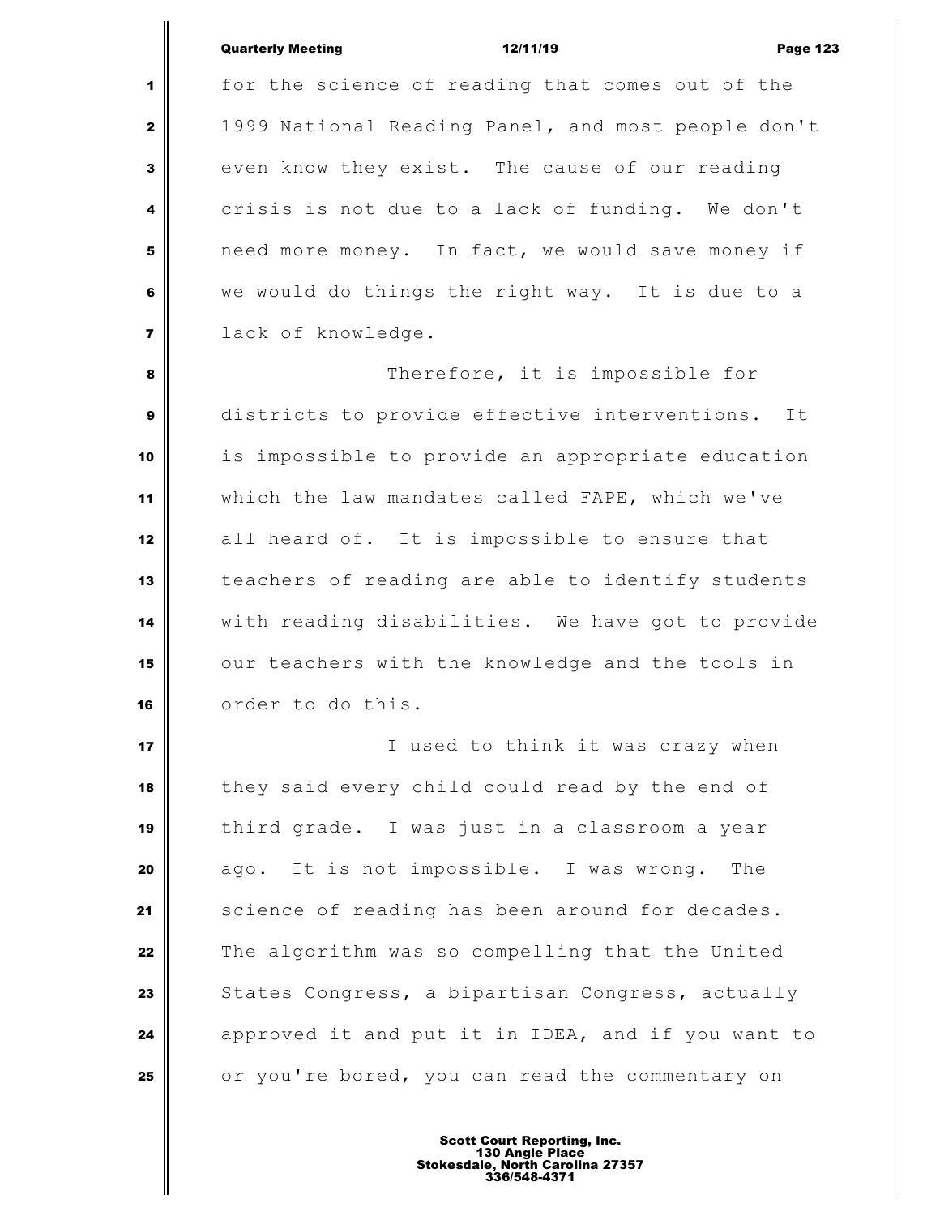for the science of reading that comes out of the 1999 National Reading Panel, and most people don't even know they exist. The cause of our reading crisis is not due to a lack of funding. We don't need more money. In fact, we would save money if we would do things the right way. It is due to a lack of knowledge.

Therefore, it is impossible for districts to provide effective interventions. It is impossible to provide an appropriate education which the law mandates called FAPE, which we've all heard of. It is impossible to ensure that teachers of reading are able to identify students with reading disabilities. We have got to provide our teachers with the knowledge and the tools in order to do this.

I used to think it was crazy when they said every child could read by the end of third grade. I was just in a classroom a year ago. It is not impossible. I was wrong. The science of reading has been around for decades. The algorithm was so compelling that the United States Congress, a bipartisan Congress, actually approved it and put it in IDEA, and if you want to or you're bored, you can read the commentary on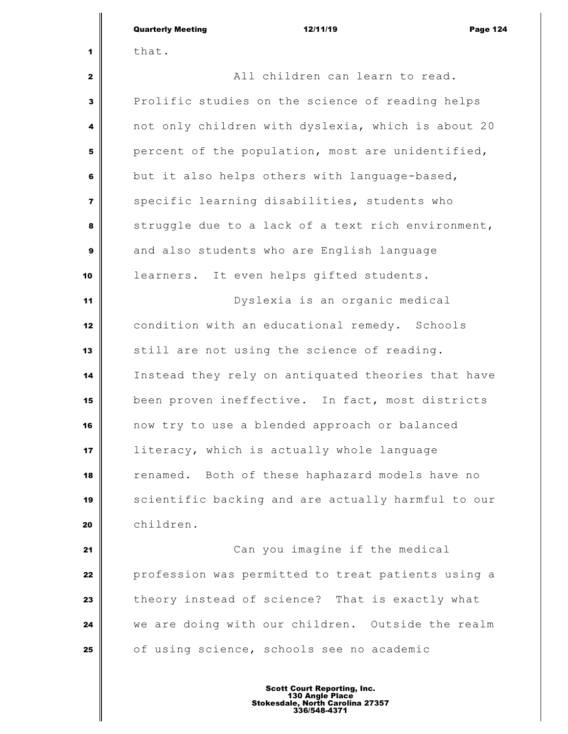that.

All children can learn to read. Prolific studies on the science of reading helps not only children with dyslexia, which is about 20 percent of the population, most are unidentified, but it also helps others with language-based, specific learning disabilities, students who struggle due to a lack of a text rich environment, and also students who are English language learners. It even helps gifted students.

Dyslexia is an organic medical condition with an educational remedy. Schools still are not using the science of reading. Instead they rely on antiquated theories that have been proven ineffective. In fact, most districts now try to use a blended approach or balanced literacy, which is actually whole language renamed. Both of these haphazard models have no scientific backing and are actually harmful to our children.

Can you imagine if the medical profession was permitted to treat patients using a theory instead of science? That is exactly what we are doing with our children. Outside the realm of using science, schools see no academic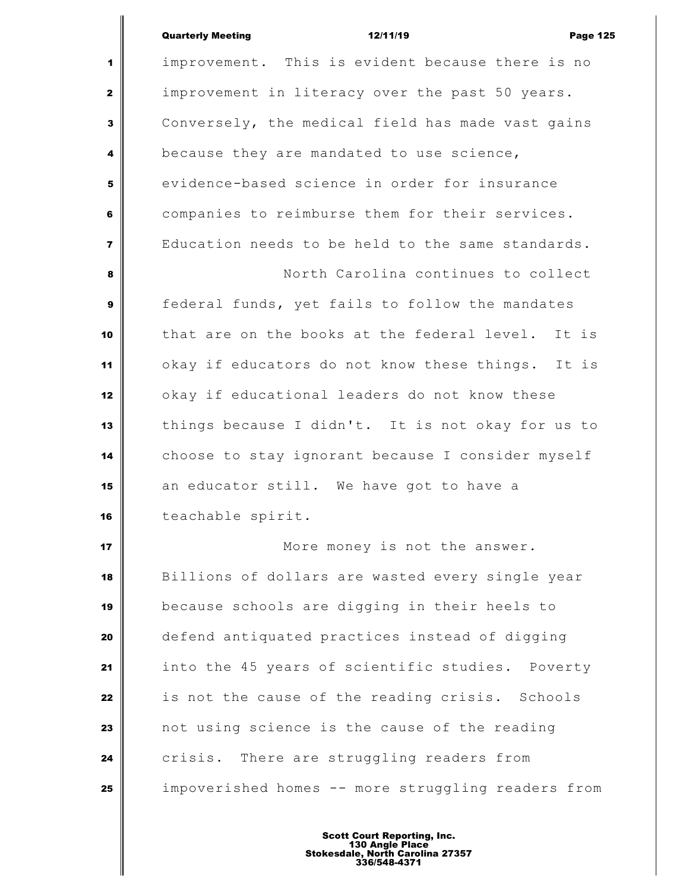improvement. This is evident because there is no improvement in literacy over the past 50 years. Conversely, the medical field has made vast gains because they are mandated to use science, evidence-based science in order for insurance companies to reimburse them for their services. Education needs to be held to the same standards.

North Carolina continues to collect federal funds, yet fails to follow the mandates that are on the books at the federal level. It is okay if educators do not know these things. It is okay if educational leaders do not know these things because I didn't. It is not okay for us to choose to stay ignorant because I consider myself an educator still. We have got to have a teachable spirit.

More money is not the answer. Billions of dollars are wasted every single year because schools are digging in their heels to defend antiquated practices instead of digging into the 45 years of scientific studies. Poverty is not the cause of the reading crisis. Schools not using science is the cause of the reading crisis. There are struggling readers from impoverished homes -- more struggling readers from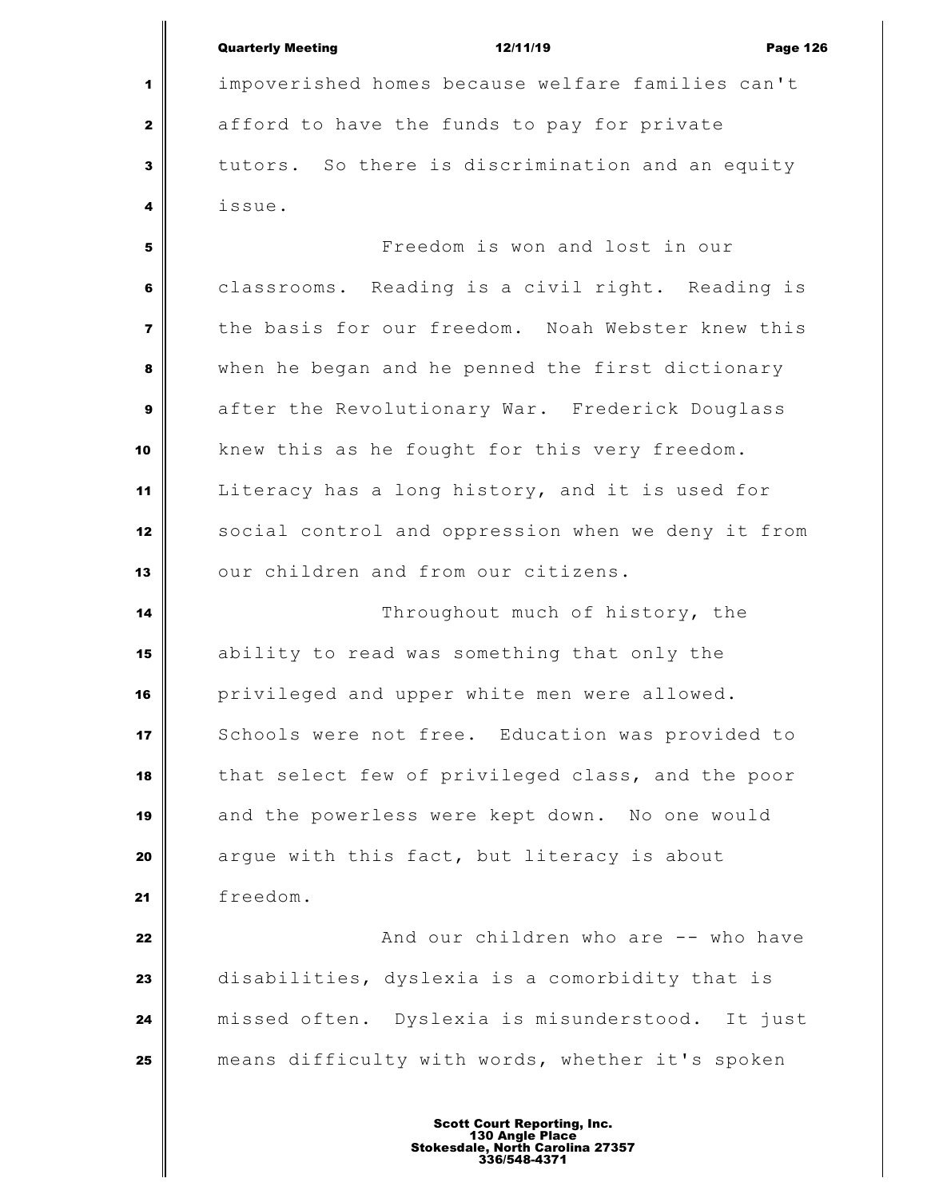impoverished homes because welfare families can't afford to have the funds to pay for private tutors. So there is discrimination and an equity issue.

Freedom is won and lost in our classrooms. Reading is a civil right. Reading is the basis for our freedom. Noah Webster knew this when he began and he penned the first dictionary after the Revolutionary War. Frederick Douglass knew this as he fought for this very freedom. Literacy has a long history, and it is used for social control and oppression when we deny it from our children and from our citizens.

Throughout much of history, the ability to read was something that only the privileged and upper white men were allowed. Schools were not free. Education was provided to that select few of privileged class, and the poor and the powerless were kept down. No one would argue with this fact, but literacy is about freedom.

And our children who are -- who have disabilities, dyslexia is a comorbidity that is missed often. Dyslexia is misunderstood. It just means difficulty with words, whether it's spoken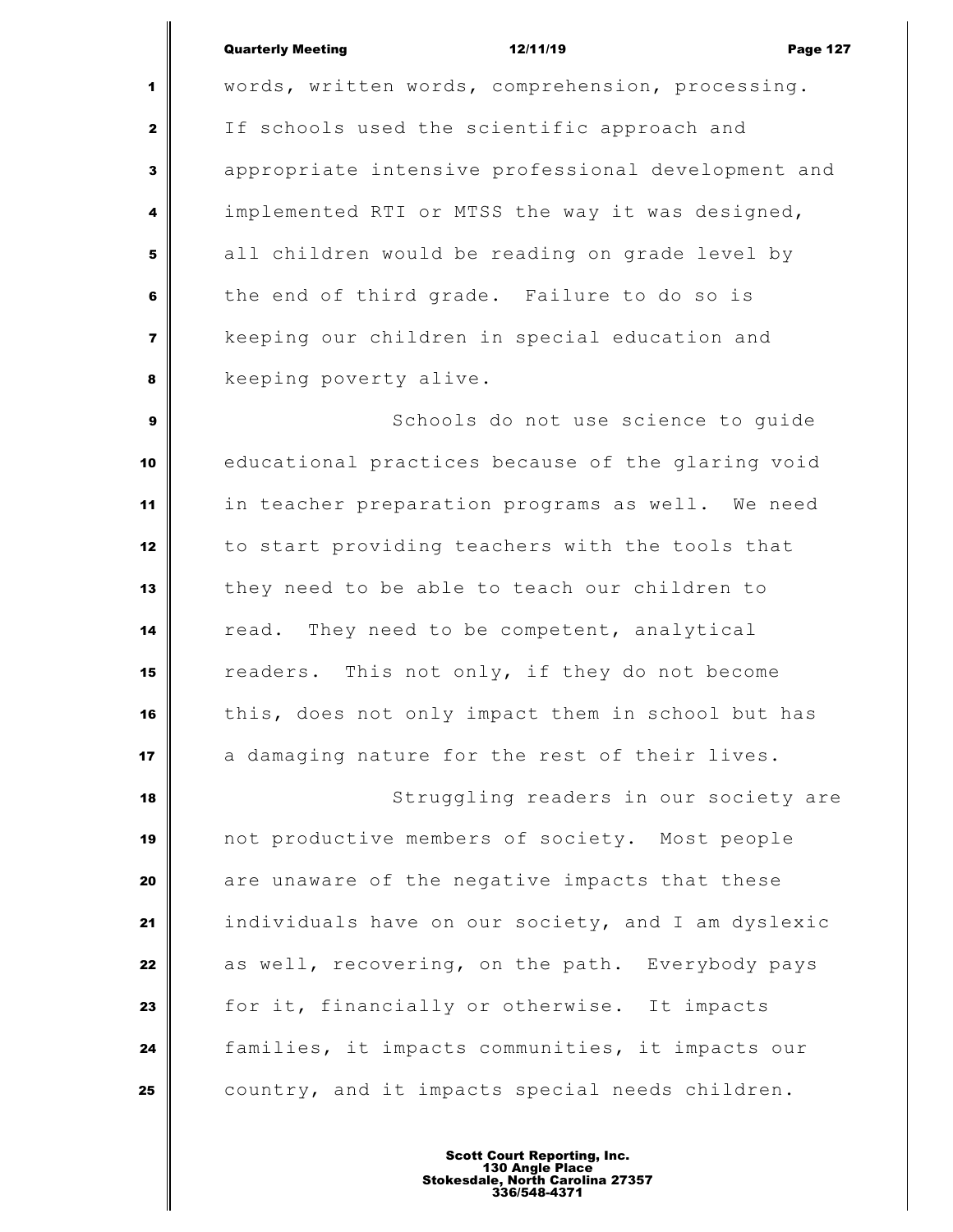words, written words, comprehension, processing. If schools used the scientific approach and appropriate intensive professional development and implemented RTI or MTSS the way it was designed, all children would be reading on grade level by the end of third grade. Failure to do so is keeping our children in special education and keeping poverty alive.

Schools do not use science to guide educational practices because of the glaring void in teacher preparation programs as well. We need to start providing teachers with the tools that they need to be able to teach our children to read. They need to be competent, analytical readers. This not only, if they do not become this, does not only impact them in school but has a damaging nature for the rest of their lives.

Struggling readers in our society are not productive members of society. Most people are unaware of the negative impacts that these individuals have on our society, and I am dyslexic as well, recovering, on the path. Everybody pays for it, financially or otherwise. It impacts families, it impacts communities, it impacts our country, and it impacts special needs children.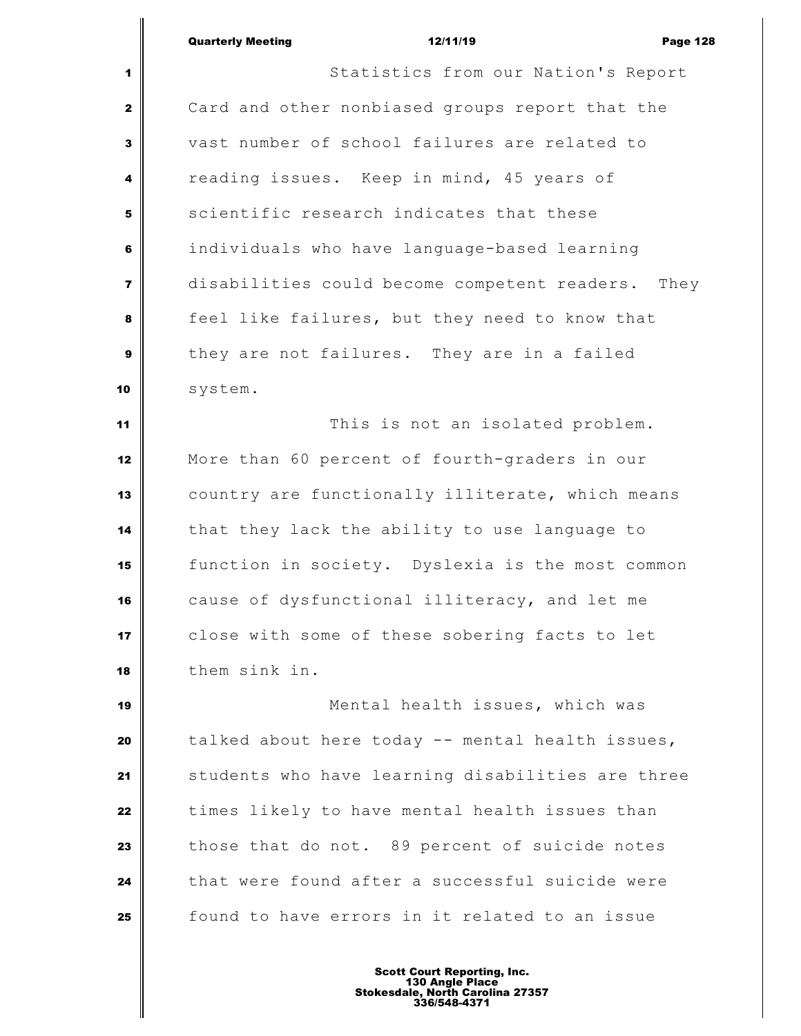Statistics from our Nation's Report Card and other nonbiased groups report that the vast number of school failures are related to reading issues. Keep in mind, 45 years of scientific research indicates that these individuals who have language-based learning disabilities could become competent readers. They feel like failures, but they need to know that they are not failures. They are in a failed system.

This is not an isolated problem. More than 60 percent of fourth-graders in our country are functionally illiterate, which means that they lack the ability to use language to function in society. Dyslexia is the most common cause of dysfunctional illiteracy, and let me close with some of these sobering facts to let them sink in.

Mental health issues, which was talked about here today -- mental health issues, students who have learning disabilities are three times likely to have mental health issues than those that do not. 89 percent of suicide notes that were found after a successful suicide were found to have errors in it related to an issue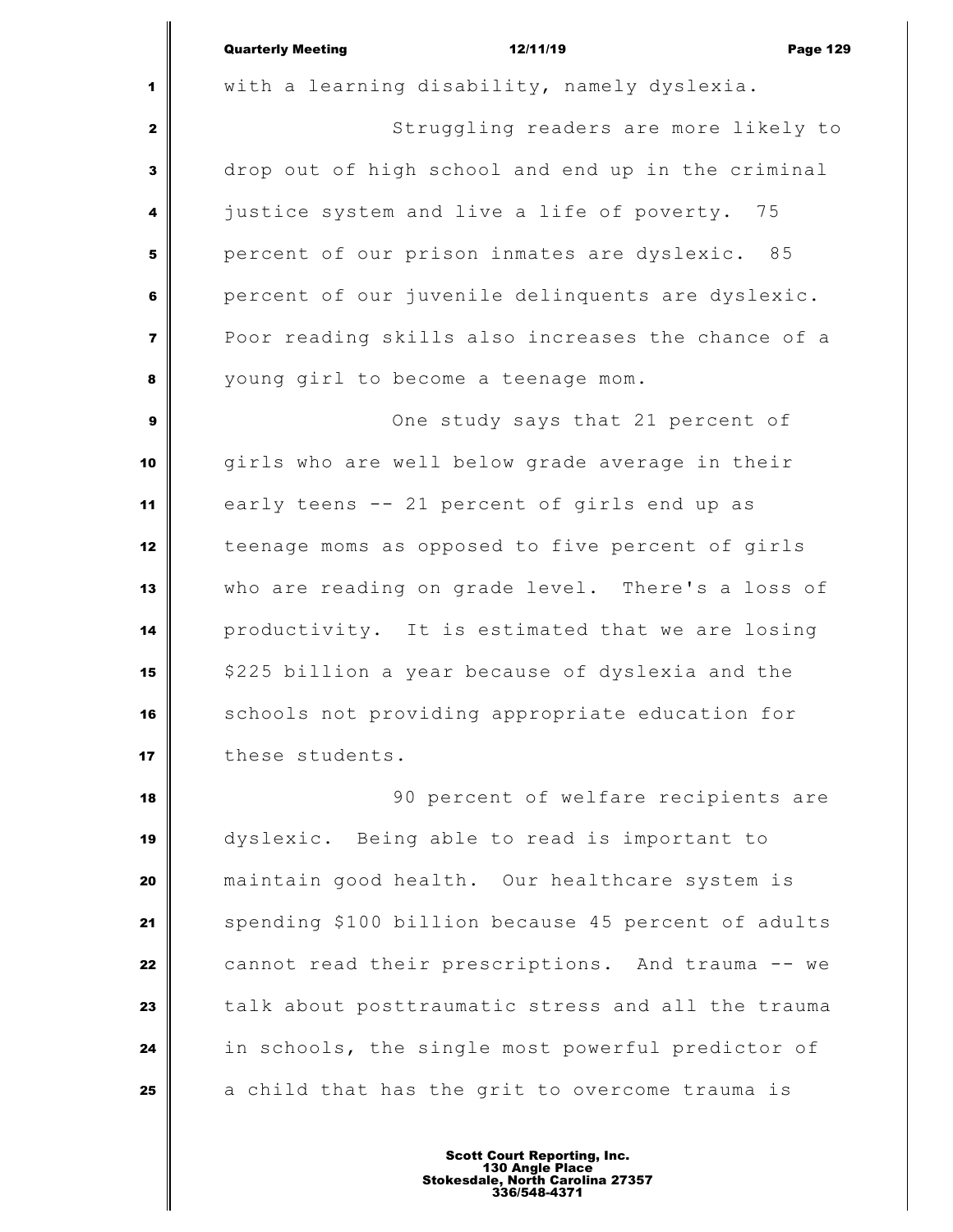with a learning disability, namely dyslexia.

Struggling readers are more likely to drop out of high school and end up in the criminal justice system and live a life of poverty. 75 percent of our prison inmates are dyslexic. 85 percent of our juvenile delinquents are dyslexic. Poor reading skills also increases the chance of a young girl to become a teenage mom.

One study says that 21 percent of girls who are well below grade average in their early teens -- 21 percent of girls end up as teenage moms as opposed to five percent of girls who are reading on grade level. There's a loss of productivity. It is estimated that we are losing $225 billion a year because of dyslexia and the schools not providing appropriate education for these students.

90 percent of welfare recipients are dyslexic. Being able to read is important to maintain good health. Our healthcare system is spending $100 billion because 45 percent of adults cannot read their prescriptions. And trauma -- we talk about posttraumatic stress and all the trauma in schools, the single most powerful predictor of a child that has the grit to overcome trauma is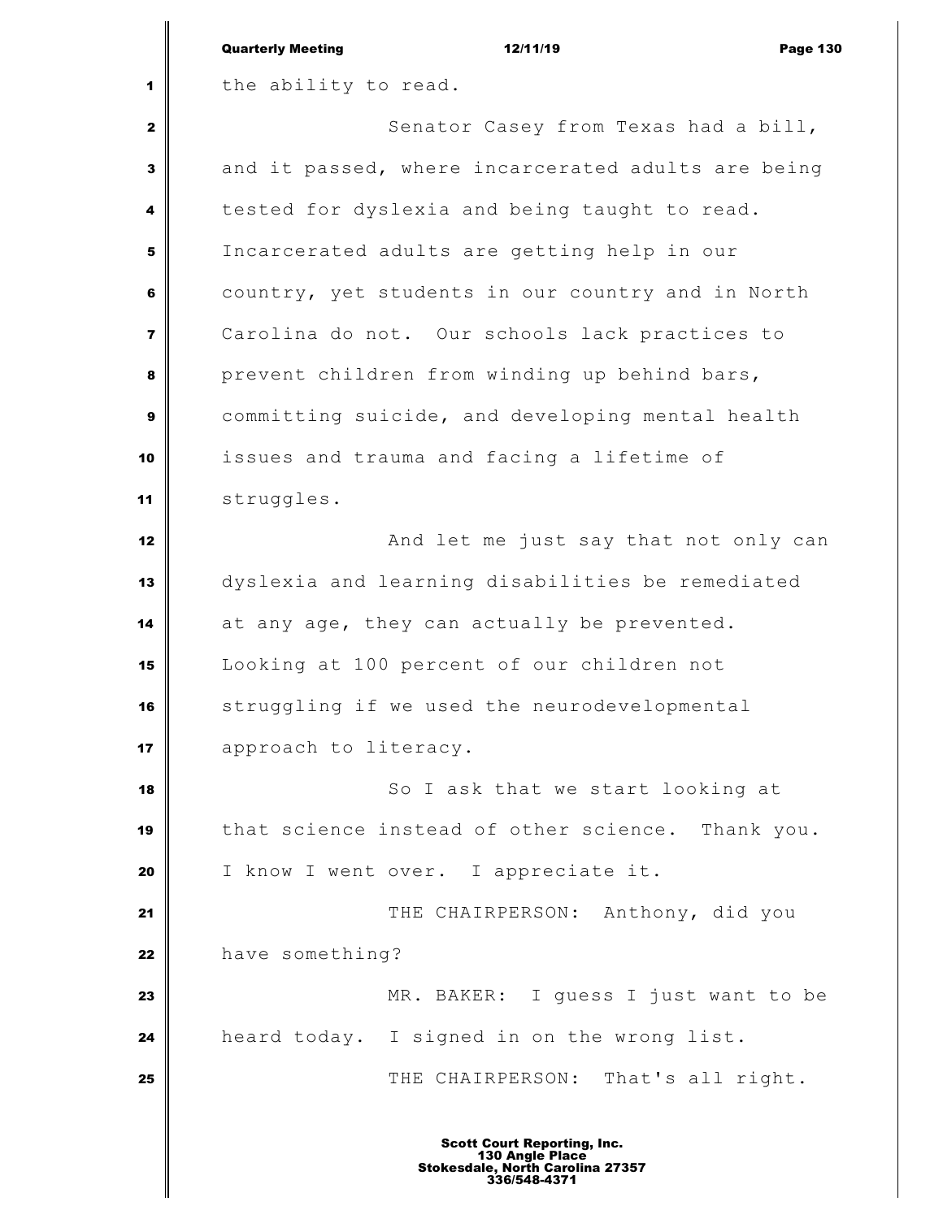the ability to read.

Senator Casey from Texas had a bill, and it passed, where incarcerated adults are being tested for dyslexia and being taught to read. Incarcerated adults are getting help in our country, yet students in our country and in North Carolina do not. Our schools lack practices to prevent children from winding up behind bars, committing suicide, and developing mental health issues and trauma and facing a lifetime of struggles.

And let me just say that not only can dyslexia and learning disabilities be remediated at any age, they can actually be prevented. Looking at 100 percent of our children not struggling if we used the neurodevelopmental approach to literacy.

So I ask that we start looking at that science instead of other science. Thank you. I know I went over. I appreciate it.

THE CHAIRPERSON: Anthony, did you have something?

MR. BAKER: I guess I just want to be heard today. I signed in on the wrong list.

THE CHAIRPERSON: That's all right.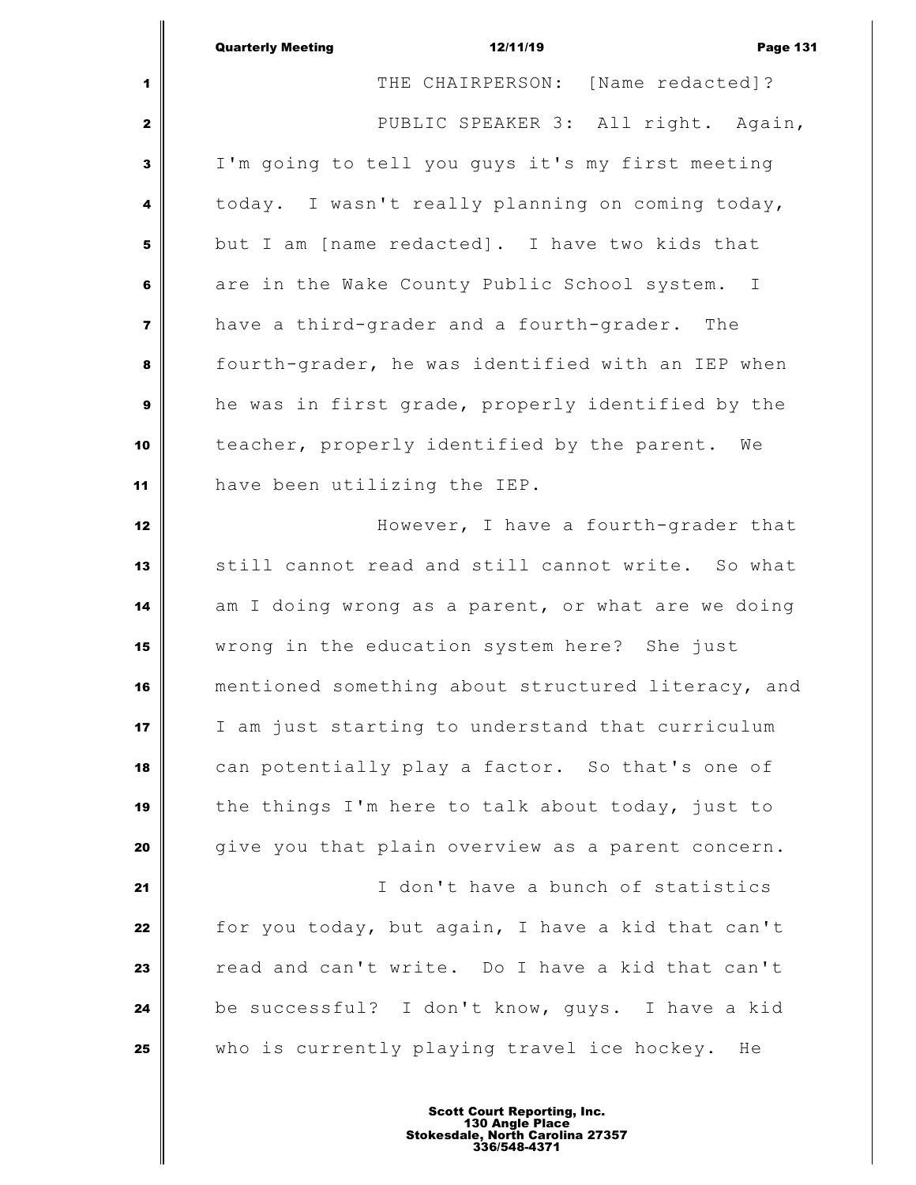THE CHAIRPERSON: [Name redacted]?

PUBLIC SPEAKER 3: All right. Again, I'm going to tell you guys it's my first meeting today. I wasn't really planning on coming today, but I am [name redacted]. I have two kids that are in the Wake County Public School system. I have a third-grader and a fourth-grader. The fourth-grader, he was identified with an IEP when he was in first grade, properly identified by the teacher, properly identified by the parent. We have been utilizing the IEP.

However, I have a fourth-grader that still cannot read and still cannot write. So what am I doing wrong as a parent, or what are we doing wrong in the education system here? She just mentioned something about structured literacy, and I am just starting to understand that curriculum can potentially play a factor. So that's one of the things I'm here to talk about today, just to give you that plain overview as a parent concern.

I don't have a bunch of statistics for you today, but again, I have a kid that can't read and can't write. Do I have a kid that can't be successful? I don't know, guys. I have a kid who is currently playing travel ice hockey. He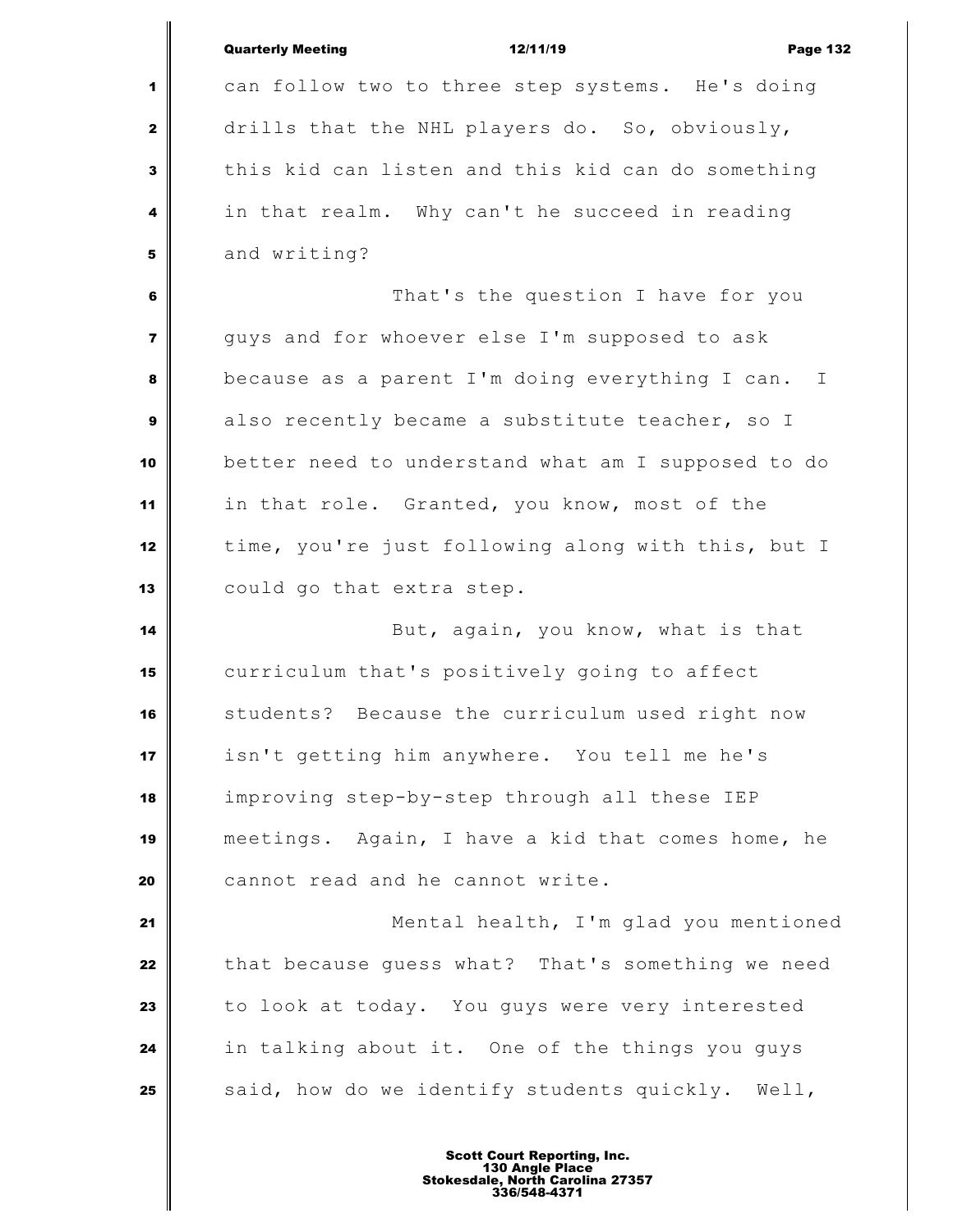can follow two to three step systems. He's doing drills that the NHL players do. So, obviously, this kid can listen and this kid can do something in that realm. Why can't he succeed in reading and writing?

That's the question I have for you guys and for whoever else I'm supposed to ask because as a parent I'm doing everything I can. I also recently became a substitute teacher, so I better need to understand what am I supposed to do in that role. Granted, you know, most of the time, you're just following along with this, but I could go that extra step.

But, again, you know, what is that curriculum that's positively going to affect students? Because the curriculum used right now isn't getting him anywhere. You tell me he's improving step-by-step through all these IEP meetings. Again, I have a kid that comes home, he cannot read and he cannot write.

Mental health, I'm glad you mentioned that because guess what? That's something we need to look at today. You guys were very interested in talking about it. One of the things you guys said, how do we identify students quickly. Well,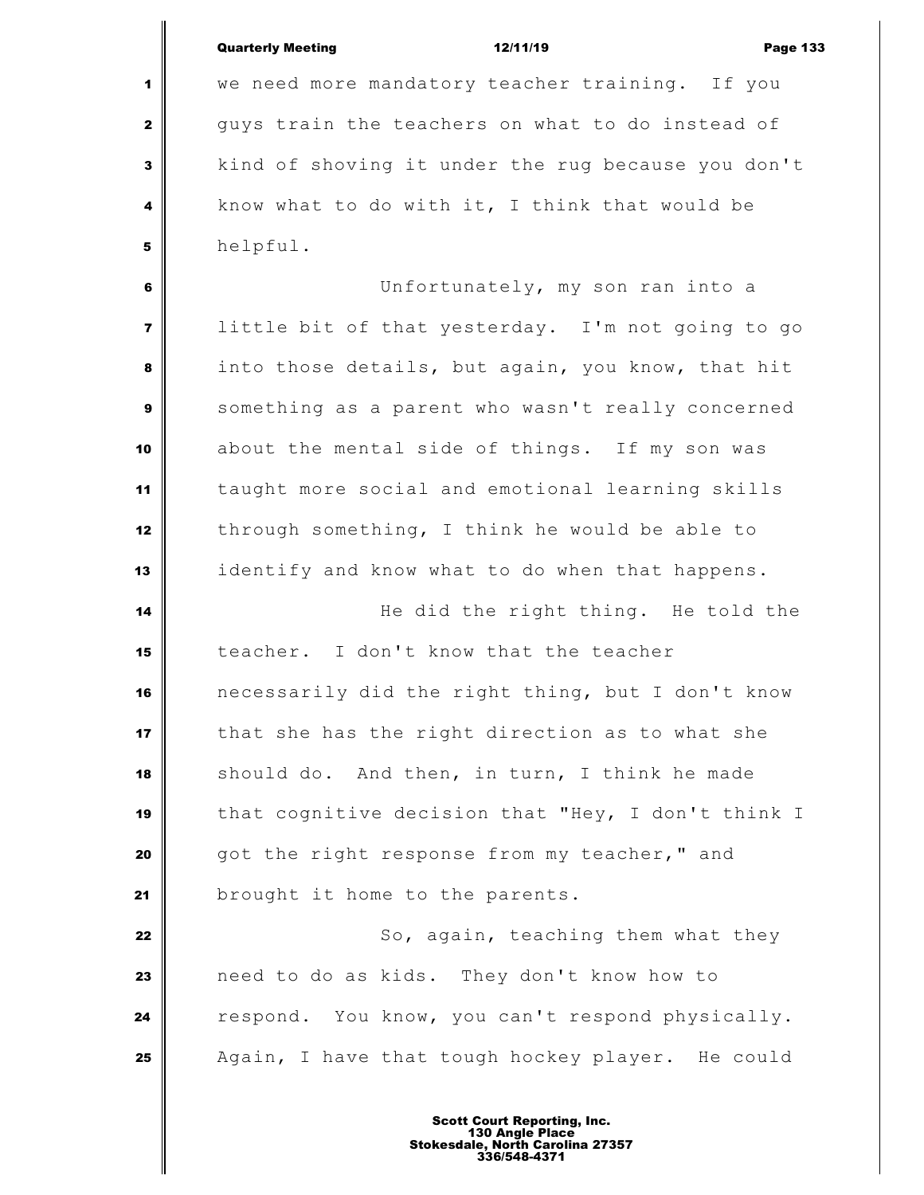we need more mandatory teacher training. If you guys train the teachers on what to do instead of kind of shoving it under the rug because you don't know what to do with it, I think that would be helpful.

Unfortunately, my son ran into a little bit of that yesterday. I'm not going to go into those details, but again, you know, that hit something as a parent who wasn't really concerned about the mental side of things. If my son was taught more social and emotional learning skills through something, I think he would be able to identify and know what to do when that happens.

He did the right thing. He told the teacher. I don't know that the teacher necessarily did the right thing, but I don't know that she has the right direction as to what she should do. And then, in turn, I think he made that cognitive decision that "Hey, I don't think I got the right response from my teacher," and brought it home to the parents.

So, again, teaching them what they need to do as kids. They don't know how to respond. You know, you can't respond physically. Again, I have that tough hockey player. He could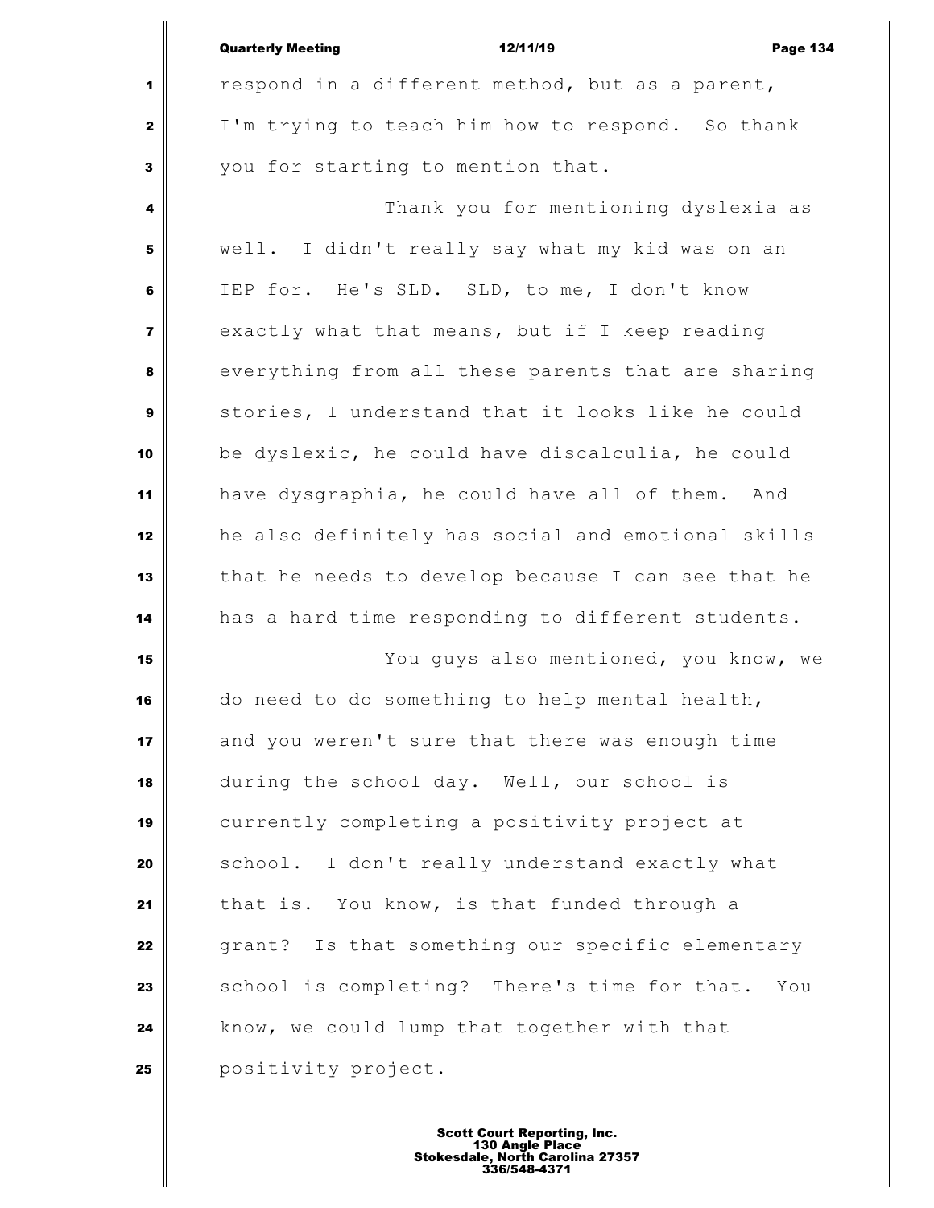respond in a different method, but as a parent, I'm trying to teach him how to respond. So thank you for starting to mention that.

Thank you for mentioning dyslexia as well. I didn't really say what my kid was on an IEP for. He's SLD. SLD, to me, I don't know exactly what that means, but if I keep reading everything from all these parents that are sharing stories, I understand that it looks like he could be dyslexic, he could have discalculia, he could have dysgraphia, he could have all of them. And he also definitely has social and emotional skills that he needs to develop because I can see that he has a hard time responding to different students.

You guys also mentioned, you know, we do need to do something to help mental health, and you weren't sure that there was enough time during the school day. Well, our school is currently completing a positivity project at school. I don't really understand exactly what that is. You know, is that funded through a grant? Is that something our specific elementary school is completing? There's time for that. You know, we could lump that together with that positivity project.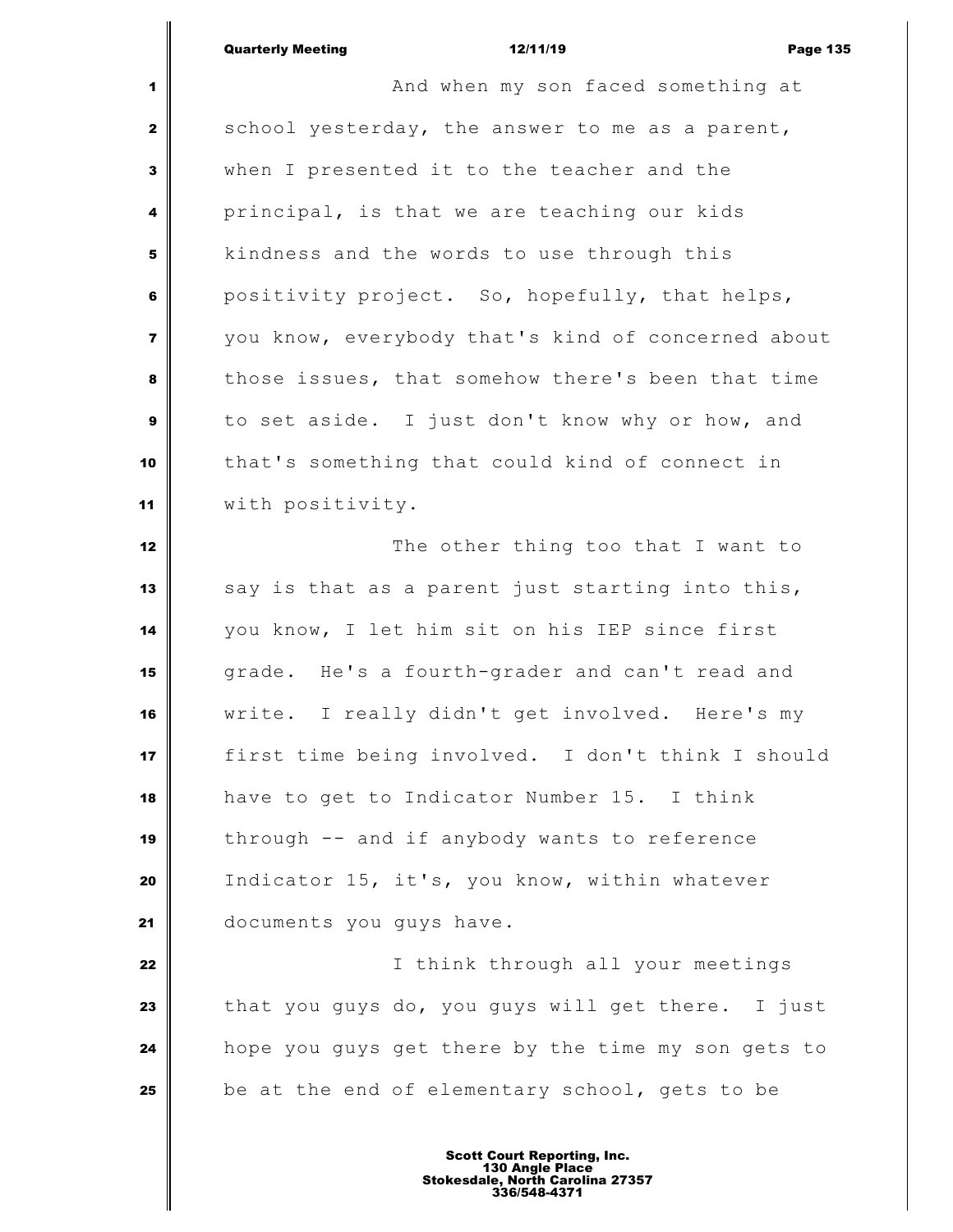And when my son faced something at school yesterday, the answer to me as a parent, when I presented it to the teacher and the principal, is that we are teaching our kids kindness and the words to use through this positivity project. So, hopefully, that helps, you know, everybody that's kind of concerned about those issues, that somehow there's been that time to set aside. I just don't know why or how, and that's something that could kind of connect in with positivity.

The other thing too that I want to say is that as a parent just starting into this, you know, I let him sit on his IEP since first grade. He's a fourth-grader and can't read and write. I really didn't get involved. Here's my first time being involved. I don't think I should have to get to Indicator Number 15. I think through -- and if anybody wants to reference Indicator 15, it's, you know, within whatever documents you guys have.

I think through all your meetings that you guys do, you guys will get there. I just hope you guys get there by the time my son gets to be at the end of elementary school, gets to be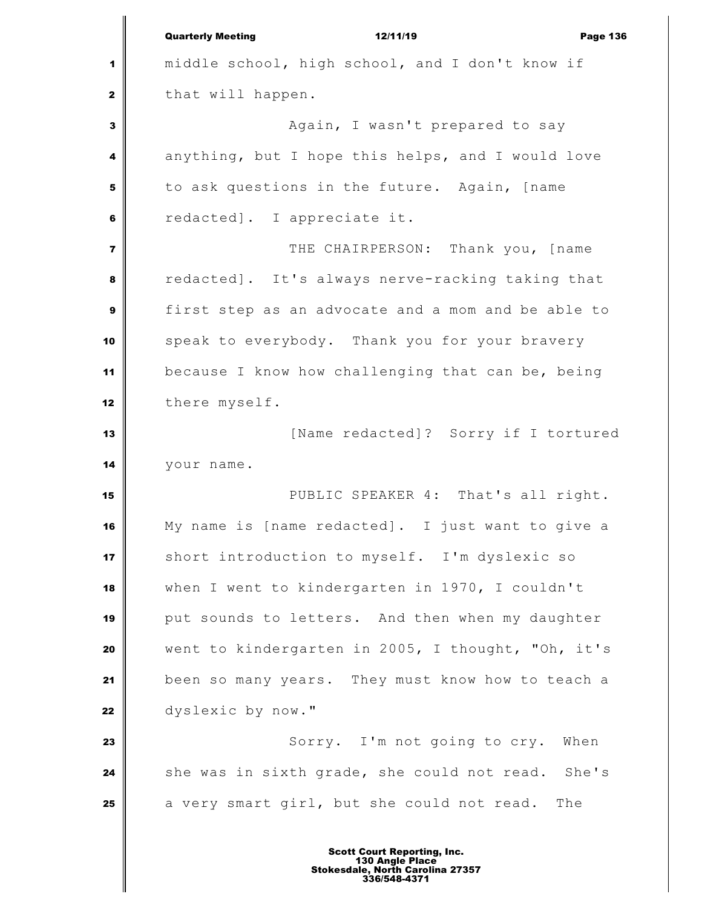middle school, high school, and I don't know if that will happen.

Again, I wasn't prepared to say anything, but I hope this helps, and I would love to ask questions in the future. Again, [name redacted]. I appreciate it.

THE CHAIRPERSON: Thank you, [name redacted]. It's always nerve-racking taking that first step as an advocate and a mom and be able to speak to everybody. Thank you for your bravery because I know how challenging that can be, being there myself.

[Name redacted]? Sorry if I tortured your name.

PUBLIC SPEAKER 4: That's all right. My name is [name redacted]. I just want to give a short introduction to myself. I'm dyslexic so when I went to kindergarten in 1970, I couldn't put sounds to letters. And then when my daughter went to kindergarten in 2005, I thought, "Oh, it's been so many years. They must know how to teach a dyslexic by now."

Sorry. I'm not going to cry. When she was in sixth grade, she could not read. She's a very smart girl, but she could not read. The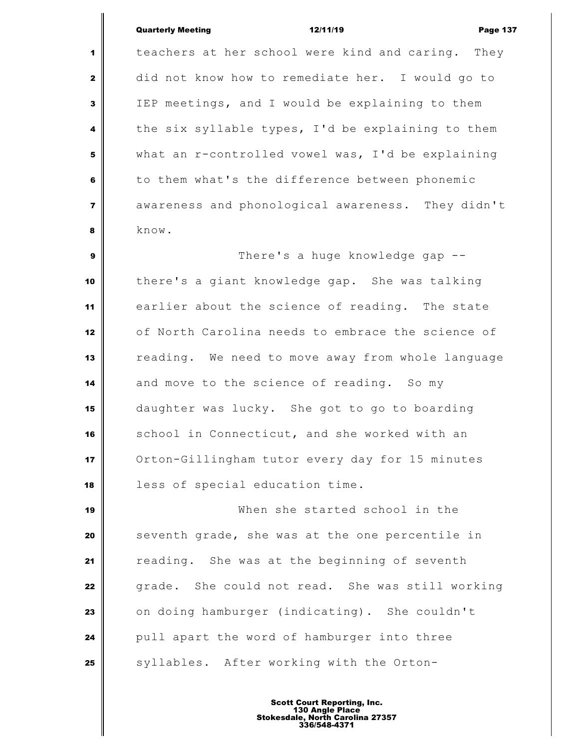teachers at her school were kind and caring. They did not know how to remediate her. I would go to IEP meetings, and I would be explaining to them the six syllable types, I'd be explaining to them what an r-controlled vowel was, I'd be explaining to them what's the difference between phonemic awareness and phonological awareness. They didn't know.

There's a huge knowledge gap -- there's a giant knowledge gap. She was talking earlier about the science of reading. The state of North Carolina needs to embrace the science of reading. We need to move away from whole language and move to the science of reading. So my daughter was lucky. She got to go to boarding school in Connecticut, and she worked with an Orton-Gillingham tutor every day for 15 minutes less of special education time.

When she started school in the seventh grade, she was at the one percentile in reading. She was at the beginning of seventh grade. She could not read. She was still working on doing hamburger (indicating). She couldn't pull apart the word of hamburger into three syllables. After working with the Orton-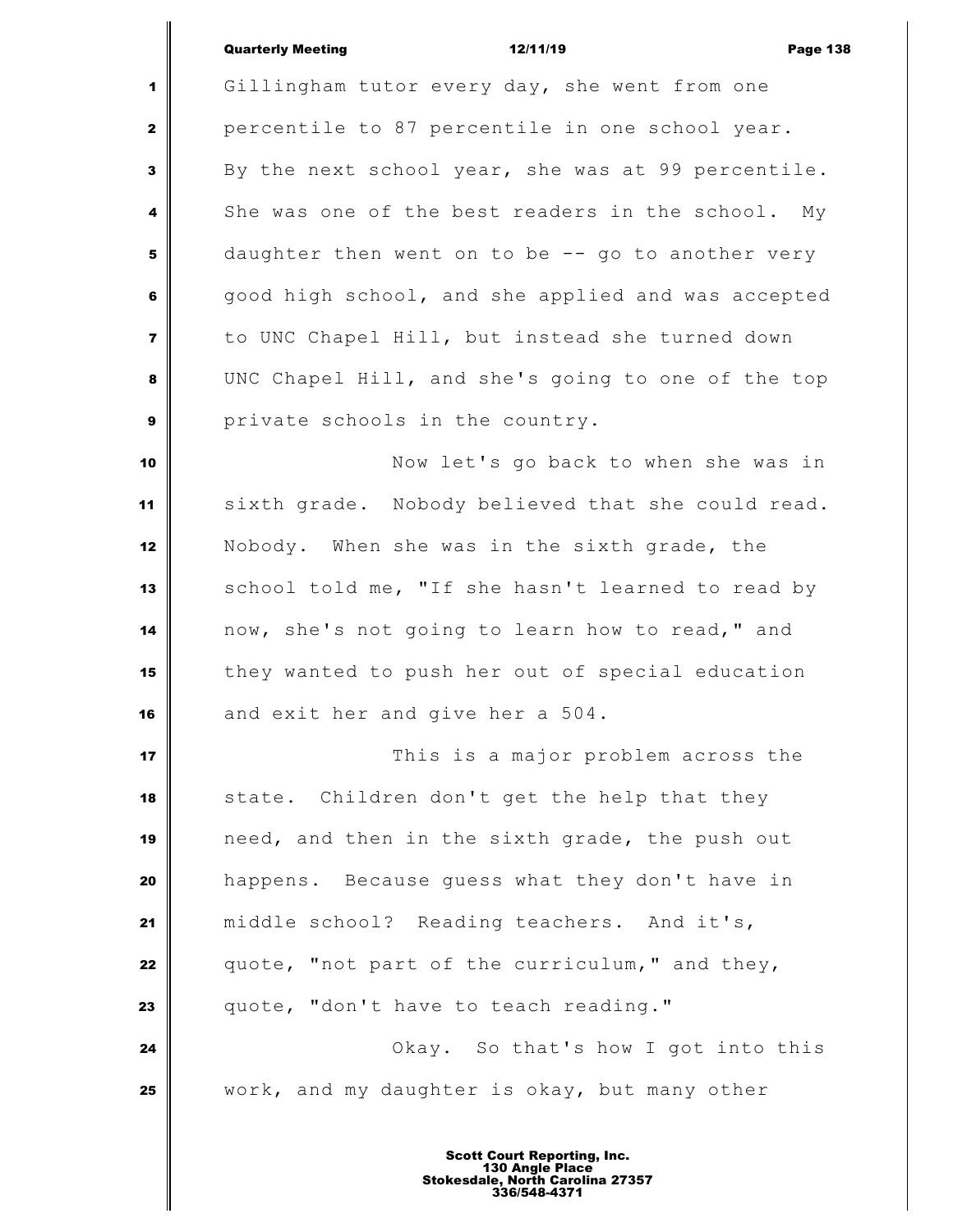Gillingham tutor every day, she went from one percentile to 87 percentile in one school year. By the next school year, she was at 99 percentile. She was one of the best readers in the school. My daughter then went on to be -- go to another very good high school, and she applied and was accepted to UNC Chapel Hill, but instead she turned down UNC Chapel Hill, and she's going to one of the top private schools in the country.

Now let's go back to when she was in sixth grade. Nobody believed that she could read. Nobody. When she was in the sixth grade, the school told me, "If she hasn't learned to read by now, she's not going to learn how to read," and they wanted to push her out of special education and exit her and give her a 504.

This is a major problem across the state. Children don't get the help that they need, and then in the sixth grade, the push out happens. Because guess what they don't have in middle school? Reading teachers. And it's, quote, "not part of the curriculum," and they, quote, "don't have to teach reading."

Okay. So that's how I got into this work, and my daughter is okay, but many other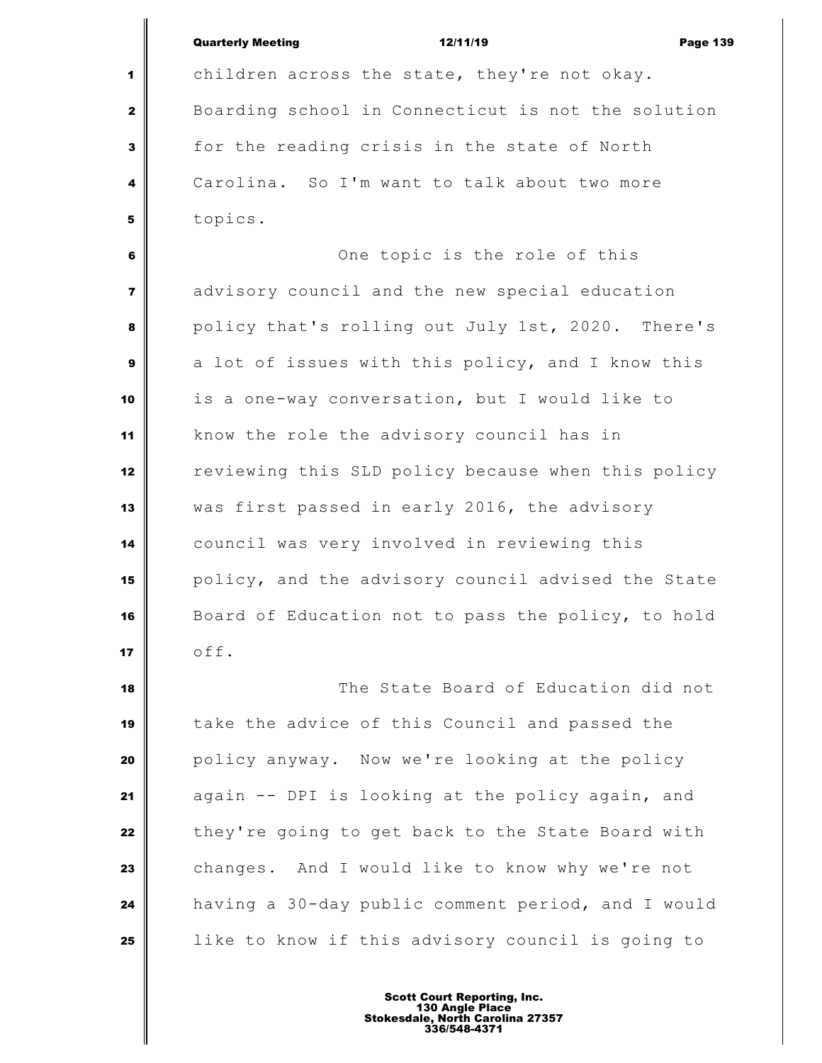children across the state, they're not okay. Boarding school in Connecticut is not the solution for the reading crisis in the state of North Carolina. So I'm want to talk about two more topics.

One topic is the role of this advisory council and the new special education policy that's rolling out July 1st, 2020. There's a lot of issues with this policy, and I know this is a one-way conversation, but I would like to know the role the advisory council has in reviewing this SLD policy because when this policy was first passed in early 2016, the advisory council was very involved in reviewing this policy, and the advisory council advised the State Board of Education not to pass the policy, to hold off.

The State Board of Education did not take the advice of this Council and passed the policy anyway. Now we're looking at the policy again -- DPI is looking at the policy again, and they're going to get back to the State Board with changes. And I would like to know why we're not having a 30-day public comment period, and I would like to know if this advisory council is going to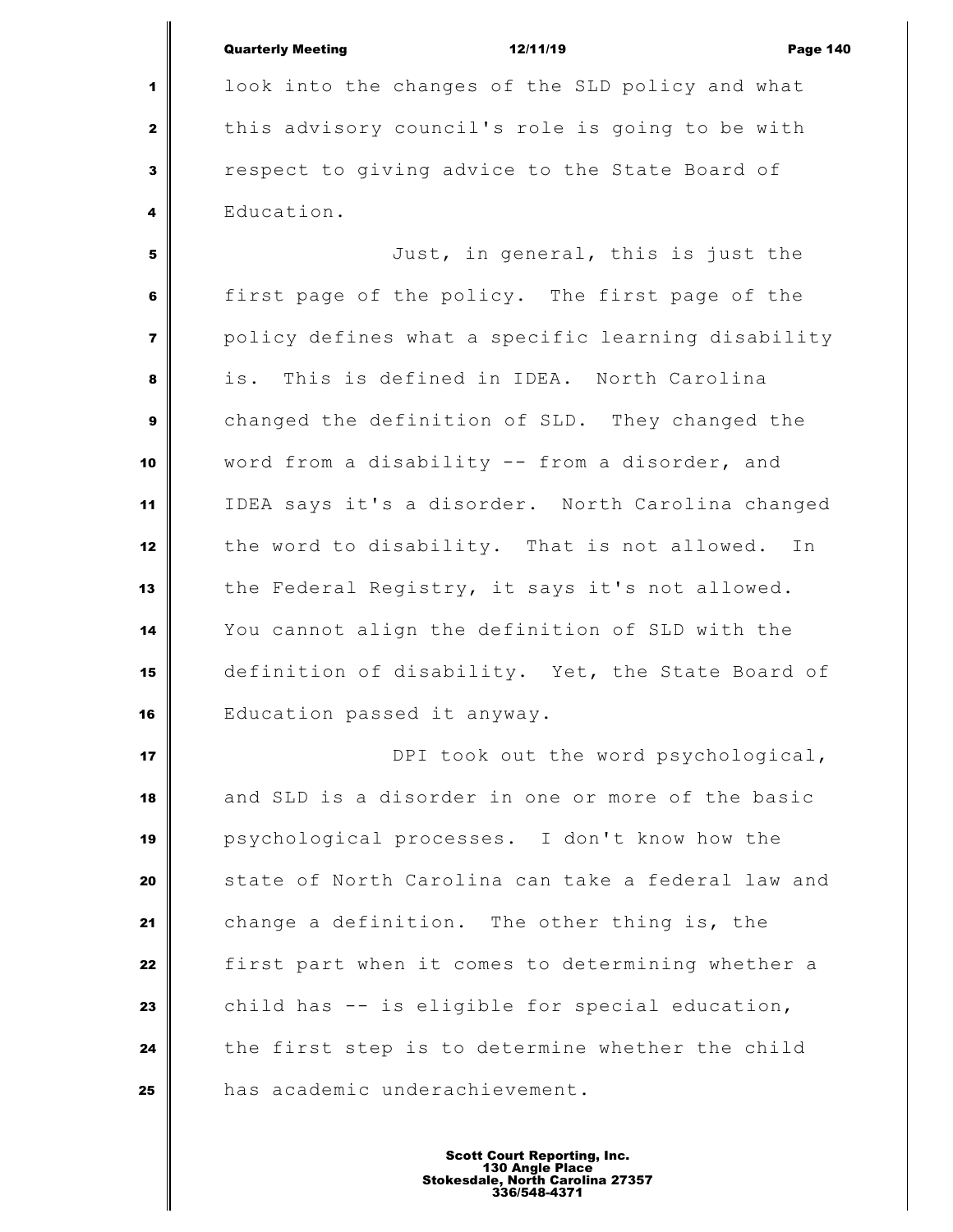look into the changes of the SLD policy and what this advisory council's role is going to be with respect to giving advice to the State Board of Education.

Just, in general, this is just the first page of the policy. The first page of the policy defines what a specific learning disability is. This is defined in IDEA. North Carolina changed the definition of SLD. They changed the word from a disability -- from a disorder, and IDEA says it's a disorder. North Carolina changed the word to disability. That is not allowed. In the Federal Registry, it says it's not allowed. You cannot align the definition of SLD with the definition of disability. Yet, the State Board of Education passed it anyway.

DPI took out the word psychological, and SLD is a disorder in one or more of the basic psychological processes. I don't know how the state of North Carolina can take a federal law and change a definition. The other thing is, the first part when it comes to determining whether a child has -- is eligible for special education, the first step is to determine whether the child has academic underachievement.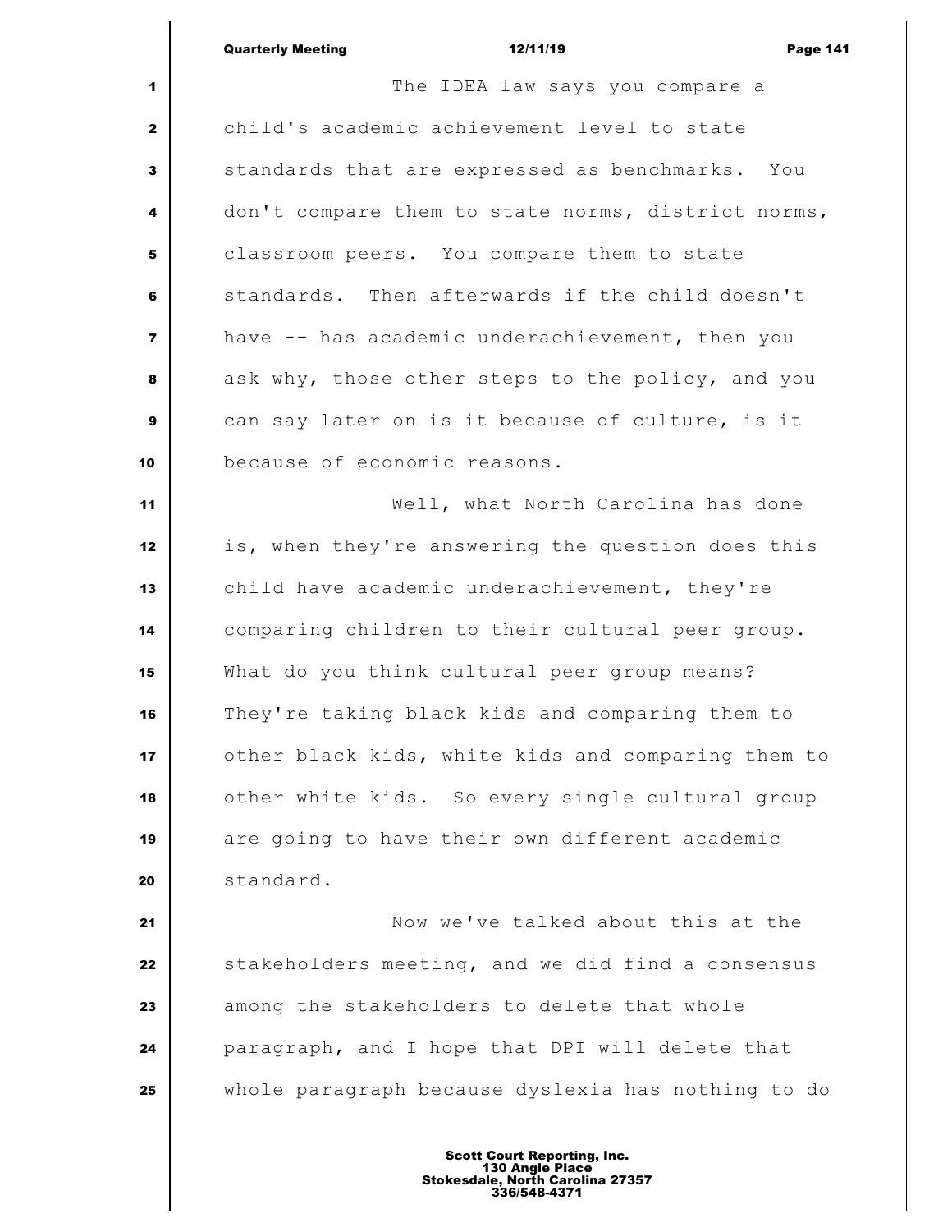The IDEA law says you compare a child's academic achievement level to state standards that are expressed as benchmarks. You don't compare them to state norms, district norms, classroom peers. You compare them to state standards. Then afterwards if the child doesn't have -- has academic underachievement, then you ask why, those other steps to the policy, and you can say later on is it because of culture, is it because of economic reasons.

Well, what North Carolina has done is, when they're answering the question does this child have academic underachievement, they're comparing children to their cultural peer group. What do you think cultural peer group means? They're taking black kids and comparing them to other black kids, white kids and comparing them to other white kids. So every single cultural group are going to have their own different academic standard.

Now we've talked about this at the stakeholders meeting, and we did find a consensus among the stakeholders to delete that whole paragraph, and I hope that DPI will delete that whole paragraph because dyslexia has nothing to do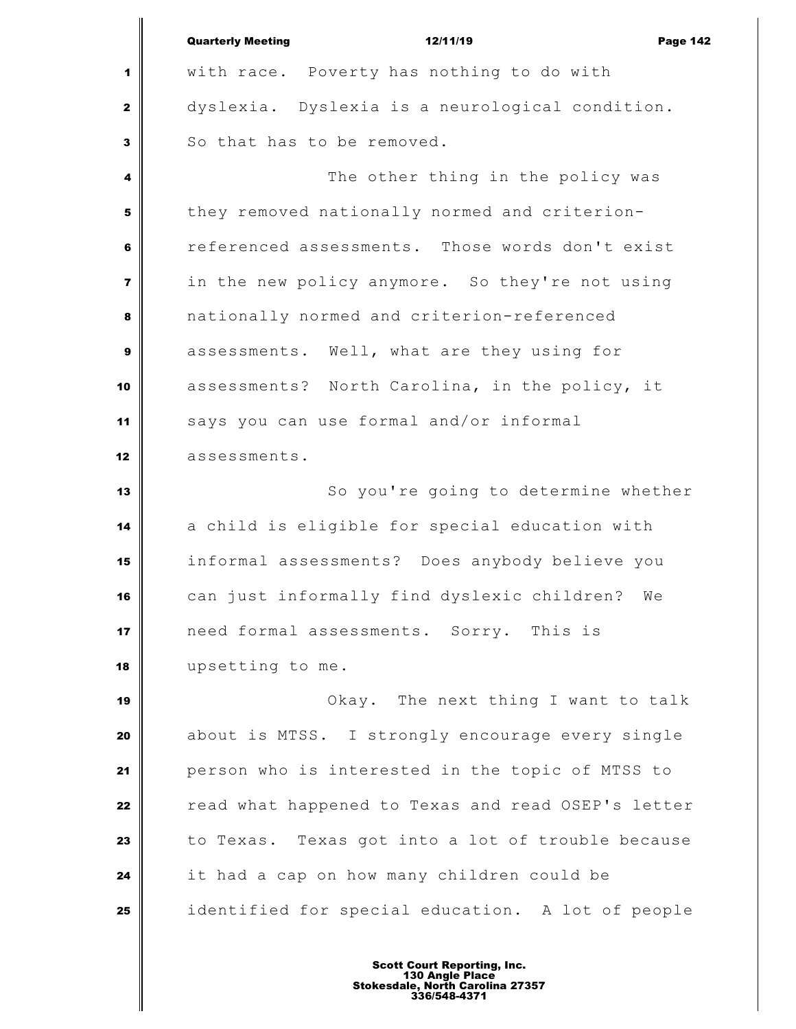with race. Poverty has nothing to do with dyslexia. Dyslexia is a neurological condition. So that has to be removed.

The other thing in the policy was they removed nationally normed and criterion-referenced assessments. Those words don't exist in the new policy anymore. So they're not using nationally normed and criterion-referenced assessments. Well, what are they using for assessments? North Carolina, in the policy, it says you can use formal and/or informal assessments.

So you're going to determine whether a child is eligible for special education with informal assessments? Does anybody believe you can just informally find dyslexic children? We need formal assessments. Sorry. This is upsetting to me.

Okay. The next thing I want to talk about is MTSS. I strongly encourage every single person who is interested in the topic of MTSS to read what happened to Texas and read OSEP's letter to Texas. Texas got into a lot of trouble because it had a cap on how many children could be identified for special education. A lot of people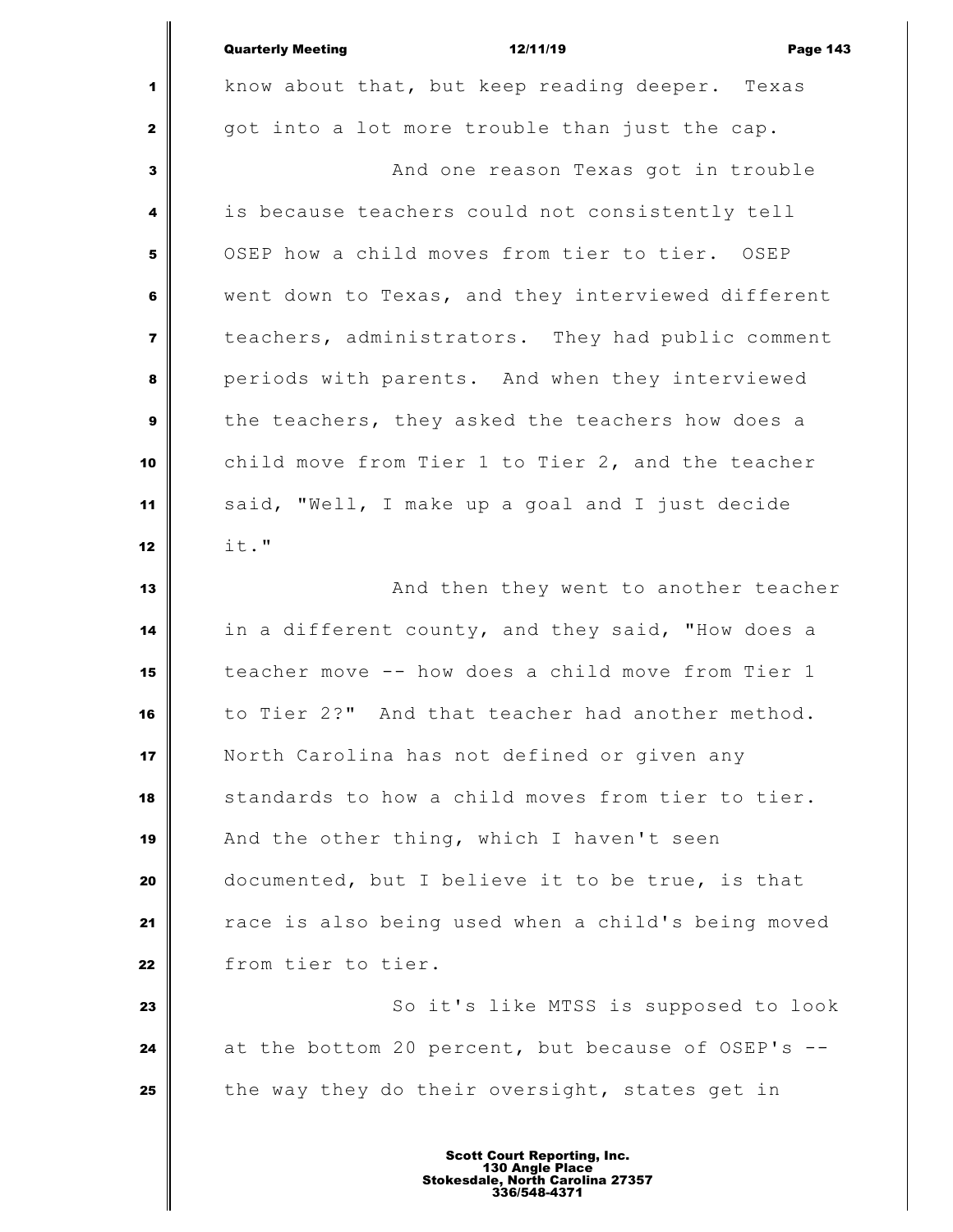know about that, but keep reading deeper. Texas got into a lot more trouble than just the cap.

And one reason Texas got in trouble is because teachers could not consistently tell OSEP how a child moves from tier to tier. OSEP went down to Texas, and they interviewed different teachers, administrators. They had public comment periods with parents. And when they interviewed the teachers, they asked the teachers how does a child move from Tier 1 to Tier 2, and the teacher said, "Well, I make up a goal and I just decide it."

And then they went to another teacher in a different county, and they said, "How does a teacher move -- how does a child move from Tier 1 to Tier 2?" And that teacher had another method. North Carolina has not defined or given any standards to how a child moves from tier to tier. And the other thing, which I haven't seen documented, but I believe it to be true, is that race is also being used when a child's being moved from tier to tier.

So it's like MTSS is supposed to look at the bottom 20 percent, but because of OSEP's -- the way they do their oversight, states get in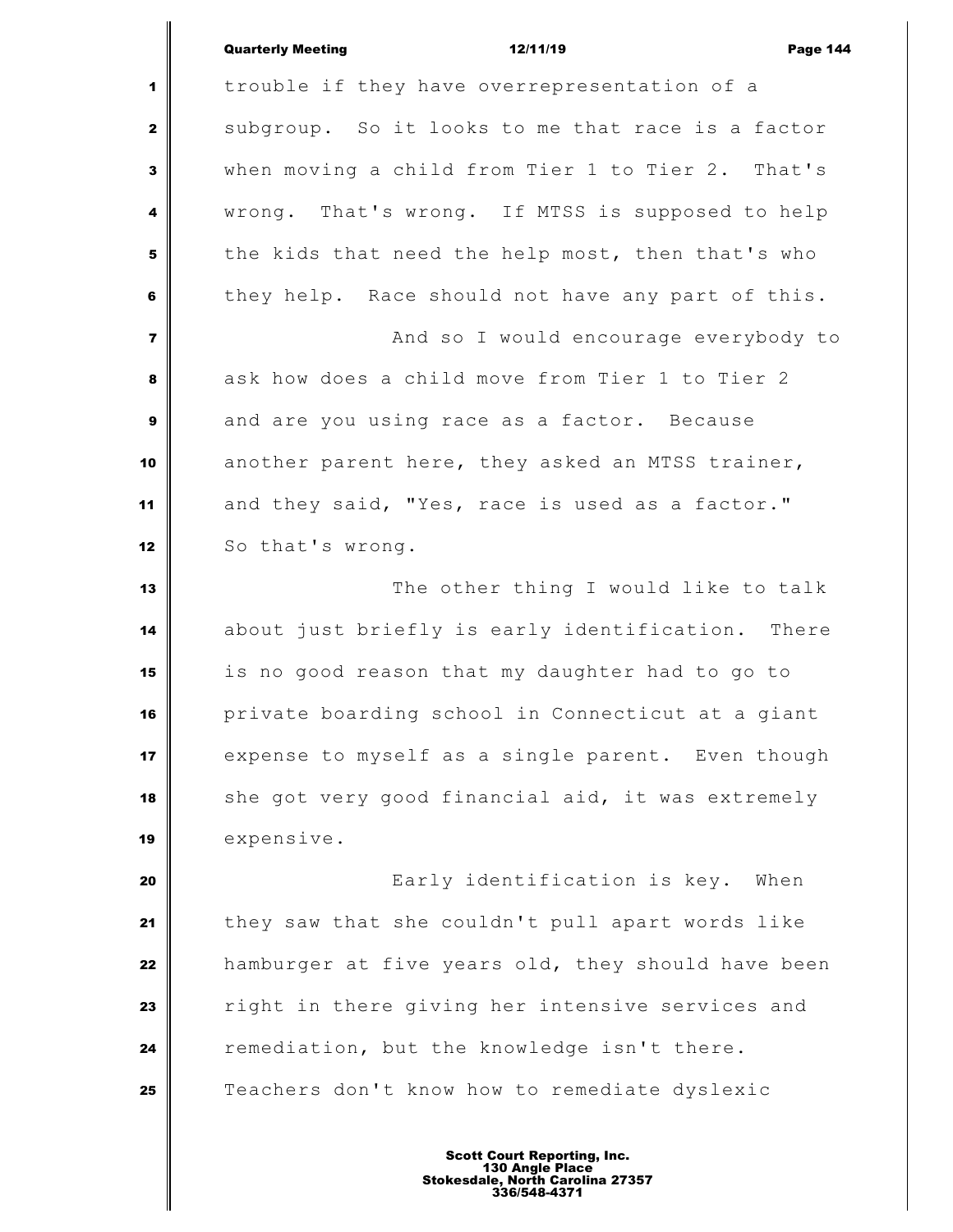trouble if they have overrepresentation of a subgroup. So it looks to me that race is a factor when moving a child from Tier 1 to Tier 2. That's wrong. That's wrong. If MTSS is supposed to help the kids that need the help most, then that's who they help. Race should not have any part of this.

And so I would encourage everybody to ask how does a child move from Tier 1 to Tier 2 and are you using race as a factor. Because another parent here, they asked an MTSS trainer, and they said, "Yes, race is used as a factor." So that's wrong.

The other thing I would like to talk about just briefly is early identification. There is no good reason that my daughter had to go to private boarding school in Connecticut at a giant expense to myself as a single parent. Even though she got very good financial aid, it was extremely expensive.

Early identification is key. When they saw that she couldn't pull apart words like hamburger at five years old, they should have been right in there giving her intensive services and remediation, but the knowledge isn't there. Teachers don't know how to remediate dyslexic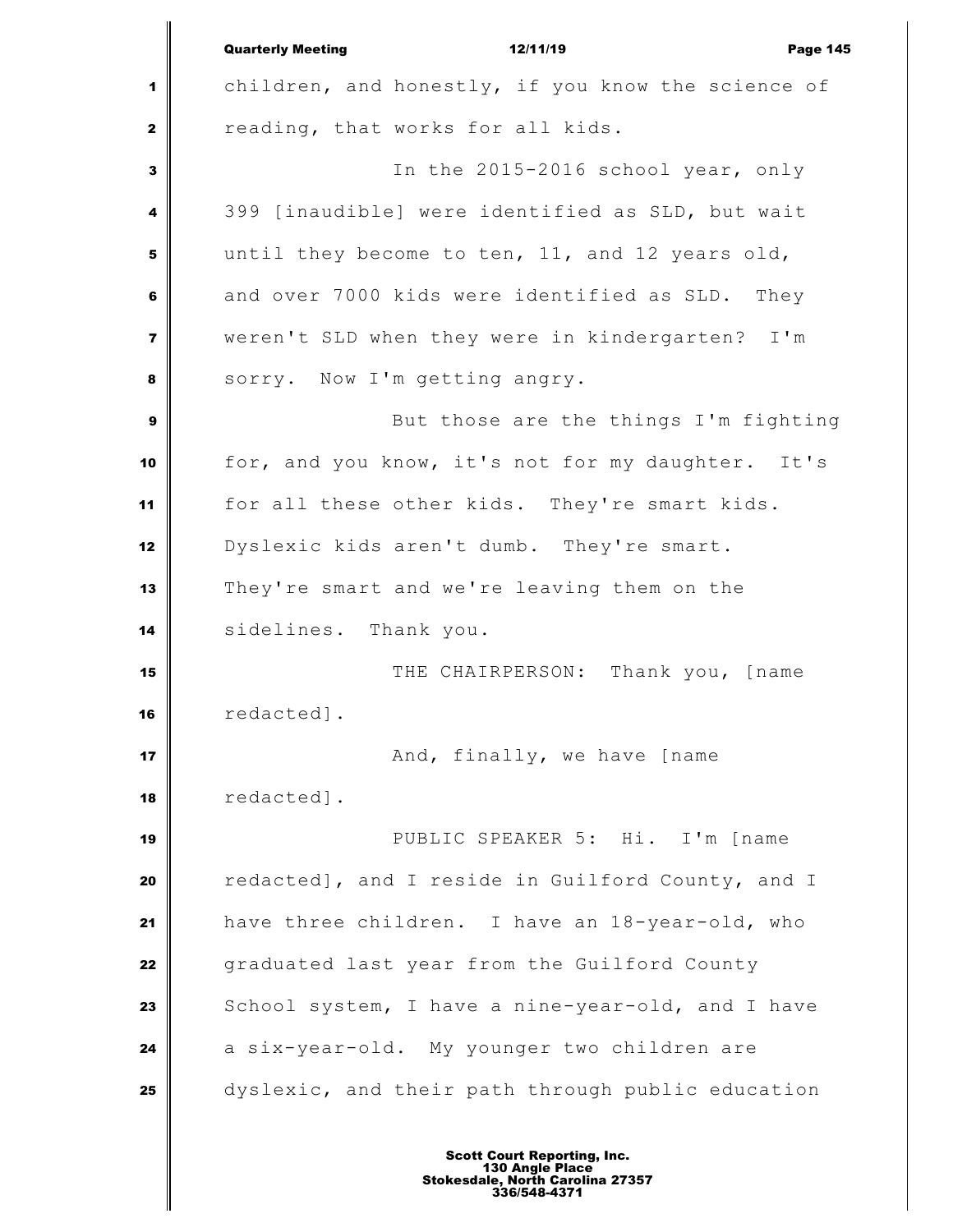children, and honestly, if you know the science of reading, that works for all kids.

In the 2015-2016 school year, only 399 [inaudible] were identified as SLD, but wait until they become to ten, 11, and 12 years old, and over 7000 kids were identified as SLD. They weren't SLD when they were in kindergarten? I'm sorry. Now I'm getting angry.

But those are the things I'm fighting for, and you know, it's not for my daughter. It's for all these other kids. They're smart kids. Dyslexic kids aren't dumb. They're smart. They're smart and we're leaving them on the sidelines. Thank you.

THE CHAIRPERSON: Thank you, [name redacted].

And, finally, we have [name redacted].

PUBLIC SPEAKER 5: Hi. I'm [name redacted], and I reside in Guilford County, and I have three children. I have an 18-year-old, who graduated last year from the Guilford County School system, I have a nine-year-old, and I have a six-year-old. My younger two children are dyslexic, and their path through public education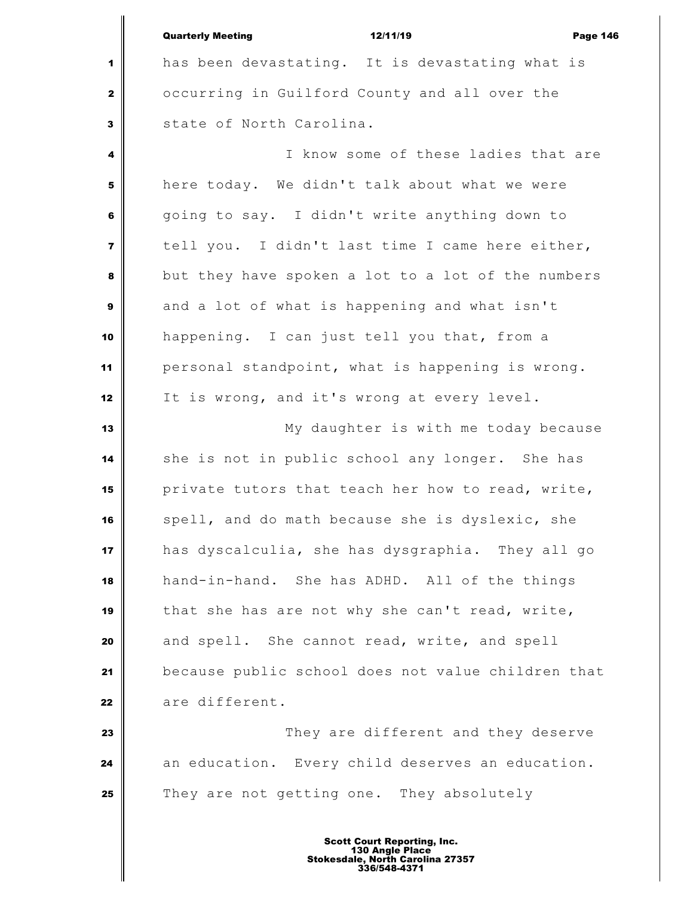has been devastating. It is devastating what is occurring in Guilford County and all over the state of North Carolina.

I know some of these ladies that are here today. We didn't talk about what we were going to say. I didn't write anything down to tell you. I didn't last time I came here either, but they have spoken a lot to a lot of the numbers and a lot of what is happening and what isn't happening. I can just tell you that, from a personal standpoint, what is happening is wrong. It is wrong, and it's wrong at every level.

My daughter is with me today because she is not in public school any longer. She has private tutors that teach her how to read, write, spell, and do math because she is dyslexic, she has dyscalculia, she has dysgraphia. They all go hand-in-hand. She has ADHD. All of the things that she has are not why she can't read, write, and spell. She cannot read, write, and spell because public school does not value children that are different.

They are different and they deserve an education. Every child deserves an education. They are not getting one. They absolutely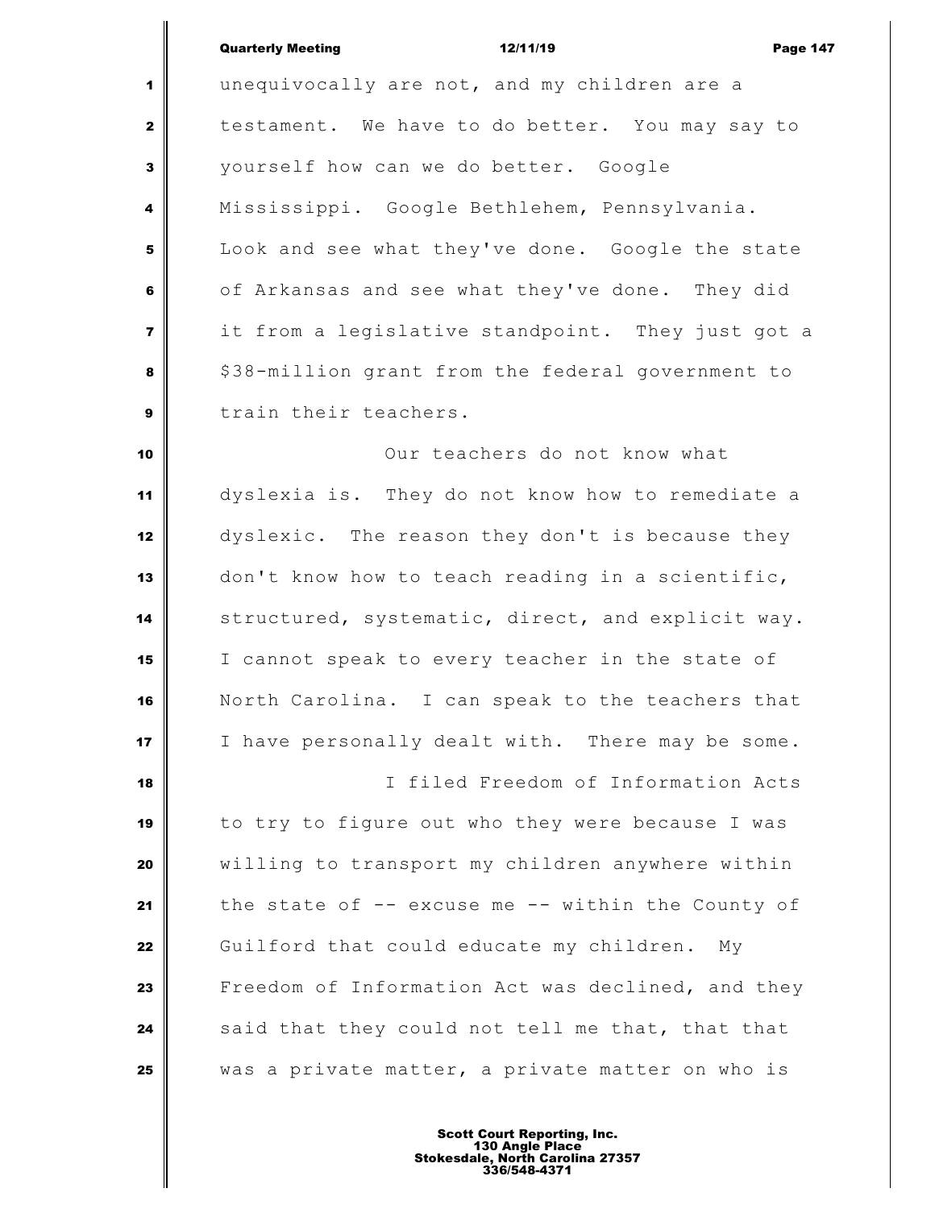unequivocally are not, and my children are a testament. We have to do better. You may say to yourself how can we do better. Google Mississippi. Google Bethlehem, Pennsylvania. Look and see what they've done. Google the state of Arkansas and see what they've done. They did it from a legislative standpoint. They just got a $38-million grant from the federal government to train their teachers.

Our teachers do not know what dyslexia is. They do not know how to remediate a dyslexic. The reason they don't is because they don't know how to teach reading in a scientific, structured, systematic, direct, and explicit way. I cannot speak to every teacher in the state of North Carolina. I can speak to the teachers that I have personally dealt with. There may be some.

I filed Freedom of Information Acts to try to figure out who they were because I was willing to transport my children anywhere within the state of -- excuse me -- within the County of Guilford that could educate my children. My Freedom of Information Act was declined, and they said that they could not tell me that, that that was a private matter, a private matter on who is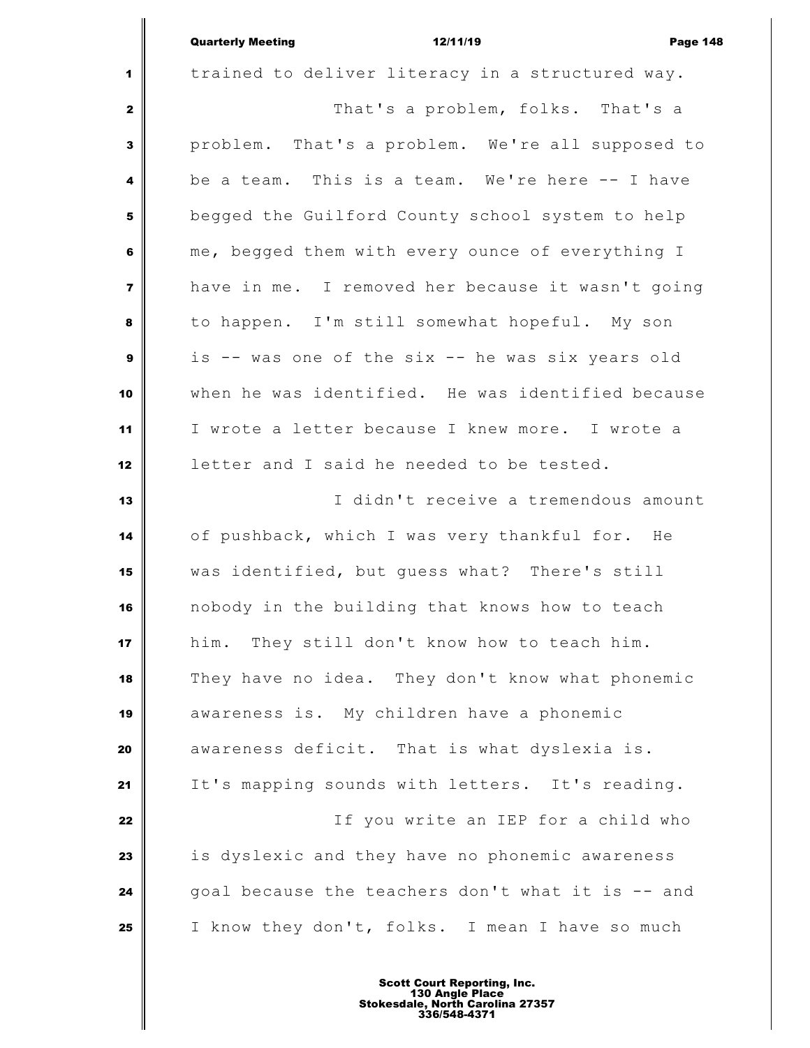trained to deliver literacy in a structured way.

That's a problem, folks. That's a problem. That's a problem. We're all supposed to be a team. This is a team. We're here -- I have begged the Guilford County school system to help me, begged them with every ounce of everything I have in me. I removed her because it wasn't going to happen. I'm still somewhat hopeful. My son is -- was one of the six -- he was six years old when he was identified. He was identified because I wrote a letter because I knew more. I wrote a letter and I said he needed to be tested.

I didn't receive a tremendous amount of pushback, which I was very thankful for. He was identified, but guess what? There's still nobody in the building that knows how to teach him. They still don't know how to teach him. They have no idea. They don't know what phonemic awareness is. My children have a phonemic awareness deficit. That is what dyslexia is. It's mapping sounds with letters. It's reading.

If you write an IEP for a child who is dyslexic and they have no phonemic awareness goal because the teachers don't what it is -- and I know they don't, folks. I mean I have so much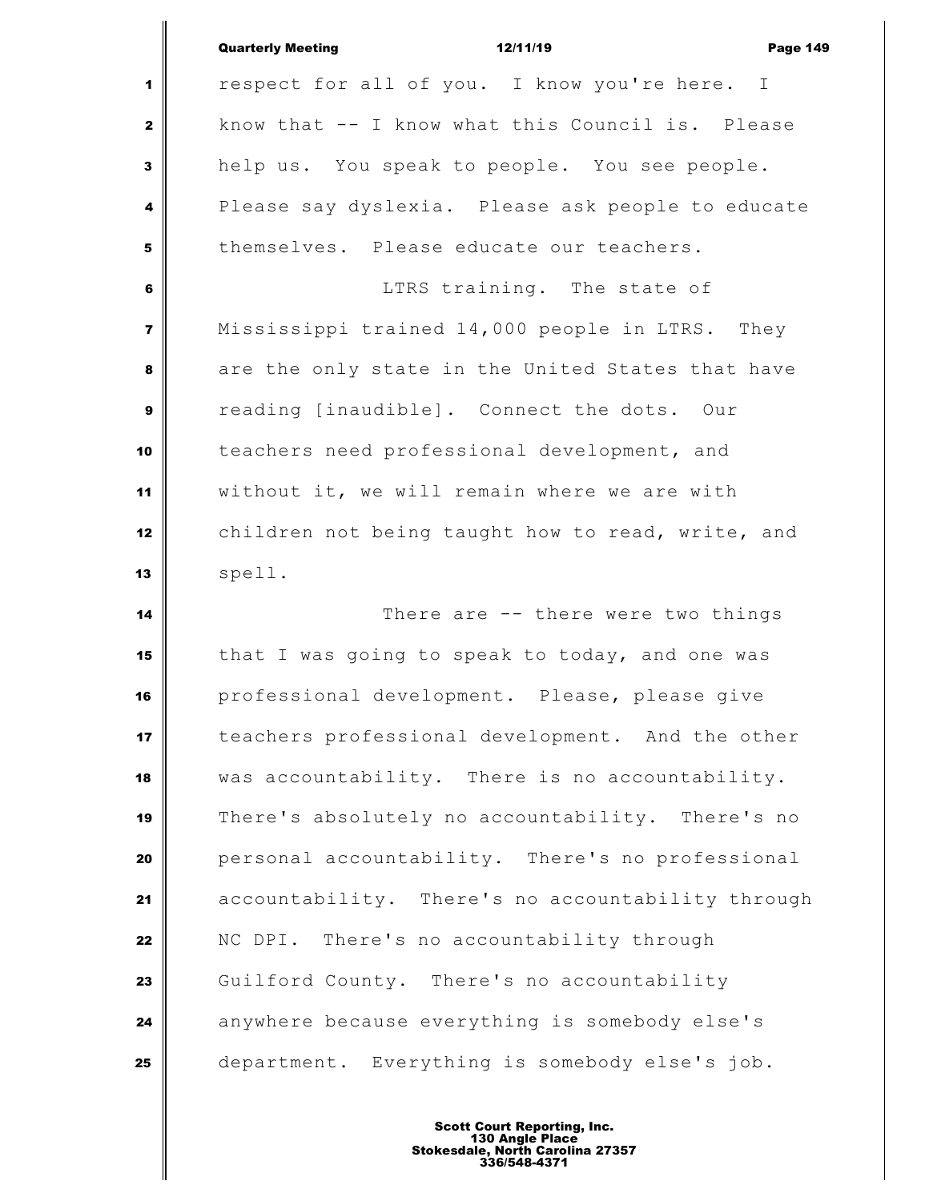respect for all of you. I know you're here. I know that -- I know what this Council is. Please help us. You speak to people. You see people. Please say dyslexia. Please ask people to educate themselves. Please educate our teachers.

LTRS training. The state of Mississippi trained 14,000 people in LTRS. They are the only state in the United States that have reading [inaudible]. Connect the dots. Our teachers need professional development, and without it, we will remain where we are with children not being taught how to read, write, and spell.

There are -- there were two things that I was going to speak to today, and one was professional development. Please, please give teachers professional development. And the other was accountability. There is no accountability. There's absolutely no accountability. There's no personal accountability. There's no professional accountability. There's no accountability through NC DPI. There's no accountability through Guilford County. There's no accountability anywhere because everything is somebody else's department. Everything is somebody else's job.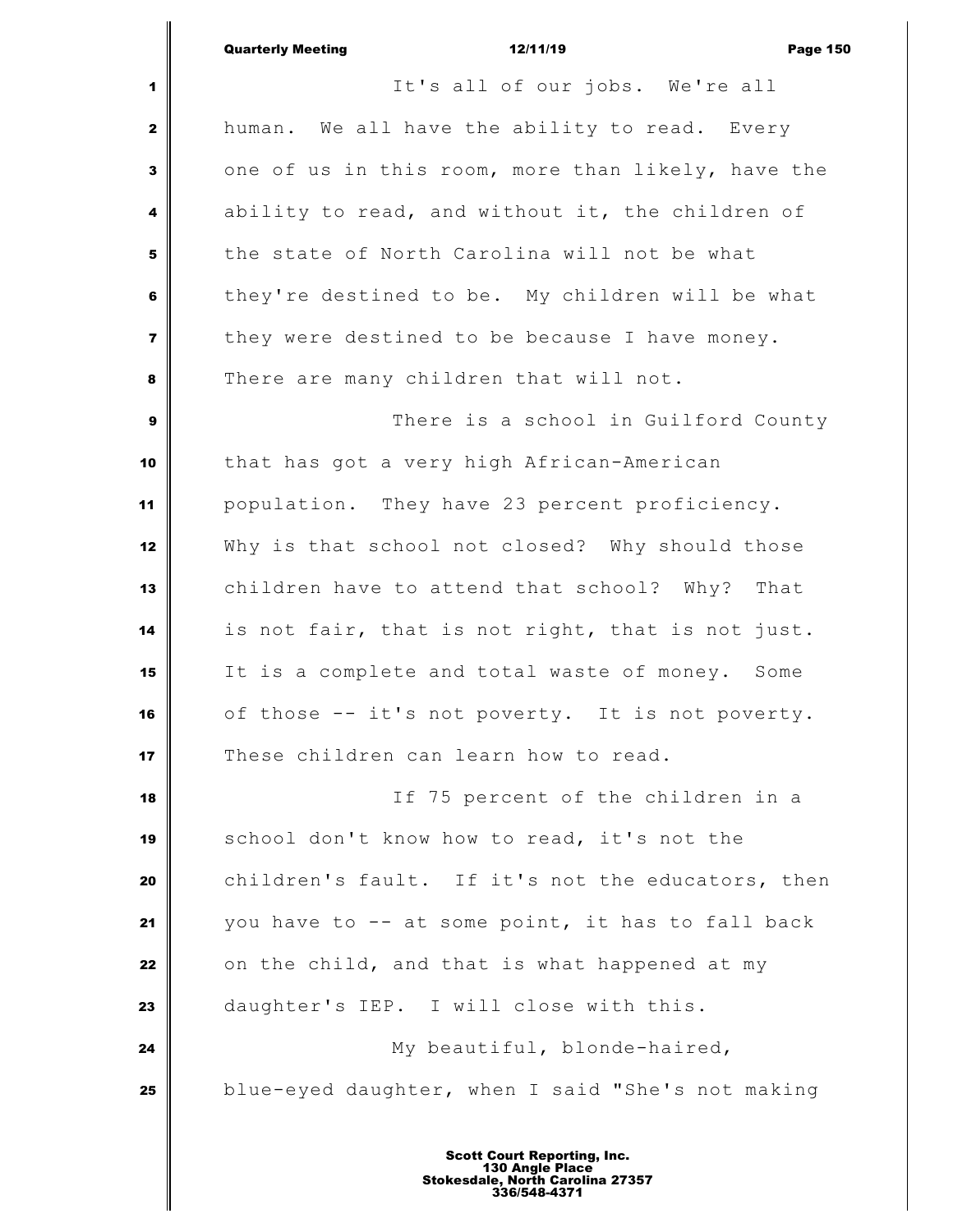It's all of our jobs. We're all human. We all have the ability to read. Every one of us in this room, more than likely, have the ability to read, and without it, the children of the state of North Carolina will not be what they're destined to be. My children will be what they were destined to be because I have money. There are many children that will not.

There is a school in Guilford County that has got a very high African-American population. They have 23 percent proficiency. Why is that school not closed? Why should those children have to attend that school? Why? That is not fair, that is not right, that is not just. It is a complete and total waste of money. Some of those -- it's not poverty. It is not poverty. These children can learn how to read.

If 75 percent of the children in a school don't know how to read, it's not the children's fault. If it's not the educators, then you have to -- at some point, it has to fall back on the child, and that is what happened at my daughter's IEP. I will close with this.

My beautiful, blonde-haired, blue-eyed daughter, when I said "She's not making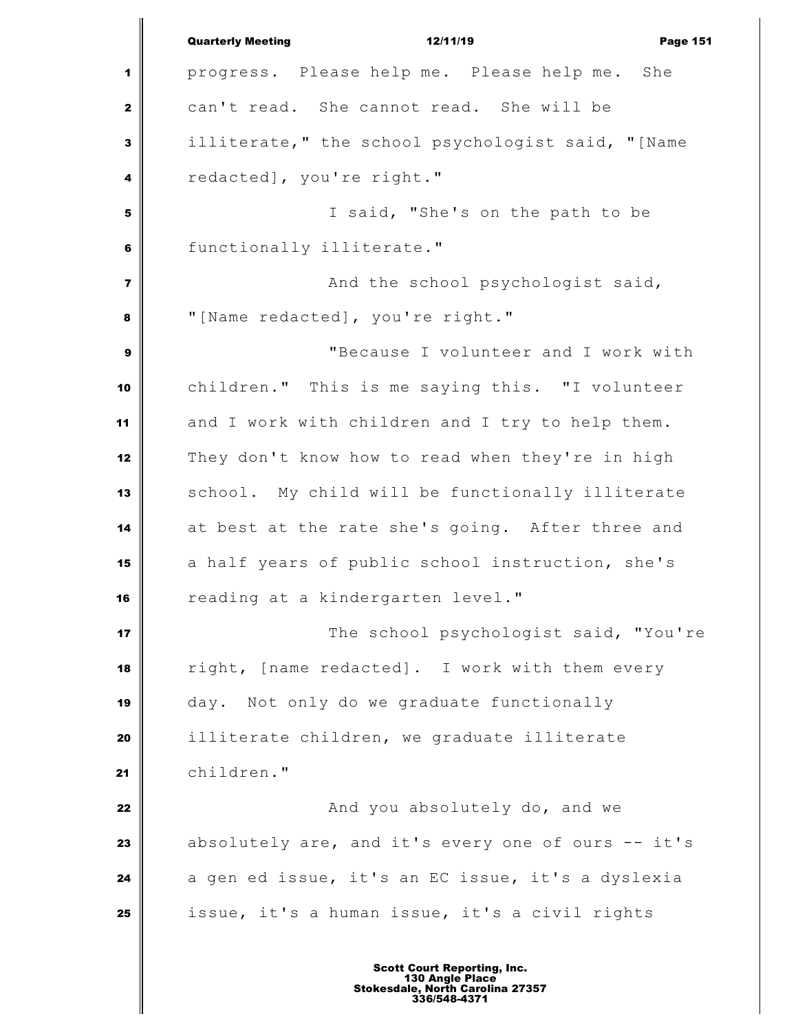progress. Please help me. Please help me. She can't read. She cannot read. She will be illiterate," the school psychologist said, "[Name redacted], you're right."

I said, "She's on the path to be functionally illiterate."

And the school psychologist said, "[Name redacted], you're right."

"Because I volunteer and I work with children." This is me saying this. "I volunteer and I work with children and I try to help them. They don't know how to read when they're in high school. My child will be functionally illiterate at best at the rate she's going. After three and a half years of public school instruction, she's reading at a kindergarten level."

The school psychologist said, "You're right, [name redacted]. I work with them every day. Not only do we graduate functionally illiterate children, we graduate illiterate children."

And you absolutely do, and we absolutely are, and it's every one of ours -- it's a gen ed issue, it's an EC issue, it's a dyslexia issue, it's a human issue, it's a civil rights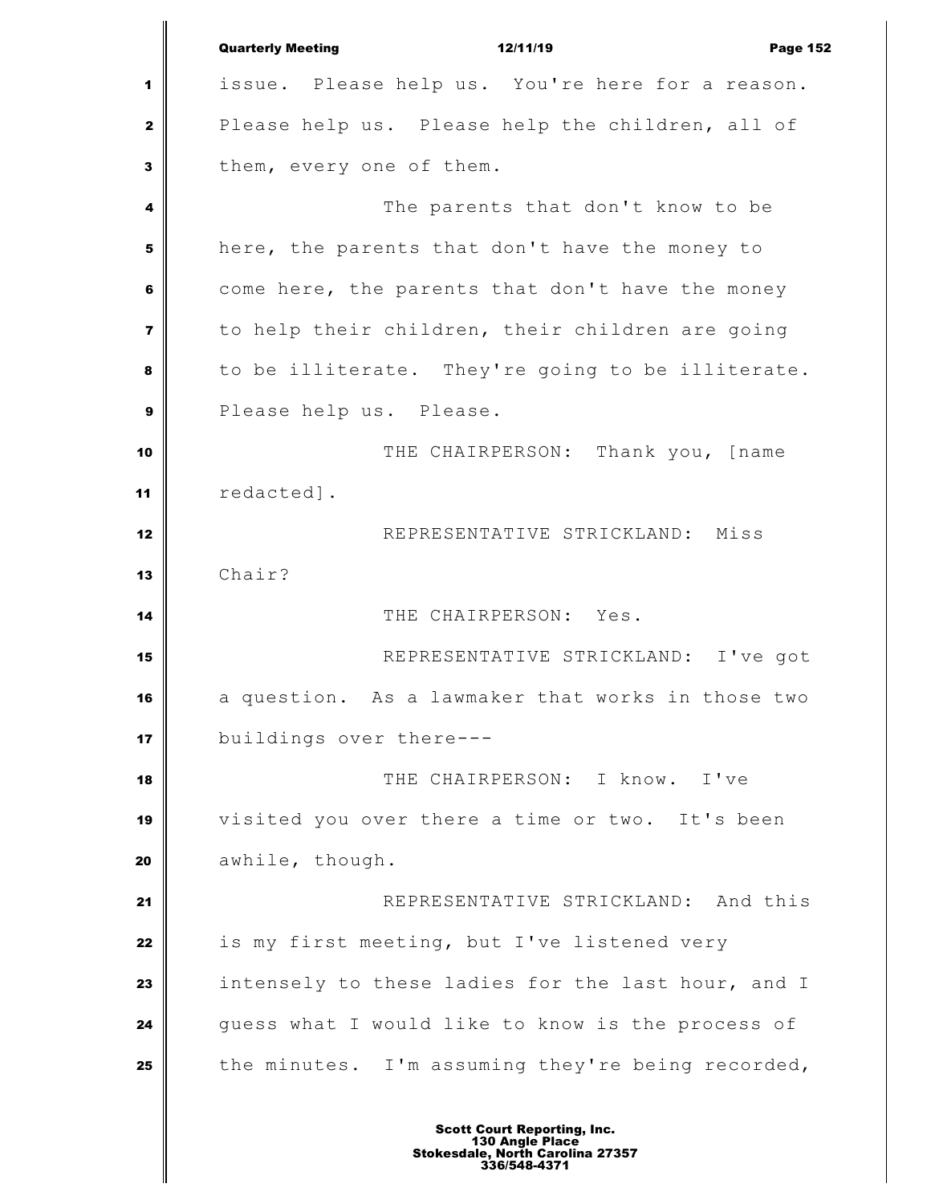issue. Please help us. You're here for a reason. Please help us. Please help the children, all of them, every one of them.

The parents that don't know to be here, the parents that don't have the money to come here, the parents that don't have the money to help their children, their children are going to be illiterate. They're going to be illiterate. Please help us. Please.

THE CHAIRPERSON: Thank you, [name redacted].

REPRESENTATIVE STRICKLAND: Miss Chair?

THE CHAIRPERSON: Yes.

REPRESENTATIVE STRICKLAND: I've got a question. As a lawmaker that works in those two buildings over there---

THE CHAIRPERSON: I know. I've visited you over there a time or two. It's been awhile, though.

REPRESENTATIVE STRICKLAND: And this is my first meeting, but I've listened very intensely to these ladies for the last hour, and I guess what I would like to know is the process of the minutes. I'm assuming they're being recorded,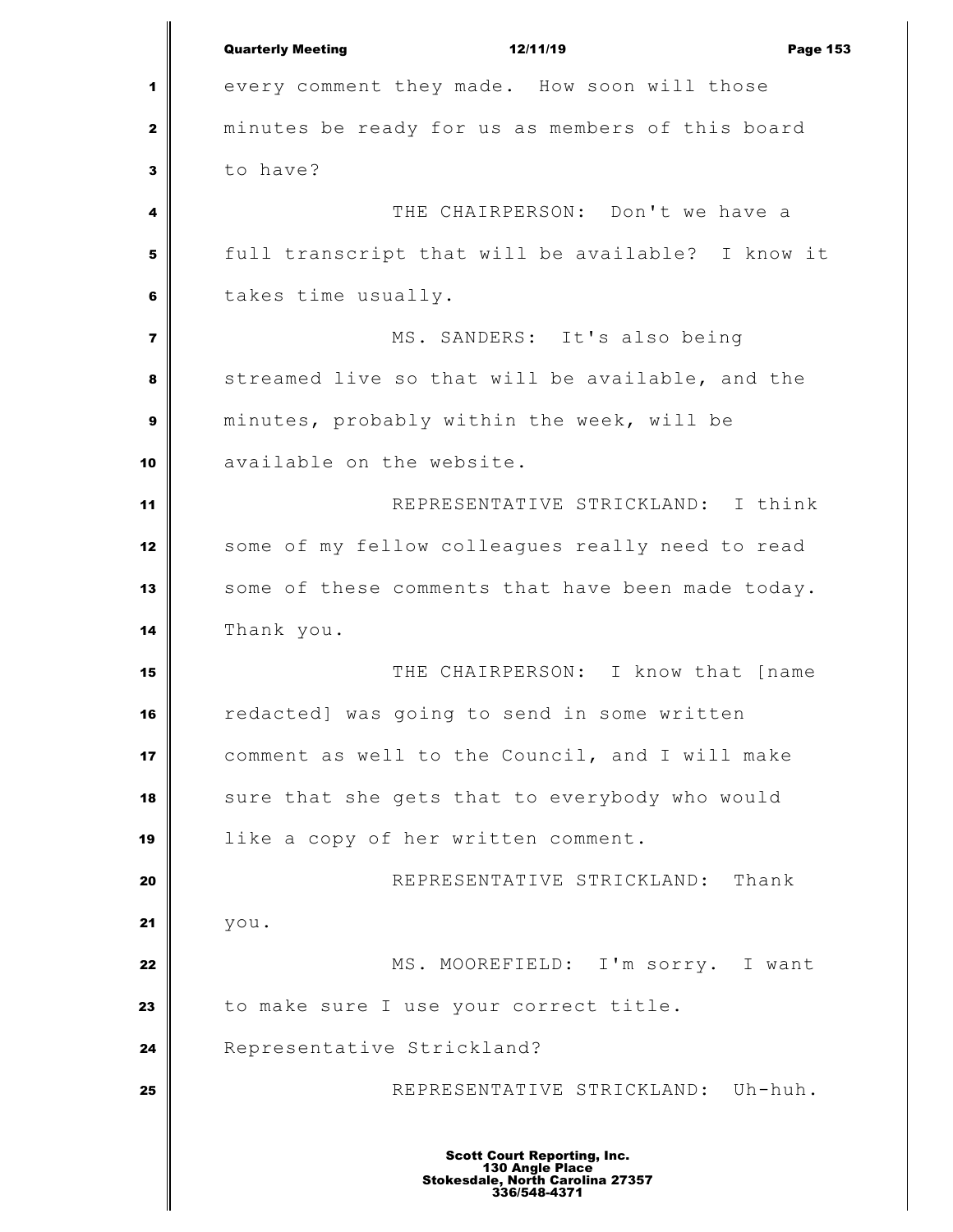every comment they made. How soon will those minutes be ready for us as members of this board to have?

THE CHAIRPERSON: Don't we have a full transcript that will be available? I know it takes time usually.

MS. SANDERS: It's also being streamed live so that will be available, and the minutes, probably within the week, will be available on the website.

REPRESENTATIVE STRICKLAND: I think some of my fellow colleagues really need to read some of these comments that have been made today. Thank you.

THE CHAIRPERSON: I know that [name redacted] was going to send in some written comment as well to the Council, and I will make sure that she gets that to everybody who would like a copy of her written comment.

REPRESENTATIVE STRICKLAND: Thank you.

MS. MOOREFIELD: I'm sorry. I want to make sure I use your correct title. Representative Strickland?

REPRESENTATIVE STRICKLAND: Uh-huh.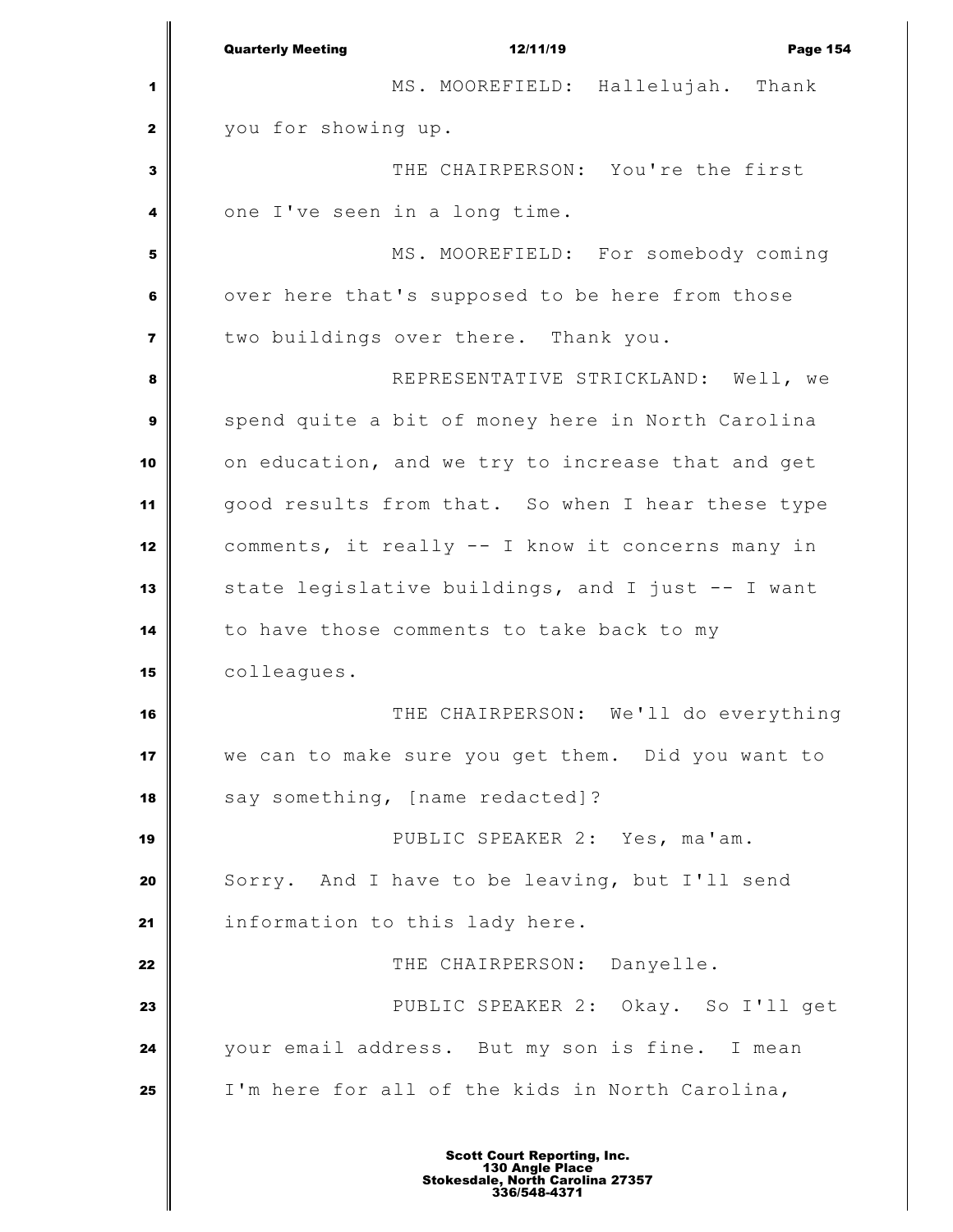MS. MOOREFIELD: Hallelujah. Thank you for showing up.

THE CHAIRPERSON: You're the first one I've seen in a long time.

MS. MOOREFIELD: For somebody coming over here that's supposed to be here from those two buildings over there. Thank you.

REPRESENTATIVE STRICKLAND: Well, we spend quite a bit of money here in North Carolina on education, and we try to increase that and get good results from that. So when I hear these type comments, it really -- I know it concerns many in state legislative buildings, and I just -- I want to have those comments to take back to my colleagues.

THE CHAIRPERSON: We'll do everything we can to make sure you get them. Did you want to say something, [name redacted]?

PUBLIC SPEAKER 2: Yes, ma'am. Sorry. And I have to be leaving, but I'll send information to this lady here.

THE CHAIRPERSON: Danyelle.

PUBLIC SPEAKER 2: Okay. So I'll get your email address. But my son is fine. I mean I'm here for all of the kids in North Carolina,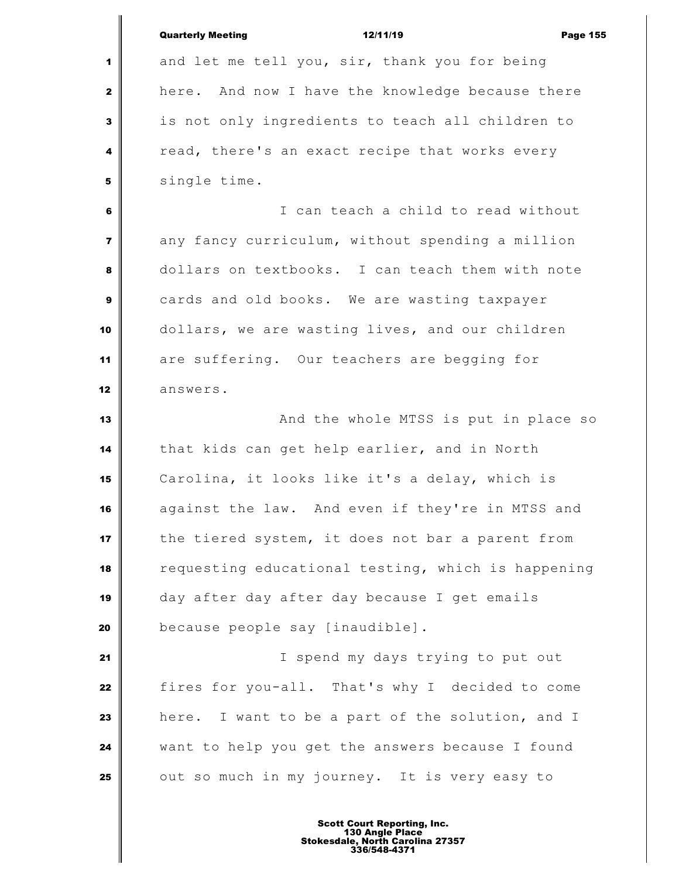and let me tell you, sir, thank you for being here. And now I have the knowledge because there is not only ingredients to teach all children to read, there's an exact recipe that works every single time.

I can teach a child to read without any fancy curriculum, without spending a million dollars on textbooks. I can teach them with note cards and old books. We are wasting taxpayer dollars, we are wasting lives, and our children are suffering. Our teachers are begging for answers.

And the whole MTSS is put in place so that kids can get help earlier, and in North Carolina, it looks like it's a delay, which is against the law. And even if they're in MTSS and the tiered system, it does not bar a parent from requesting educational testing, which is happening day after day after day because I get emails because people say [inaudible].

I spend my days trying to put out fires for you-all. That's why I decided to come here. I want to be a part of the solution, and I want to help you get the answers because I found out so much in my journey. It is very easy to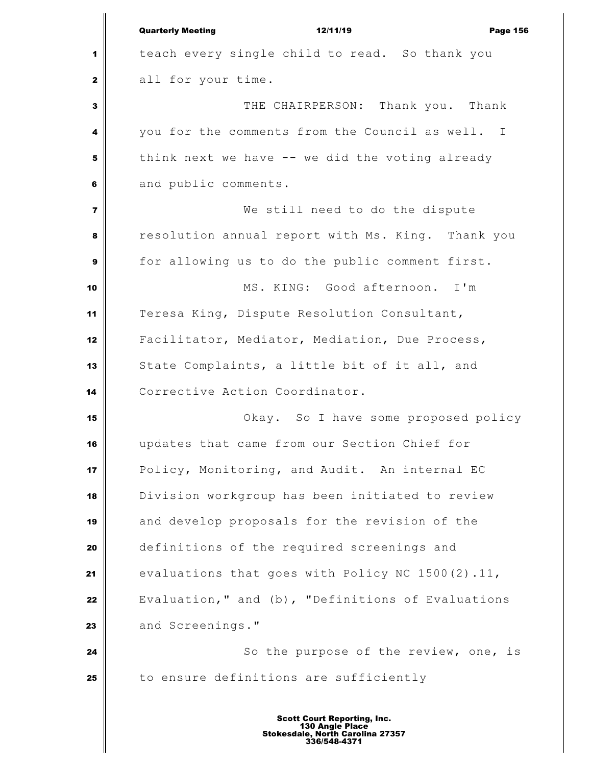teach every single child to read. So thank you all for your time.

THE CHAIRPERSON: Thank you. Thank you for the comments from the Council as well. I think next we have -- we did the voting already and public comments.

We still need to do the dispute resolution annual report with Ms. King. Thank you for allowing us to do the public comment first.

MS. KING: Good afternoon. I'm Teresa King, Dispute Resolution Consultant, Facilitator, Mediator, Mediation, Due Process, State Complaints, a little bit of it all, and Corrective Action Coordinator.

Okay. So I have some proposed policy updates that came from our Section Chief for Policy, Monitoring, and Audit. An internal EC Division workgroup has been initiated to review and develop proposals for the revision of the definitions of the required screenings and evaluations that goes with Policy NC 1500(2).11, Evaluation," and (b), "Definitions of Evaluations and Screenings."

So the purpose of the review, one, is to ensure definitions are sufficiently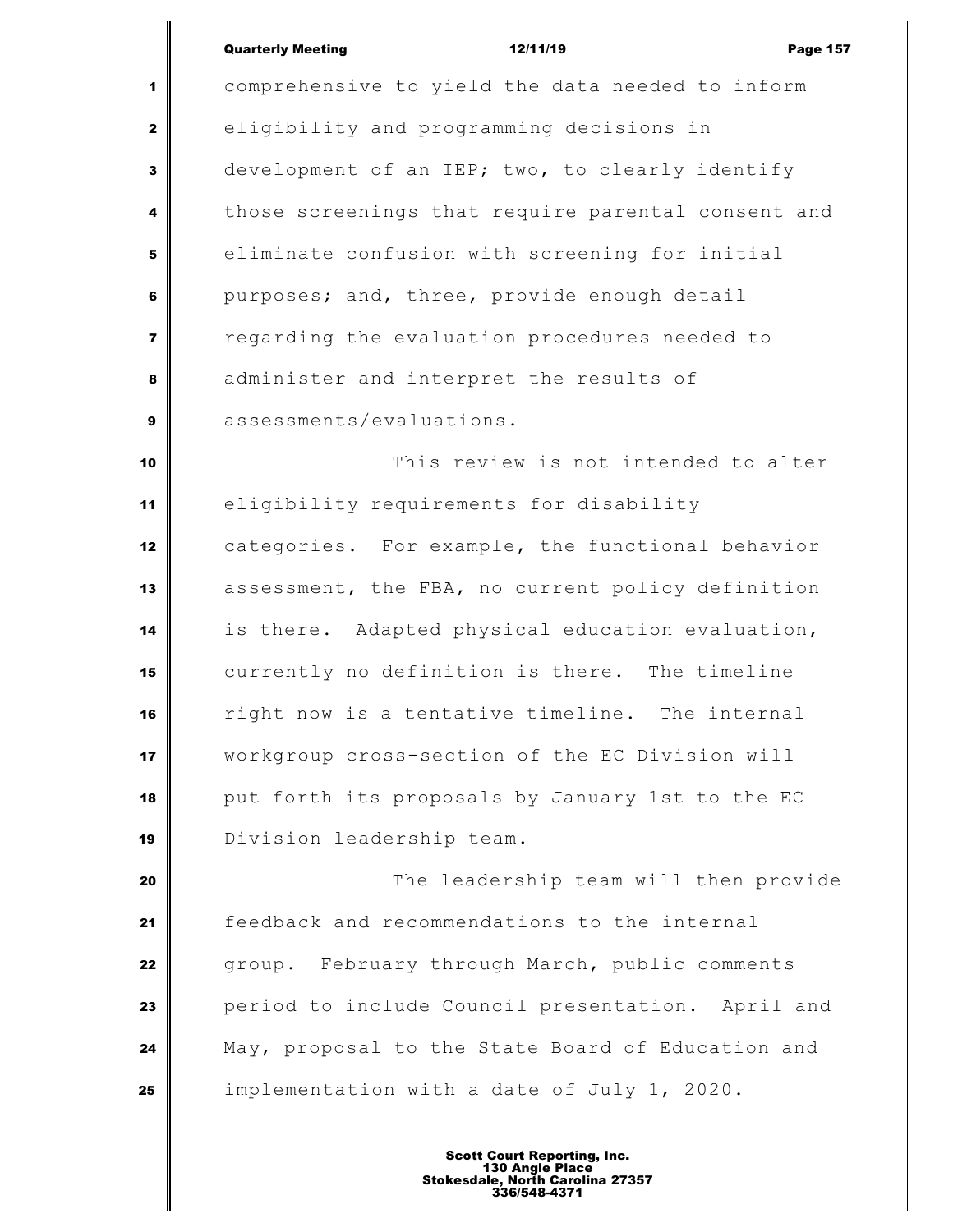comprehensive to yield the data needed to inform eligibility and programming decisions in development of an IEP; two, to clearly identify those screenings that require parental consent and eliminate confusion with screening for initial purposes; and, three, provide enough detail regarding the evaluation procedures needed to administer and interpret the results of assessments/evaluations.

This review is not intended to alter eligibility requirements for disability categories. For example, the functional behavior assessment, the FBA, no current policy definition is there. Adapted physical education evaluation, currently no definition is there. The timeline right now is a tentative timeline. The internal workgroup cross-section of the EC Division will put forth its proposals by January 1st to the EC Division leadership team.

The leadership team will then provide feedback and recommendations to the internal group. February through March, public comments period to include Council presentation. April and May, proposal to the State Board of Education and implementation with a date of July 1, 2020.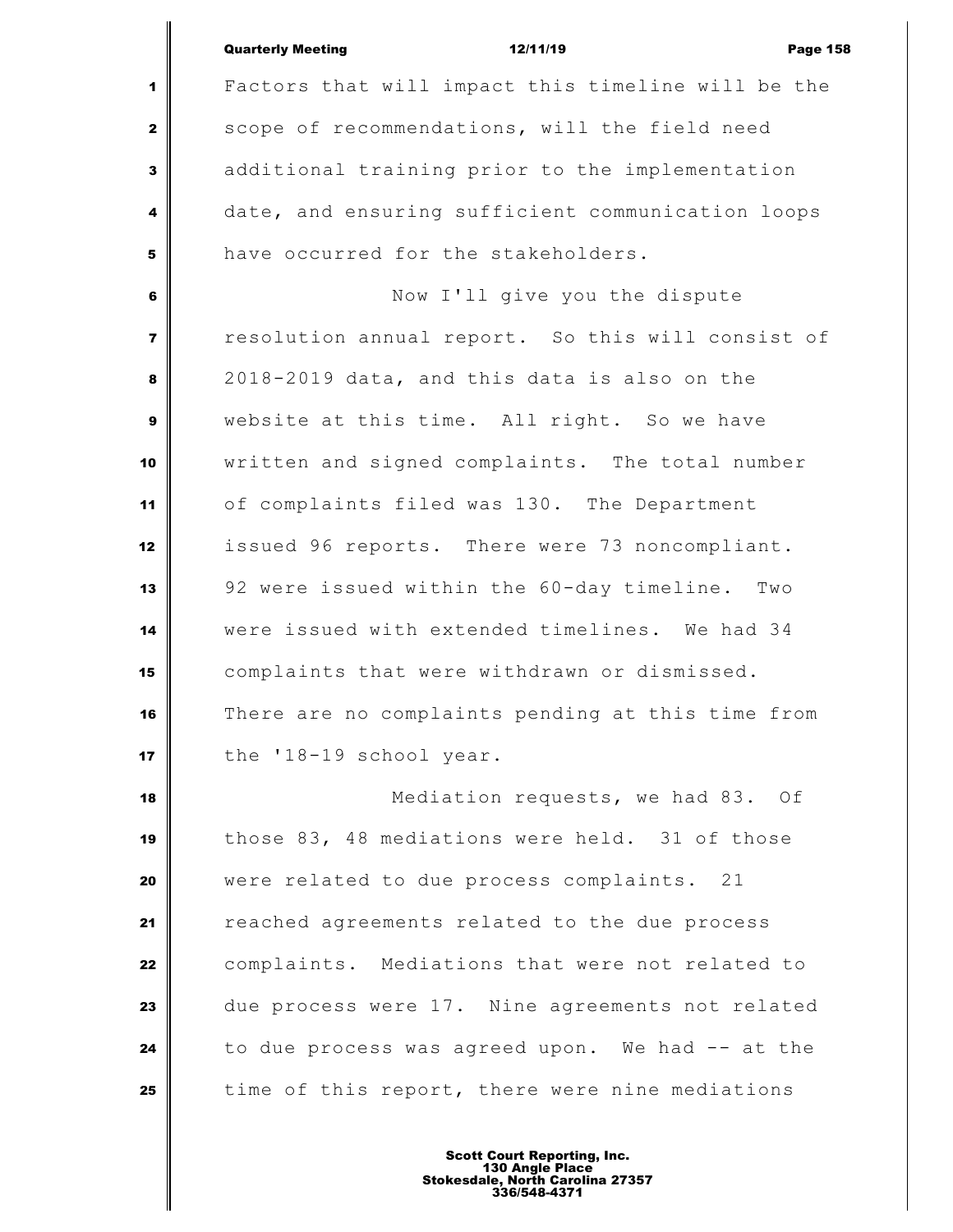Factors that will impact this timeline will be the scope of recommendations, will the field need additional training prior to the implementation date, and ensuring sufficient communication loops have occurred for the stakeholders.

Now I'll give you the dispute resolution annual report. So this will consist of 2018-2019 data, and this data is also on the website at this time. All right. So we have written and signed complaints. The total number of complaints filed was 130. The Department issued 96 reports. There were 73 noncompliant. 92 were issued within the 60-day timeline. Two were issued with extended timelines. We had 34 complaints that were withdrawn or dismissed. There are no complaints pending at this time from the '18-19 school year.

Mediation requests, we had 83. Of those 83, 48 mediations were held. 31 of those were related to due process complaints. 21 reached agreements related to the due process complaints. Mediations that were not related to due process were 17. Nine agreements not related to due process was agreed upon. We had -- at the time of this report, there were nine mediations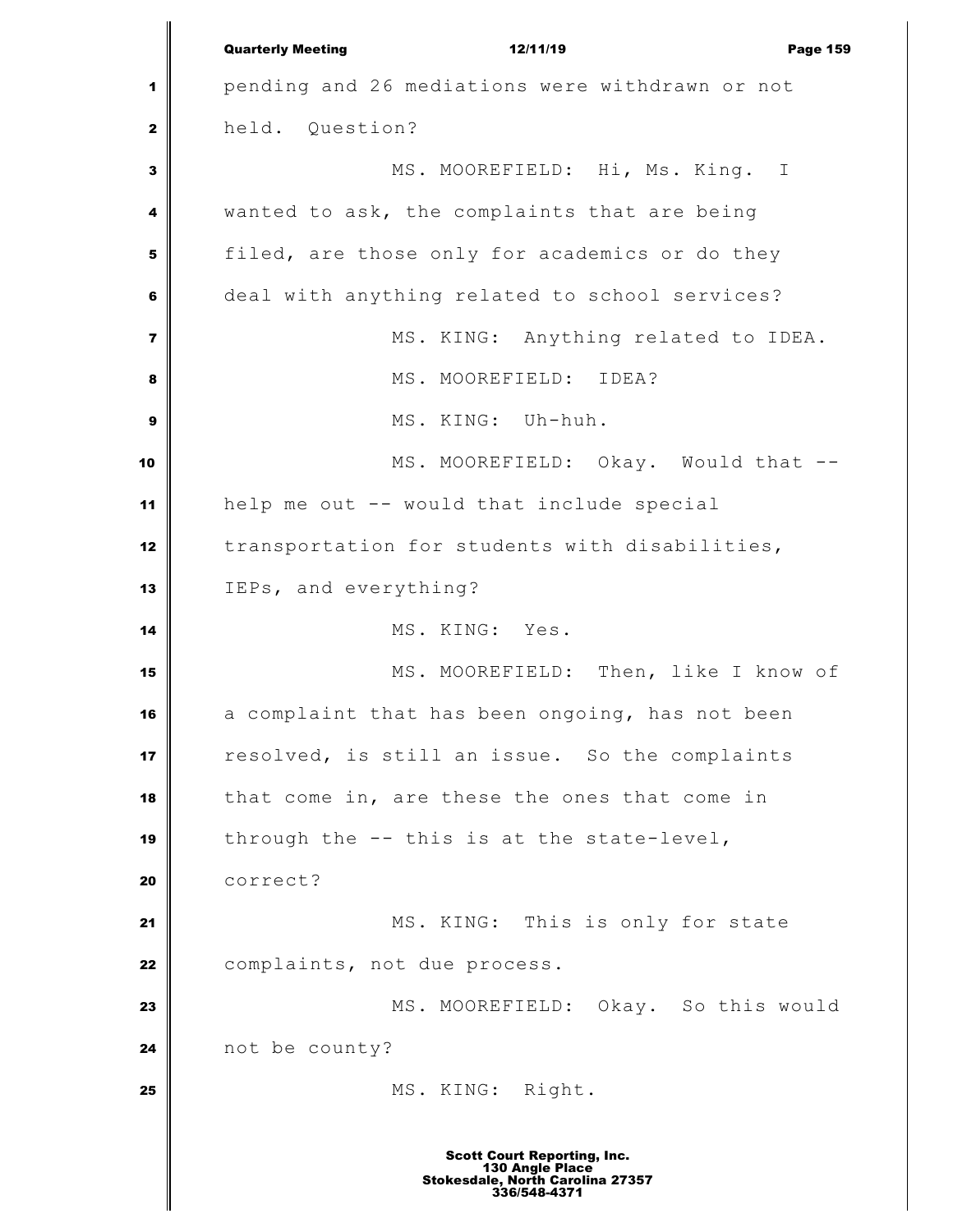pending and 26 mediations were withdrawn or not held. Question?

MS. MOOREFIELD: Hi, Ms. King. I wanted to ask, the complaints that are being filed, are those only for academics or do they deal with anything related to school services?

MS. KING: Anything related to IDEA.

MS. MOOREFIELD: IDEA?

MS. KING: Uh-huh.

MS. MOOREFIELD: Okay. Would that -- help me out -- would that include special transportation for students with disabilities, IEPs, and everything?

MS. KING: Yes.

MS. MOOREFIELD: Then, like I know of a complaint that has been ongoing, has not been resolved, is still an issue. So the complaints that come in, are these the ones that come in through the -- this is at the state-level, correct?

MS. KING: This is only for state complaints, not due process.

MS. MOOREFIELD: Okay. So this would not be county?

MS. KING: Right.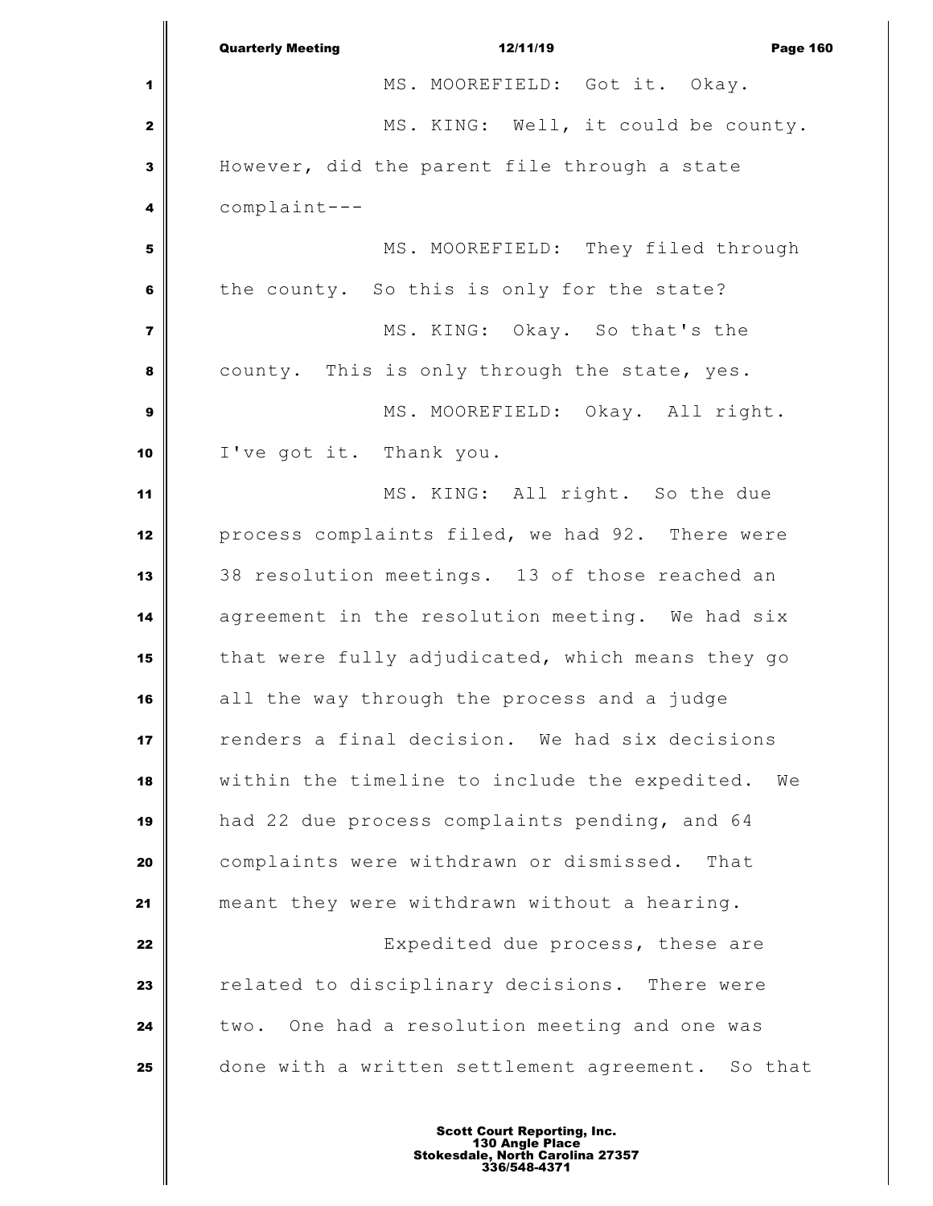MS. MOOREFIELD: Got it. Okay.

MS. KING: Well, it could be county. However, did the parent file through a state complaint---

MS. MOOREFIELD: They filed through the county. So this is only for the state?

MS. KING: Okay. So that's the county. This is only through the state, yes.

MS. MOOREFIELD: Okay. All right. I've got it. Thank you.

MS. KING: All right. So the due process complaints filed, we had 92. There were 38 resolution meetings. 13 of those reached an agreement in the resolution meeting. We had six that were fully adjudicated, which means they go all the way through the process and a judge renders a final decision. We had six decisions within the timeline to include the expedited. We had 22 due process complaints pending, and 64 complaints were withdrawn or dismissed. That meant they were withdrawn without a hearing.

Expedited due process, these are related to disciplinary decisions. There were two. One had a resolution meeting and one was done with a written settlement agreement. So that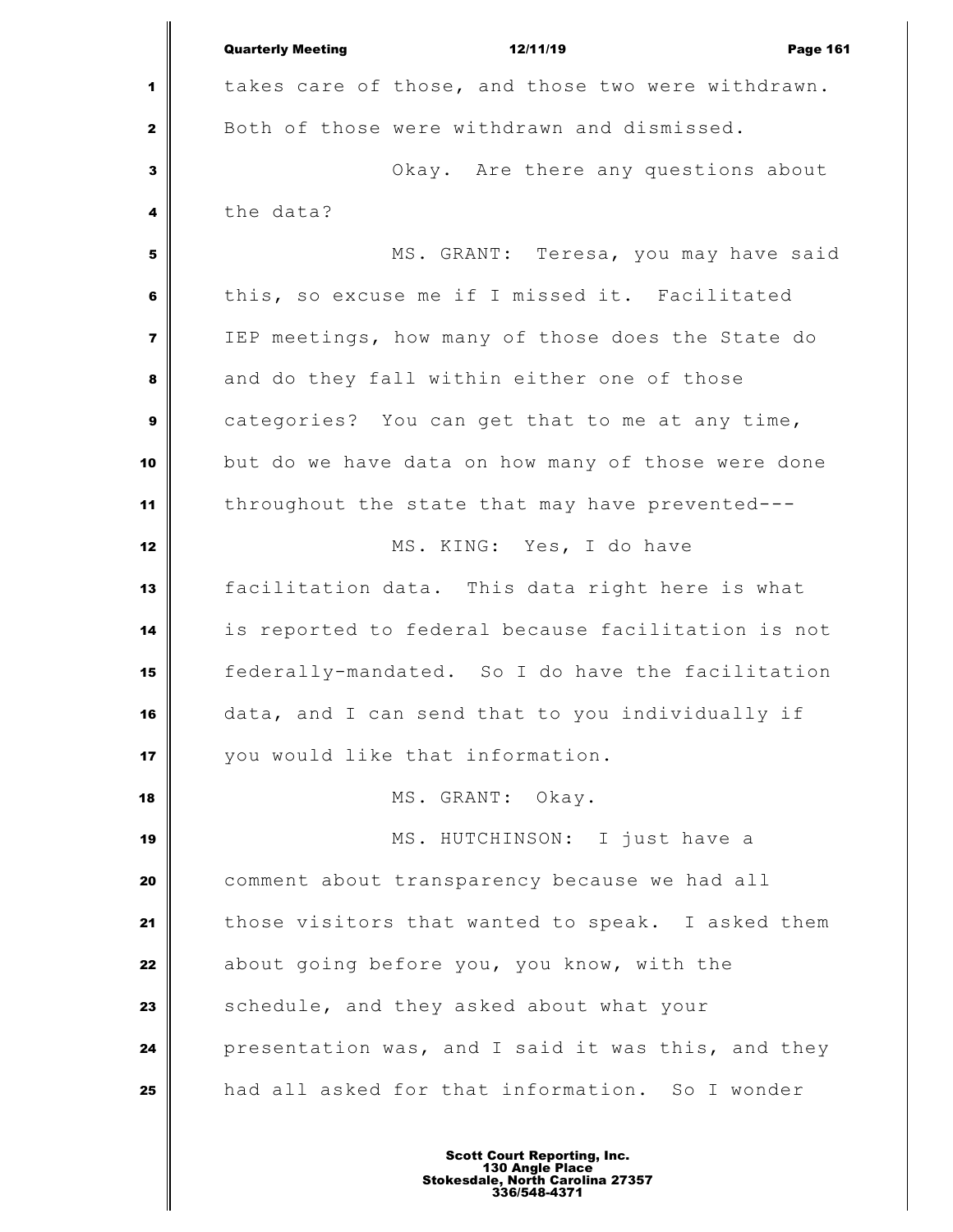takes care of those, and those two were withdrawn. Both of those were withdrawn and dismissed.

Okay. Are there any questions about the data?

MS. GRANT: Teresa, you may have said this, so excuse me if I missed it. Facilitated IEP meetings, how many of those does the State do and do they fall within either one of those categories? You can get that to me at any time, but do we have data on how many of those were done throughout the state that may have prevented---

MS. KING: Yes, I do have facilitation data. This data right here is what is reported to federal because facilitation is not federally-mandated. So I do have the facilitation data, and I can send that to you individually if you would like that information.

MS. GRANT: Okay.

MS. HUTCHINSON: I just have a comment about transparency because we had all those visitors that wanted to speak. I asked them about going before you, you know, with the schedule, and they asked about what your presentation was, and I said it was this, and they had all asked for that information. So I wonder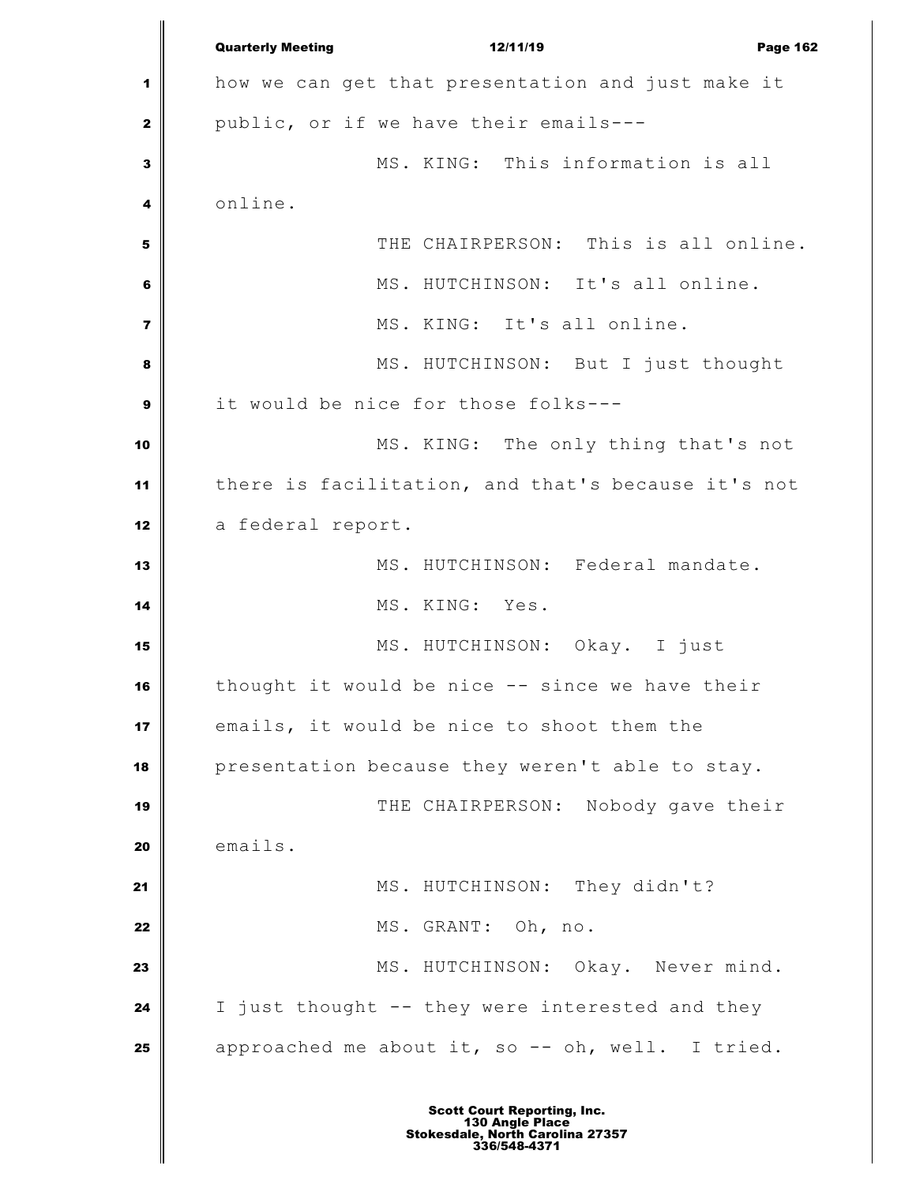how we can get that presentation and just make it public, or if we have their emails---

MS. KING: This information is all online.

THE CHAIRPERSON: This is all online.

MS. HUTCHINSON: It's all online.

MS. KING: It's all online.

MS. HUTCHINSON: But I just thought it would be nice for those folks---

MS. KING: The only thing that's not there is facilitation, and that's because it's not a federal report.

MS. HUTCHINSON: Federal mandate.

MS. KING: Yes.

MS. HUTCHINSON: Okay. I just thought it would be nice -- since we have their emails, it would be nice to shoot them the presentation because they weren't able to stay.

THE CHAIRPERSON: Nobody gave their emails.

MS. HUTCHINSON: They didn't?

MS. GRANT: Oh, no.

MS. HUTCHINSON: Okay. Never mind. I just thought -- they were interested and they approached me about it, so -- oh, well. I tried.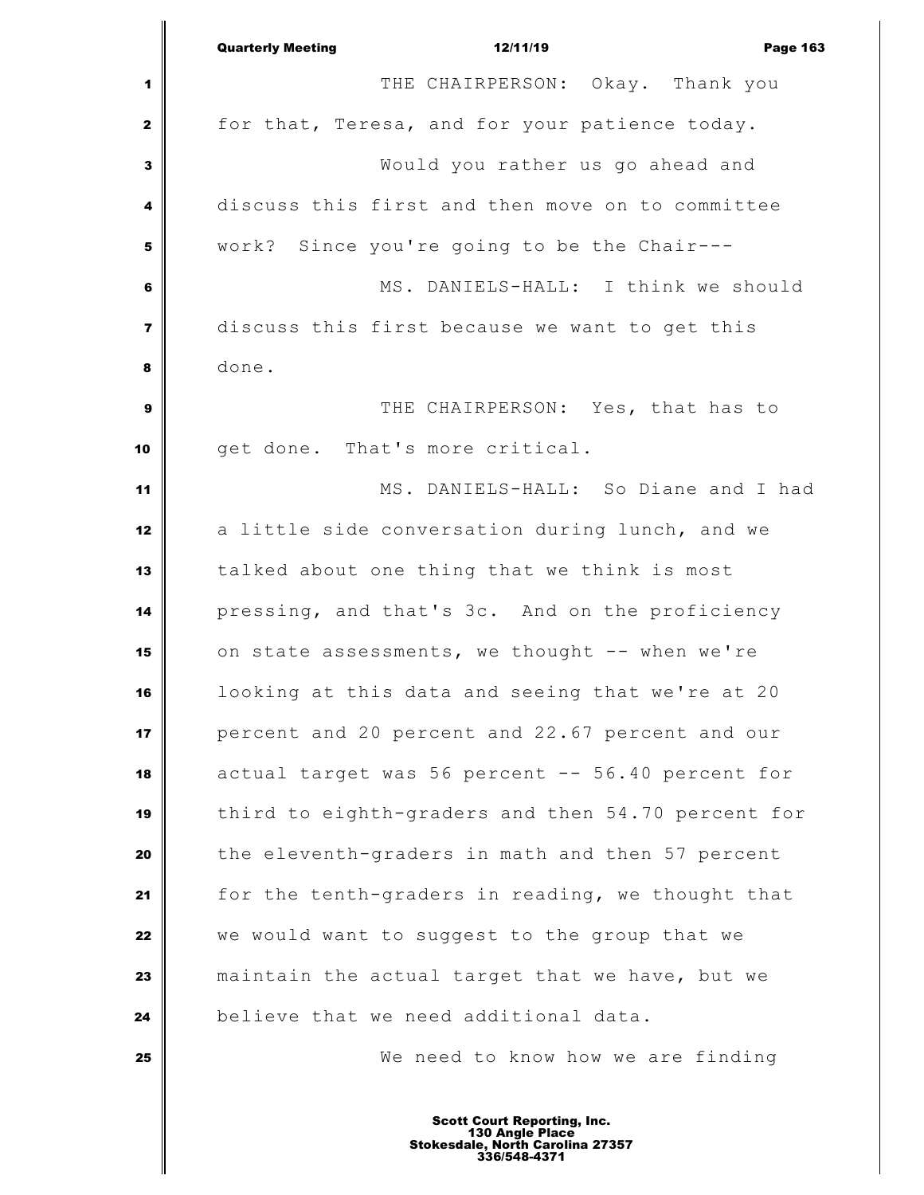THE CHAIRPERSON: Okay. Thank you for that, Teresa, and for your patience today.

Would you rather us go ahead and discuss this first and then move on to committee work? Since you're going to be the Chair---

MS. DANIELS-HALL: I think we should discuss this first because we want to get this done.

THE CHAIRPERSON: Yes, that has to get done. That's more critical.

MS. DANIELS-HALL: So Diane and I had a little side conversation during lunch, and we talked about one thing that we think is most pressing, and that's 3c. And on the proficiency on state assessments, we thought -- when we're looking at this data and seeing that we're at 20 percent and 20 percent and 22.67 percent and our actual target was 56 percent -- 56.40 percent for third to eighth-graders and then 54.70 percent for the eleventh-graders in math and then 57 percent for the tenth-graders in reading, we thought that we would want to suggest to the group that we maintain the actual target that we have, but we believe that we need additional data.

We need to know how we are finding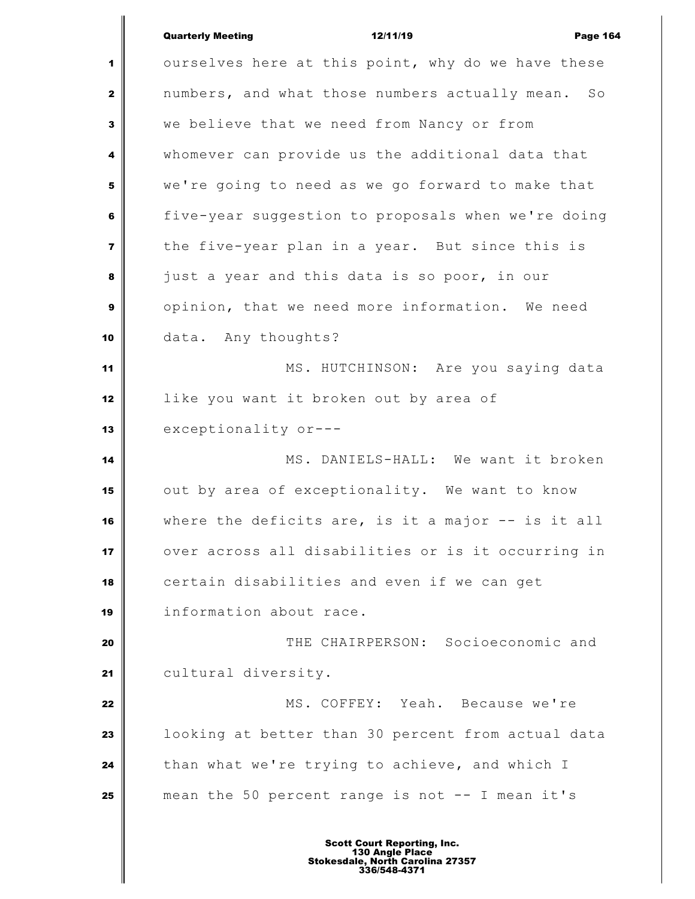ourselves here at this point, why do we have these numbers, and what those numbers actually mean. So we believe that we need from Nancy or from whomever can provide us the additional data that we're going to need as we go forward to make that five-year suggestion to proposals when we're doing the five-year plan in a year. But since this is just a year and this data is so poor, in our opinion, that we need more information. We need data. Any thoughts?

MS. HUTCHINSON: Are you saying data like you want it broken out by area of exceptionality or---

MS. DANIELS-HALL: We want it broken out by area of exceptionality. We want to know where the deficits are, is it a major -- is it all over across all disabilities or is it occurring in certain disabilities and even if we can get information about race.

THE CHAIRPERSON: Socioeconomic and cultural diversity.

MS. COFFEY: Yeah. Because we're looking at better than 30 percent from actual data than what we're trying to achieve, and which I mean the 50 percent range is not -- I mean it's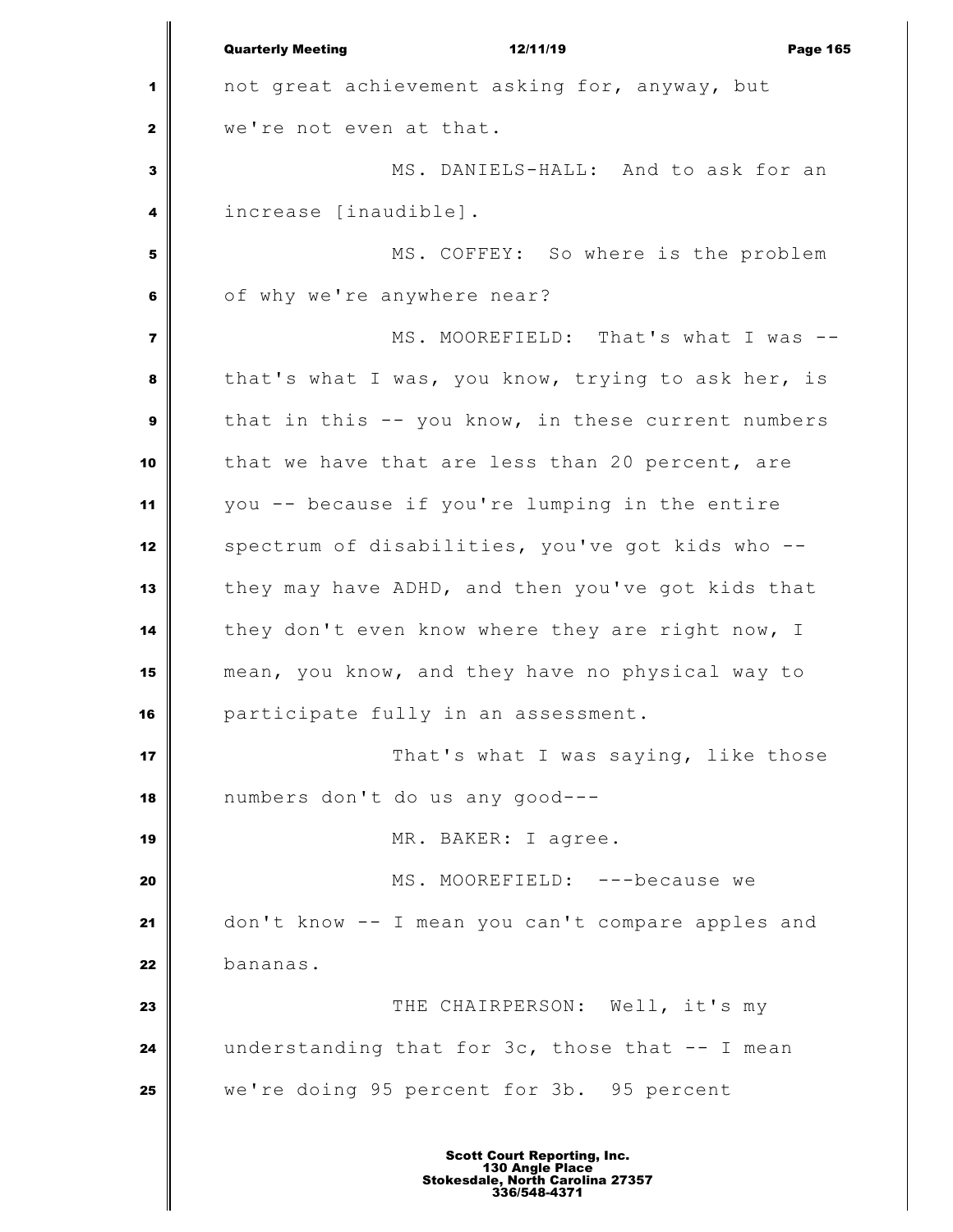not great achievement asking for, anyway, but we're not even at that.

MS. DANIELS-HALL: And to ask for an increase [inaudible].

MS. COFFEY: So where is the problem of why we're anywhere near?

MS. MOOREFIELD: That's what I was -- that's what I was, you know, trying to ask her, is that in this -- you know, in these current numbers that we have that are less than 20 percent, are you -- because if you're lumping in the entire spectrum of disabilities, you've got kids who -- they may have ADHD, and then you've got kids that they don't even know where they are right now, I mean, you know, and they have no physical way to participate fully in an assessment.

That's what I was saying, like those numbers don't do us any good---

MR. BAKER: I agree.

MS. MOOREFIELD: ---because we don't know -- I mean you can't compare apples and bananas.

THE CHAIRPERSON: Well, it's my understanding that for 3c, those that -- I mean we're doing 95 percent for 3b. 95 percent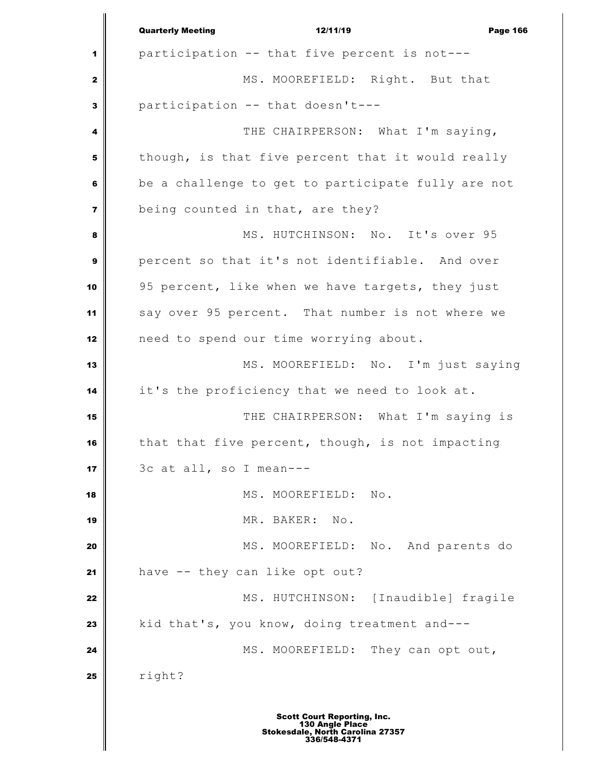participation -- that five percent is not---

MS. MOOREFIELD: Right. But that participation -- that doesn't---

THE CHAIRPERSON: What I'm saying, though, is that five percent that it would really be a challenge to get to participate fully are not being counted in that, are they?

MS. HUTCHINSON: No. It's over 95 percent so that it's not identifiable. And over 95 percent, like when we have targets, they just say over 95 percent. That number is not where we need to spend our time worrying about.

MS. MOOREFIELD: No. I'm just saying it's the proficiency that we need to look at.

THE CHAIRPERSON: What I'm saying is that that five percent, though, is not impacting 3c at all, so I mean---

MS. MOOREFIELD: No.

MR. BAKER: No.

MS. MOOREFIELD: No. And parents do have -- they can like opt out?

MS. HUTCHINSON: [Inaudible] fragile kid that's, you know, doing treatment and---

MS. MOOREFIELD: They can opt out, right?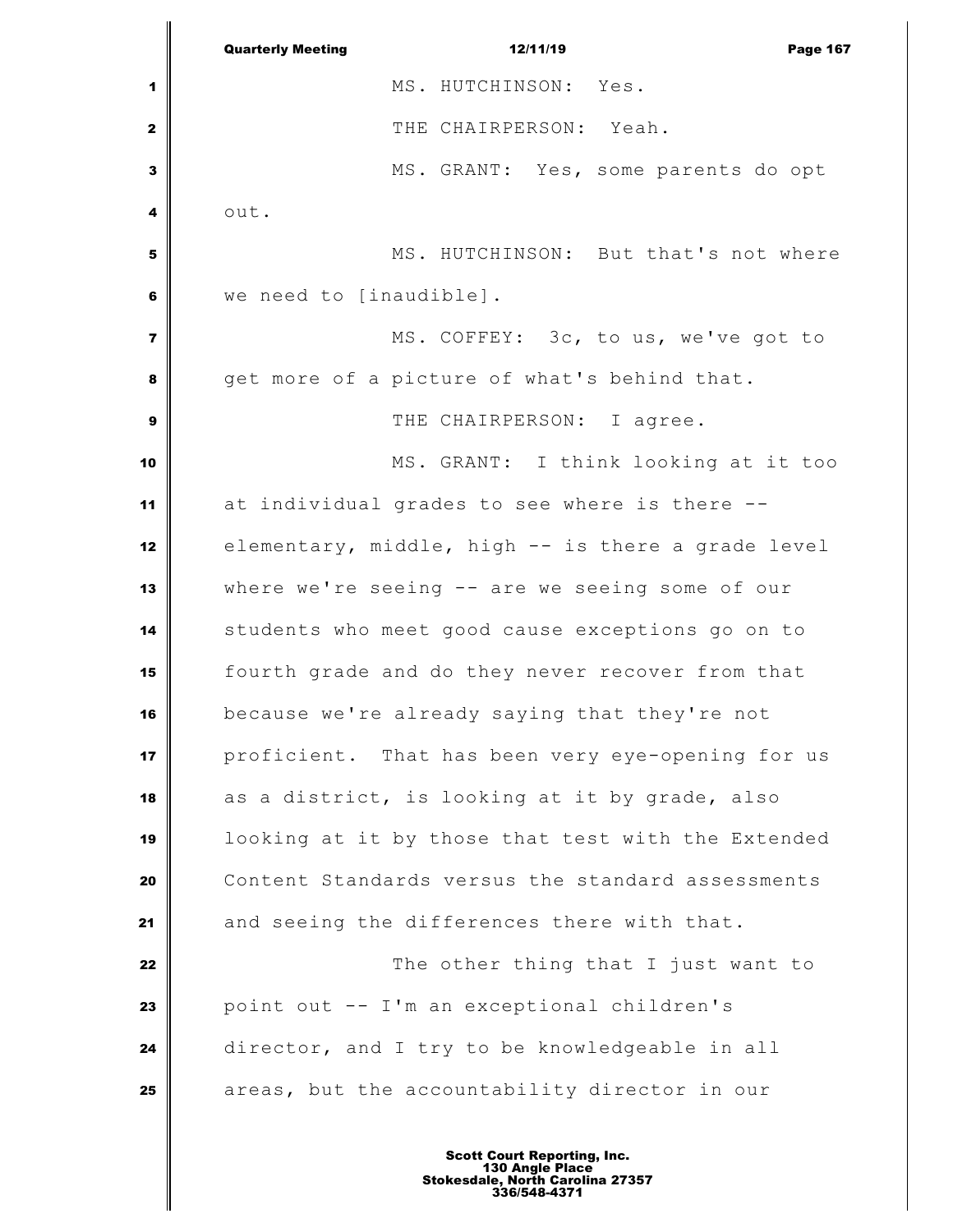MS. HUTCHINSON: Yes.

THE CHAIRPERSON: Yeah.

MS. GRANT: Yes, some parents do opt out.

MS. HUTCHINSON: But that's not where we need to [inaudible].

MS. COFFEY: 3c, to us, we've got to get more of a picture of what's behind that.

THE CHAIRPERSON: I agree.

MS. GRANT: I think looking at it too at individual grades to see where is there -- elementary, middle, high -- is there a grade level where we're seeing -- are we seeing some of our students who meet good cause exceptions go on to fourth grade and do they never recover from that because we're already saying that they're not proficient. That has been very eye-opening for us as a district, is looking at it by grade, also looking at it by those that test with the Extended Content Standards versus the standard assessments and seeing the differences there with that.

The other thing that I just want to point out -- I'm an exceptional children's director, and I try to be knowledgeable in all areas, but the accountability director in our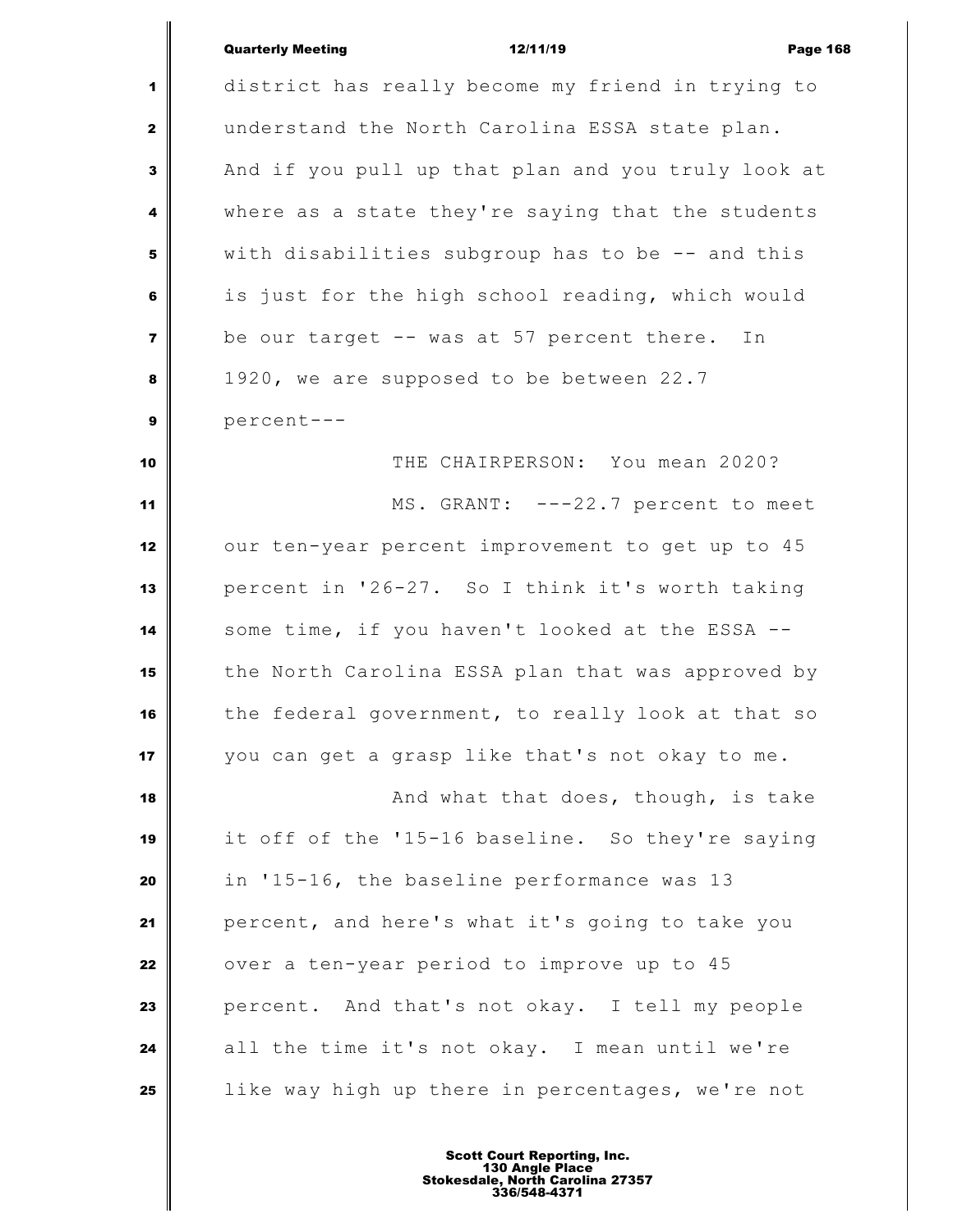district has really become my friend in trying to understand the North Carolina ESSA state plan. And if you pull up that plan and you truly look at where as a state they're saying that the students with disabilities subgroup has to be -- and this is just for the high school reading, which would be our target -- was at 57 percent there. In 1920, we are supposed to be between 22.7 percent---

THE CHAIRPERSON: You mean 2020?

MS. GRANT: ---22.7 percent to meet our ten-year percent improvement to get up to 45 percent in '26-27. So I think it's worth taking some time, if you haven't looked at the ESSA -- the North Carolina ESSA plan that was approved by the federal government, to really look at that so you can get a grasp like that's not okay to me.

And what that does, though, is take it off of the '15-16 baseline. So they're saying in '15-16, the baseline performance was 13 percent, and here's what it's going to take you over a ten-year period to improve up to 45 percent. And that's not okay. I tell my people all the time it's not okay. I mean until we're like way high up there in percentages, we're not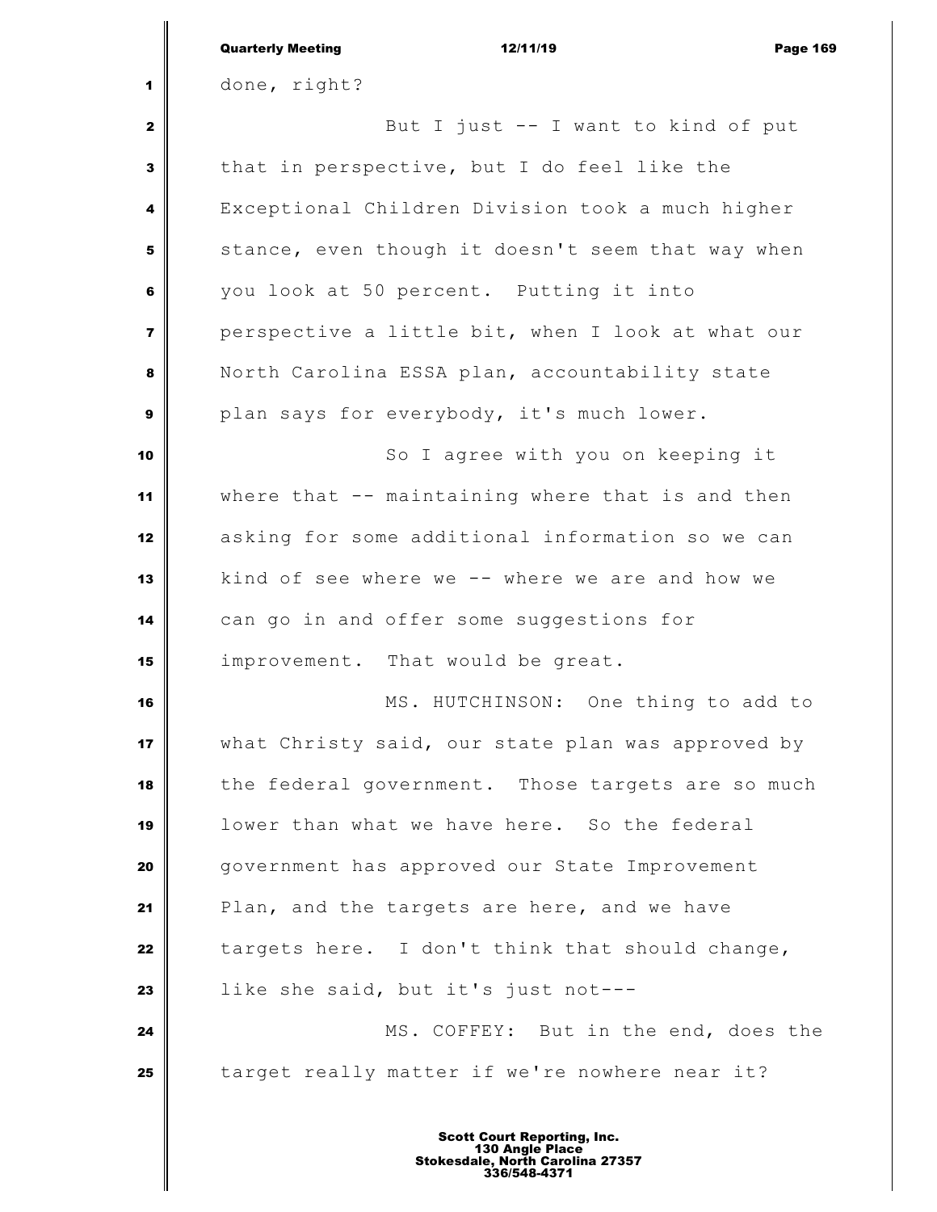done, right?

But I just -- I want to kind of put that in perspective, but I do feel like the Exceptional Children Division took a much higher stance, even though it doesn't seem that way when you look at 50 percent. Putting it into perspective a little bit, when I look at what our North Carolina ESSA plan, accountability state plan says for everybody, it's much lower.

So I agree with you on keeping it where that -- maintaining where that is and then asking for some additional information so we can kind of see where we -- where we are and how we can go in and offer some suggestions for improvement. That would be great.

MS. HUTCHINSON: One thing to add to what Christy said, our state plan was approved by the federal government. Those targets are so much lower than what we have here. So the federal government has approved our State Improvement Plan, and the targets are here, and we have targets here. I don't think that should change, like she said, but it's just not---

MS. COFFEY: But in the end, does the target really matter if we're nowhere near it?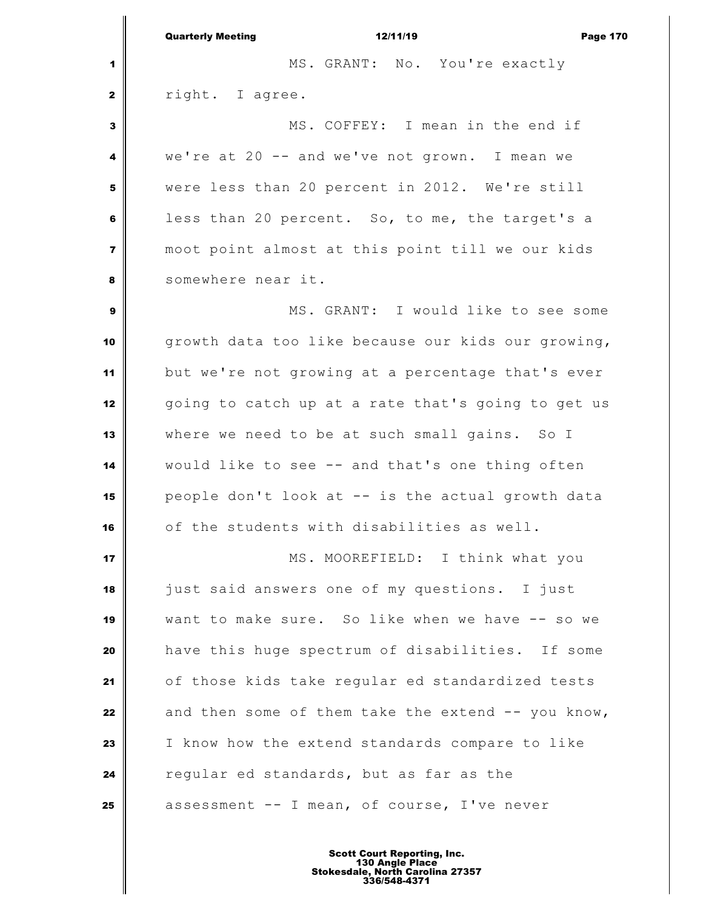MS. GRANT: No. You're exactly right. I agree.

MS. COFFEY: I mean in the end if we're at 20 -- and we've not grown. I mean we were less than 20 percent in 2012. We're still less than 20 percent. So, to me, the target's a moot point almost at this point till we our kids somewhere near it.

MS. GRANT: I would like to see some growth data too like because our kids our growing, but we're not growing at a percentage that's ever going to catch up at a rate that's going to get us where we need to be at such small gains. So I would like to see -- and that's one thing often people don't look at -- is the actual growth data of the students with disabilities as well.

MS. MOOREFIELD: I think what you just said answers one of my questions. I just want to make sure. So like when we have -- so we have this huge spectrum of disabilities. If some of those kids take regular ed standardized tests and then some of them take the extend -- you know, I know how the extend standards compare to like regular ed standards, but as far as the assessment -- I mean, of course, I've never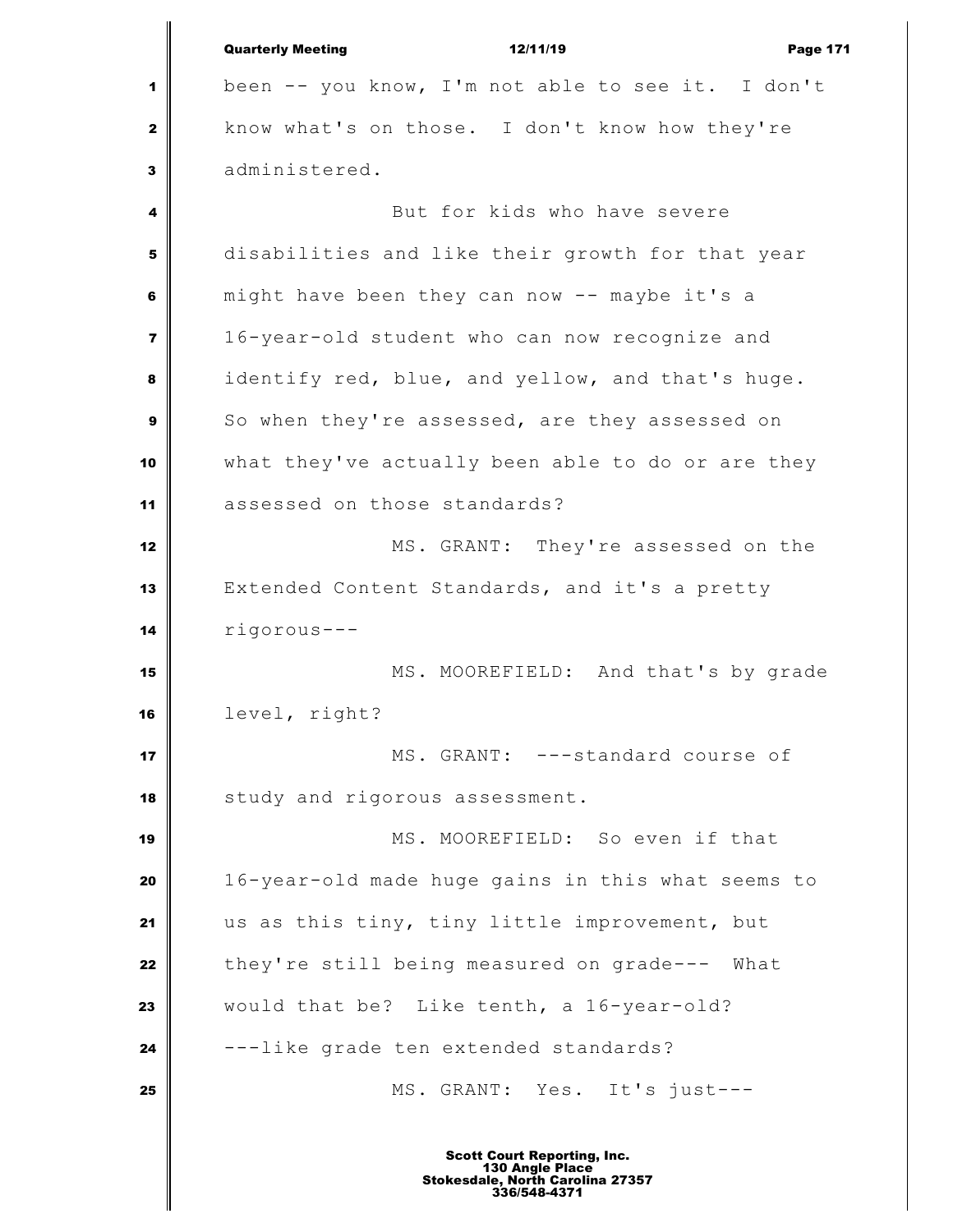been -- you know, I'm not able to see it. I don't know what's on those. I don't know how they're administered.

But for kids who have severe disabilities and like their growth for that year might have been they can now -- maybe it's a 16-year-old student who can now recognize and identify red, blue, and yellow, and that's huge. So when they're assessed, are they assessed on what they've actually been able to do or are they assessed on those standards?

MS. GRANT: They're assessed on the Extended Content Standards, and it's a pretty rigorous---

MS. MOOREFIELD: And that's by grade level, right?

MS. GRANT: ---standard course of study and rigorous assessment.

MS. MOOREFIELD: So even if that 16-year-old made huge gains in this what seems to us as this tiny, tiny little improvement, but they're still being measured on grade--- What would that be? Like tenth, a 16-year-old? ---like grade ten extended standards?

MS. GRANT: Yes. It's just---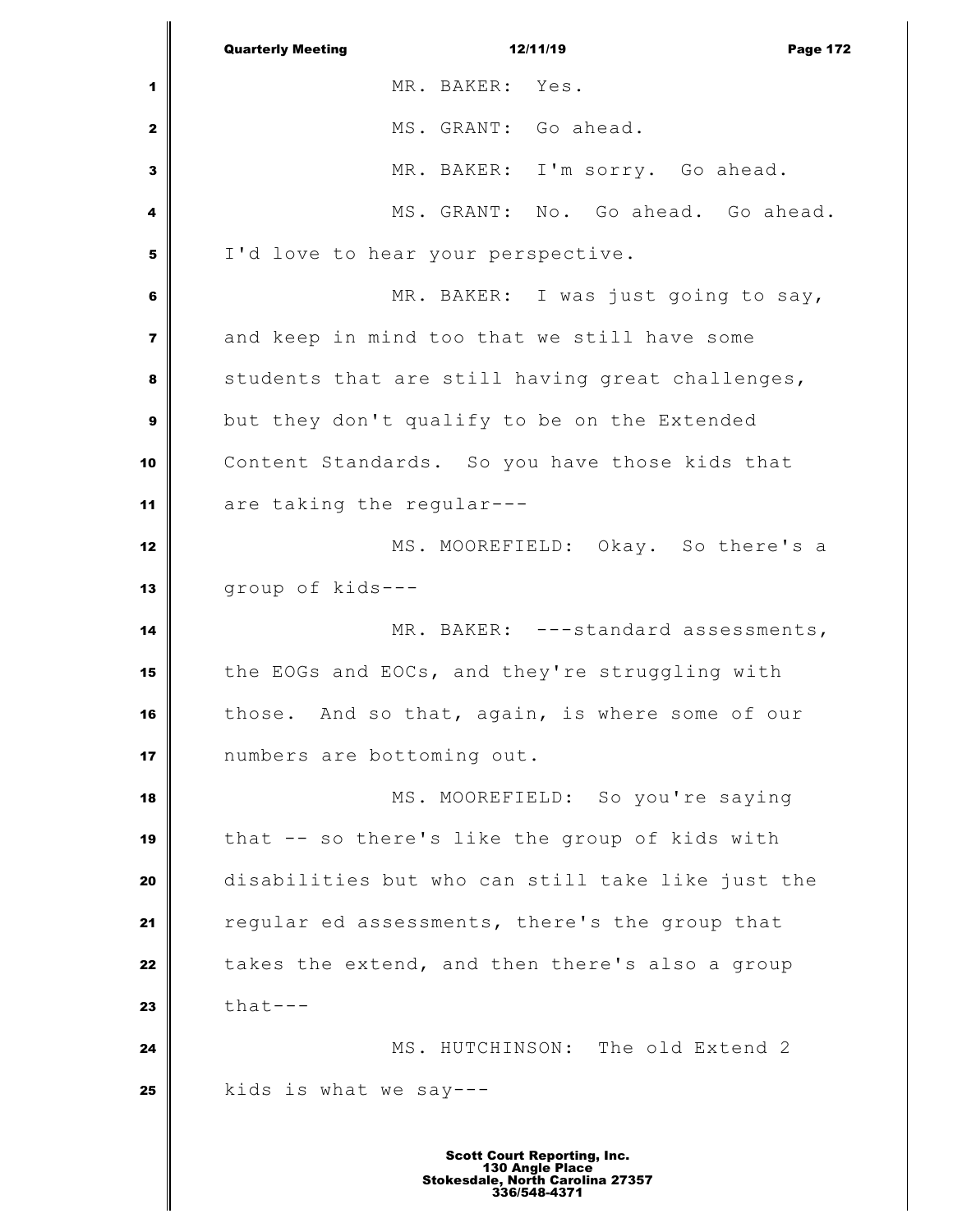MR. BAKER: Yes.

MS. GRANT: Go ahead.

MR. BAKER: I'm sorry. Go ahead.

MS. GRANT: No. Go ahead. Go ahead. I'd love to hear your perspective.

MR. BAKER: I was just going to say, and keep in mind too that we still have some students that are still having great challenges, but they don't qualify to be on the Extended Content Standards. So you have those kids that are taking the regular---

MS. MOOREFIELD: Okay. So there's a group of kids---

MR. BAKER: ---standard assessments, the EOGs and EOCs, and they're struggling with those. And so that, again, is where some of our numbers are bottoming out.

MS. MOOREFIELD: So you're saying that -- so there's like the group of kids with disabilities but who can still take like just the regular ed assessments, there's the group that takes the extend, and then there's also a group that---

MS. HUTCHINSON: The old Extend 2 kids is what we say---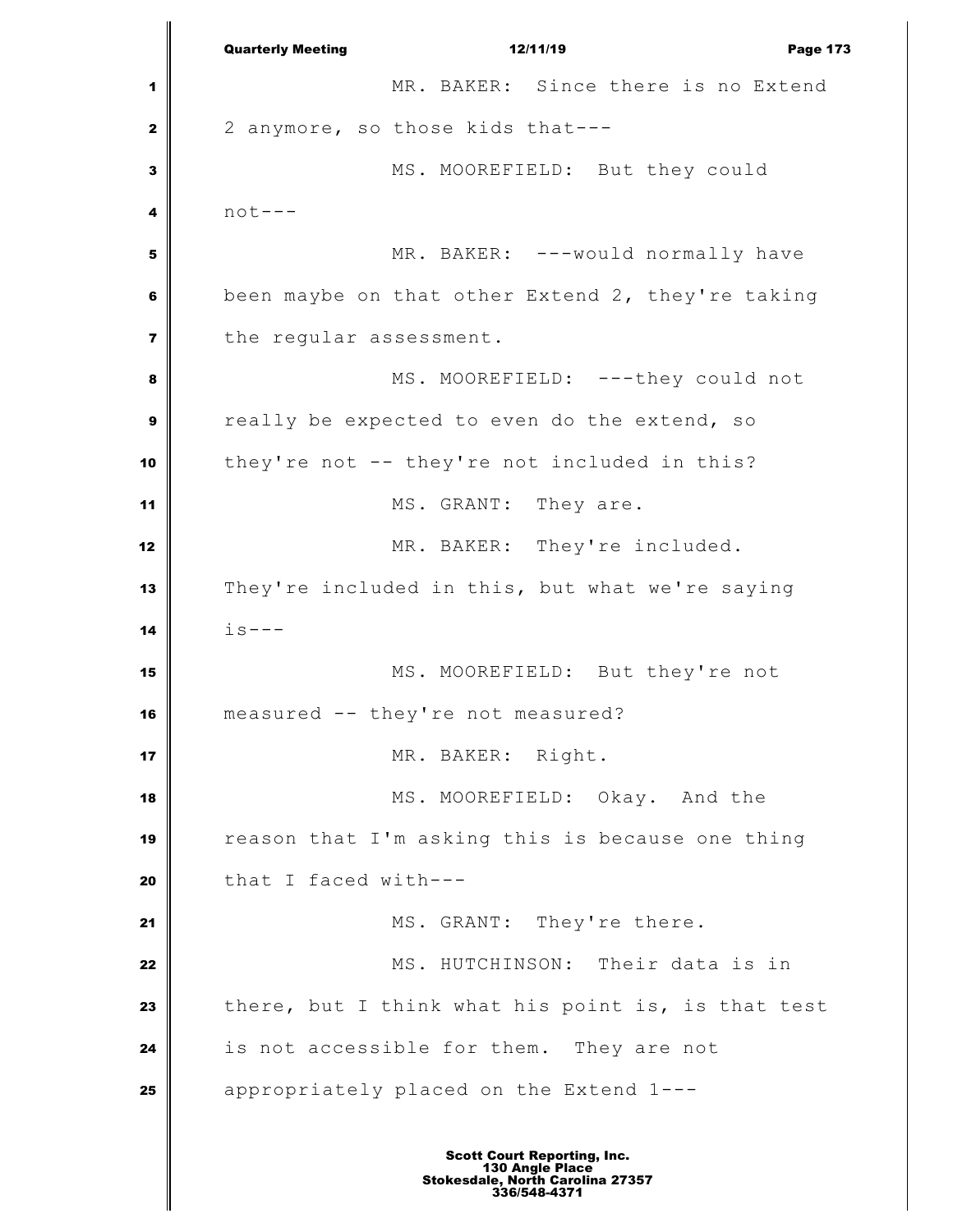MR. BAKER: Since there is no Extend 2 anymore, so those kids that---

MS. MOOREFIELD: But they could not---

MR. BAKER: ---would normally have been maybe on that other Extend 2, they're taking the regular assessment.

MS. MOOREFIELD: ---they could not really be expected to even do the extend, so they're not -- they're not included in this?

MS. GRANT: They are.

MR. BAKER: They're included. They're included in this, but what we're saying is---

MS. MOOREFIELD: But they're not measured -- they're not measured?

MR. BAKER: Right.

MS. MOOREFIELD: Okay. And the reason that I'm asking this is because one thing that I faced with---

MS. GRANT: They're there.

MS. HUTCHINSON: Their data is in there, but I think what his point is, is that test is not accessible for them. They are not appropriately placed on the Extend 1---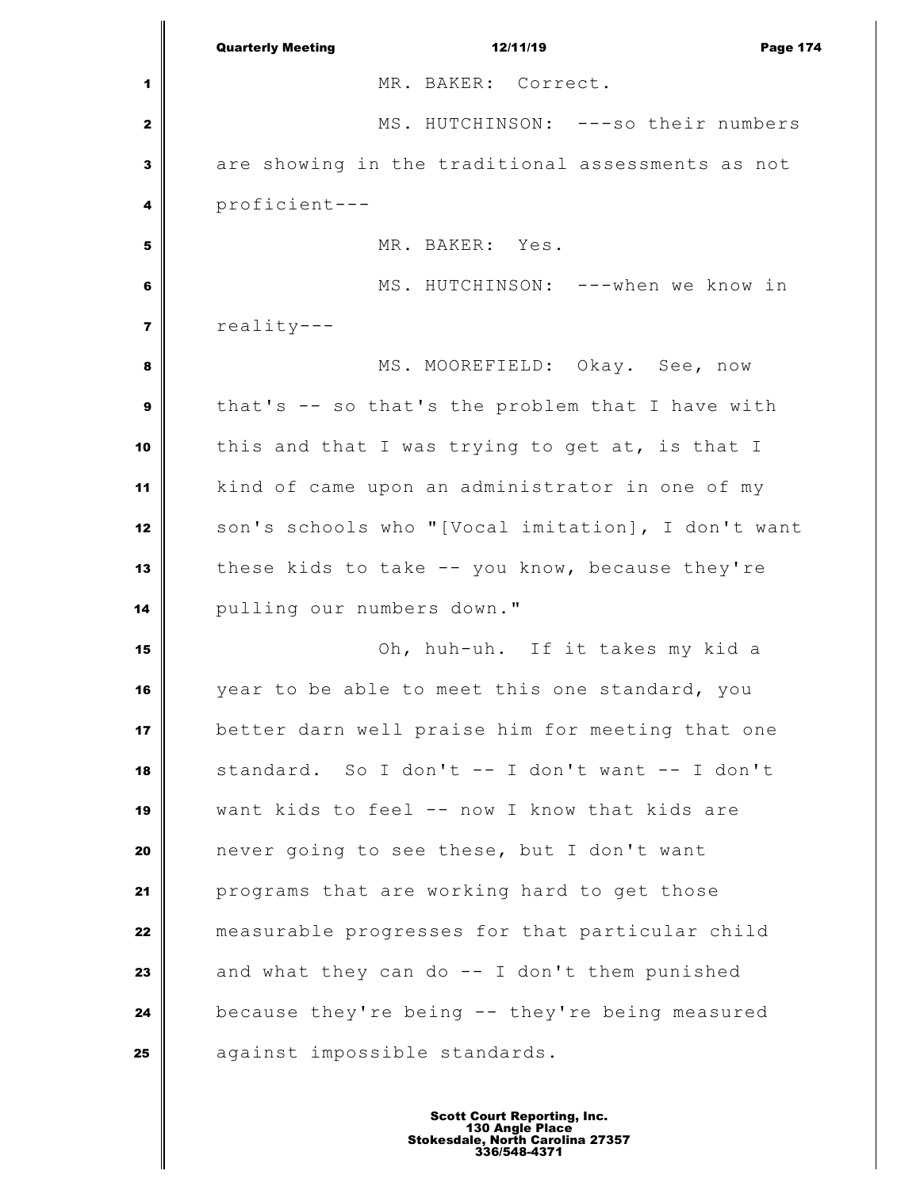MR. BAKER: Correct.

MS. HUTCHINSON: ---so their numbers are showing in the traditional assessments as not proficient---

MR. BAKER: Yes.

MS. HUTCHINSON: ---when we know in reality---

MS. MOOREFIELD: Okay. See, now that's -- so that's the problem that I have with this and that I was trying to get at, is that I kind of came upon an administrator in one of my son's schools who "[Vocal imitation], I don't want these kids to take -- you know, because they're pulling our numbers down."

Oh, huh-uh. If it takes my kid a year to be able to meet this one standard, you better darn well praise him for meeting that one standard. So I don't -- I don't want -- I don't want kids to feel -- now I know that kids are never going to see these, but I don't want programs that are working hard to get those measurable progresses for that particular child and what they can do -- I don't them punished because they're being -- they're being measured against impossible standards.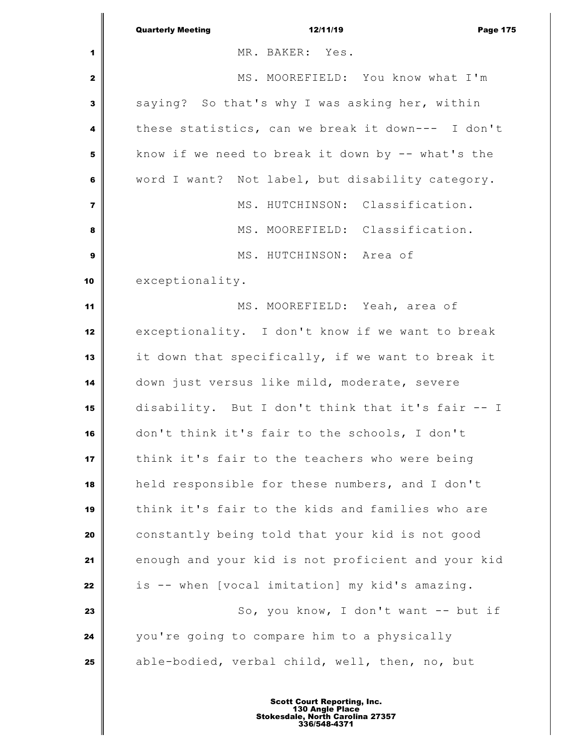MR. BAKER: Yes.

MS. MOOREFIELD: You know what I'm saying? So that's why I was asking her, within these statistics, can we break it down--- I don't know if we need to break it down by -- what's the word I want? Not label, but disability category.

MS. HUTCHINSON: Classification.

MS. MOOREFIELD: Classification.

MS. HUTCHINSON: Area of exceptionality.

MS. MOOREFIELD: Yeah, area of exceptionality. I don't know if we want to break it down that specifically, if we want to break it down just versus like mild, moderate, severe disability. But I don't think that it's fair -- I don't think it's fair to the schools, I don't think it's fair to the teachers who were being held responsible for these numbers, and I don't think it's fair to the kids and families who are constantly being told that your kid is not good enough and your kid is not proficient and your kid is -- when [vocal imitation] my kid's amazing.

So, you know, I don't want -- but if you're going to compare him to a physically able-bodied, verbal child, well, then, no, but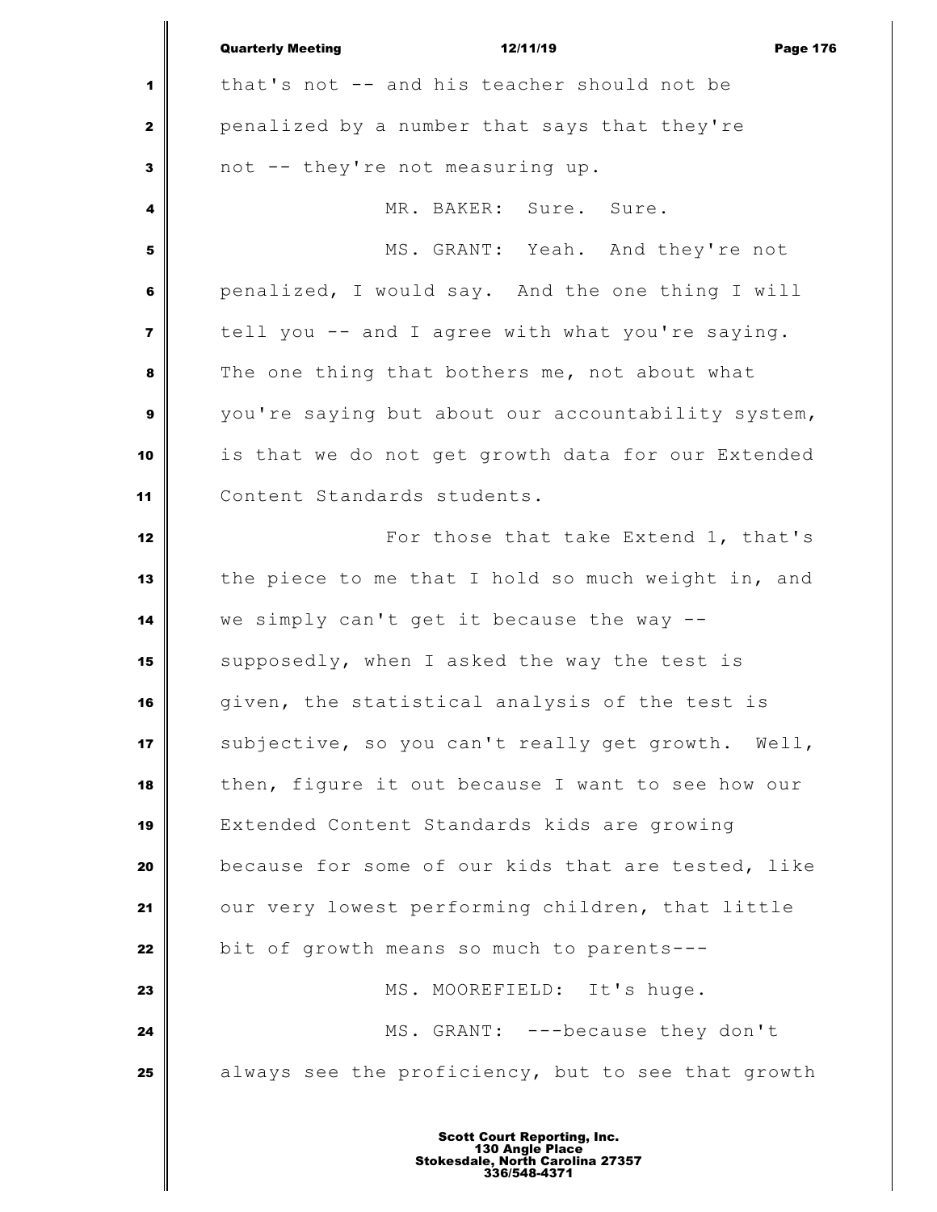that's not -- and his teacher should not be penalized by a number that says that they're not -- they're not measuring up.

MR. BAKER: Sure. Sure.

MS. GRANT: Yeah. And they're not penalized, I would say. And the one thing I will tell you -- and I agree with what you're saying. The one thing that bothers me, not about what you're saying but about our accountability system, is that we do not get growth data for our Extended Content Standards students.

For those that take Extend 1, that's the piece to me that I hold so much weight in, and we simply can't get it because the way -- supposedly, when I asked the way the test is given, the statistical analysis of the test is subjective, so you can't really get growth. Well, then, figure it out because I want to see how our Extended Content Standards kids are growing because for some of our kids that are tested, like our very lowest performing children, that little bit of growth means so much to parents---

MS. MOOREFIELD: It's huge.

MS. GRANT: ---because they don't always see the proficiency, but to see that growth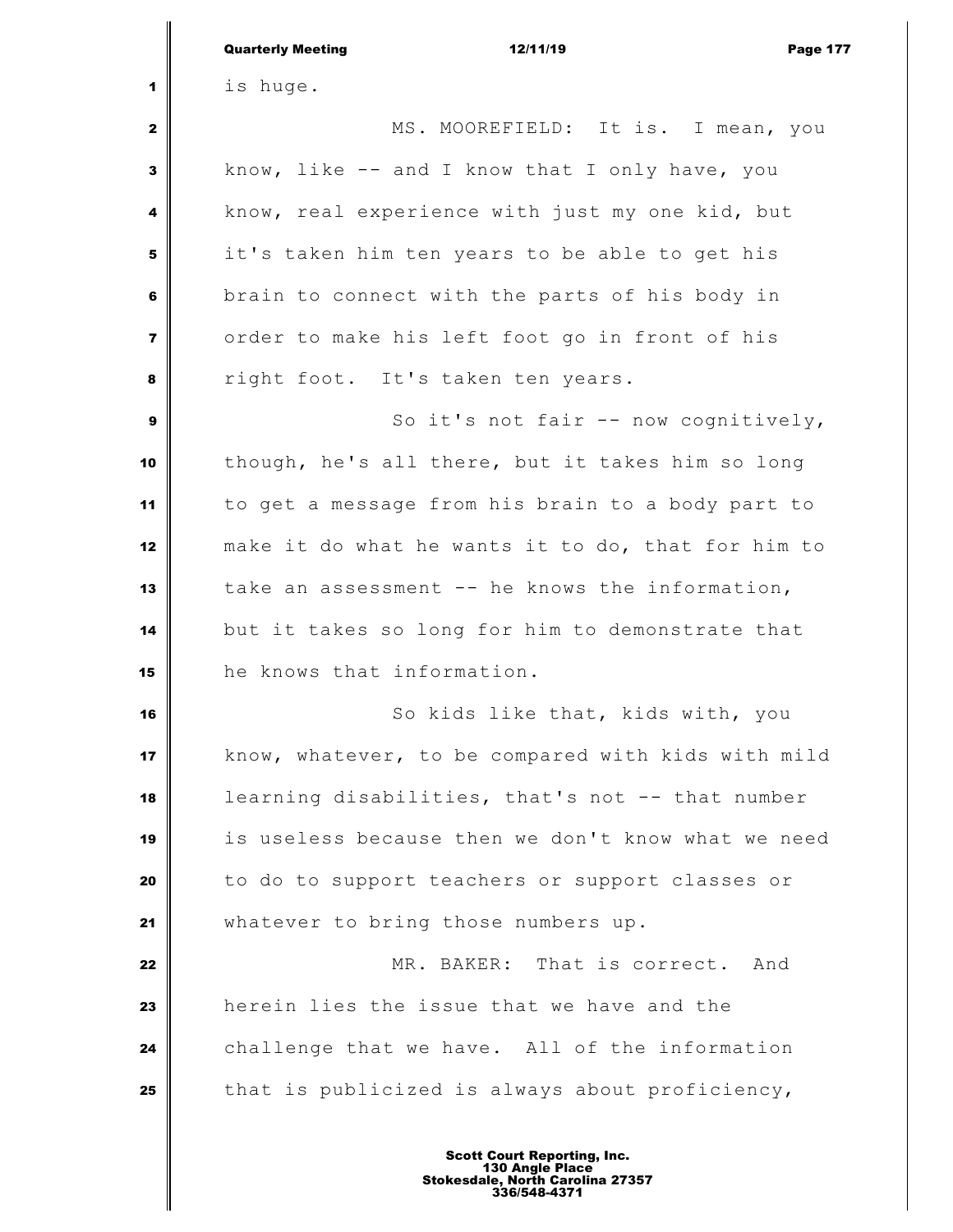is huge.

MS. MOOREFIELD: It is. I mean, you know, like -- and I know that I only have, you know, real experience with just my one kid, but it's taken him ten years to be able to get his brain to connect with the parts of his body in order to make his left foot go in front of his right foot. It's taken ten years.

So it's not fair -- now cognitively, though, he's all there, but it takes him so long to get a message from his brain to a body part to make it do what he wants it to do, that for him to take an assessment -- he knows the information, but it takes so long for him to demonstrate that he knows that information.

So kids like that, kids with, you know, whatever, to be compared with kids with mild learning disabilities, that's not -- that number is useless because then we don't know what we need to do to support teachers or support classes or whatever to bring those numbers up.

MR. BAKER: That is correct. And herein lies the issue that we have and the challenge that we have. All of the information that is publicized is always about proficiency,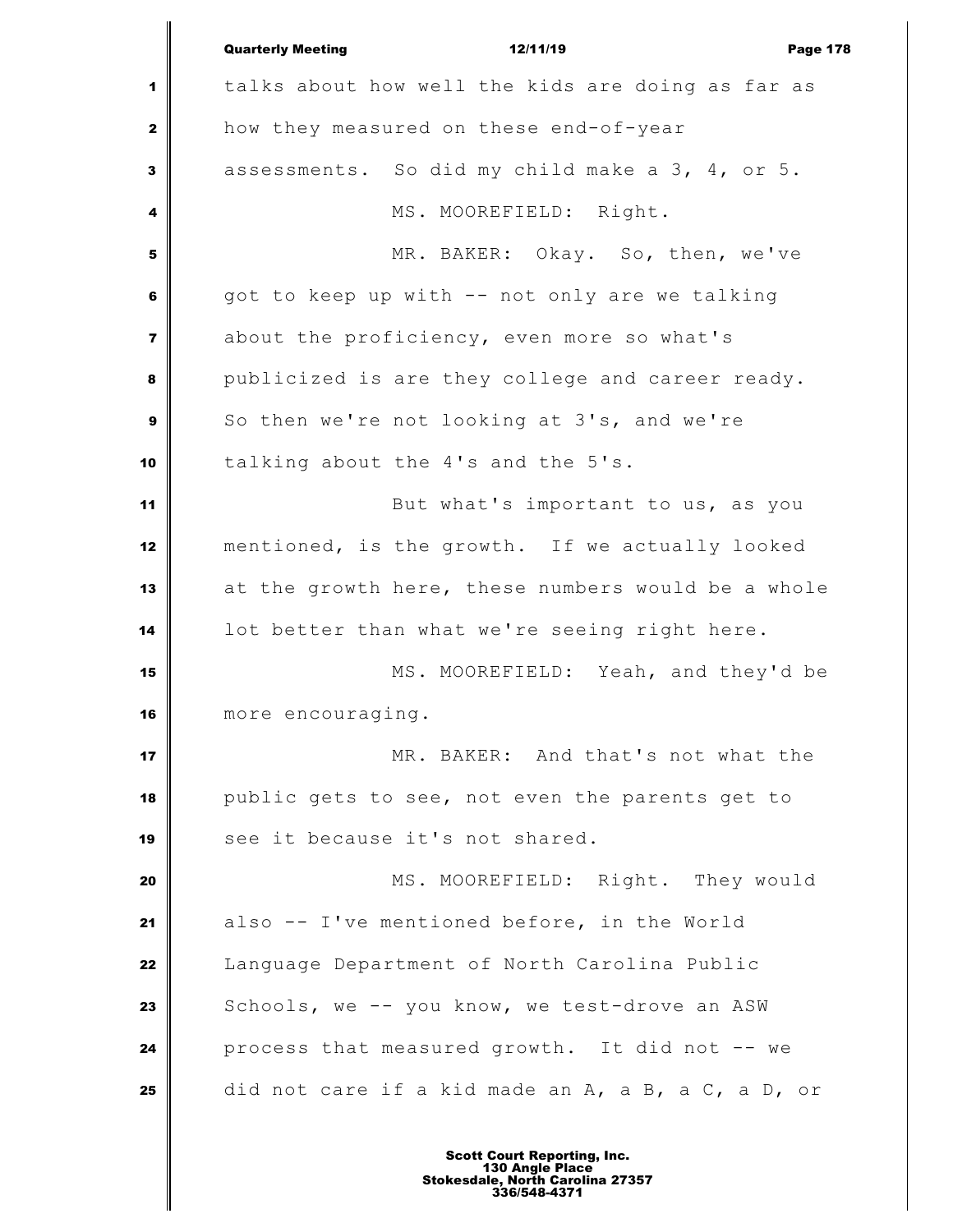talks about how well the kids are doing as far as how they measured on these end-of-year assessments. So did my child make a 3, 4, or 5.

MS. MOOREFIELD: Right.

MR. BAKER: Okay. So, then, we've got to keep up with -- not only are we talking about the proficiency, even more so what's publicized is are they college and career ready. So then we're not looking at 3's, and we're talking about the 4's and the 5's.

But what's important to us, as you mentioned, is the growth. If we actually looked at the growth here, these numbers would be a whole lot better than what we're seeing right here.

MS. MOOREFIELD: Yeah, and they'd be more encouraging.

MR. BAKER: And that's not what the public gets to see, not even the parents get to see it because it's not shared.

MS. MOOREFIELD: Right. They would also -- I've mentioned before, in the World Language Department of North Carolina Public Schools, we -- you know, we test-drove an ASW process that measured growth. It did not -- we did not care if a kid made an A, a B, a C, a D, or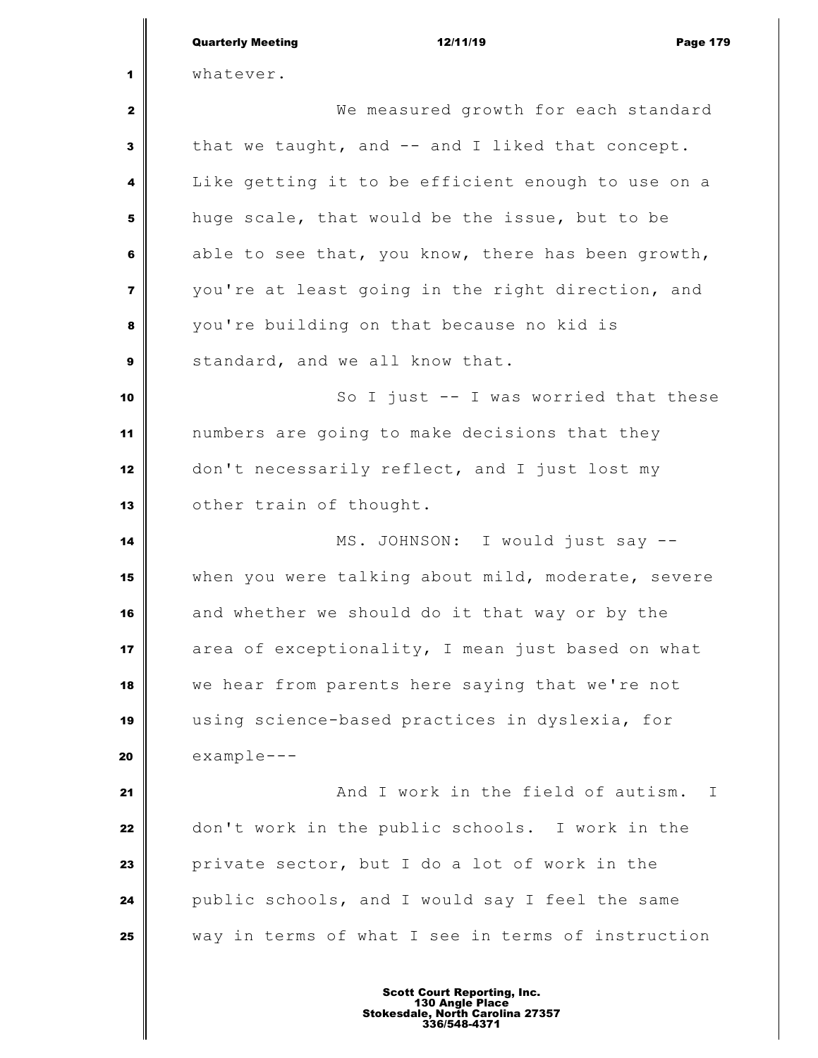whatever.

We measured growth for each standard that we taught, and -- and I liked that concept. Like getting it to be efficient enough to use on a huge scale, that would be the issue, but to be able to see that, you know, there has been growth, you're at least going in the right direction, and you're building on that because no kid is standard, and we all know that.

So I just -- I was worried that these numbers are going to make decisions that they don't necessarily reflect, and I just lost my other train of thought.

MS. JOHNSON: I would just say -- when you were talking about mild, moderate, severe and whether we should do it that way or by the area of exceptionality, I mean just based on what we hear from parents here saying that we're not using science-based practices in dyslexia, for example---

And I work in the field of autism. I don't work in the public schools. I work in the private sector, but I do a lot of work in the public schools, and I would say I feel the same way in terms of what I see in terms of instruction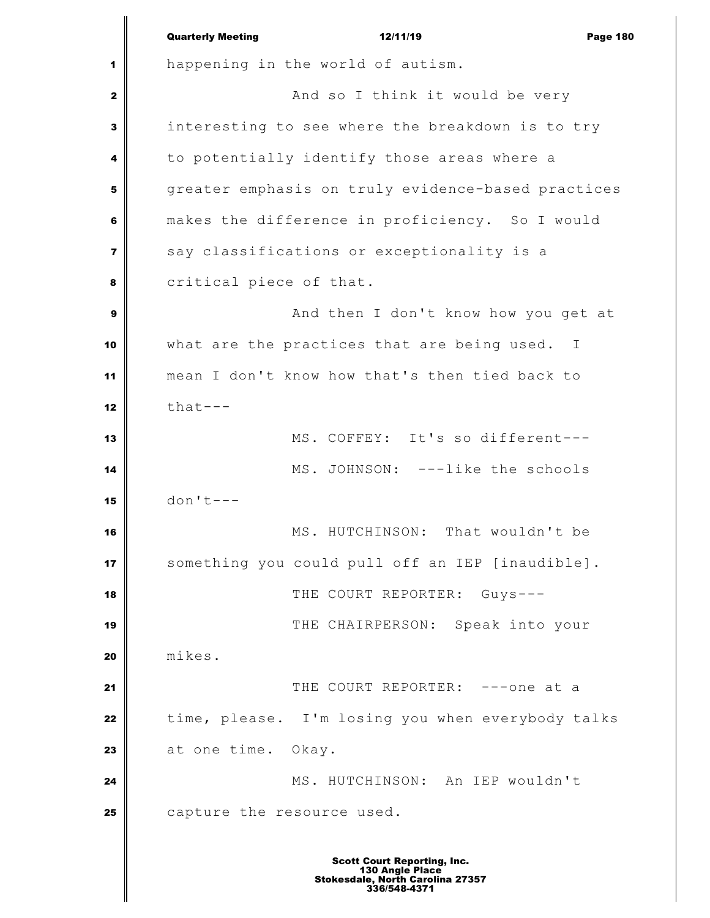happening in the world of autism.

And so I think it would be very interesting to see where the breakdown is to try to potentially identify those areas where a greater emphasis on truly evidence-based practices makes the difference in proficiency. So I would say classifications or exceptionality is a critical piece of that.

And then I don't know how you get at what are the practices that are being used. I mean I don't know how that's then tied back to that---

MS. COFFEY: It's so different---

MS. JOHNSON: ---like the schools don't---

MS. HUTCHINSON: That wouldn't be something you could pull off an IEP [inaudible].

THE COURT REPORTER: Guys---

THE CHAIRPERSON: Speak into your mikes.

THE COURT REPORTER: ---one at a time, please. I'm losing you when everybody talks at one time. Okay.

MS. HUTCHINSON: An IEP wouldn't capture the resource used.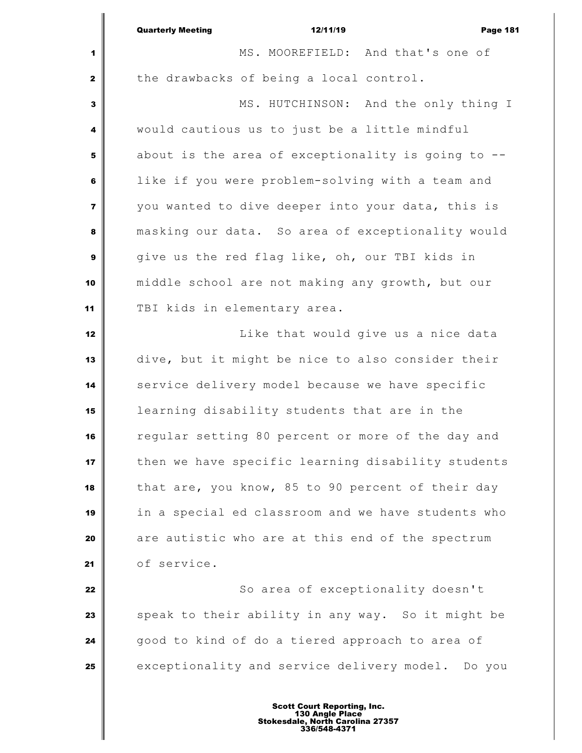MS. MOOREFIELD: And that's one of the drawbacks of being a local control.

MS. HUTCHINSON: And the only thing I would cautious us to just be a little mindful about is the area of exceptionality is going to -- like if you were problem-solving with a team and you wanted to dive deeper into your data, this is masking our data. So area of exceptionality would give us the red flag like, oh, our TBI kids in middle school are not making any growth, but our TBI kids in elementary area.

Like that would give us a nice data dive, but it might be nice to also consider their service delivery model because we have specific learning disability students that are in the regular setting 80 percent or more of the day and then we have specific learning disability students that are, you know, 85 to 90 percent of their day in a special ed classroom and we have students who are autistic who are at this end of the spectrum of service.

So area of exceptionality doesn't speak to their ability in any way. So it might be good to kind of do a tiered approach to area of exceptionality and service delivery model. Do you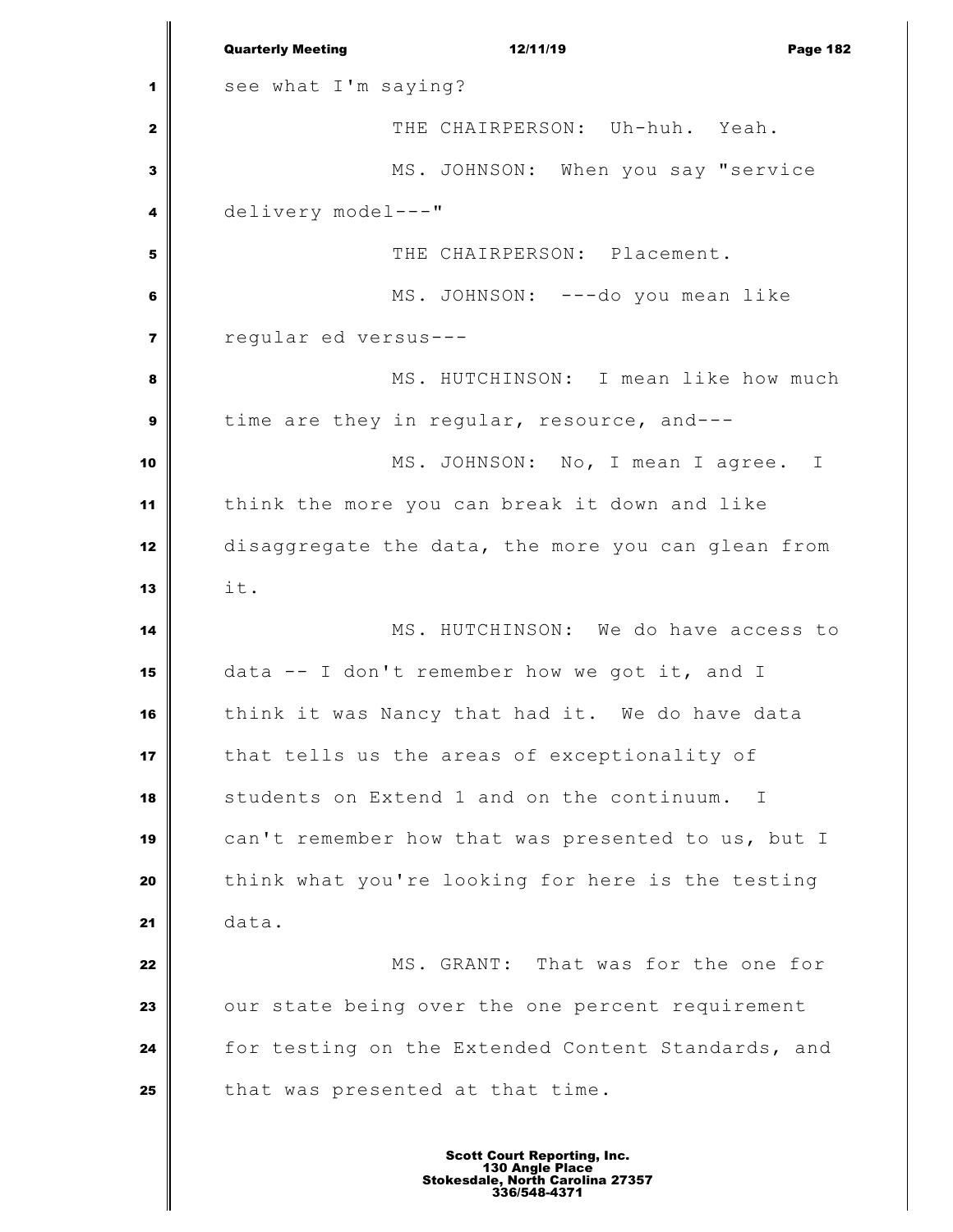see what I'm saying?

THE CHAIRPERSON: Uh-huh. Yeah.

MS. JOHNSON: When you say "service delivery model---"

THE CHAIRPERSON: Placement.

MS. JOHNSON: ---do you mean like regular ed versus---

MS. HUTCHINSON: I mean like how much time are they in regular, resource, and---

MS. JOHNSON: No, I mean I agree. I think the more you can break it down and like disaggregate the data, the more you can glean from it.

MS. HUTCHINSON: We do have access to data -- I don't remember how we got it, and I think it was Nancy that had it. We do have data that tells us the areas of exceptionality of students on Extend 1 and on the continuum. I can't remember how that was presented to us, but I think what you're looking for here is the testing data.

MS. GRANT: That was for the one for our state being over the one percent requirement for testing on the Extended Content Standards, and that was presented at that time.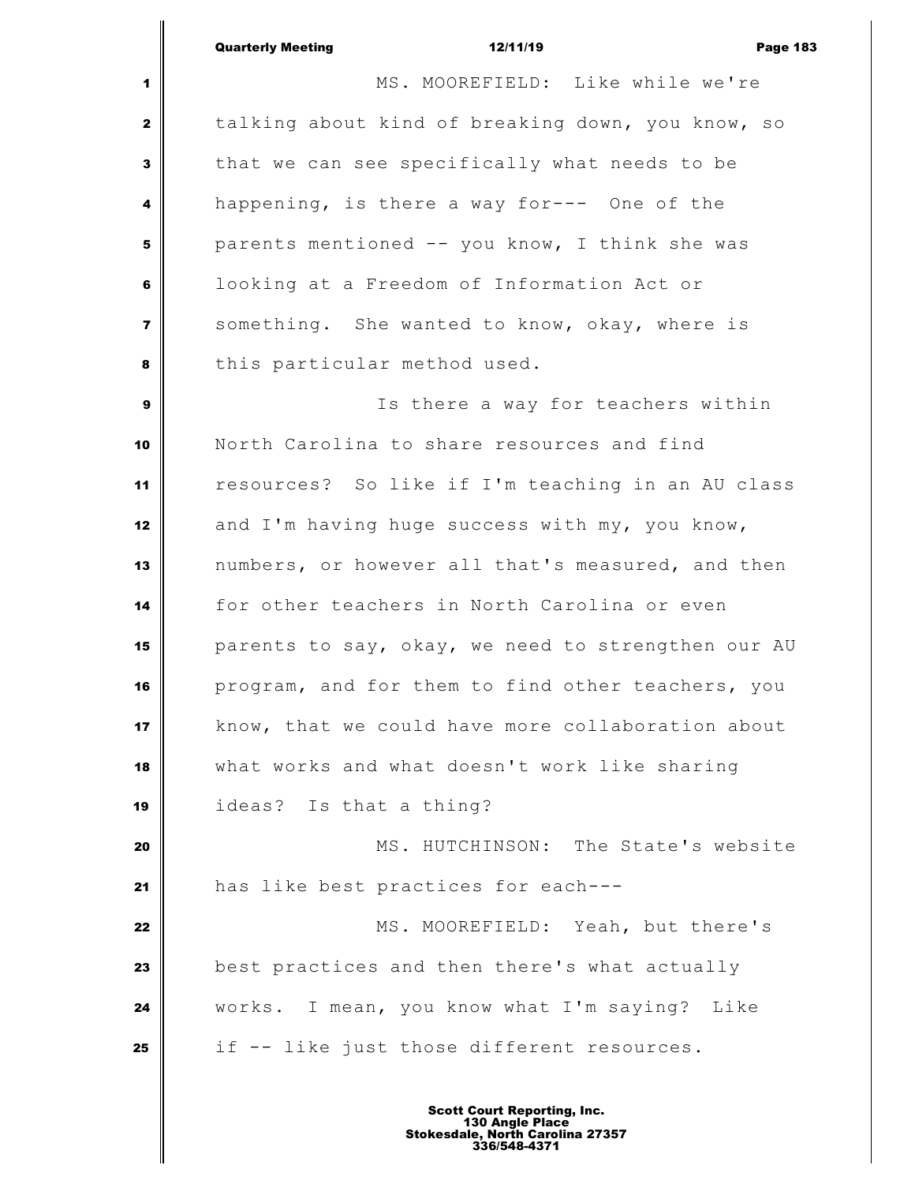MS. MOOREFIELD: Like while we're talking about kind of breaking down, you know, so that we can see specifically what needs to be happening, is there a way for--- One of the parents mentioned -- you know, I think she was looking at a Freedom of Information Act or something. She wanted to know, okay, where is this particular method used.

Is there a way for teachers within North Carolina to share resources and find resources? So like if I'm teaching in an AU class and I'm having huge success with my, you know, numbers, or however all that's measured, and then for other teachers in North Carolina or even parents to say, okay, we need to strengthen our AU program, and for them to find other teachers, you know, that we could have more collaboration about what works and what doesn't work like sharing ideas? Is that a thing?

MS. HUTCHINSON: The State's website has like best practices for each---

MS. MOOREFIELD: Yeah, but there's best practices and then there's what actually works. I mean, you know what I'm saying? Like if -- like just those different resources.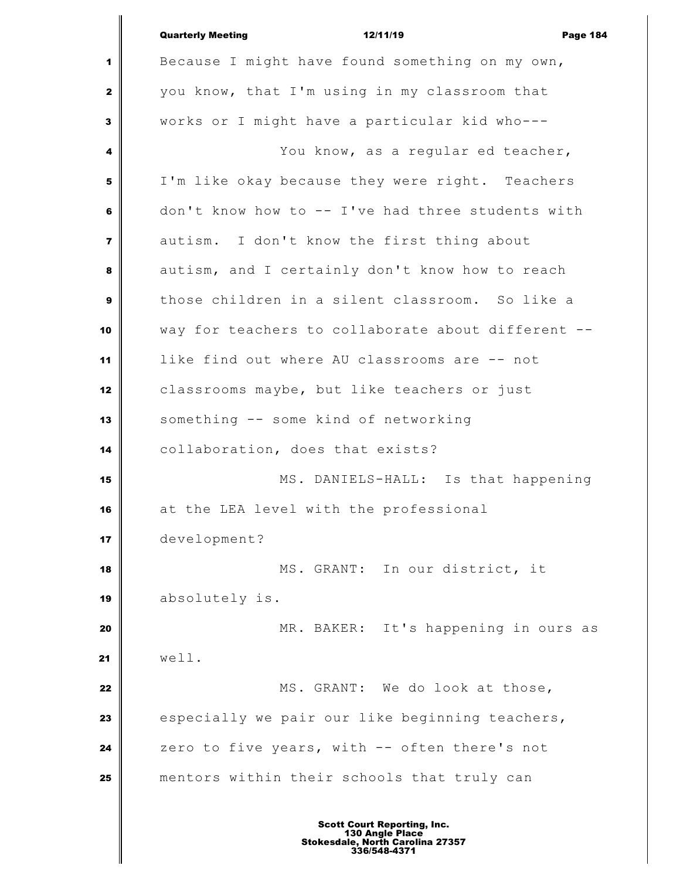Because I might have found something on my own, you know, that I'm using in my classroom that works or I might have a particular kid who---

You know, as a regular ed teacher, I'm like okay because they were right. Teachers don't know how to -- I've had three students with autism. I don't know the first thing about autism, and I certainly don't know how to reach those children in a silent classroom. So like a way for teachers to collaborate about different -- like find out where AU classrooms are -- not classrooms maybe, but like teachers or just something -- some kind of networking collaboration, does that exists?

MS. DANIELS-HALL: Is that happening at the LEA level with the professional development?

MS. GRANT: In our district, it absolutely is.

MR. BAKER: It's happening in ours as well.

MS. GRANT: We do look at those, especially we pair our like beginning teachers, zero to five years, with -- often there's not mentors within their schools that truly can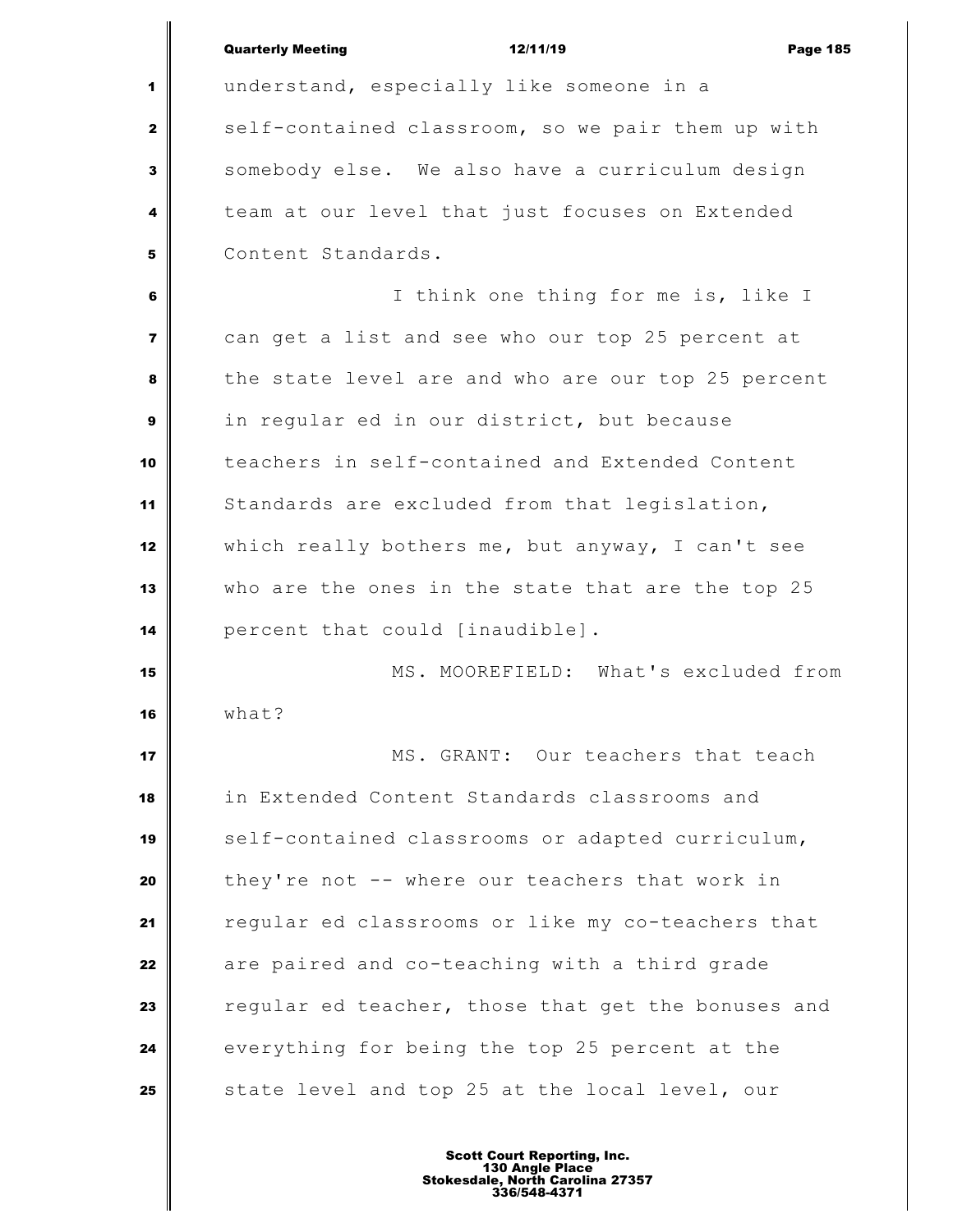understand, especially like someone in a self-contained classroom, so we pair them up with somebody else. We also have a curriculum design team at our level that just focuses on Extended Content Standards.

I think one thing for me is, like I can get a list and see who our top 25 percent at the state level are and who are our top 25 percent in regular ed in our district, but because teachers in self-contained and Extended Content Standards are excluded from that legislation, which really bothers me, but anyway, I can't see who are the ones in the state that are the top 25 percent that could [inaudible].

MS. MOOREFIELD: What's excluded from what?

MS. GRANT: Our teachers that teach in Extended Content Standards classrooms and self-contained classrooms or adapted curriculum, they're not -- where our teachers that work in regular ed classrooms or like my co-teachers that are paired and co-teaching with a third grade regular ed teacher, those that get the bonuses and everything for being the top 25 percent at the state level and top 25 at the local level, our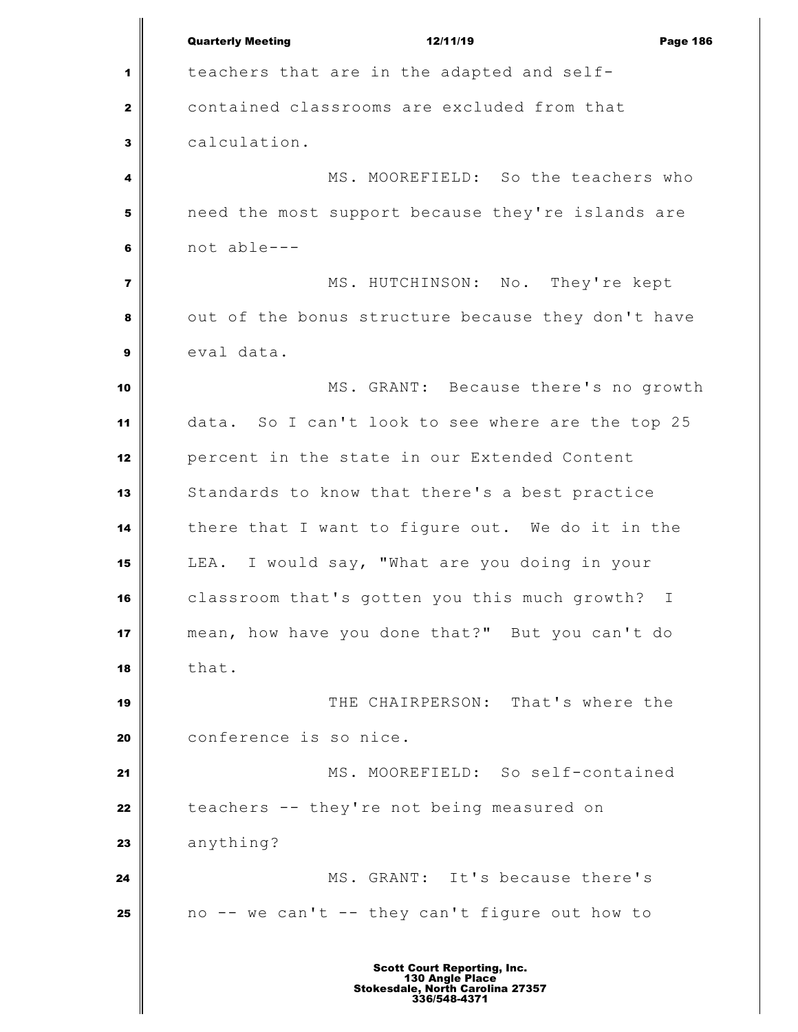teachers that are in the adapted and self-contained classrooms are excluded from that calculation.

MS. MOOREFIELD: So the teachers who need the most support because they're islands are not able---

MS. HUTCHINSON: No. They're kept out of the bonus structure because they don't have eval data.

MS. GRANT: Because there's no growth data. So I can't look to see where are the top 25 percent in the state in our Extended Content Standards to know that there's a best practice there that I want to figure out. We do it in the LEA. I would say, "What are you doing in your classroom that's gotten you this much growth? I mean, how have you done that?" But you can't do that.

THE CHAIRPERSON: That's where the conference is so nice.

MS. MOOREFIELD: So self-contained teachers -- they're not being measured on anything?

MS. GRANT: It's because there's no -- we can't -- they can't figure out how to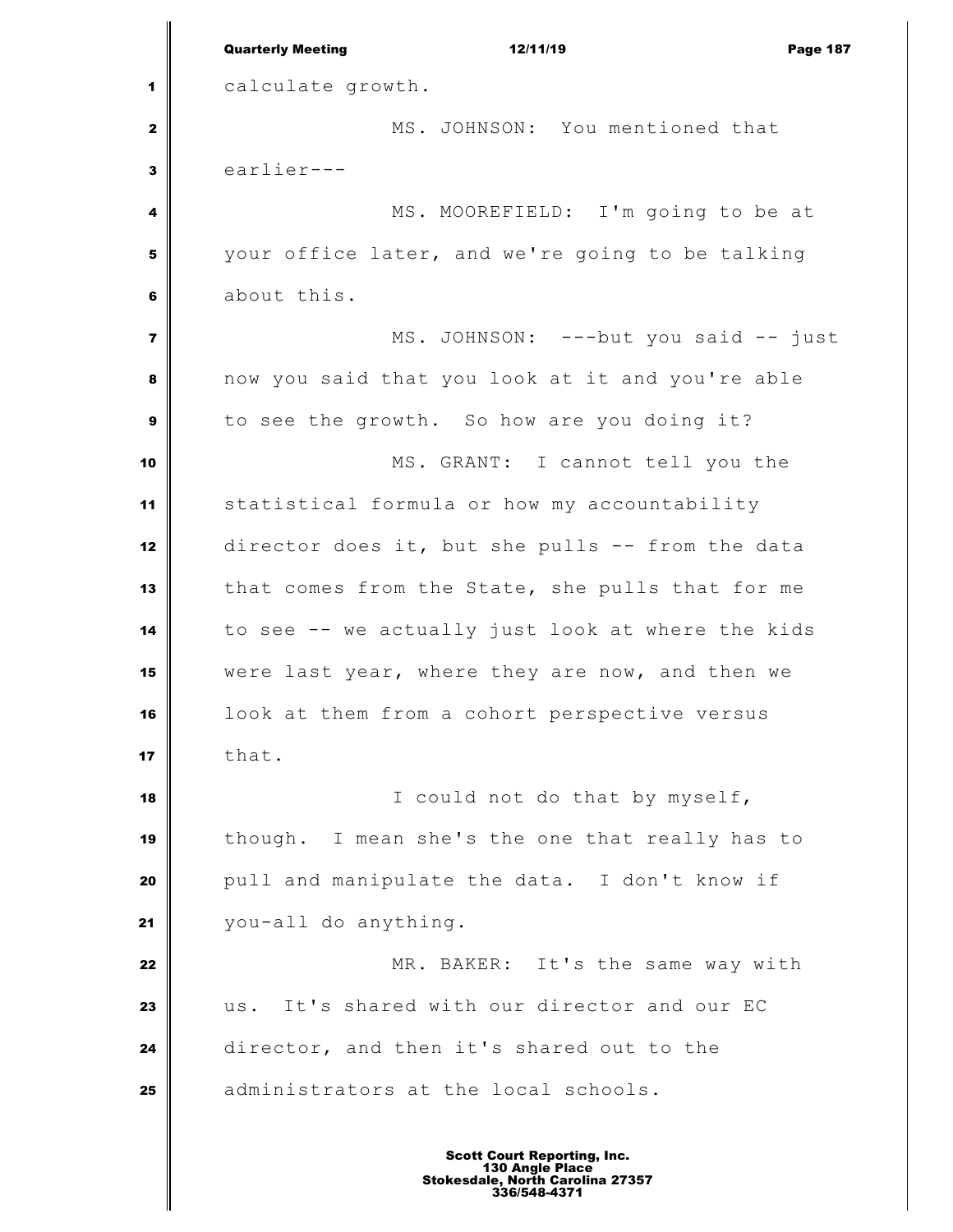calculate growth.

MS. JOHNSON: You mentioned that earlier---

MS. MOOREFIELD: I'm going to be at your office later, and we're going to be talking about this.

MS. JOHNSON: ---but you said -- just now you said that you look at it and you're able to see the growth. So how are you doing it?

MS. GRANT: I cannot tell you the statistical formula or how my accountability director does it, but she pulls -- from the data that comes from the State, she pulls that for me to see -- we actually just look at where the kids were last year, where they are now, and then we look at them from a cohort perspective versus that.

I could not do that by myself, though. I mean she's the one that really has to pull and manipulate the data. I don't know if you-all do anything.

MR. BAKER: It's the same way with us. It's shared with our director and our EC director, and then it's shared out to the administrators at the local schools.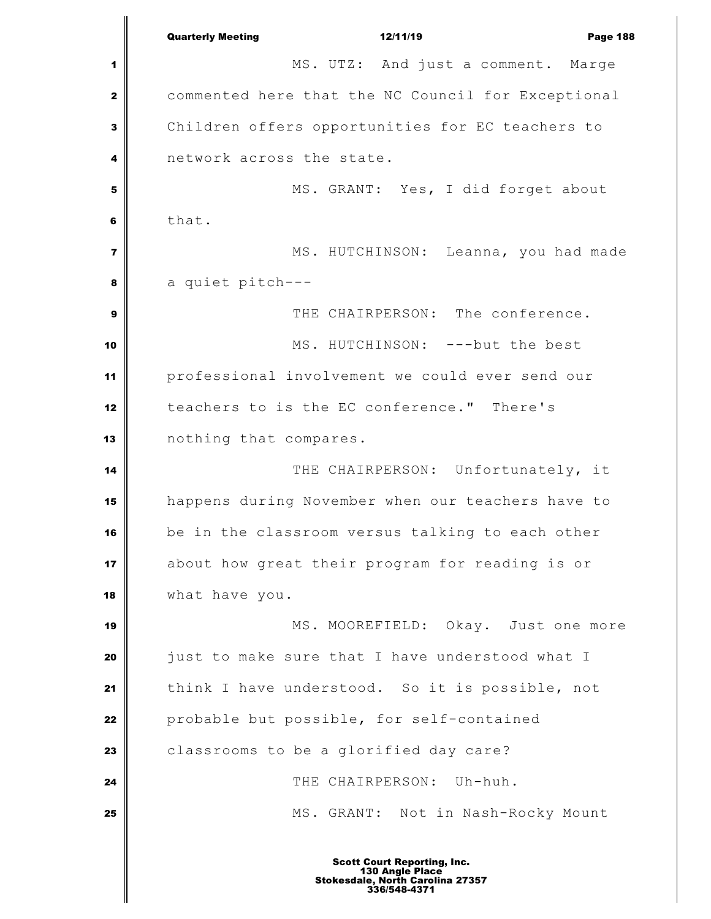MS. UTZ: And just a comment. Marge commented here that the NC Council for Exceptional Children offers opportunities for EC teachers to network across the state.

MS. GRANT: Yes, I did forget about that.

MS. HUTCHINSON: Leanna, you had made a quiet pitch---

THE CHAIRPERSON: The conference.

MS. HUTCHINSON: ---but the best professional involvement we could ever send our teachers to is the EC conference." There's nothing that compares.

THE CHAIRPERSON: Unfortunately, it happens during November when our teachers have to be in the classroom versus talking to each other about how great their program for reading is or what have you.

MS. MOOREFIELD: Okay. Just one more just to make sure that I have understood what I think I have understood. So it is possible, not probable but possible, for self-contained classrooms to be a glorified day care?

THE CHAIRPERSON: Uh-huh.

MS. GRANT: Not in Nash-Rocky Mount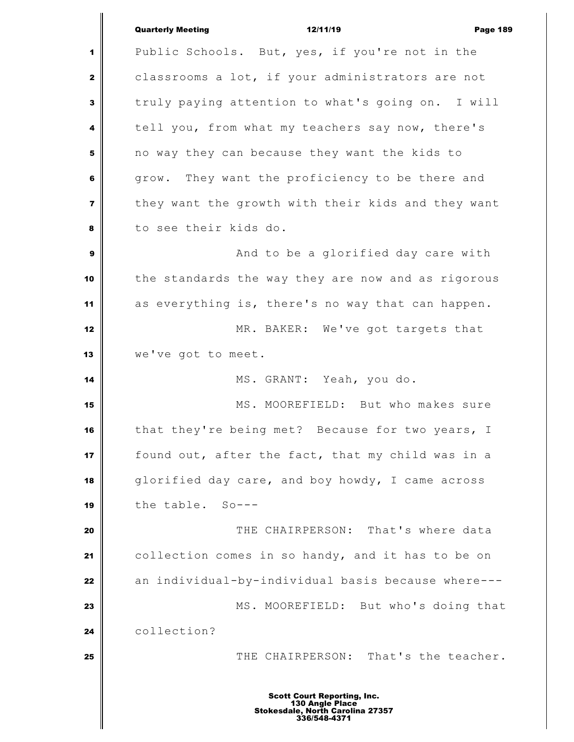Public Schools. But, yes, if you're not in the classrooms a lot, if your administrators are not truly paying attention to what's going on. I will tell you, from what my teachers say now, there's no way they can because they want the kids to grow. They want the proficiency to be there and they want the growth with their kids and they want to see their kids do.

And to be a glorified day care with the standards the way they are now and as rigorous as everything is, there's no way that can happen.

MR. BAKER: We've got targets that we've got to meet.

MS. GRANT: Yeah, you do.

MS. MOOREFIELD: But who makes sure that they're being met? Because for two years, I found out, after the fact, that my child was in a glorified day care, and boy howdy, I came across the table. So---

THE CHAIRPERSON: That's where data collection comes in so handy, and it has to be on an individual-by-individual basis because where---

MS. MOOREFIELD: But who's doing that collection?

THE CHAIRPERSON: That's the teacher.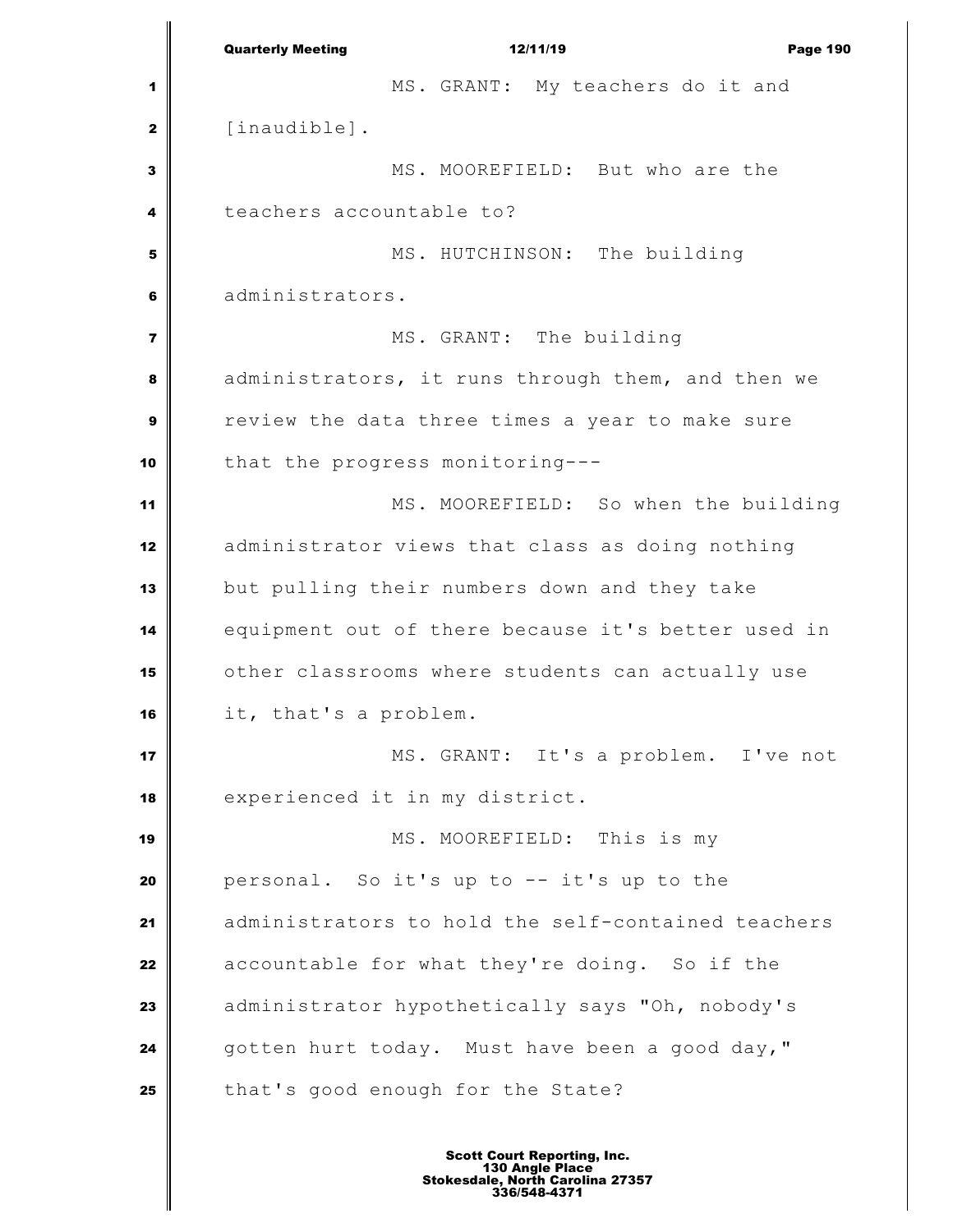MS. GRANT: My teachers do it and [inaudible].

MS. MOOREFIELD: But who are the teachers accountable to?

MS. HUTCHINSON: The building administrators.

MS. GRANT: The building administrators, it runs through them, and then we review the data three times a year to make sure that the progress monitoring---

MS. MOOREFIELD: So when the building administrator views that class as doing nothing but pulling their numbers down and they take equipment out of there because it's better used in other classrooms where students can actually use it, that's a problem.

MS. GRANT: It's a problem. I've not experienced it in my district.

MS. MOOREFIELD: This is my personal. So it's up to -- it's up to the administrators to hold the self-contained teachers accountable for what they're doing. So if the administrator hypothetically says "Oh, nobody's gotten hurt today. Must have been a good day," that's good enough for the State?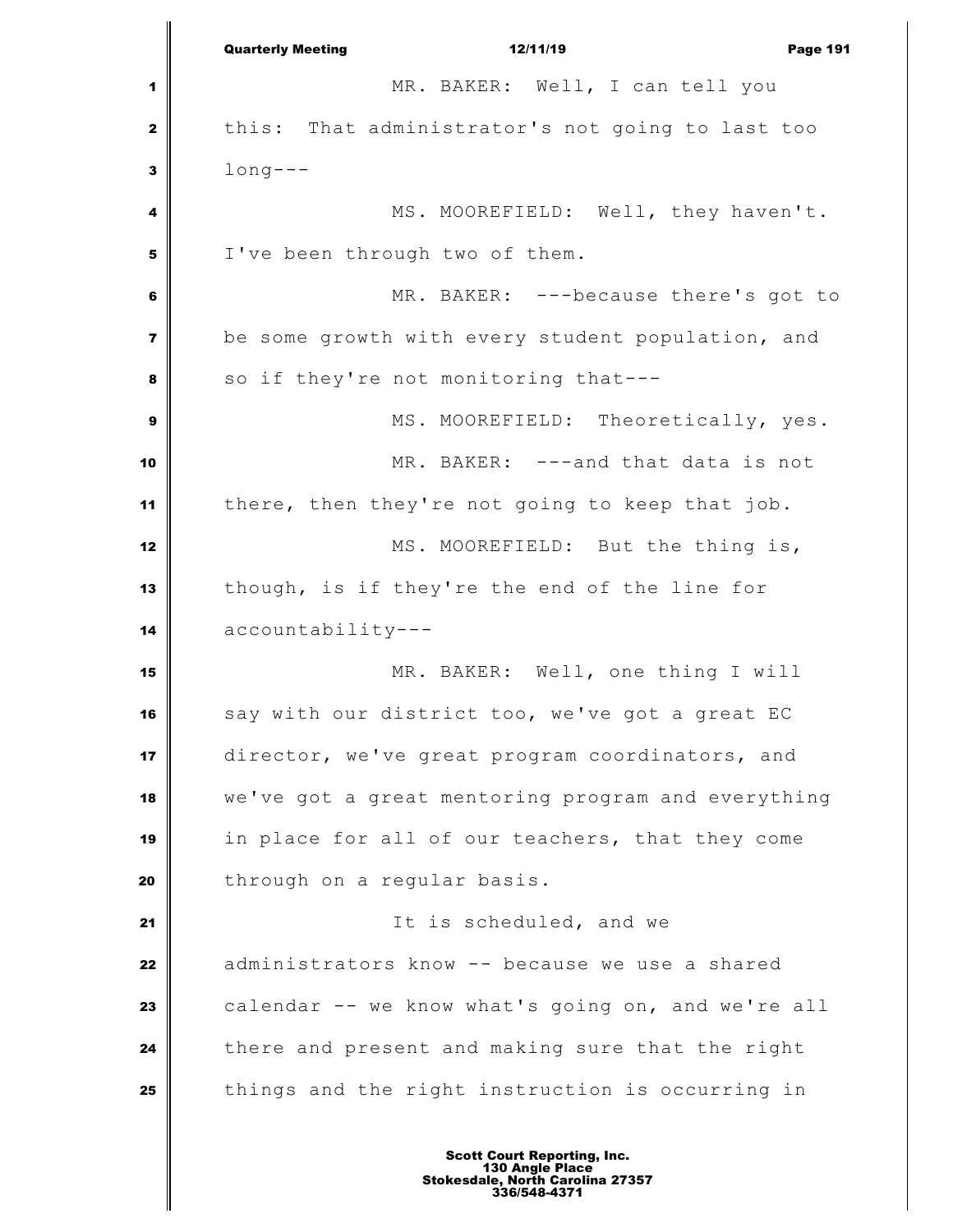MR. BAKER: Well, I can tell you this: That administrator's not going to last too long---

MS. MOOREFIELD: Well, they haven't. I've been through two of them.

MR. BAKER: ---because there's got to be some growth with every student population, and so if they're not monitoring that---

MS. MOOREFIELD: Theoretically, yes.

MR. BAKER: ---and that data is not there, then they're not going to keep that job.

MS. MOOREFIELD: But the thing is, though, is if they're the end of the line for accountability---

MR. BAKER: Well, one thing I will say with our district too, we've got a great EC director, we've great program coordinators, and we've got a great mentoring program and everything in place for all of our teachers, that they come through on a regular basis.

It is scheduled, and we administrators know -- because we use a shared calendar -- we know what's going on, and we're all there and present and making sure that the right things and the right instruction is occurring in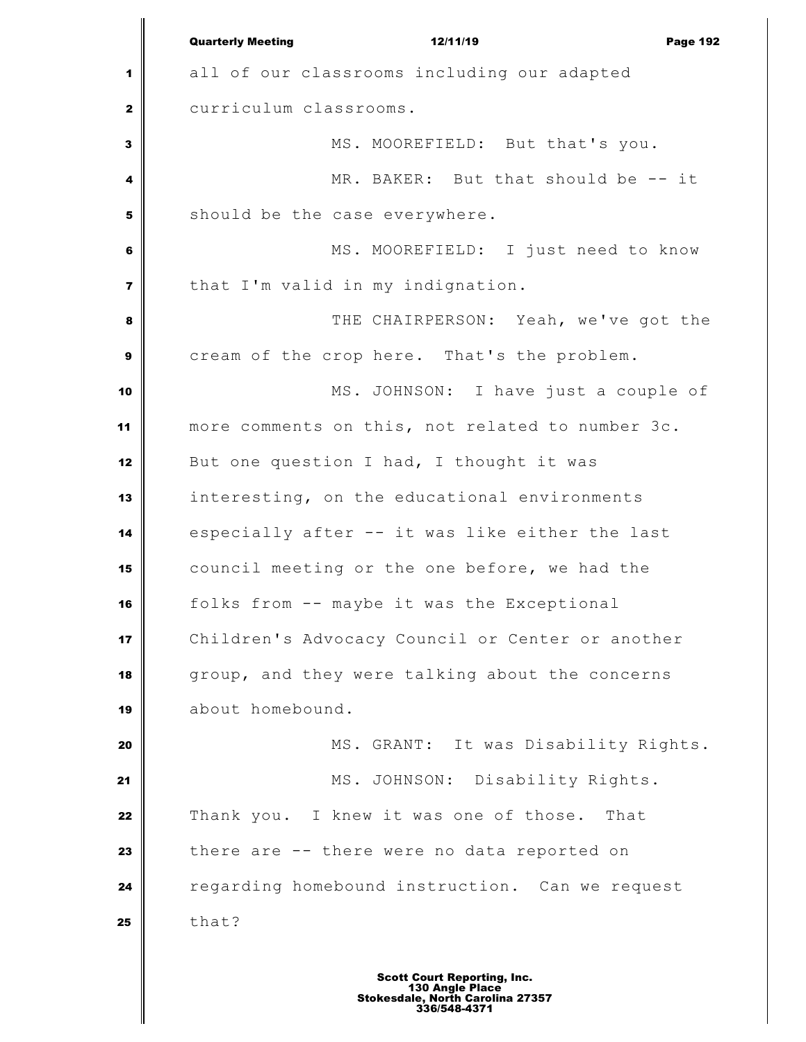all of our classrooms including our adapted curriculum classrooms.

MS. MOOREFIELD: But that's you.

MR. BAKER: But that should be -- it should be the case everywhere.

MS. MOOREFIELD: I just need to know that I'm valid in my indignation.

THE CHAIRPERSON: Yeah, we've got the cream of the crop here. That's the problem.

MS. JOHNSON: I have just a couple of more comments on this, not related to number 3c. But one question I had, I thought it was interesting, on the educational environments especially after -- it was like either the last council meeting or the one before, we had the folks from -- maybe it was the Exceptional Children's Advocacy Council or Center or another group, and they were talking about the concerns about homebound.

MS. GRANT: It was Disability Rights.

MS. JOHNSON: Disability Rights. Thank you. I knew it was one of those. That there are -- there were no data reported on regarding homebound instruction. Can we request that?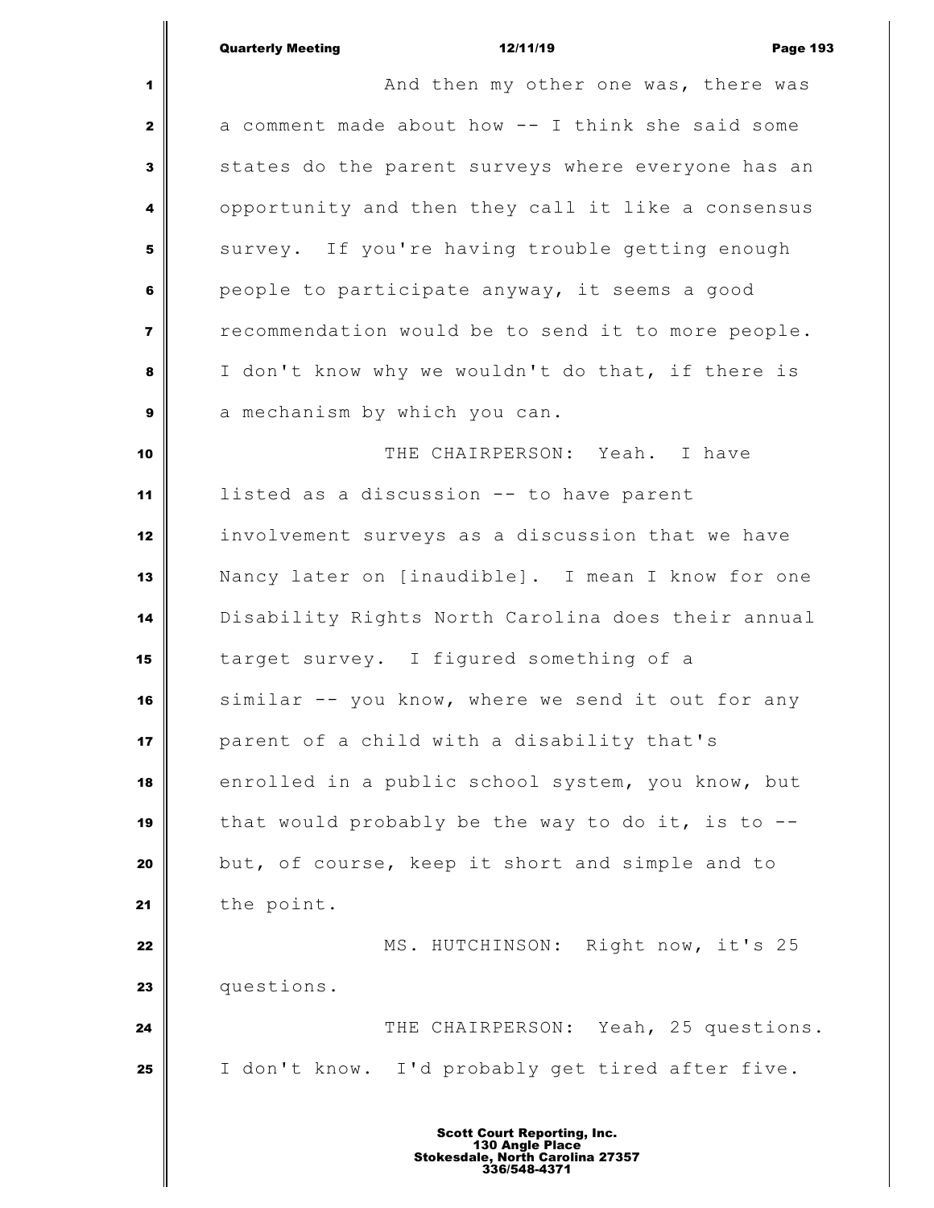And then my other one was, there was a comment made about how -- I think she said some states do the parent surveys where everyone has an opportunity and then they call it like a consensus survey. If you're having trouble getting enough people to participate anyway, it seems a good recommendation would be to send it to more people. I don't know why we wouldn't do that, if there is a mechanism by which you can.

THE CHAIRPERSON: Yeah. I have listed as a discussion -- to have parent involvement surveys as a discussion that we have Nancy later on [inaudible]. I mean I know for one Disability Rights North Carolina does their annual target survey. I figured something of a similar -- you know, where we send it out for any parent of a child with a disability that's enrolled in a public school system, you know, but that would probably be the way to do it, is to -- but, of course, keep it short and simple and to the point.

MS. HUTCHINSON: Right now, it's 25 questions.

THE CHAIRPERSON: Yeah, 25 questions. I don't know. I'd probably get tired after five.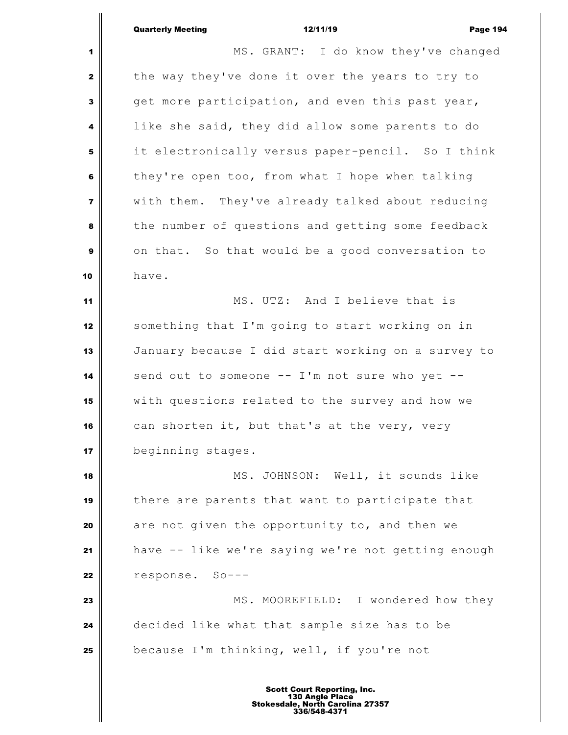MS. GRANT: I do know they've changed the way they've done it over the years to try to get more participation, and even this past year, like she said, they did allow some parents to do it electronically versus paper-pencil. So I think they're open too, from what I hope when talking with them. They've already talked about reducing the number of questions and getting some feedback on that. So that would be a good conversation to have.

MS. UTZ: And I believe that is something that I'm going to start working on in January because I did start working on a survey to send out to someone -- I'm not sure who yet -- with questions related to the survey and how we can shorten it, but that's at the very, very beginning stages.

MS. JOHNSON: Well, it sounds like there are parents that want to participate that are not given the opportunity to, and then we have -- like we're saying we're not getting enough response. So---

MS. MOOREFIELD: I wondered how they decided like what that sample size has to be because I'm thinking, well, if you're not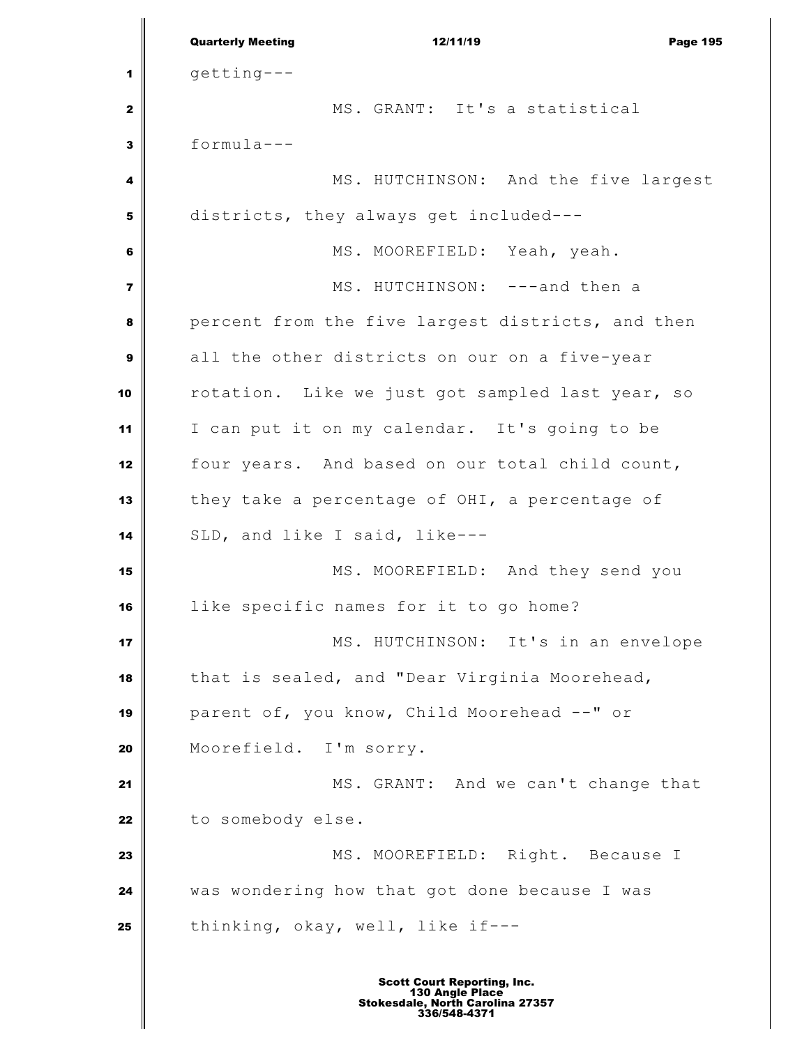getting---

MS. GRANT: It's a statistical formula---

MS. HUTCHINSON: And the five largest districts, they always get included---

MS. MOOREFIELD: Yeah, yeah.

MS. HUTCHINSON: ---and then a percent from the five largest districts, and then all the other districts on our on a five-year rotation. Like we just got sampled last year, so I can put it on my calendar. It's going to be four years. And based on our total child count, they take a percentage of OHI, a percentage of SLD, and like I said, like---

MS. MOOREFIELD: And they send you like specific names for it to go home?

MS. HUTCHINSON: It's in an envelope that is sealed, and "Dear Virginia Moorehead, parent of, you know, Child Moorehead --" or Moorefield. I'm sorry.

MS. GRANT: And we can't change that to somebody else.

MS. MOOREFIELD: Right. Because I was wondering how that got done because I was thinking, okay, well, like if---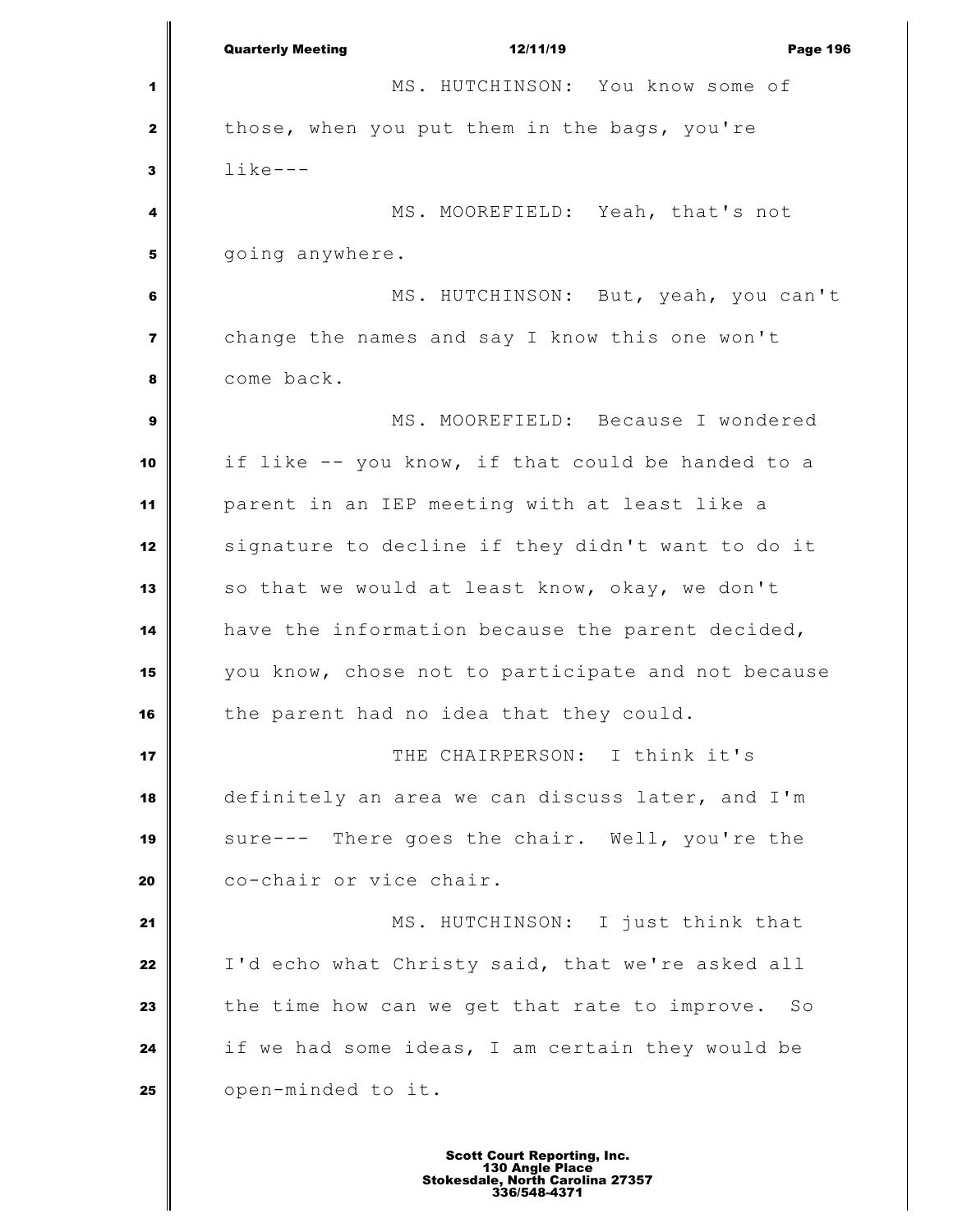MS. HUTCHINSON: You know some of those, when you put them in the bags, you're like---

MS. MOOREFIELD: Yeah, that's not going anywhere.

MS. HUTCHINSON: But, yeah, you can't change the names and say I know this one won't come back.

MS. MOOREFIELD: Because I wondered if like -- you know, if that could be handed to a parent in an IEP meeting with at least like a signature to decline if they didn't want to do it so that we would at least know, okay, we don't have the information because the parent decided, you know, chose not to participate and not because the parent had no idea that they could.

THE CHAIRPERSON: I think it's definitely an area we can discuss later, and I'm sure--- There goes the chair. Well, you're the co-chair or vice chair.

MS. HUTCHINSON: I just think that I'd echo what Christy said, that we're asked all the time how can we get that rate to improve. So if we had some ideas, I am certain they would be open-minded to it.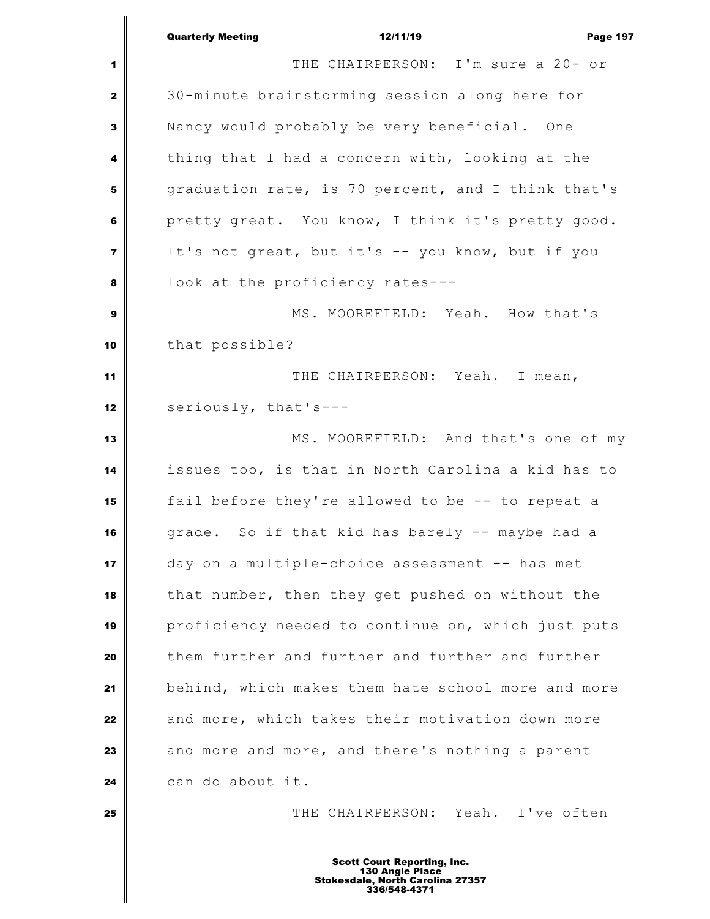THE CHAIRPERSON: I'm sure a 20- or 30-minute brainstorming session along here for Nancy would probably be very beneficial. One thing that I had a concern with, looking at the graduation rate, is 70 percent, and I think that's pretty great. You know, I think it's pretty good. It's not great, but it's -- you know, but if you look at the proficiency rates---

MS. MOOREFIELD: Yeah. How that's that possible?

THE CHAIRPERSON: Yeah. I mean, seriously, that's---

MS. MOOREFIELD: And that's one of my issues too, is that in North Carolina a kid has to fail before they're allowed to be -- to repeat a grade. So if that kid has barely -- maybe had a day on a multiple-choice assessment -- has met that number, then they get pushed on without the proficiency needed to continue on, which just puts them further and further and further and further behind, which makes them hate school more and more and more, which takes their motivation down more and more and more, and there's nothing a parent can do about it.

THE CHAIRPERSON: Yeah. I've often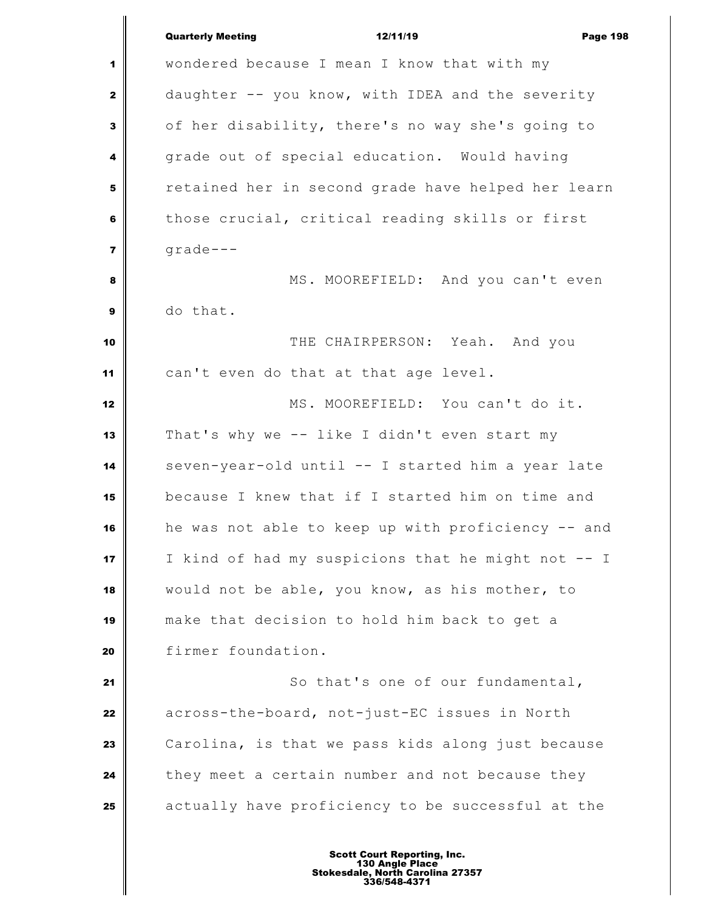wondered because I mean I know that with my daughter -- you know, with IDEA and the severity of her disability, there's no way she's going to grade out of special education. Would having retained her in second grade have helped her learn those crucial, critical reading skills or first grade---

MS. MOOREFIELD: And you can't even do that.

THE CHAIRPERSON: Yeah. And you can't even do that at that age level.

MS. MOOREFIELD: You can't do it. That's why we -- like I didn't even start my seven-year-old until -- I started him a year late because I knew that if I started him on time and he was not able to keep up with proficiency -- and I kind of had my suspicions that he might not -- I would not be able, you know, as his mother, to make that decision to hold him back to get a firmer foundation.

So that's one of our fundamental, across-the-board, not-just-EC issues in North Carolina, is that we pass kids along just because they meet a certain number and not because they actually have proficiency to be successful at the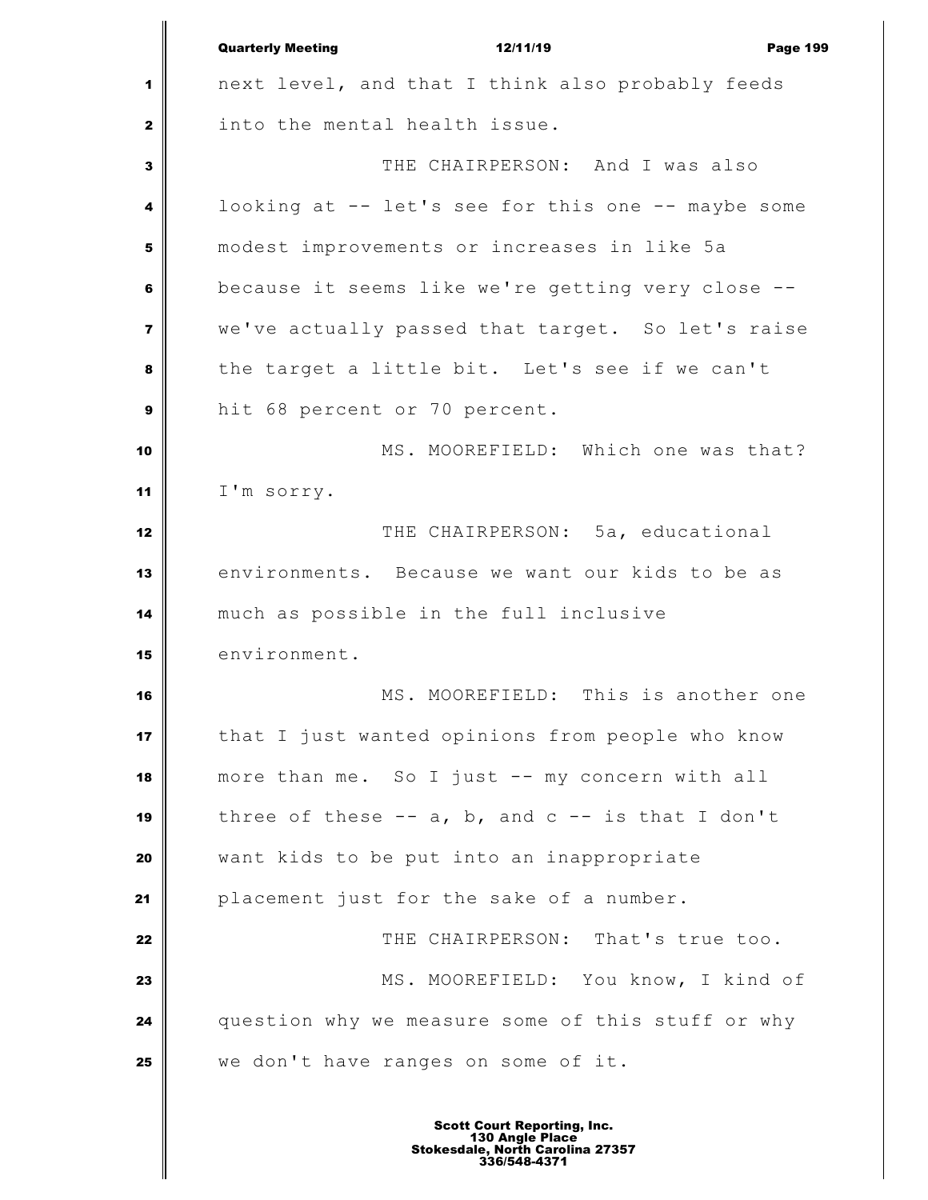next level, and that I think also probably feeds into the mental health issue.

THE CHAIRPERSON: And I was also looking at -- let's see for this one -- maybe some modest improvements or increases in like 5a because it seems like we're getting very close -- we've actually passed that target. So let's raise the target a little bit. Let's see if we can't hit 68 percent or 70 percent.

MS. MOOREFIELD: Which one was that? I'm sorry.

THE CHAIRPERSON: 5a, educational environments. Because we want our kids to be as much as possible in the full inclusive environment.

MS. MOOREFIELD: This is another one that I just wanted opinions from people who know more than me. So I just -- my concern with all three of these -- a, b, and c -- is that I don't want kids to be put into an inappropriate placement just for the sake of a number.

THE CHAIRPERSON: That's true too.

MS. MOOREFIELD: You know, I kind of question why we measure some of this stuff or why we don't have ranges on some of it.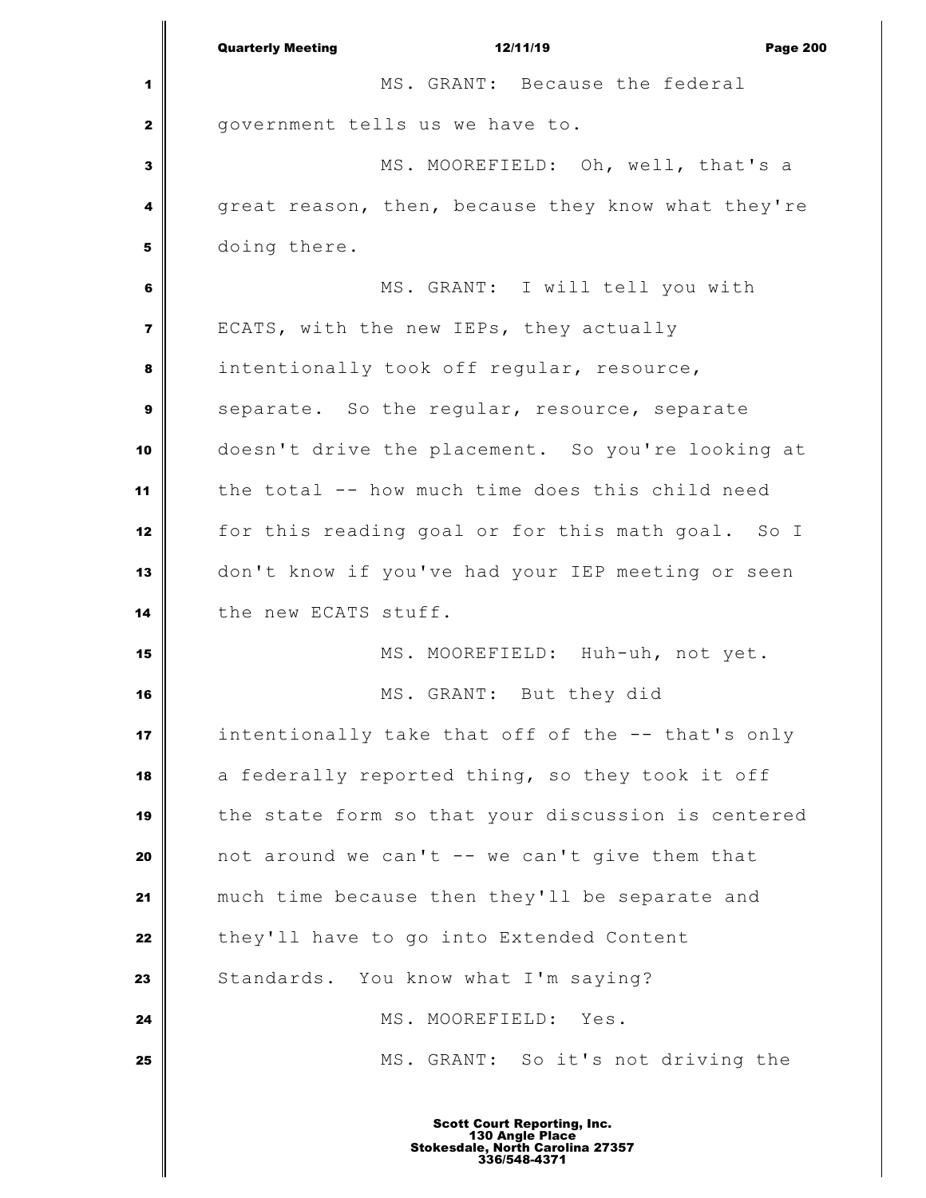MS. GRANT: Because the federal government tells us we have to.

MS. MOOREFIELD: Oh, well, that's a great reason, then, because they know what they're doing there.

MS. GRANT: I will tell you with ECATS, with the new IEPs, they actually intentionally took off regular, resource, separate. So the regular, resource, separate doesn't drive the placement. So you're looking at the total -- how much time does this child need for this reading goal or for this math goal. So I don't know if you've had your IEP meeting or seen the new ECATS stuff.

MS. MOOREFIELD: Huh-uh, not yet.

MS. GRANT: But they did intentionally take that off of the -- that's only a federally reported thing, so they took it off the state form so that your discussion is centered not around we can't -- we can't give them that much time because then they'll be separate and they'll have to go into Extended Content Standards. You know what I'm saying?

MS. MOOREFIELD: Yes.

MS. GRANT: So it's not driving the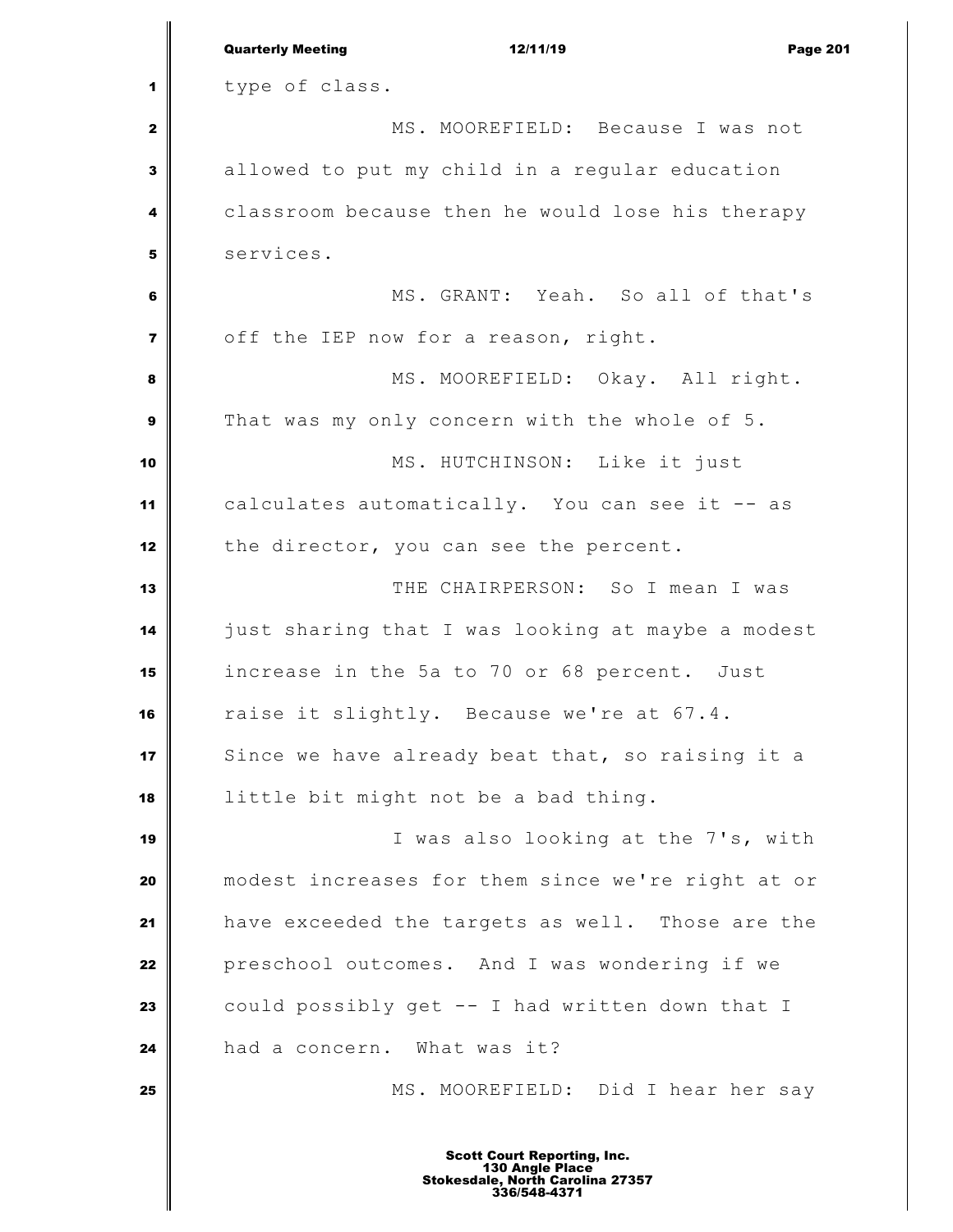type of class.

MS. MOOREFIELD: Because I was not allowed to put my child in a regular education classroom because then he would lose his therapy services.

MS. GRANT: Yeah. So all of that's off the IEP now for a reason, right.

MS. MOOREFIELD: Okay. All right. That was my only concern with the whole of 5.

MS. HUTCHINSON: Like it just calculates automatically. You can see it -- as the director, you can see the percent.

THE CHAIRPERSON: So I mean I was just sharing that I was looking at maybe a modest increase in the 5a to 70 or 68 percent. Just raise it slightly. Because we're at 67.4. Since we have already beat that, so raising it a little bit might not be a bad thing.

I was also looking at the 7's, with modest increases for them since we're right at or have exceeded the targets as well. Those are the preschool outcomes. And I was wondering if we could possibly get -- I had written down that I had a concern. What was it?

MS. MOOREFIELD: Did I hear her say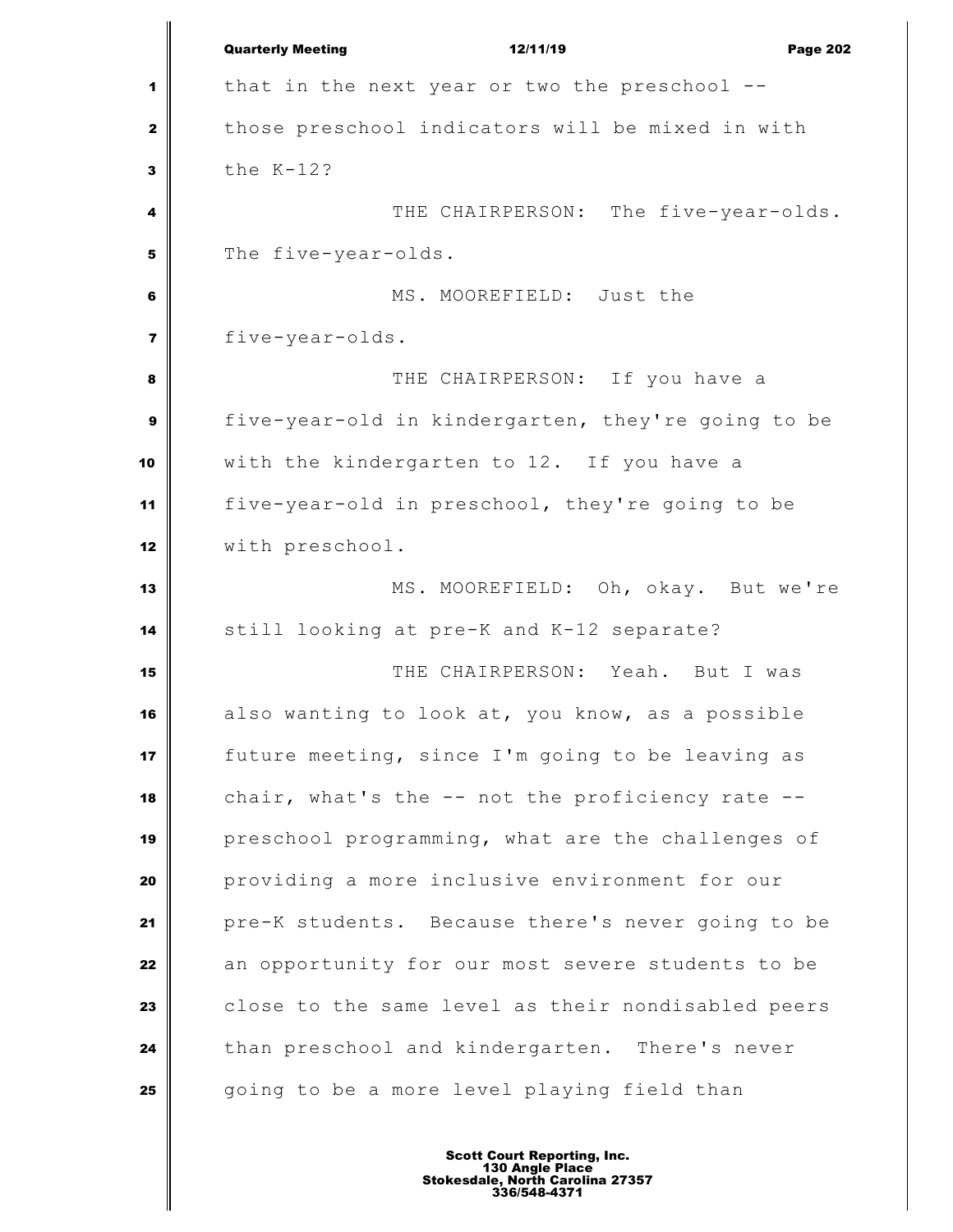that in the next year or two the preschool -- those preschool indicators will be mixed in with the K-12?

THE CHAIRPERSON: The five-year-olds. The five-year-olds.

MS. MOOREFIELD: Just the five-year-olds.

THE CHAIRPERSON: If you have a five-year-old in kindergarten, they're going to be with the kindergarten to 12. If you have a five-year-old in preschool, they're going to be with preschool.

MS. MOOREFIELD: Oh, okay. But we're still looking at pre-K and K-12 separate?

THE CHAIRPERSON: Yeah. But I was also wanting to look at, you know, as a possible future meeting, since I'm going to be leaving as chair, what's the -- not the proficiency rate -- preschool programming, what are the challenges of providing a more inclusive environment for our pre-K students. Because there's never going to be an opportunity for our most severe students to be close to the same level as their nondisabled peers than preschool and kindergarten. There's never going to be a more level playing field than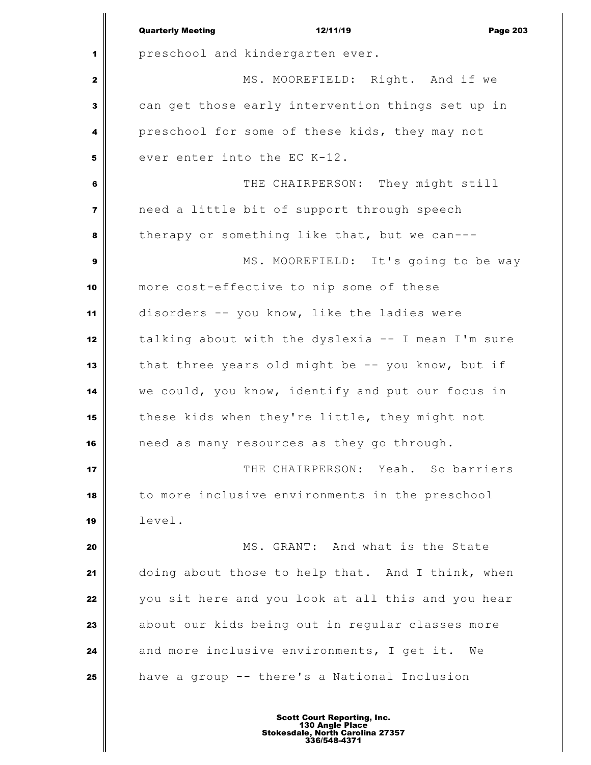preschool and kindergarten ever.

MS. MOOREFIELD: Right. And if we can get those early intervention things set up in preschool for some of these kids, they may not ever enter into the EC K-12.

THE CHAIRPERSON: They might still need a little bit of support through speech therapy or something like that, but we can---

MS. MOOREFIELD: It's going to be way more cost-effective to nip some of these disorders -- you know, like the ladies were talking about with the dyslexia -- I mean I'm sure that three years old might be -- you know, but if we could, you know, identify and put our focus in these kids when they're little, they might not need as many resources as they go through.

THE CHAIRPERSON: Yeah. So barriers to more inclusive environments in the preschool level.

MS. GRANT: And what is the State doing about those to help that. And I think, when you sit here and you look at all this and you hear about our kids being out in regular classes more and more inclusive environments, I get it. We have a group -- there's a National Inclusion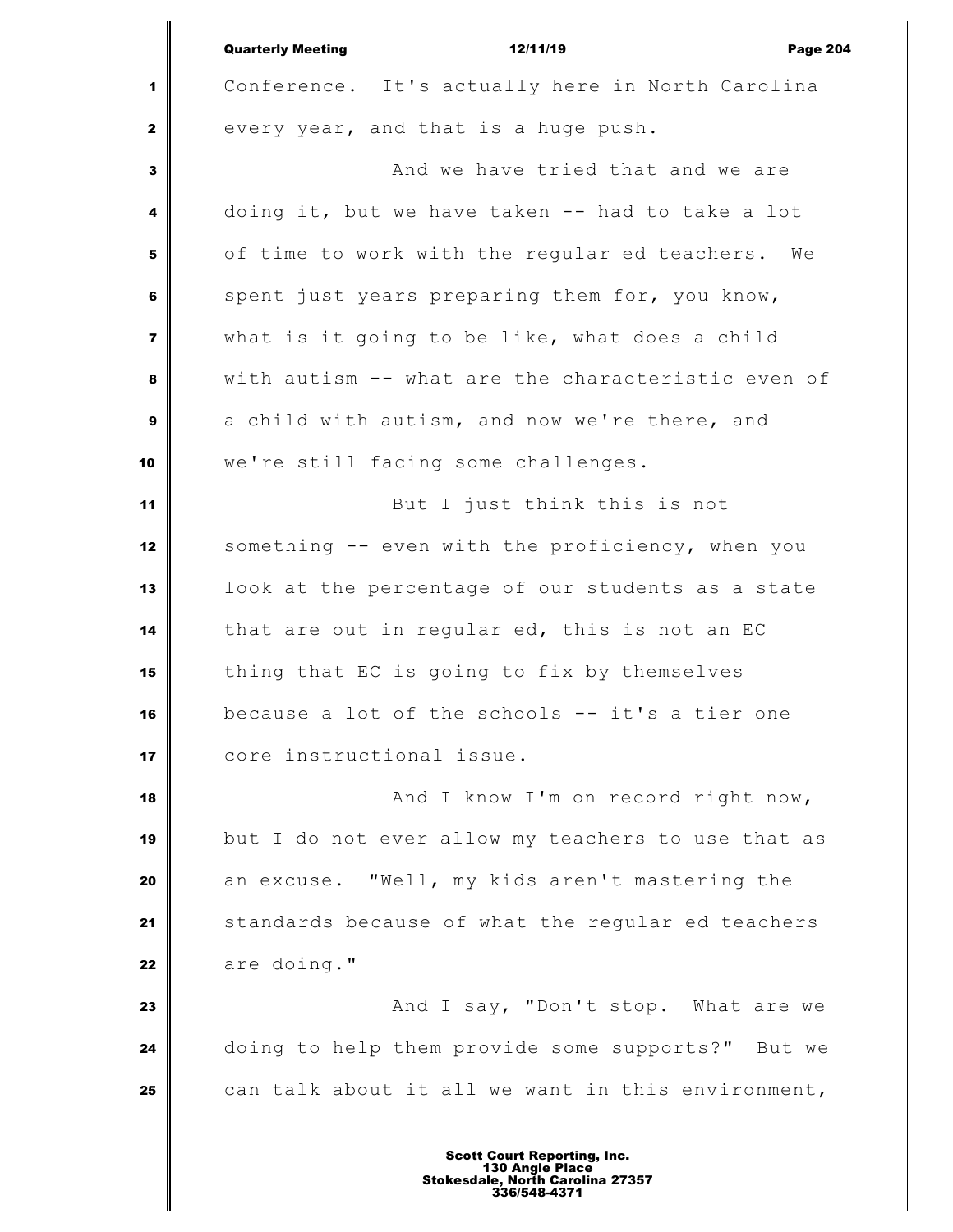Conference. It's actually here in North Carolina every year, and that is a huge push.

And we have tried that and we are doing it, but we have taken -- had to take a lot of time to work with the regular ed teachers. We spent just years preparing them for, you know, what is it going to be like, what does a child with autism -- what are the characteristic even of a child with autism, and now we're there, and we're still facing some challenges.

But I just think this is not something -- even with the proficiency, when you look at the percentage of our students as a state that are out in regular ed, this is not an EC thing that EC is going to fix by themselves because a lot of the schools -- it's a tier one core instructional issue.

And I know I'm on record right now, but I do not ever allow my teachers to use that as an excuse. "Well, my kids aren't mastering the standards because of what the regular ed teachers are doing."

And I say, "Don't stop. What are we doing to help them provide some supports?" But we can talk about it all we want in this environment,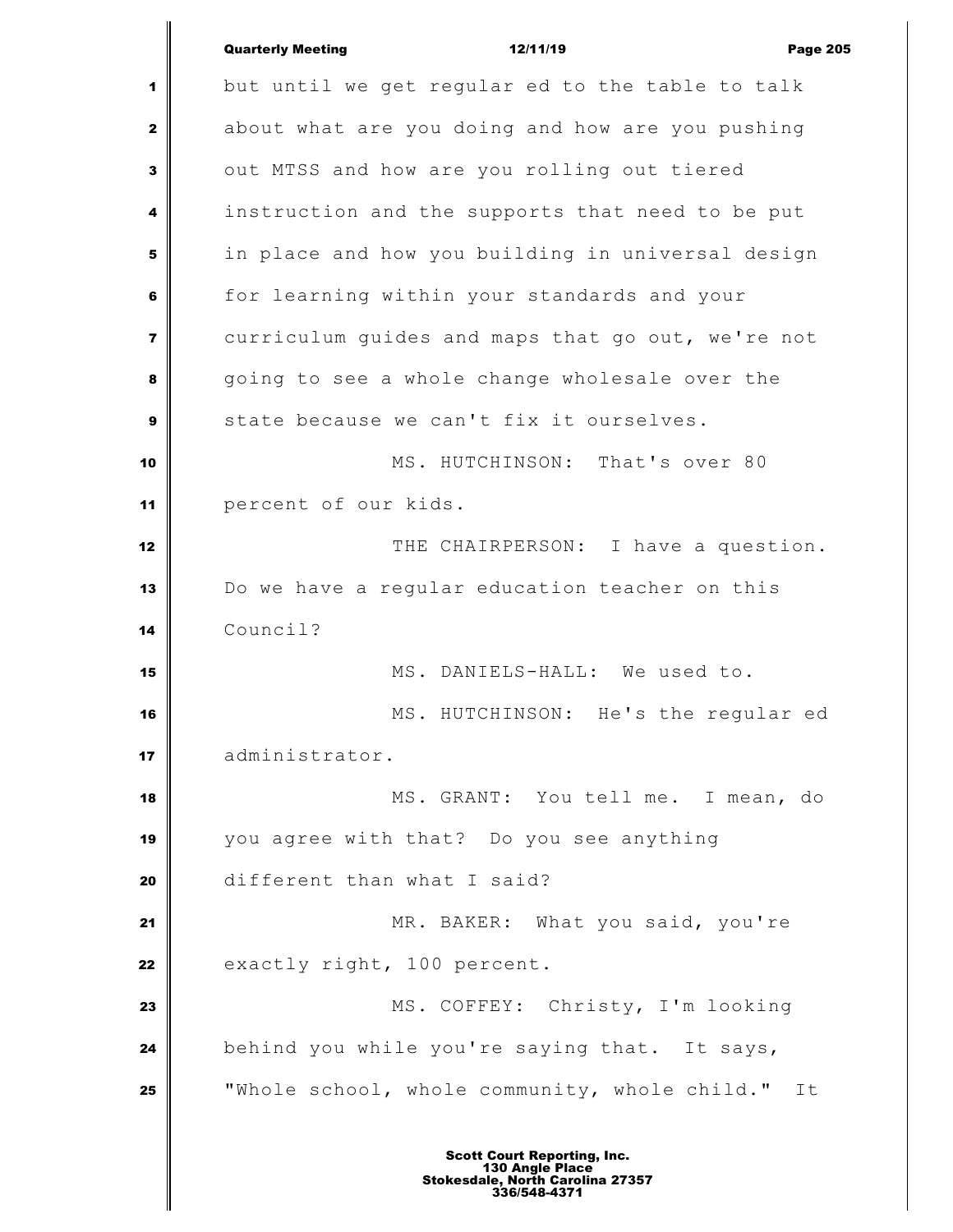but until we get regular ed to the table to talk about what are you doing and how are you pushing out MTSS and how are you rolling out tiered instruction and the supports that need to be put in place and how you building in universal design for learning within your standards and your curriculum guides and maps that go out, we're not going to see a whole change wholesale over the state because we can't fix it ourselves.

MS. HUTCHINSON: That's over 80 percent of our kids.

THE CHAIRPERSON: I have a question. Do we have a regular education teacher on this Council?

MS. DANIELS-HALL: We used to.

MS. HUTCHINSON: He's the regular ed administrator.

MS. GRANT: You tell me. I mean, do you agree with that? Do you see anything different than what I said?

MR. BAKER: What you said, you're exactly right, 100 percent.

MS. COFFEY: Christy, I'm looking behind you while you're saying that. It says, "Whole school, whole community, whole child." It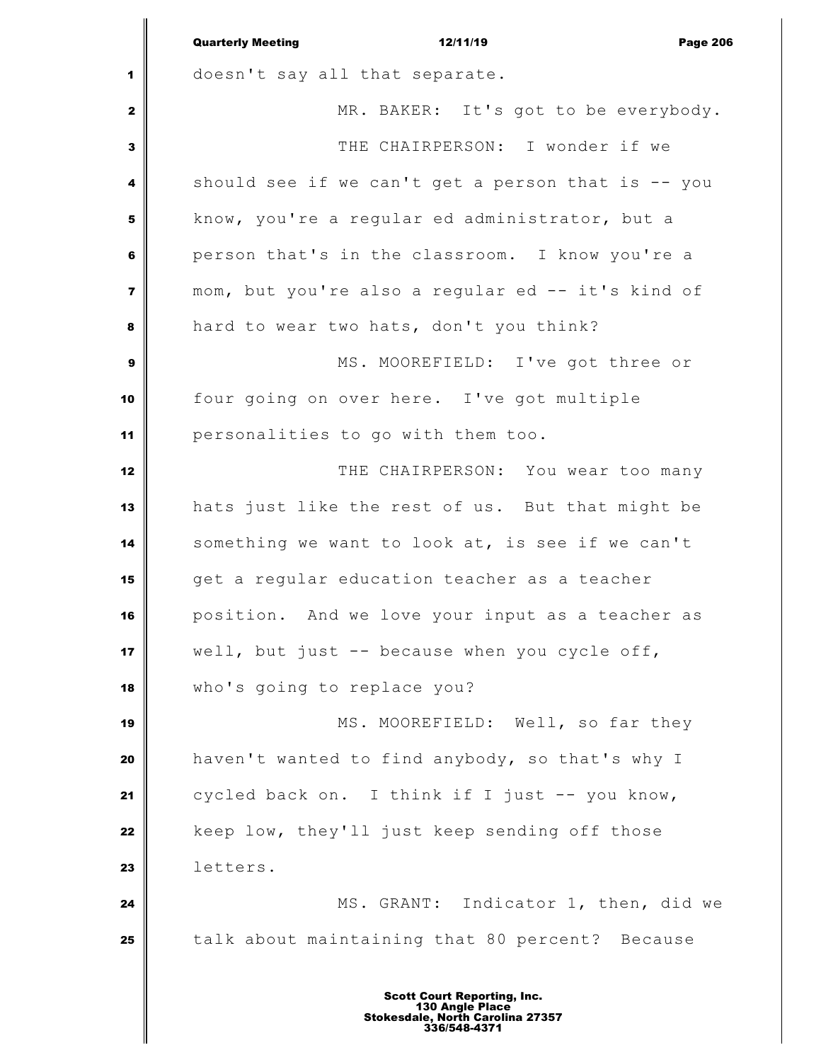doesn't say all that separate.

MR. BAKER: It's got to be everybody.

THE CHAIRPERSON: I wonder if we should see if we can't get a person that is -- you know, you're a regular ed administrator, but a person that's in the classroom. I know you're a mom, but you're also a regular ed -- it's kind of hard to wear two hats, don't you think?

MS. MOOREFIELD: I've got three or four going on over here. I've got multiple personalities to go with them too.

THE CHAIRPERSON: You wear too many hats just like the rest of us. But that might be something we want to look at, is see if we can't get a regular education teacher as a teacher position. And we love your input as a teacher as well, but just -- because when you cycle off, who's going to replace you?

MS. MOOREFIELD: Well, so far they haven't wanted to find anybody, so that's why I cycled back on. I think if I just -- you know, keep low, they'll just keep sending off those letters.

MS. GRANT: Indicator 1, then, did we talk about maintaining that 80 percent? Because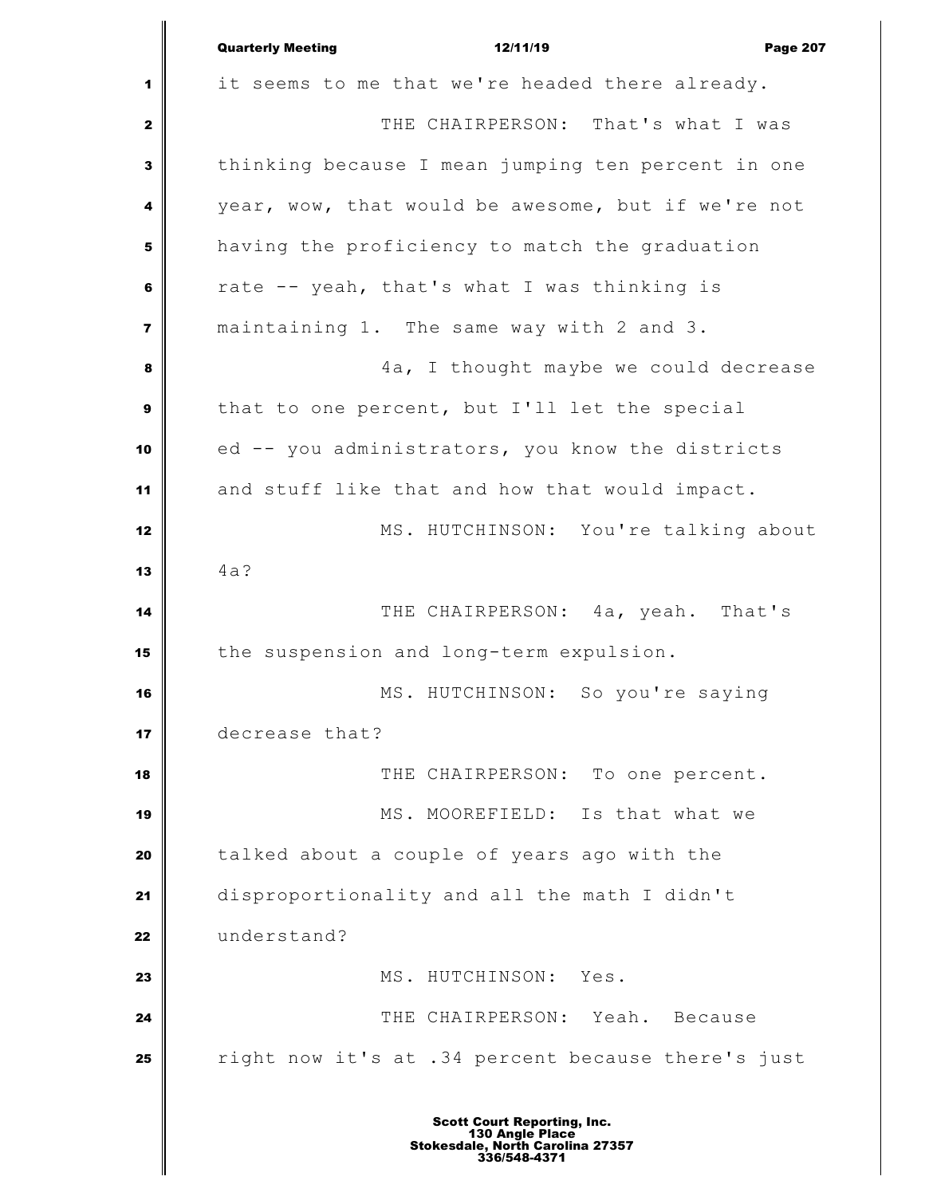it seems to me that we're headed there already.

THE CHAIRPERSON: That's what I was thinking because I mean jumping ten percent in one year, wow, that would be awesome, but if we're not having the proficiency to match the graduation rate -- yeah, that's what I was thinking is maintaining 1. The same way with 2 and 3.

4a, I thought maybe we could decrease that to one percent, but I'll let the special ed -- you administrators, you know the districts and stuff like that and how that would impact.

MS. HUTCHINSON: You're talking about 4a?

THE CHAIRPERSON: 4a, yeah. That's the suspension and long-term expulsion.

MS. HUTCHINSON: So you're saying decrease that?

THE CHAIRPERSON: To one percent.

MS. MOOREFIELD: Is that what we talked about a couple of years ago with the disproportionality and all the math I didn't understand?

MS. HUTCHINSON: Yes.

THE CHAIRPERSON: Yeah. Because right now it's at .34 percent because there's just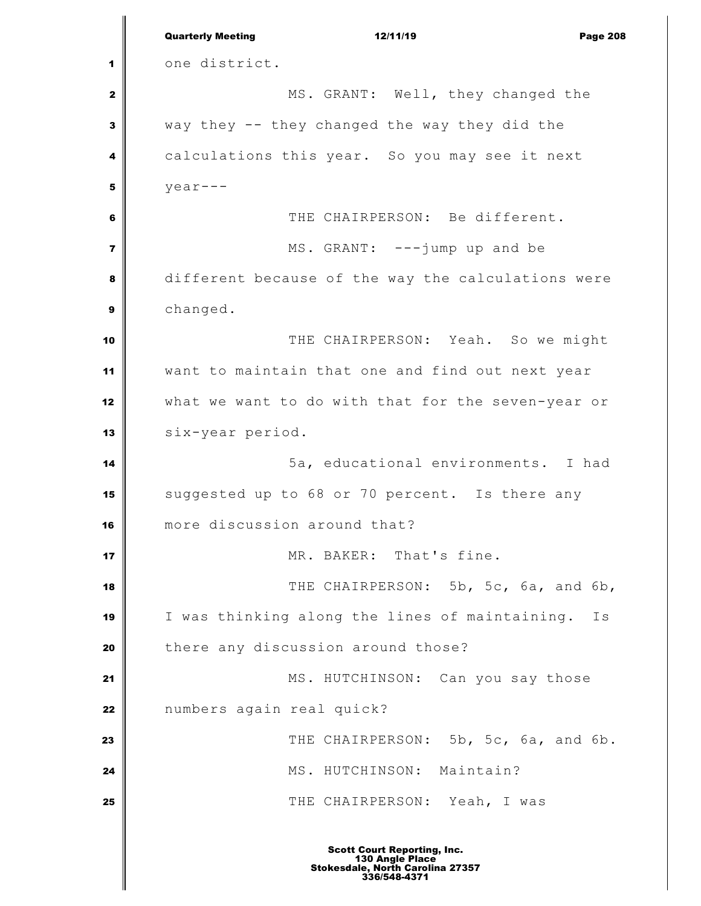one district.

MS. GRANT: Well, they changed the way they -- they changed the way they did the calculations this year. So you may see it next year---

THE CHAIRPERSON: Be different.

MS. GRANT: ---jump up and be different because of the way the calculations were changed.

THE CHAIRPERSON: Yeah. So we might want to maintain that one and find out next year what we want to do with that for the seven-year or six-year period.

5a, educational environments. I had suggested up to 68 or 70 percent. Is there any more discussion around that?

MR. BAKER: That's fine.

THE CHAIRPERSON: 5b, 5c, 6a, and 6b, I was thinking along the lines of maintaining. Is there any discussion around those?

MS. HUTCHINSON: Can you say those numbers again real quick?

THE CHAIRPERSON: 5b, 5c, 6a, and 6b.

MS. HUTCHINSON: Maintain?

THE CHAIRPERSON: Yeah, I was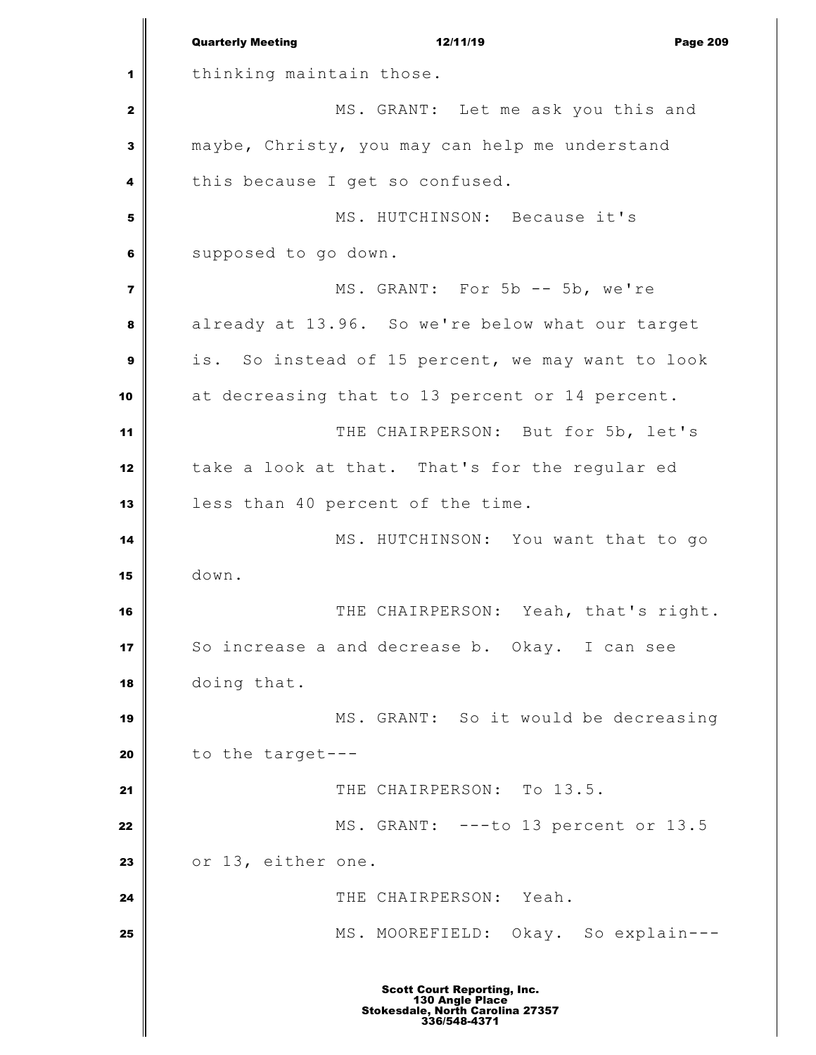thinking maintain those.

MS. GRANT: Let me ask you this and maybe, Christy, you may can help me understand this because I get so confused.

MS. HUTCHINSON: Because it's supposed to go down.

MS. GRANT: For 5b -- 5b, we're already at 13.96. So we're below what our target is. So instead of 15 percent, we may want to look at decreasing that to 13 percent or 14 percent.

THE CHAIRPERSON: But for 5b, let's take a look at that. That's for the regular ed less than 40 percent of the time.

MS. HUTCHINSON: You want that to go down.

THE CHAIRPERSON: Yeah, that's right. So increase a and decrease b. Okay. I can see doing that.

MS. GRANT: So it would be decreasing to the target---

THE CHAIRPERSON: To 13.5.

MS. GRANT: ---to 13 percent or 13.5 or 13, either one.

THE CHAIRPERSON: Yeah.

MS. MOOREFIELD: Okay. So explain---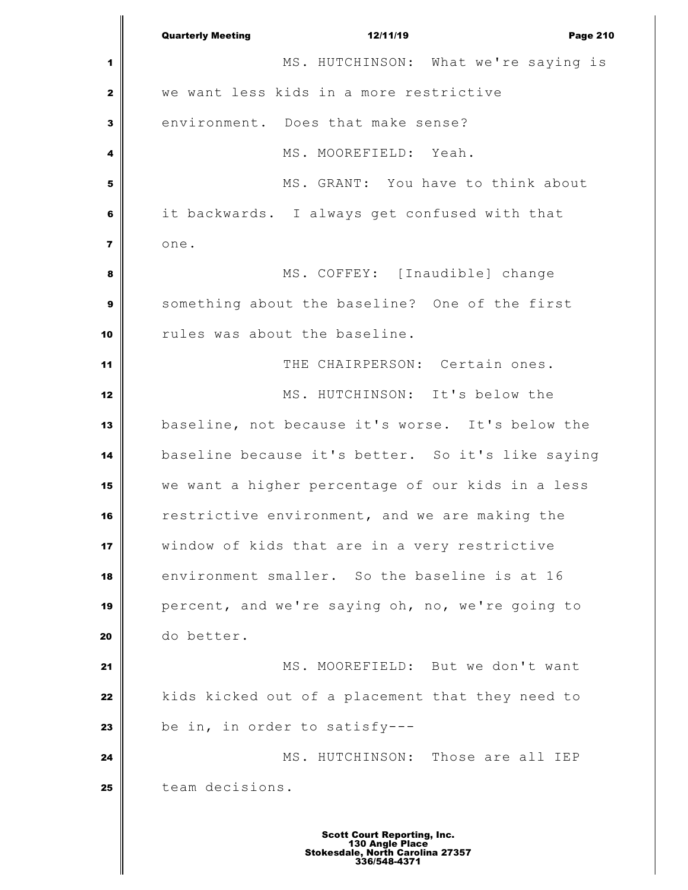MS. HUTCHINSON: What we're saying is we want less kids in a more restrictive environment. Does that make sense?

MS. MOOREFIELD: Yeah.

MS. GRANT: You have to think about it backwards. I always get confused with that one.

MS. COFFEY: [Inaudible] change something about the baseline? One of the first rules was about the baseline.

THE CHAIRPERSON: Certain ones.

MS. HUTCHINSON: It's below the baseline, not because it's worse. It's below the baseline because it's better. So it's like saying we want a higher percentage of our kids in a less restrictive environment, and we are making the window of kids that are in a very restrictive environment smaller. So the baseline is at 16 percent, and we're saying oh, no, we're going to do better.

MS. MOOREFIELD: But we don't want kids kicked out of a placement that they need to be in, in order to satisfy---

MS. HUTCHINSON: Those are all IEP team decisions.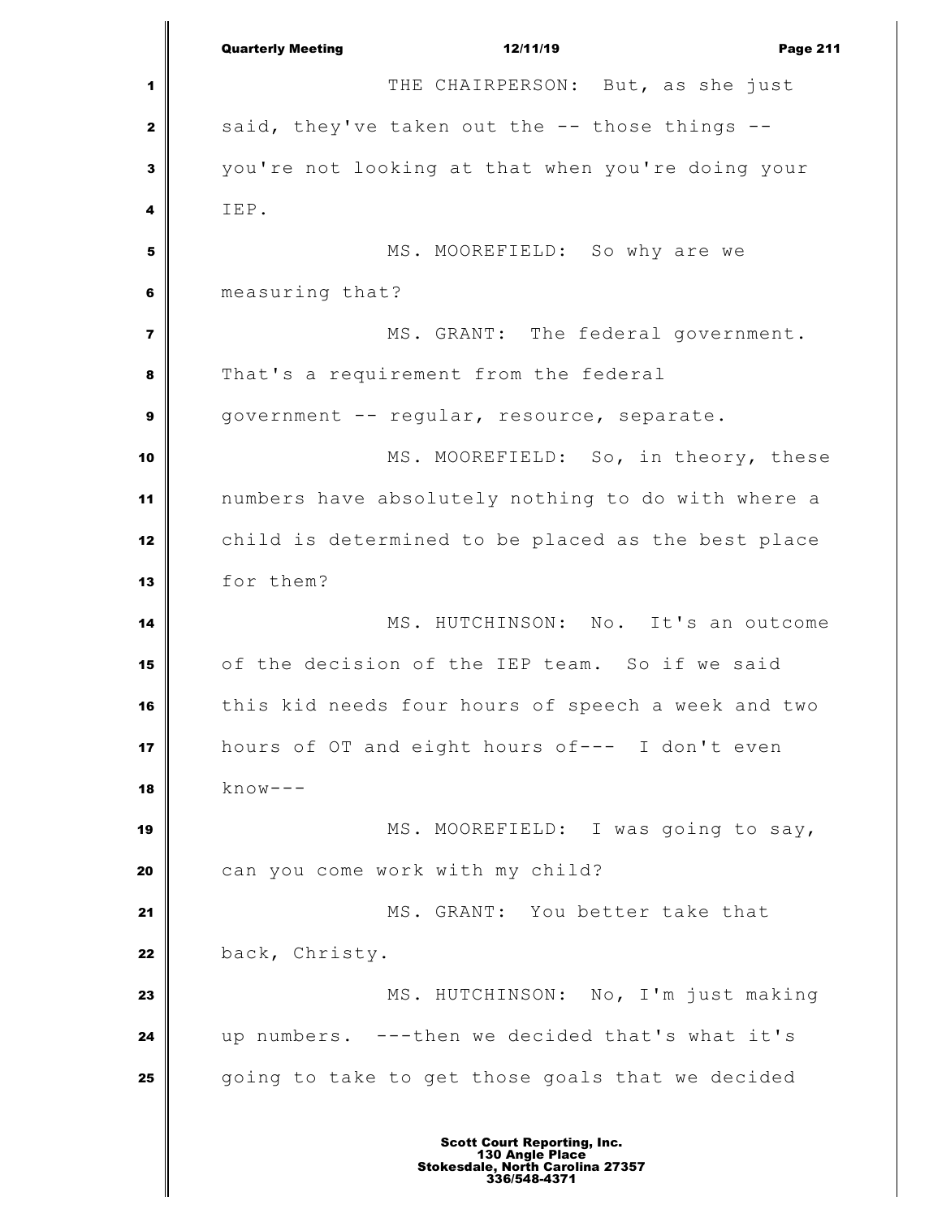THE CHAIRPERSON: But, as she just said, they've taken out the -- those things -- you're not looking at that when you're doing your IEP.

MS. MOOREFIELD: So why are we measuring that?

MS. GRANT: The federal government. That's a requirement from the federal government -- regular, resource, separate.

MS. MOOREFIELD: So, in theory, these numbers have absolutely nothing to do with where a child is determined to be placed as the best place for them?

MS. HUTCHINSON: No. It's an outcome of the decision of the IEP team. So if we said this kid needs four hours of speech a week and two hours of OT and eight hours of--- I don't even know---

MS. MOOREFIELD: I was going to say, can you come work with my child?

MS. GRANT: You better take that back, Christy.

MS. HUTCHINSON: No, I'm just making up numbers. ---then we decided that's what it's going to take to get those goals that we decided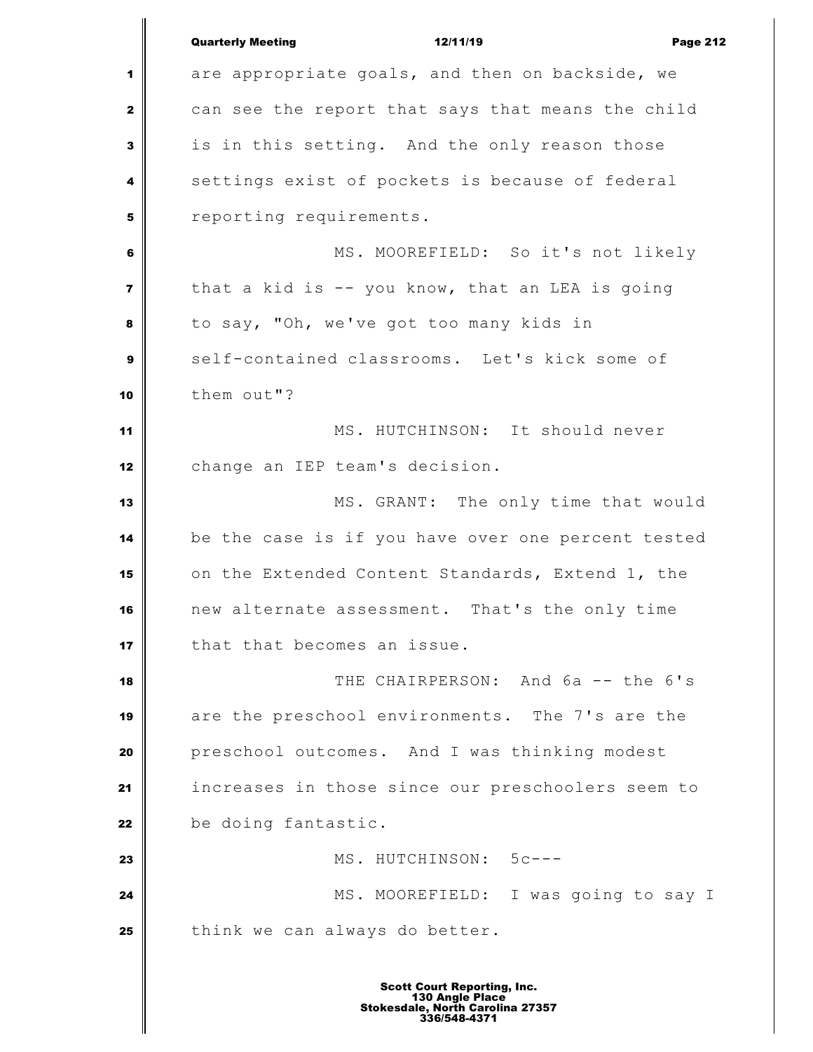are appropriate goals, and then on backside, we can see the report that says that means the child is in this setting. And the only reason those settings exist of pockets is because of federal reporting requirements.

MS. MOOREFIELD: So it's not likely that a kid is -- you know, that an LEA is going to say, "Oh, we've got too many kids in self-contained classrooms. Let's kick some of them out"?

MS. HUTCHINSON: It should never change an IEP team's decision.

MS. GRANT: The only time that would be the case is if you have over one percent tested on the Extended Content Standards, Extend 1, the new alternate assessment. That's the only time that that becomes an issue.

THE CHAIRPERSON: And 6a -- the 6's are the preschool environments. The 7's are the preschool outcomes. And I was thinking modest increases in those since our preschoolers seem to be doing fantastic.

MS. HUTCHINSON: 5c---

MS. MOOREFIELD: I was going to say I think we can always do better.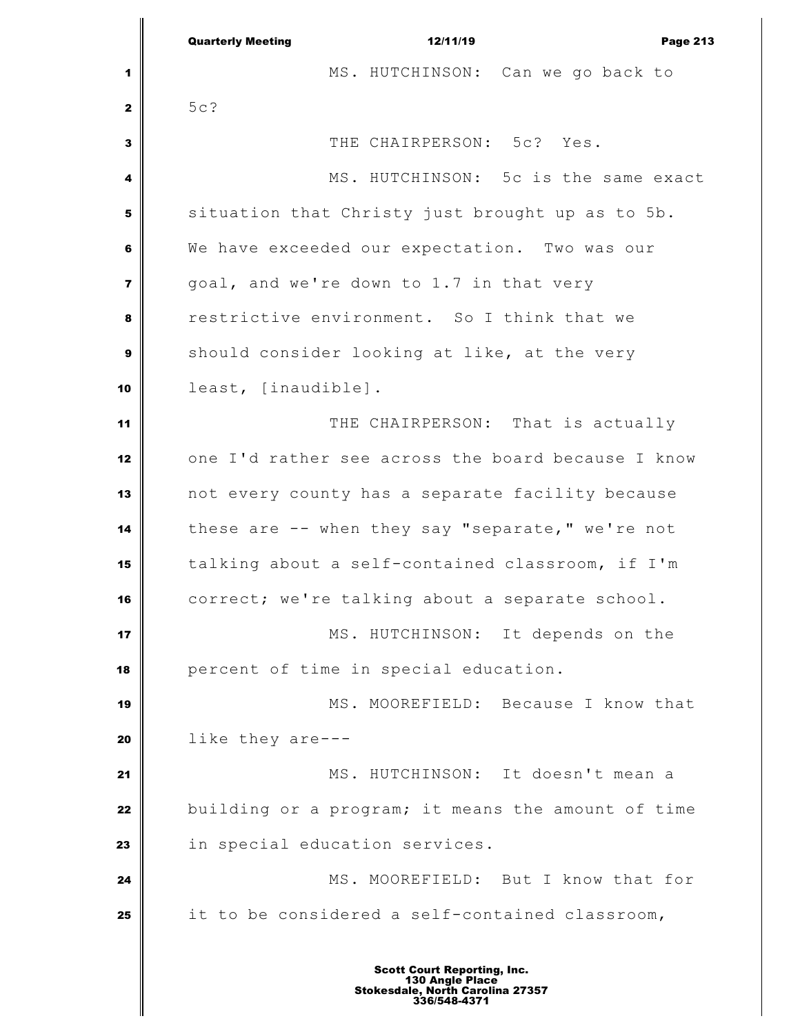MS. HUTCHINSON: Can we go back to 5c?

THE CHAIRPERSON: 5c? Yes.

MS. HUTCHINSON: 5c is the same exact situation that Christy just brought up as to 5b. We have exceeded our expectation. Two was our goal, and we're down to 1.7 in that very restrictive environment. So I think that we should consider looking at like, at the very least, [inaudible].

THE CHAIRPERSON: That is actually one I'd rather see across the board because I know not every county has a separate facility because these are -- when they say "separate," we're not talking about a self-contained classroom, if I'm correct; we're talking about a separate school.

MS. HUTCHINSON: It depends on the percent of time in special education.

MS. MOOREFIELD: Because I know that like they are---

MS. HUTCHINSON: It doesn't mean a building or a program; it means the amount of time in special education services.

MS. MOOREFIELD: But I know that for it to be considered a self-contained classroom,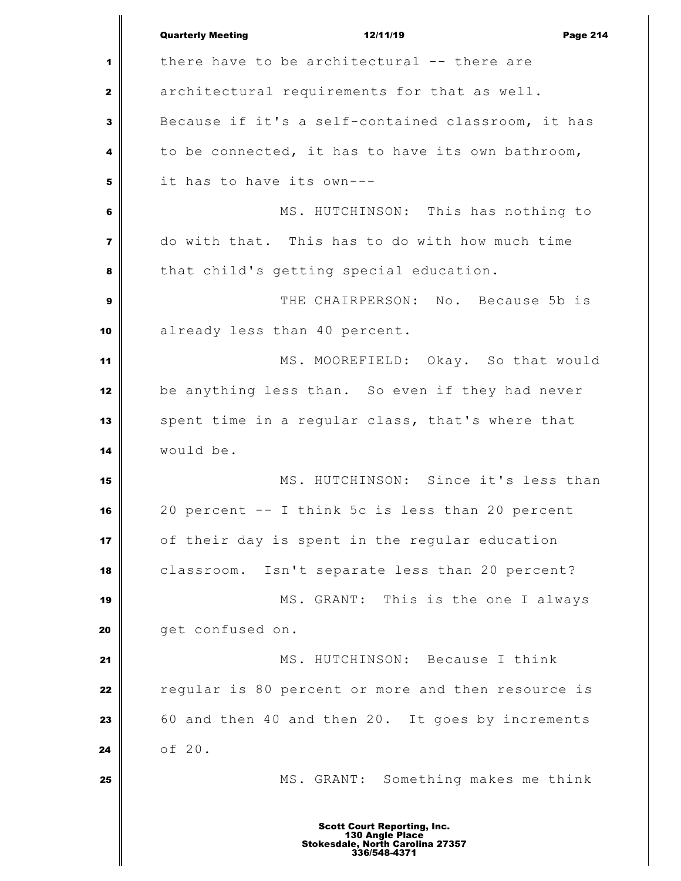there have to be architectural -- there are architectural requirements for that as well. Because if it's a self-contained classroom, it has to be connected, it has to have its own bathroom, it has to have its own---

MS. HUTCHINSON: This has nothing to do with that. This has to do with how much time that child's getting special education.

THE CHAIRPERSON: No. Because 5b is already less than 40 percent.

MS. MOOREFIELD: Okay. So that would be anything less than. So even if they had never spent time in a regular class, that's where that would be.

MS. HUTCHINSON: Since it's less than 20 percent -- I think 5c is less than 20 percent of their day is spent in the regular education classroom. Isn't separate less than 20 percent?

MS. GRANT: This is the one I always get confused on.

MS. HUTCHINSON: Because I think regular is 80 percent or more and then resource is 60 and then 40 and then 20. It goes by increments of 20.

MS. GRANT: Something makes me think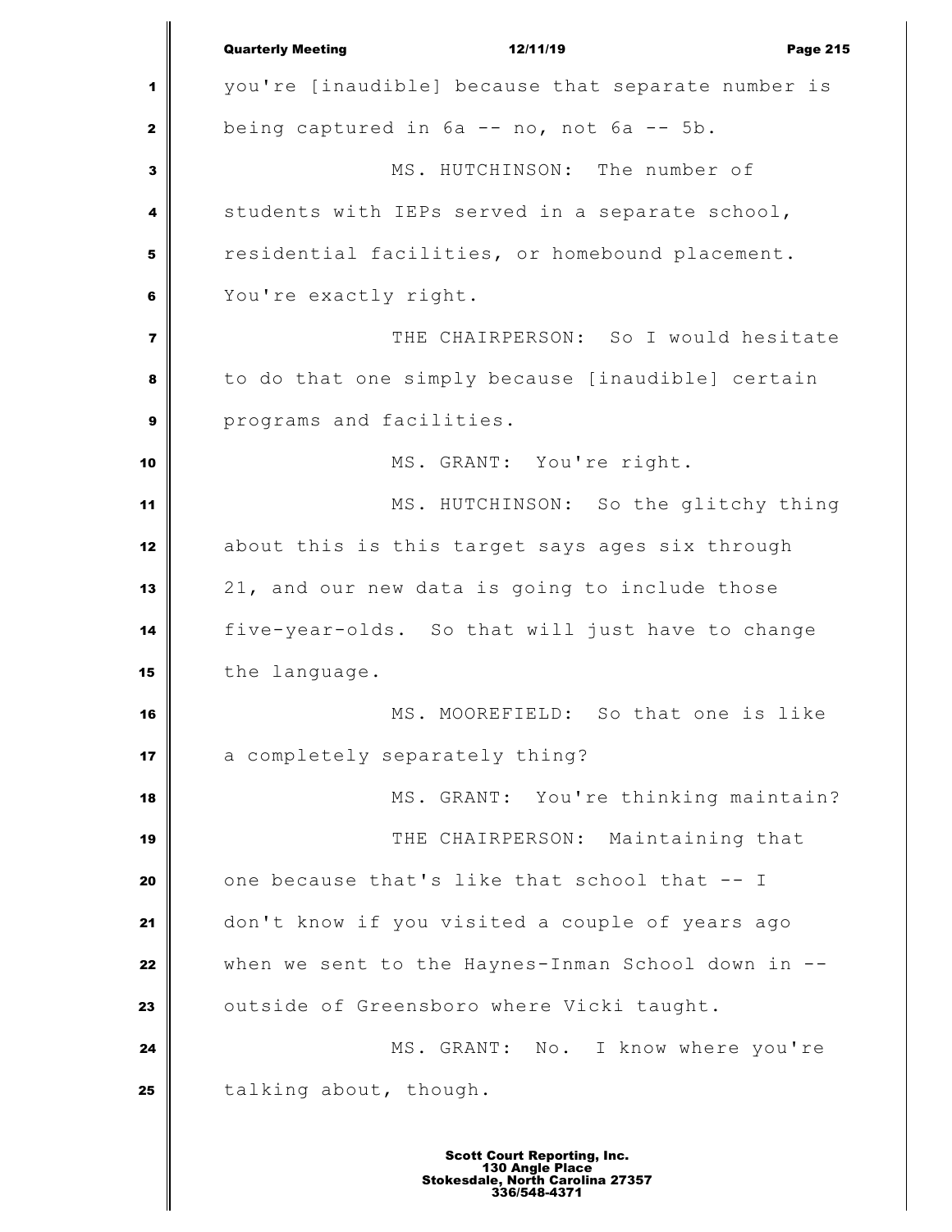you're [inaudible] because that separate number is being captured in 6a -- no, not 6a -- 5b.

MS. HUTCHINSON: The number of students with IEPs served in a separate school, residential facilities, or homebound placement. You're exactly right.

THE CHAIRPERSON: So I would hesitate to do that one simply because [inaudible] certain programs and facilities.

MS. GRANT: You're right.

MS. HUTCHINSON: So the glitchy thing about this is this target says ages six through 21, and our new data is going to include those five-year-olds. So that will just have to change the language.

MS. MOOREFIELD: So that one is like a completely separately thing?

MS. GRANT: You're thinking maintain?

THE CHAIRPERSON: Maintaining that one because that's like that school that -- I don't know if you visited a couple of years ago when we sent to the Haynes-Inman School down in -- outside of Greensboro where Vicki taught.

MS. GRANT: No. I know where you're talking about, though.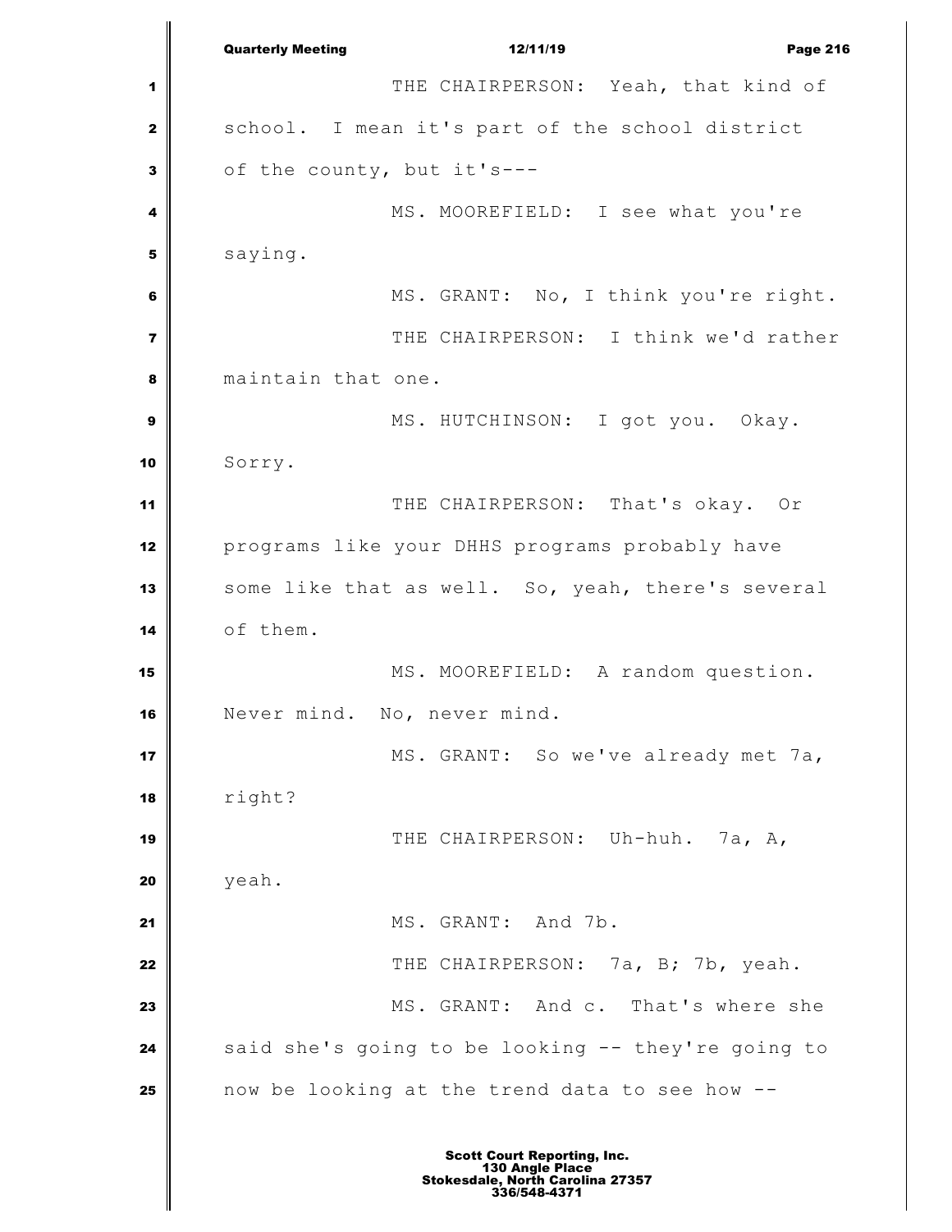THE CHAIRPERSON: Yeah, that kind of school. I mean it's part of the school district of the county, but it's---

MS. MOOREFIELD: I see what you're saying.

MS. GRANT: No, I think you're right.

THE CHAIRPERSON: I think we'd rather maintain that one.

MS. HUTCHINSON: I got you. Okay. Sorry.

THE CHAIRPERSON: That's okay. Or programs like your DHHS programs probably have some like that as well. So, yeah, there's several of them.

MS. MOOREFIELD: A random question. Never mind. No, never mind.

MS. GRANT: So we've already met 7a, right?

THE CHAIRPERSON: Uh-huh. 7a, A, yeah.

MS. GRANT: And 7b.

THE CHAIRPERSON: 7a, B; 7b, yeah.

MS. GRANT: And c. That's where she said she's going to be looking -- they're going to now be looking at the trend data to see how --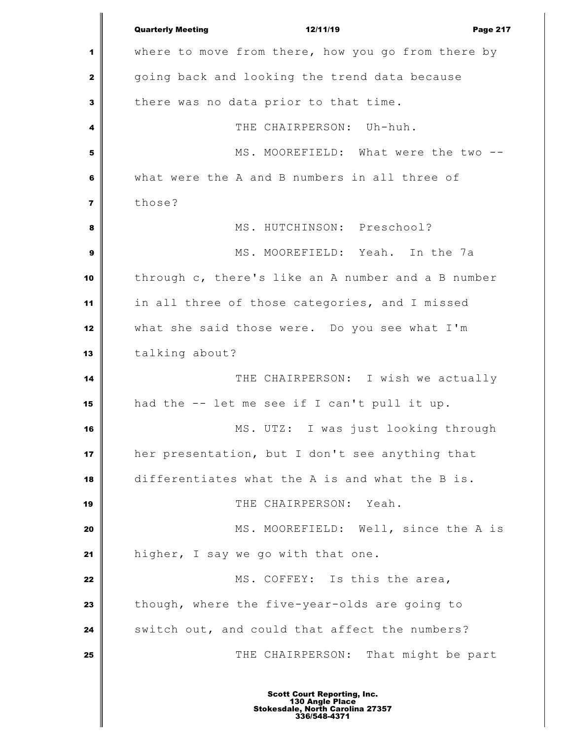where to move from there, how you go from there by going back and looking the trend data because there was no data prior to that time.

THE CHAIRPERSON: Uh-huh.

MS. MOOREFIELD: What were the two -- what were the A and B numbers in all three of those?

MS. HUTCHINSON: Preschool?

MS. MOOREFIELD: Yeah. In the 7a through c, there's like an A number and a B number in all three of those categories, and I missed what she said those were. Do you see what I'm talking about?

THE CHAIRPERSON: I wish we actually had the -- let me see if I can't pull it up.

MS. UTZ: I was just looking through her presentation, but I don't see anything that differentiates what the A is and what the B is.

THE CHAIRPERSON: Yeah.

MS. MOOREFIELD: Well, since the A is higher, I say we go with that one.

MS. COFFEY: Is this the area, though, where the five-year-olds are going to switch out, and could that affect the numbers?

THE CHAIRPERSON: That might be part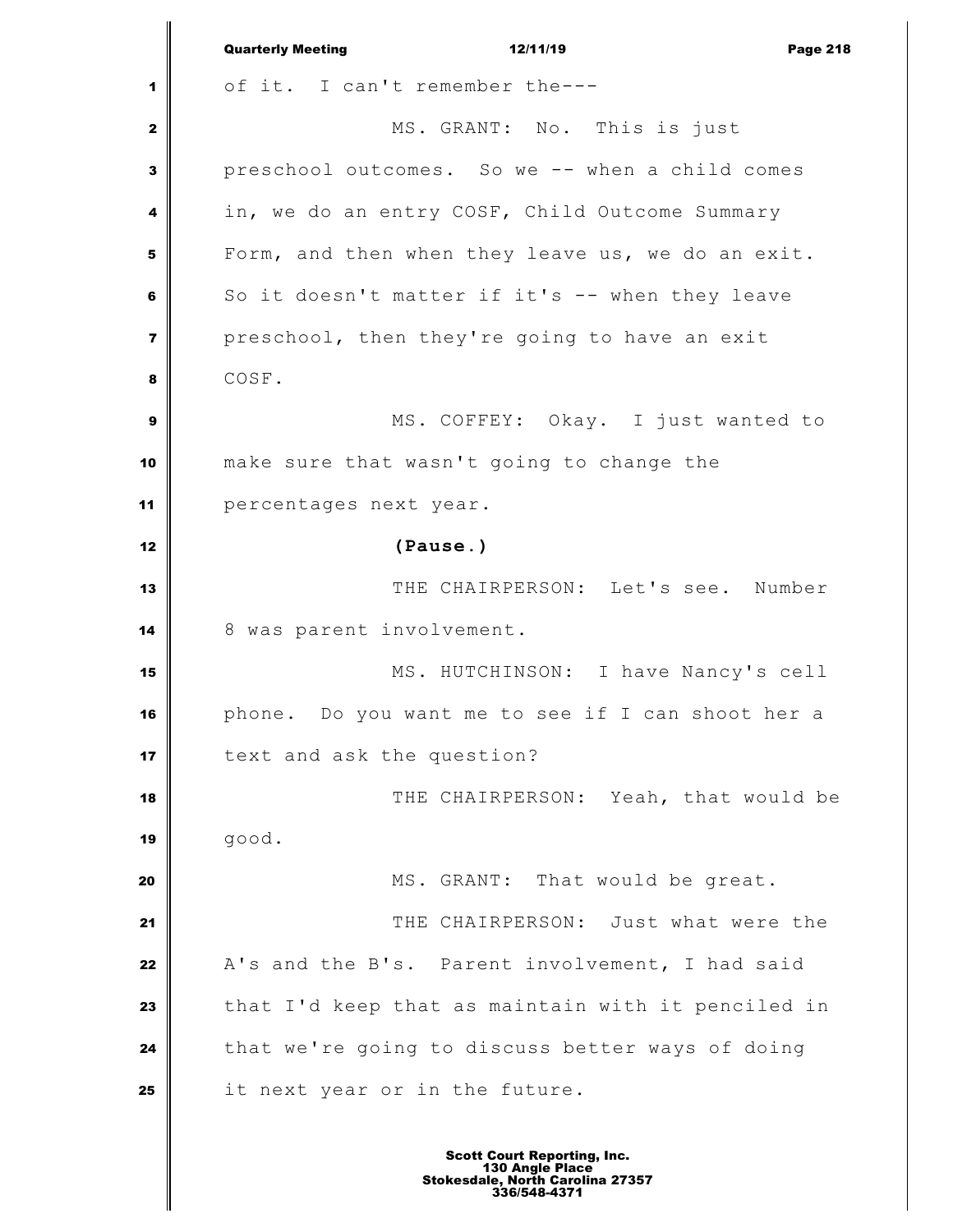of it. I can't remember the---

MS. GRANT: No. This is just preschool outcomes. So we -- when a child comes in, we do an entry COSF, Child Outcome Summary Form, and then when they leave us, we do an exit. So it doesn't matter if it's -- when they leave preschool, then they're going to have an exit COSF.

MS. COFFEY: Okay. I just wanted to make sure that wasn't going to change the percentages next year.

**(Pause.)**

THE CHAIRPERSON: Let's see. Number 8 was parent involvement.

MS. HUTCHINSON: I have Nancy's cell phone. Do you want me to see if I can shoot her a text and ask the question?

THE CHAIRPERSON: Yeah, that would be good.

MS. GRANT: That would be great.

THE CHAIRPERSON: Just what were the A's and the B's. Parent involvement, I had said that I'd keep that as maintain with it penciled in that we're going to discuss better ways of doing it next year or in the future.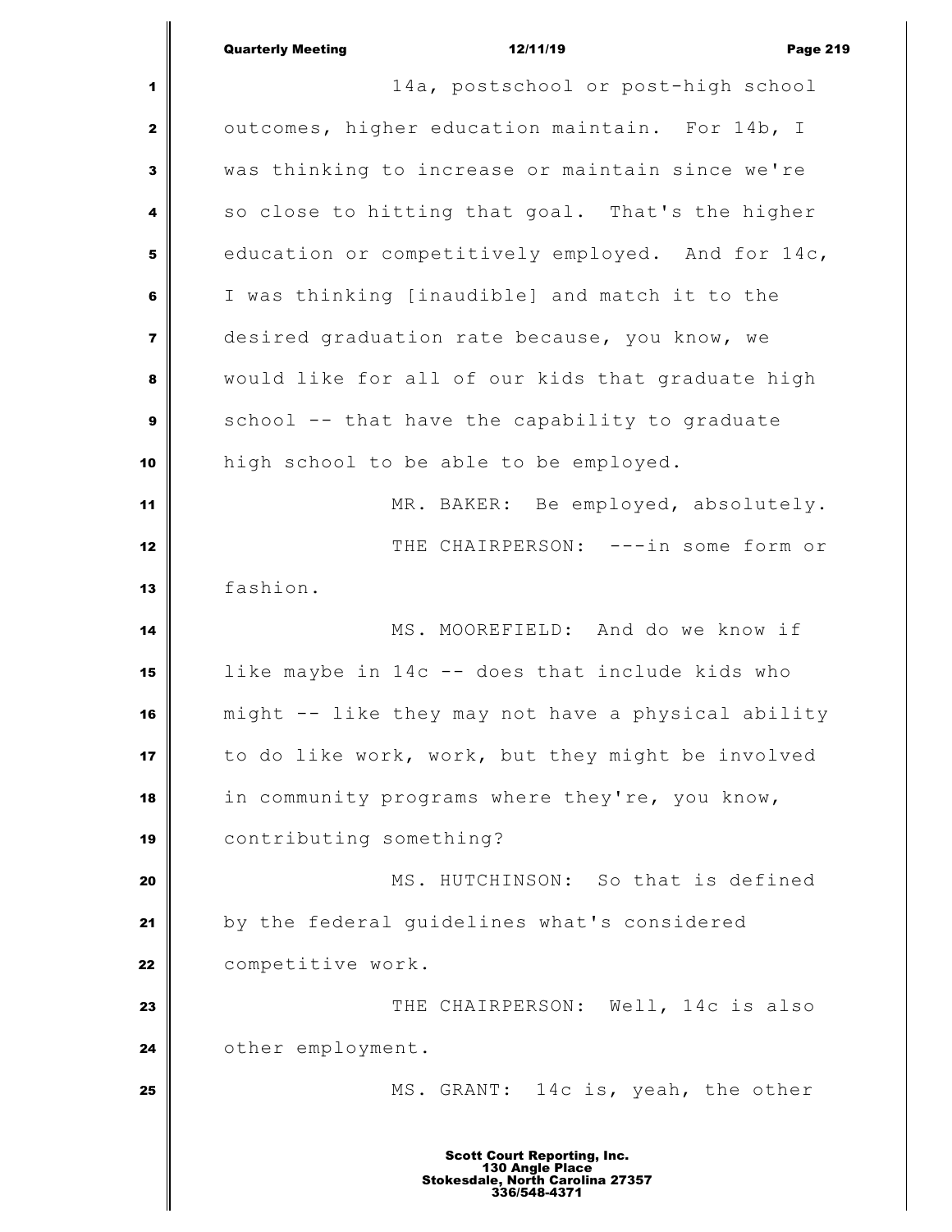14a, postschool or post-high school outcomes, higher education maintain. For 14b, I was thinking to increase or maintain since we're so close to hitting that goal. That's the higher education or competitively employed. And for 14c, I was thinking [inaudible] and match it to the desired graduation rate because, you know, we would like for all of our kids that graduate high school -- that have the capability to graduate high school to be able to be employed.

MR. BAKER: Be employed, absolutely.

THE CHAIRPERSON: ---in some form or fashion.

MS. MOOREFIELD: And do we know if like maybe in 14c -- does that include kids who might -- like they may not have a physical ability to do like work, work, but they might be involved in community programs where they're, you know, contributing something?

MS. HUTCHINSON: So that is defined by the federal guidelines what's considered competitive work.

THE CHAIRPERSON: Well, 14c is also other employment.

MS. GRANT: 14c is, yeah, the other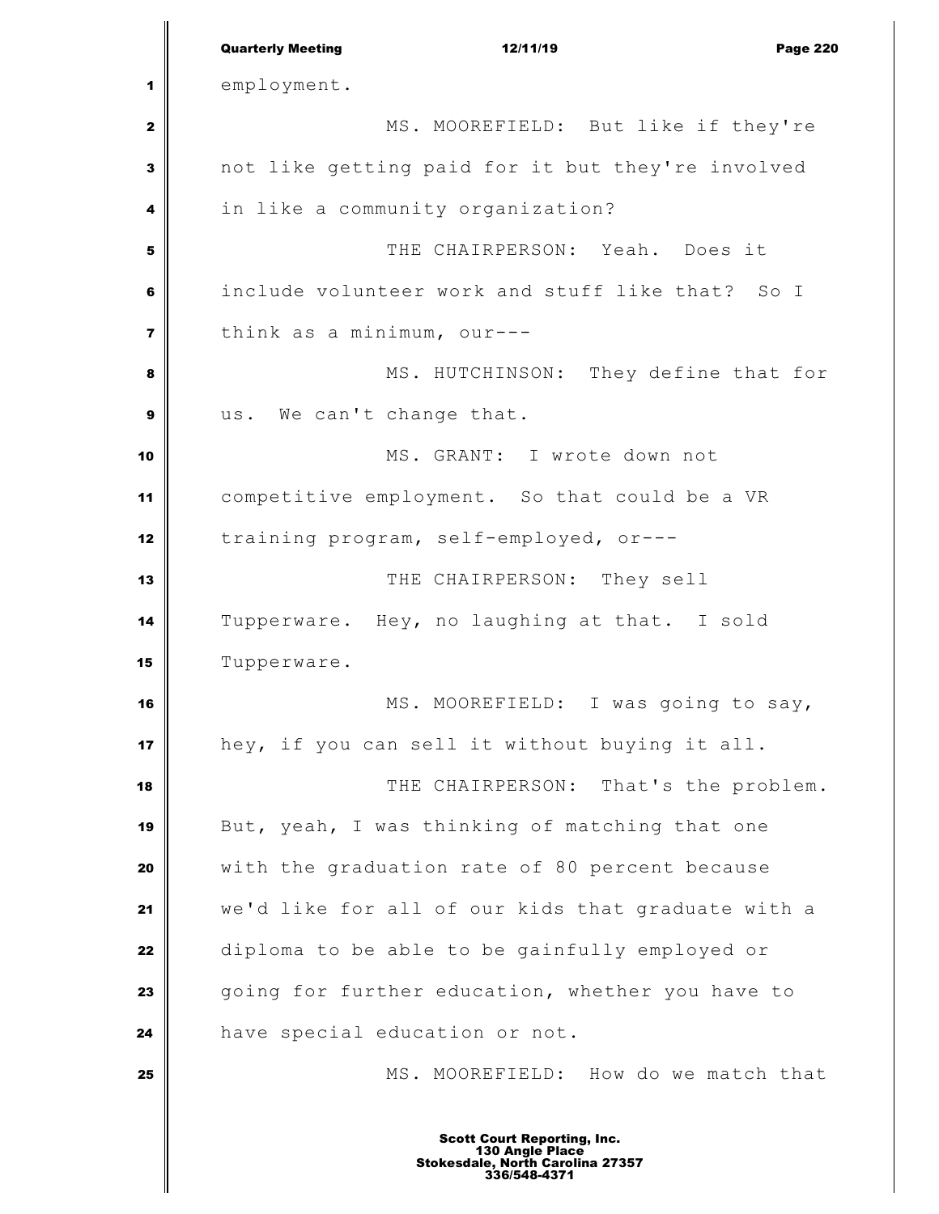employment.

MS. MOOREFIELD: But like if they're not like getting paid for it but they're involved in like a community organization?

THE CHAIRPERSON: Yeah. Does it include volunteer work and stuff like that? So I think as a minimum, our---

MS. HUTCHINSON: They define that for us. We can't change that.

MS. GRANT: I wrote down not competitive employment. So that could be a VR training program, self-employed, or---

THE CHAIRPERSON: They sell Tupperware. Hey, no laughing at that. I sold Tupperware.

MS. MOOREFIELD: I was going to say, hey, if you can sell it without buying it all.

THE CHAIRPERSON: That's the problem. But, yeah, I was thinking of matching that one with the graduation rate of 80 percent because we'd like for all of our kids that graduate with a diploma to be able to be gainfully employed or going for further education, whether you have to have special education or not.

MS. MOOREFIELD: How do we match that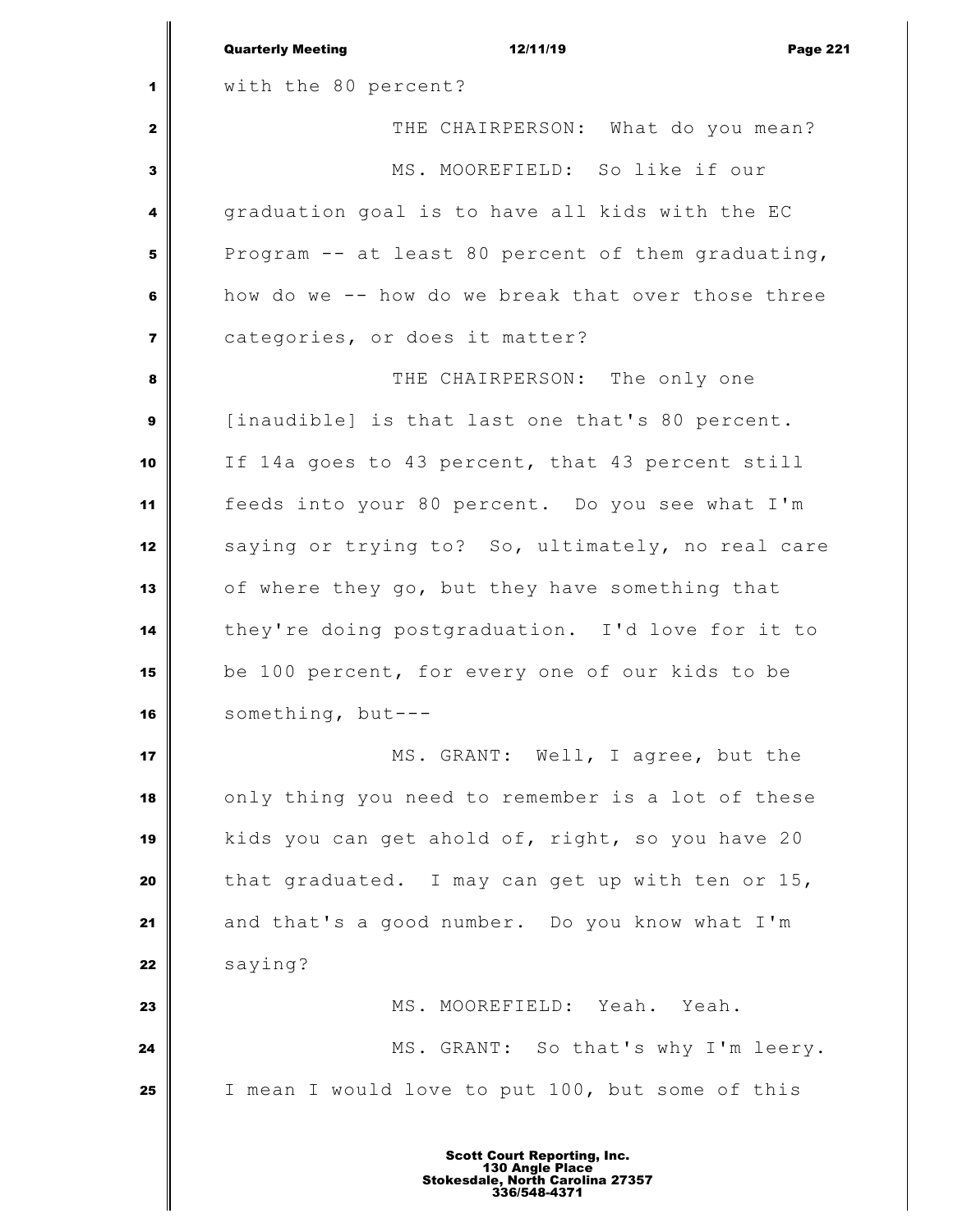with the 80 percent?

THE CHAIRPERSON: What do you mean?

MS. MOOREFIELD: So like if our graduation goal is to have all kids with the EC Program -- at least 80 percent of them graduating, how do we -- how do we break that over those three categories, or does it matter?

THE CHAIRPERSON: The only one [inaudible] is that last one that's 80 percent. If 14a goes to 43 percent, that 43 percent still feeds into your 80 percent. Do you see what I'm saying or trying to? So, ultimately, no real care of where they go, but they have something that they're doing postgraduation. I'd love for it to be 100 percent, for every one of our kids to be something, but---

MS. GRANT: Well, I agree, but the only thing you need to remember is a lot of these kids you can get ahold of, right, so you have 20 that graduated. I may can get up with ten or 15, and that's a good number. Do you know what I'm saying?

MS. MOOREFIELD: Yeah. Yeah.

MS. GRANT: So that's why I'm leery. I mean I would love to put 100, but some of this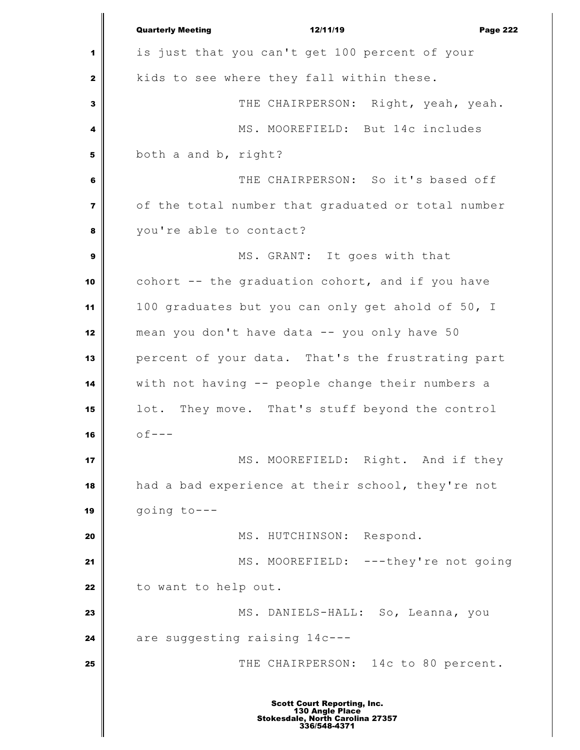is just that you can't get 100 percent of your kids to see where they fall within these.

THE CHAIRPERSON: Right, yeah, yeah.

MS. MOOREFIELD: But 14c includes both a and b, right?

THE CHAIRPERSON: So it's based off of the total number that graduated or total number you're able to contact?

MS. GRANT: It goes with that cohort -- the graduation cohort, and if you have 100 graduates but you can only get ahold of 50, I mean you don't have data -- you only have 50 percent of your data. That's the frustrating part with not having -- people change their numbers a lot. They move. That's stuff beyond the control of---

MS. MOOREFIELD: Right. And if they had a bad experience at their school, they're not going to---

MS. HUTCHINSON: Respond.

MS. MOOREFIELD: ---they're not going to want to help out.

MS. DANIELS-HALL: So, Leanna, you are suggesting raising 14c---

THE CHAIRPERSON: 14c to 80 percent.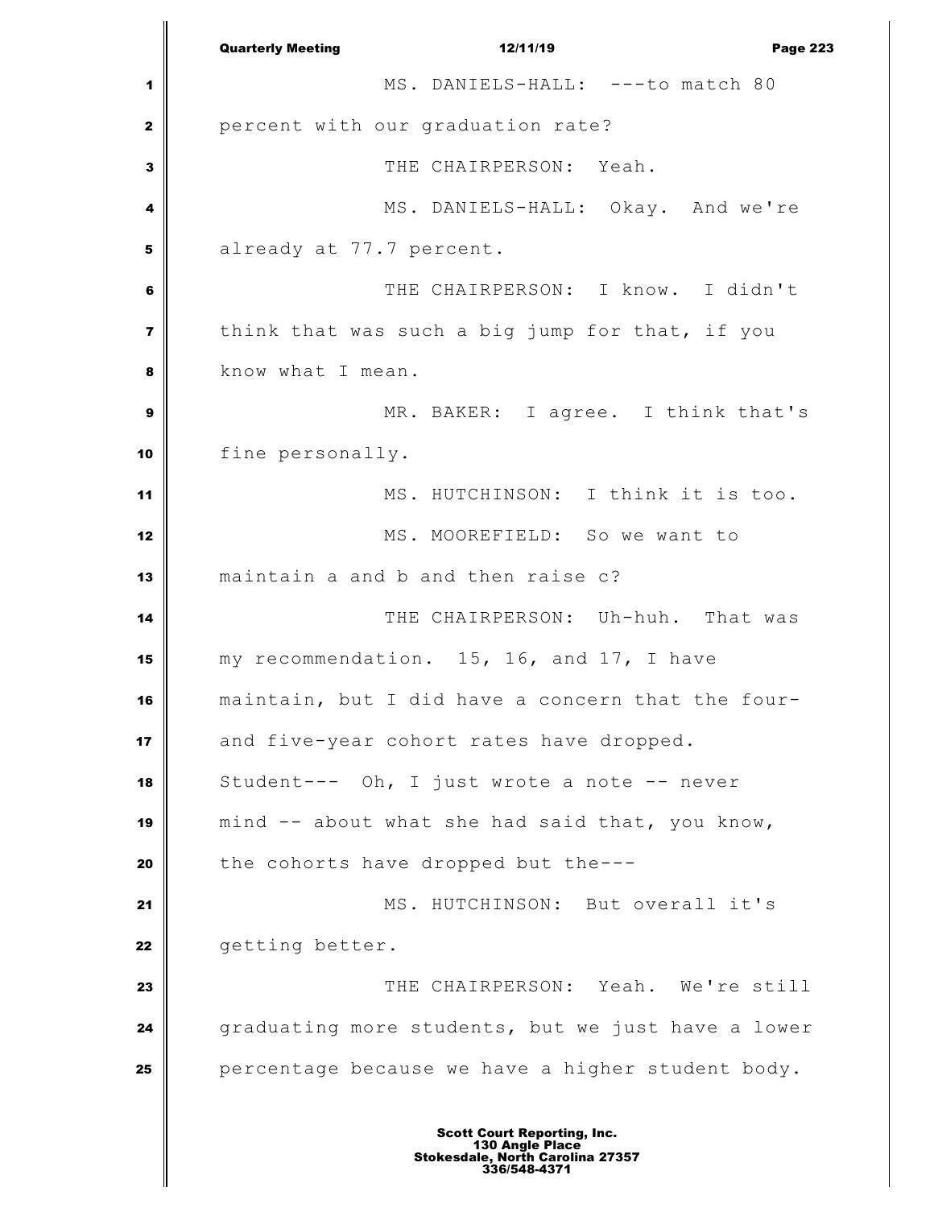MS. DANIELS-HALL: ---to match 80 percent with our graduation rate?

THE CHAIRPERSON: Yeah.

MS. DANIELS-HALL: Okay. And we're already at 77.7 percent.

THE CHAIRPERSON: I know. I didn't think that was such a big jump for that, if you know what I mean.

MR. BAKER: I agree. I think that's fine personally.

MS. HUTCHINSON: I think it is too.

MS. MOOREFIELD: So we want to maintain a and b and then raise c?

THE CHAIRPERSON: Uh-huh. That was my recommendation. 15, 16, and 17, I have maintain, but I did have a concern that the four- and five-year cohort rates have dropped. Student--- Oh, I just wrote a note -- never mind -- about what she had said that, you know, the cohorts have dropped but the---

MS. HUTCHINSON: But overall it's getting better.

THE CHAIRPERSON: Yeah. We're still graduating more students, but we just have a lower percentage because we have a higher student body.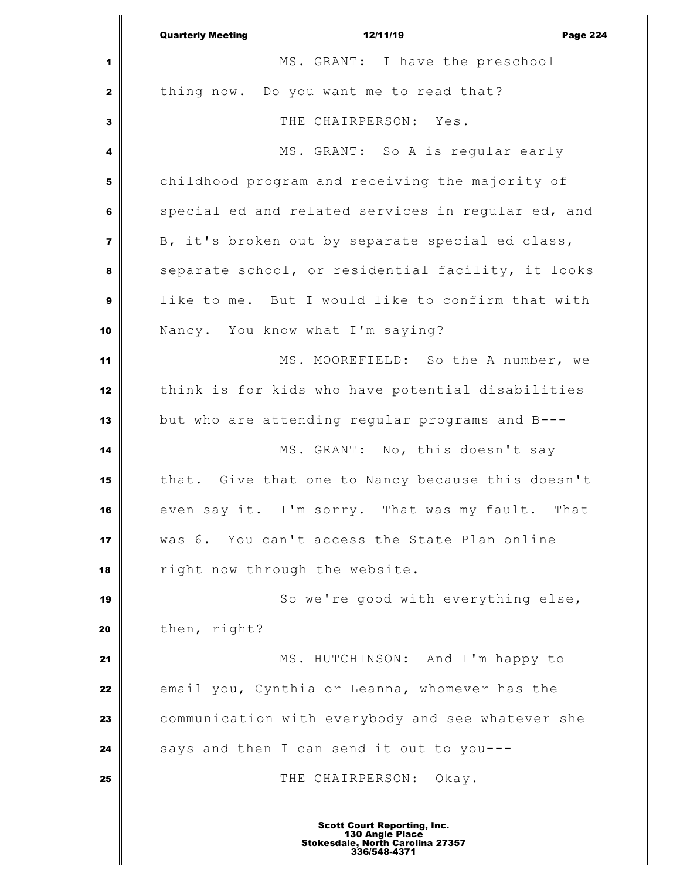MS. GRANT: I have the preschool thing now. Do you want me to read that?

THE CHAIRPERSON: Yes.

MS. GRANT: So A is regular early childhood program and receiving the majority of special ed and related services in regular ed, and B, it's broken out by separate special ed class, separate school, or residential facility, it looks like to me. But I would like to confirm that with Nancy. You know what I'm saying?

MS. MOOREFIELD: So the A number, we think is for kids who have potential disabilities but who are attending regular programs and B---

MS. GRANT: No, this doesn't say that. Give that one to Nancy because this doesn't even say it. I'm sorry. That was my fault. That was 6. You can't access the State Plan online right now through the website.

So we're good with everything else, then, right?

MS. HUTCHINSON: And I'm happy to email you, Cynthia or Leanna, whomever has the communication with everybody and see whatever she says and then I can send it out to you---

THE CHAIRPERSON: Okay.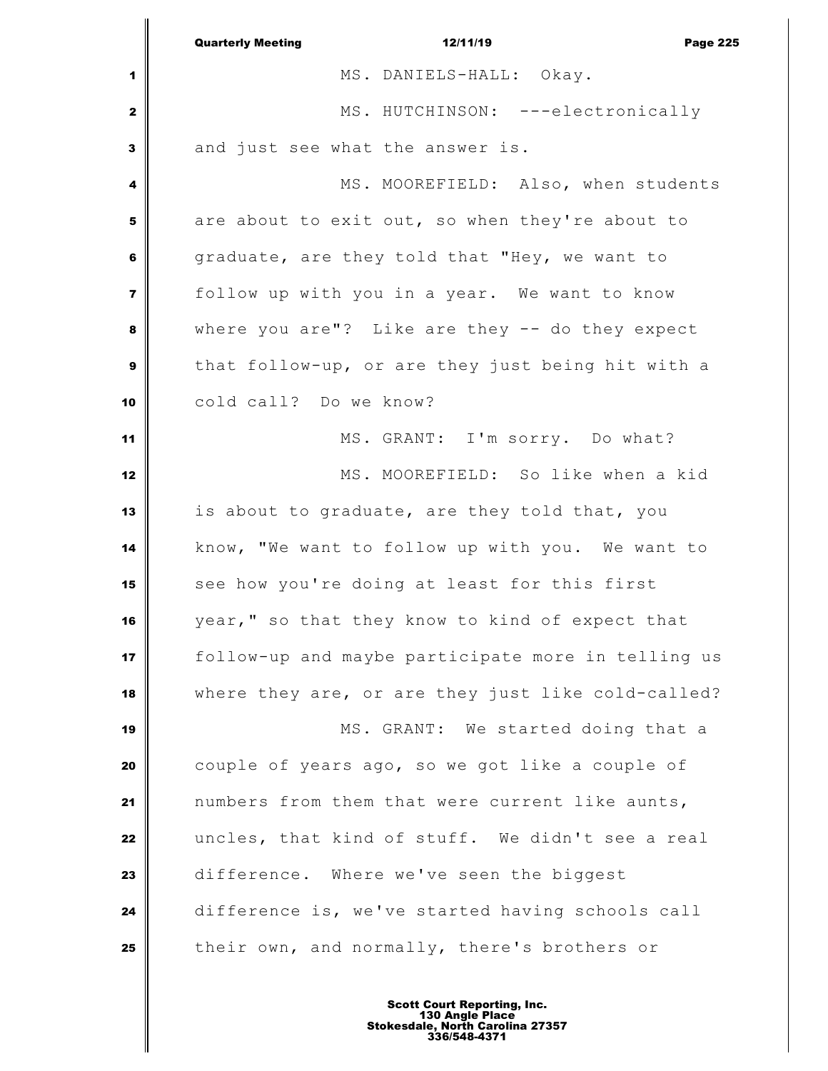MS. DANIELS-HALL: Okay.

MS. HUTCHINSON: ---electronically and just see what the answer is.

MS. MOOREFIELD: Also, when students are about to exit out, so when they're about to graduate, are they told that "Hey, we want to follow up with you in a year. We want to know where you are"? Like are they -- do they expect that follow-up, or are they just being hit with a cold call? Do we know?

MS. GRANT: I'm sorry. Do what?

MS. MOOREFIELD: So like when a kid is about to graduate, are they told that, you know, "We want to follow up with you. We want to see how you're doing at least for this first year," so that they know to kind of expect that follow-up and maybe participate more in telling us where they are, or are they just like cold-called?

MS. GRANT: We started doing that a couple of years ago, so we got like a couple of numbers from them that were current like aunts, uncles, that kind of stuff. We didn't see a real difference. Where we've seen the biggest difference is, we've started having schools call their own, and normally, there's brothers or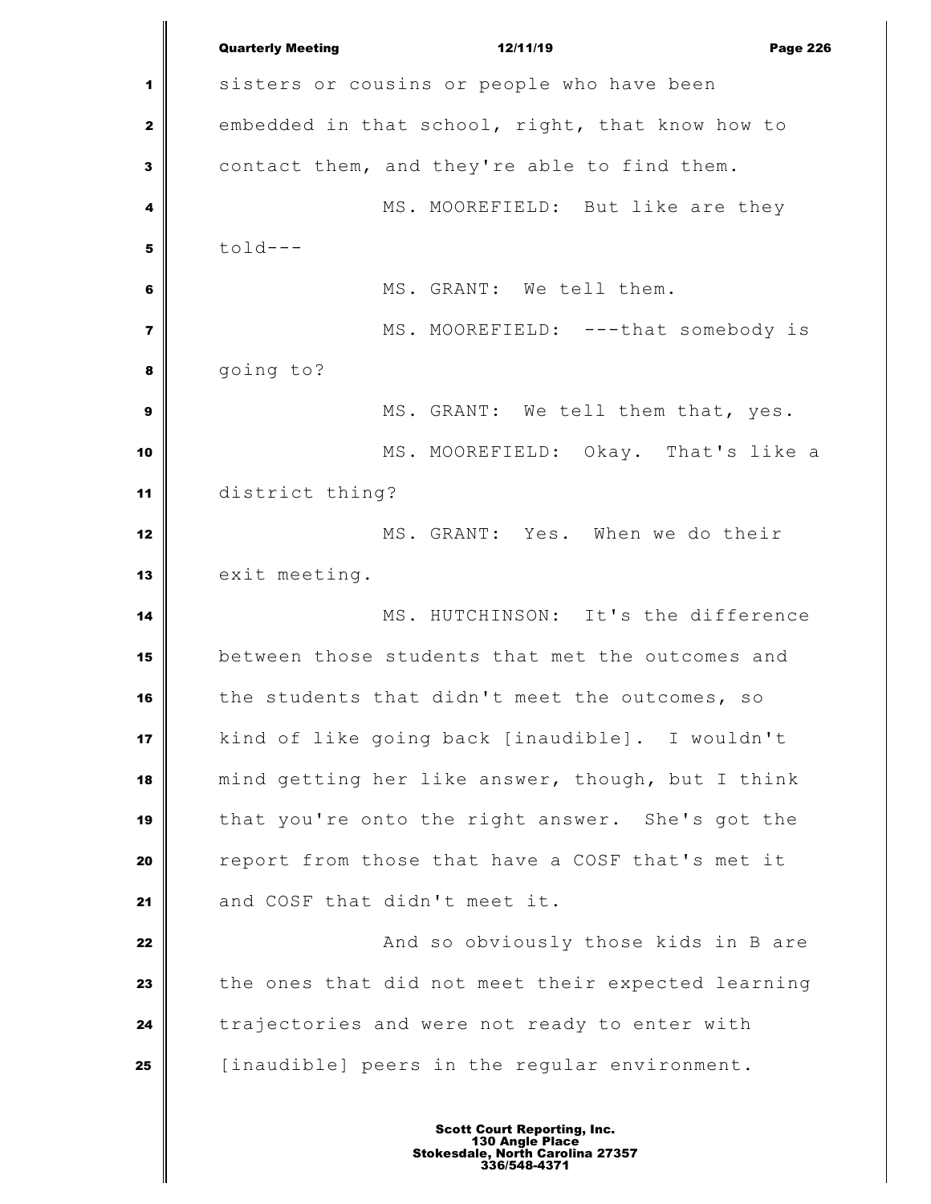sisters or cousins or people who have been embedded in that school, right, that know how to contact them, and they're able to find them.

MS. MOOREFIELD: But like are they told---

MS. GRANT: We tell them.

MS. MOOREFIELD: ---that somebody is going to?

MS. GRANT: We tell them that, yes.

MS. MOOREFIELD: Okay. That's like a district thing?

MS. GRANT: Yes. When we do their exit meeting.

MS. HUTCHINSON: It's the difference between those students that met the outcomes and the students that didn't meet the outcomes, so kind of like going back [inaudible]. I wouldn't mind getting her like answer, though, but I think that you're onto the right answer. She's got the report from those that have a COSF that's met it and COSF that didn't meet it.

And so obviously those kids in B are the ones that did not meet their expected learning trajectories and were not ready to enter with [inaudible] peers in the regular environment.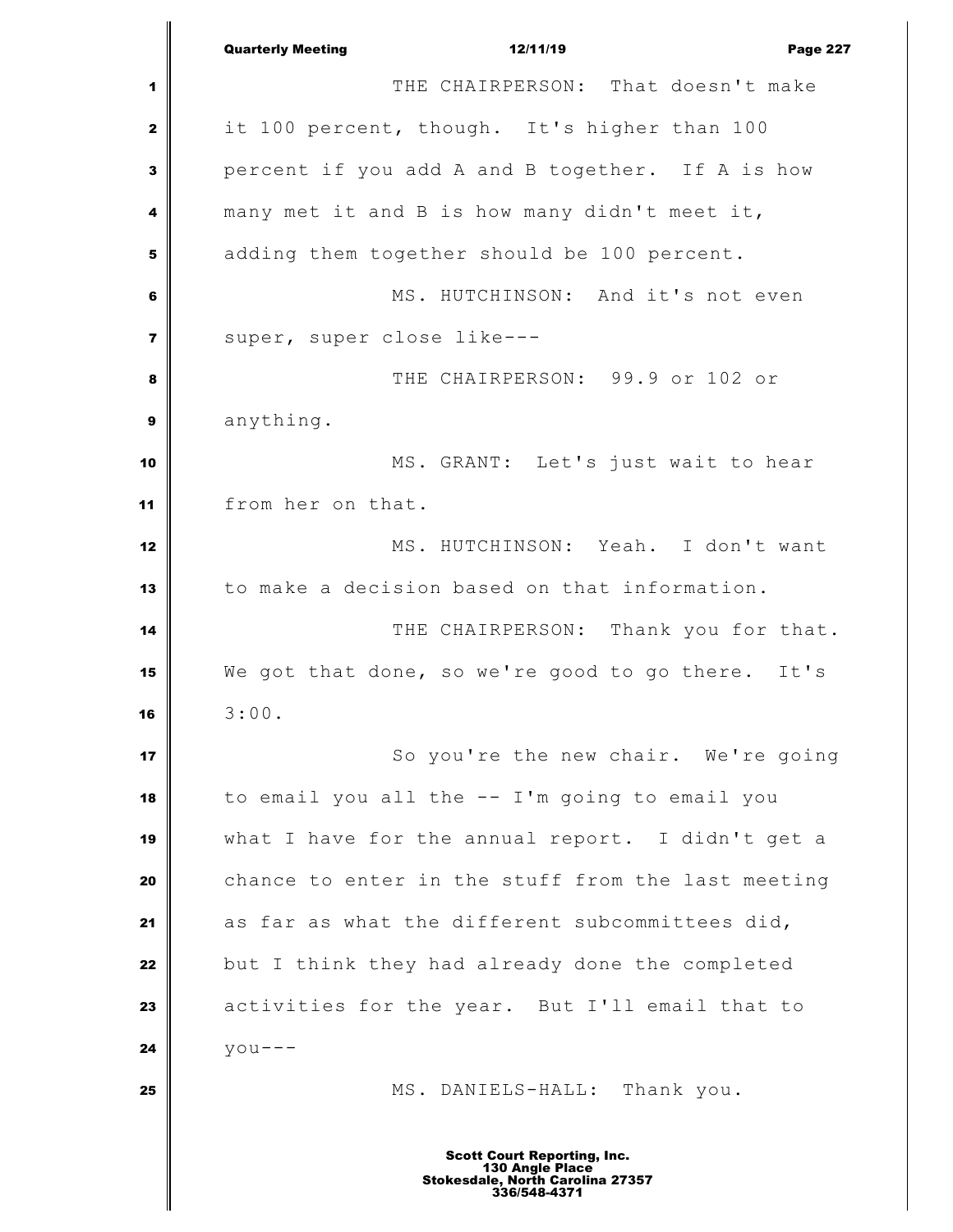THE CHAIRPERSON: That doesn't make it 100 percent, though. It's higher than 100 percent if you add A and B together. If A is how many met it and B is how many didn't meet it, adding them together should be 100 percent.

MS. HUTCHINSON: And it's not even super, super close like---

THE CHAIRPERSON: 99.9 or 102 or anything.

MS. GRANT: Let's just wait to hear from her on that.

MS. HUTCHINSON: Yeah. I don't want to make a decision based on that information.

THE CHAIRPERSON: Thank you for that. We got that done, so we're good to go there. It's 3:00.

So you're the new chair. We're going to email you all the -- I'm going to email you what I have for the annual report. I didn't get a chance to enter in the stuff from the last meeting as far as what the different subcommittees did, but I think they had already done the completed activities for the year. But I'll email that to you---

MS. DANIELS-HALL: Thank you.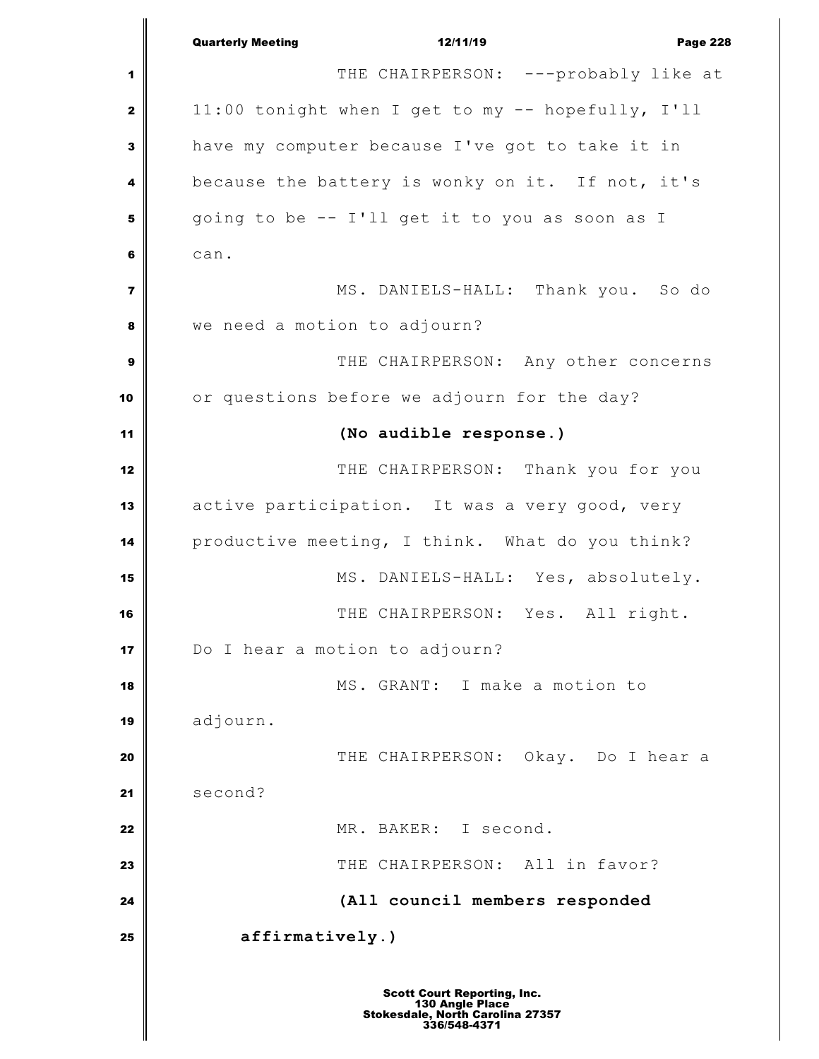THE CHAIRPERSON: ---probably like at 11:00 tonight when I get to my -- hopefully, I'll have my computer because I've got to take it in because the battery is wonky on it. If not, it's going to be -- I'll get it to you as soon as I can.

MS. DANIELS-HALL: Thank you. So do we need a motion to adjourn?

THE CHAIRPERSON: Any other concerns or questions before we adjourn for the day?

**(No audible response.)**

THE CHAIRPERSON: Thank you for you active participation. It was a very good, very productive meeting, I think. What do you think?

MS. DANIELS-HALL: Yes, absolutely.

THE CHAIRPERSON: Yes. All right. Do I hear a motion to adjourn?

MS. GRANT: I make a motion to adjourn.

THE CHAIRPERSON: Okay. Do I hear a second?

MR. BAKER: I second.

THE CHAIRPERSON: All in favor?

**(All council members responded affirmatively.)**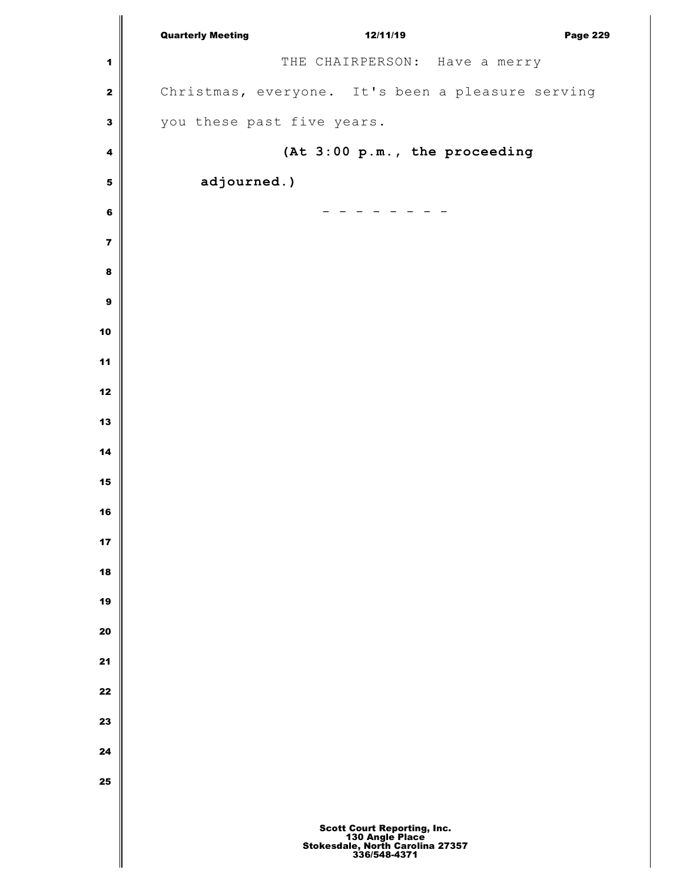THE CHAIRPERSON: Have a merry Christmas, everyone. It's been a pleasure serving you these past five years.

**(At 3:00 p.m., the proceeding adjourned.)**

\- - - - - - - -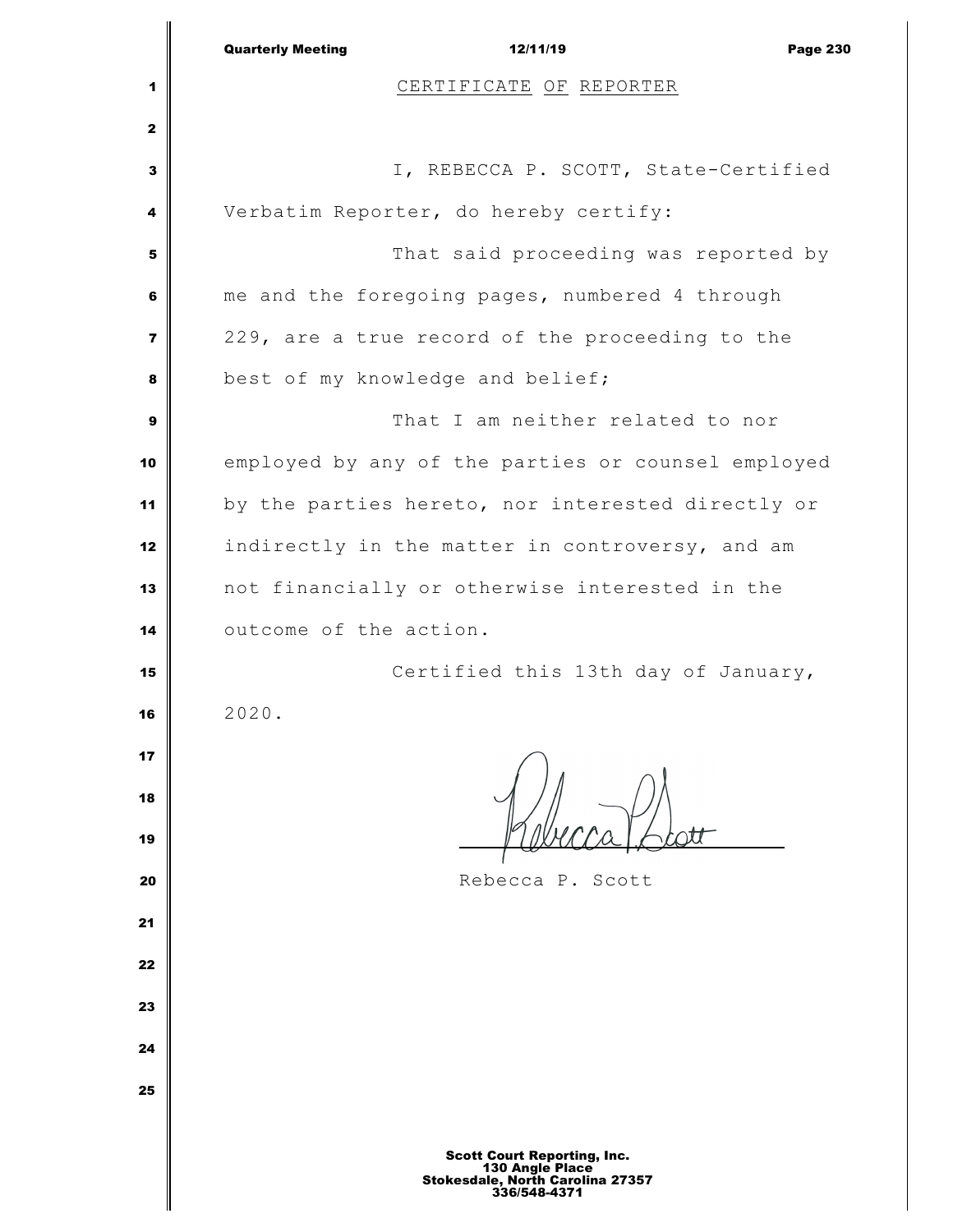CERTIFICATE OF REPORTER

I, REBECCA P. SCOTT, State-Certified Verbatim Reporter, do hereby certify:

That said proceeding was reported by me and the foregoing pages, numbered 4 through 229, are a true record of the proceeding to the best of my knowledge and belief;

That I am neither related to nor employed by any of the parties or counsel employed by the parties hereto, nor interested directly or indirectly in the matter in controversy, and am not financially or otherwise interested in the outcome of the action.

Certified this 13th day of January, 2020.

Rebecca P. Scott

Rebecca P. Scott

Scott Court Reporting, Inc.
130 Angle Place
Stokesdale, North Carolina 27357
336/548-4371